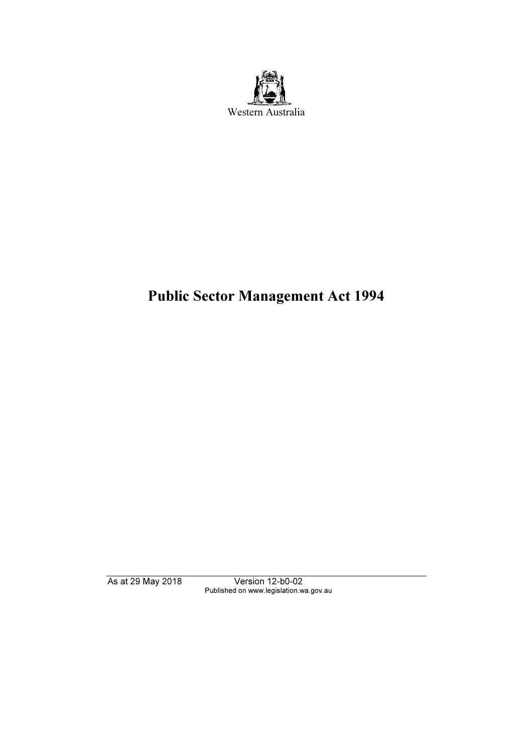Western Australia

# Public Sector Management Act 1994

As at 29 May 2018 Version 12-b0-02

Published on www.legislation.wa.gov.au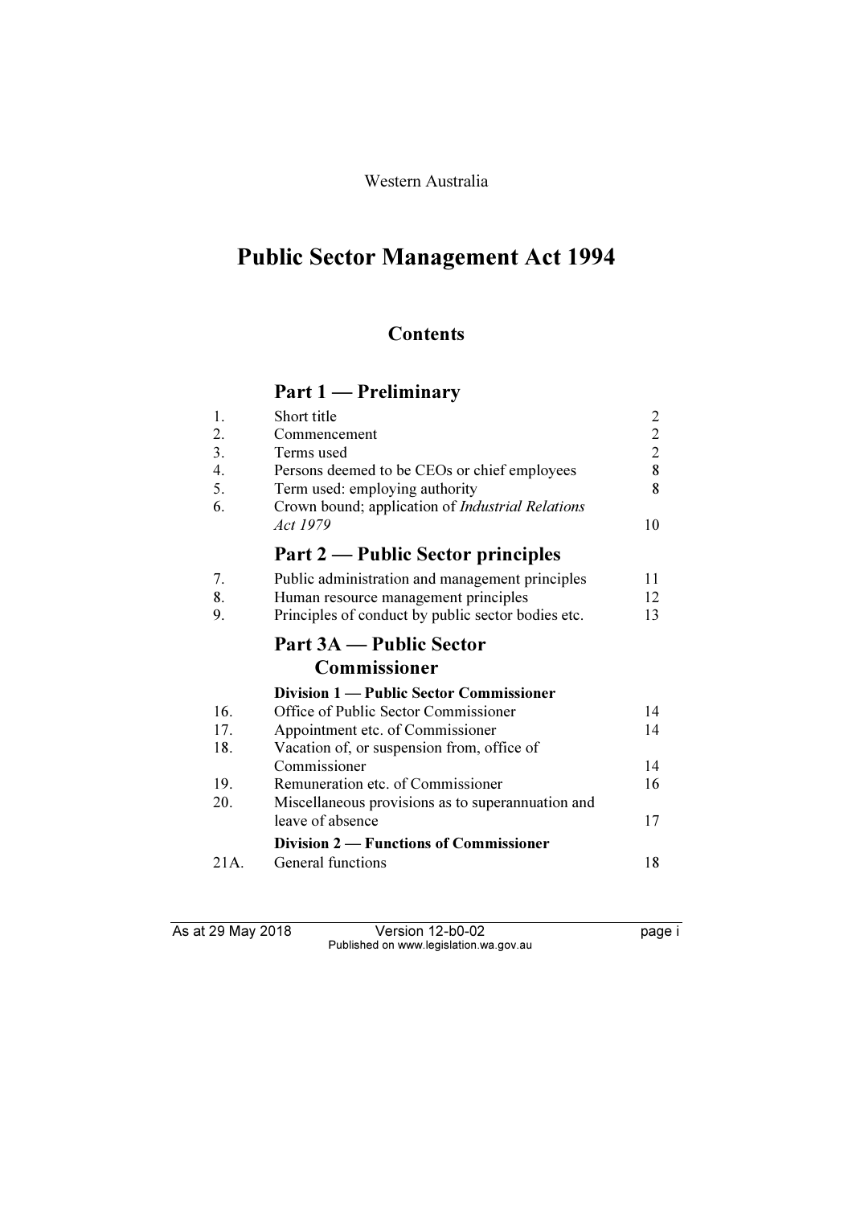Western Australia

# Public Sector Management Act 1994

## Contents

### Part 1 — Preliminary

| | | |
|---|---|---|
| 1. | Short title | 2 |
| 2. | Commencement | 2 |
| 3. | Terms used | 2 |
| 4. | Persons deemed to be CEOs or chief employees | 8 |
| 5. | Term used: employing authority | 8 |
| 6. | Crown bound; application of *Industrial Relations Act 1979* | 10 |

### Part 2 — Public Sector principles

| | | |
|---|---|---|
| 7. | Public administration and management principles | 11 |
| 8. | Human resource management principles | 12 |
| 9. | Principles of conduct by public sector bodies etc. | 13 |

### Part 3A — Public Sector Commissioner

**Division 1 — Public Sector Commissioner**

| | | |
|---|---|---|
| 16. | Office of Public Sector Commissioner | 14 |
| 17. | Appointment etc. of Commissioner | 14 |
| 18. | Vacation of, or suspension from, office of Commissioner | 14 |
| 19. | Remuneration etc. of Commissioner | 16 |
| 20. | Miscellaneous provisions as to superannuation and leave of absence | 17 |

**Division 2 — Functions of Commissioner**

| | | |
|---|---|---|
| 21A. | General functions | 18 |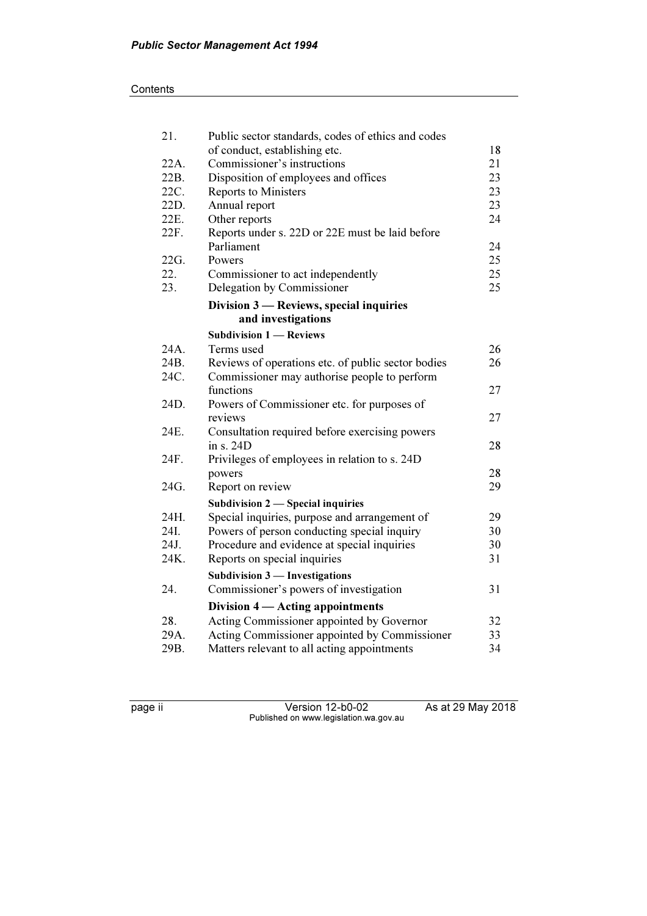| | | |
|---|---|---|
| 21. | Public sector standards, codes of ethics and codes of conduct, establishing etc. | 18 |
| 22A. | Commissioner's instructions | 21 |
| 22B. | Disposition of employees and offices | 23 |
| 22C. | Reports to Ministers | 23 |
| 22D. | Annual report | 23 |
| 22E. | Other reports | 24 |
| 22F. | Reports under s. 22D or 22E must be laid before Parliament | 24 |
| 22G. | Powers | 25 |
| 22. | Commissioner to act independently | 25 |
| 23. | Delegation by Commissioner | 25 |

**Division 3 — Reviews, special inquiries and investigations**

**Subdivision 1 — Reviews**

| | | |
|---|---|---|
| 24A. | Terms used | 26 |
| 24B. | Reviews of operations etc. of public sector bodies | 26 |
| 24C. | Commissioner may authorise people to perform functions | 27 |
| 24D. | Powers of Commissioner etc. for purposes of reviews | 27 |
| 24E. | Consultation required before exercising powers in s. 24D | 28 |
| 24F. | Privileges of employees in relation to s. 24D powers | 28 |
| 24G. | Report on review | 29 |

**Subdivision 2 — Special inquiries**

| | | |
|---|---|---|
| 24H. | Special inquiries, purpose and arrangement of | 29 |
| 24I. | Powers of person conducting special inquiry | 30 |
| 24J. | Procedure and evidence at special inquiries | 30 |
| 24K. | Reports on special inquiries | 31 |

**Subdivision 3 — Investigations**

| | | |
|---|---|---|
| 24. | Commissioner's powers of investigation | 31 |

**Division 4 — Acting appointments**

| | | |
|---|---|---|
| 28. | Acting Commissioner appointed by Governor | 32 |
| 29A. | Acting Commissioner appointed by Commissioner | 33 |
| 29B. | Matters relevant to all acting appointments | 34 |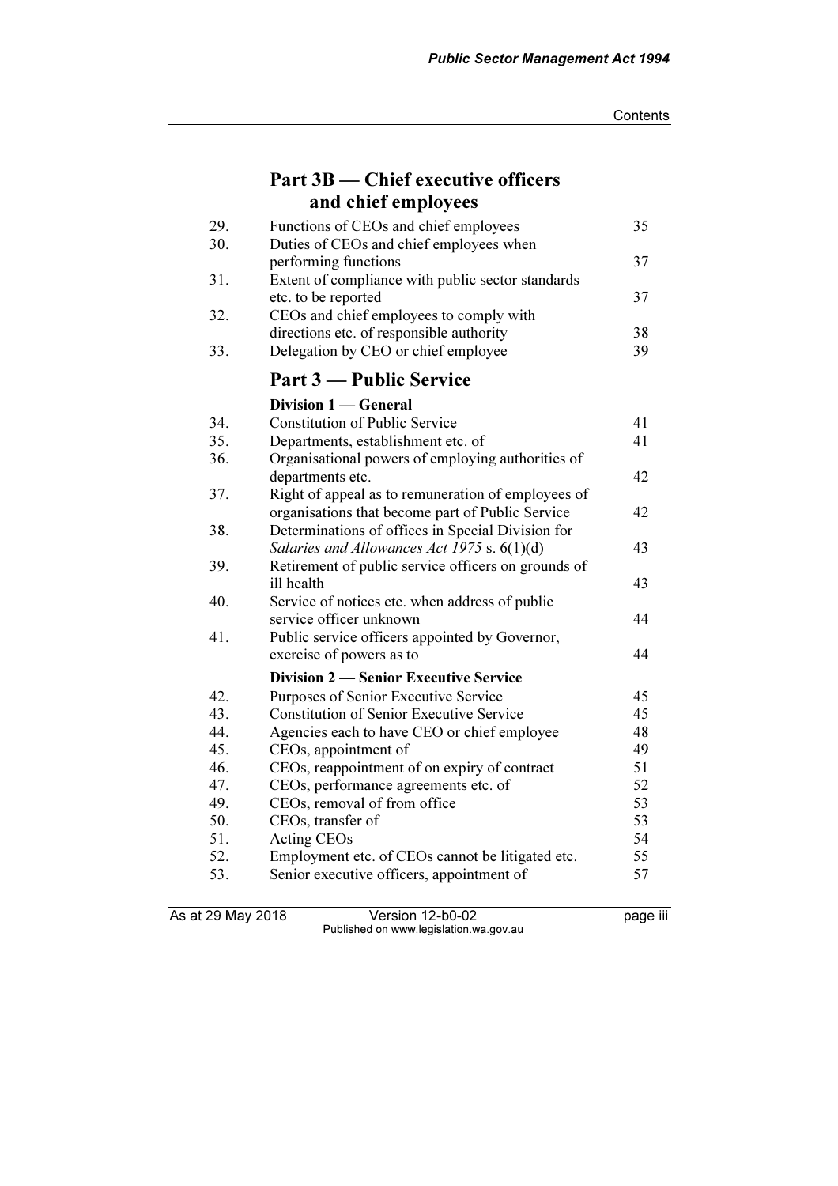## Part 3B — Chief executive officers and chief employees

| | | |
|---|---|---|
| 29. | Functions of CEOs and chief employees | 35 |
| 30. | Duties of CEOs and chief employees when performing functions | 37 |
| 31. | Extent of compliance with public sector standards etc. to be reported | 37 |
| 32. | CEOs and chief employees to comply with directions etc. of responsible authority | 38 |
| 33. | Delegation by CEO or chief employee | 39 |

## Part 3 — Public Service

### Division 1 — General

| | | |
|---|---|---|
| 34. | Constitution of Public Service | 41 |
| 35. | Departments, establishment etc. of | 41 |
| 36. | Organisational powers of employing authorities of departments etc. | 42 |
| 37. | Right of appeal as to remuneration of employees of organisations that become part of Public Service | 42 |
| 38. | Determinations of offices in Special Division for *Salaries and Allowances Act 1975* s. 6(1)(d) | 43 |
| 39. | Retirement of public service officers on grounds of ill health | 43 |
| 40. | Service of notices etc. when address of public service officer unknown | 44 |
| 41. | Public service officers appointed by Governor, exercise of powers as to | 44 |

### Division 2 — Senior Executive Service

| | | |
|---|---|---|
| 42. | Purposes of Senior Executive Service | 45 |
| 43. | Constitution of Senior Executive Service | 45 |
| 44. | Agencies each to have CEO or chief employee | 48 |
| 45. | CEOs, appointment of | 49 |
| 46. | CEOs, reappointment of on expiry of contract | 51 |
| 47. | CEOs, performance agreements etc. of | 52 |
| 49. | CEOs, removal of from office | 53 |
| 50. | CEOs, transfer of | 53 |
| 51. | Acting CEOs | 54 |
| 52. | Employment etc. of CEOs cannot be litigated etc. | 55 |
| 53. | Senior executive officers, appointment of | 57 |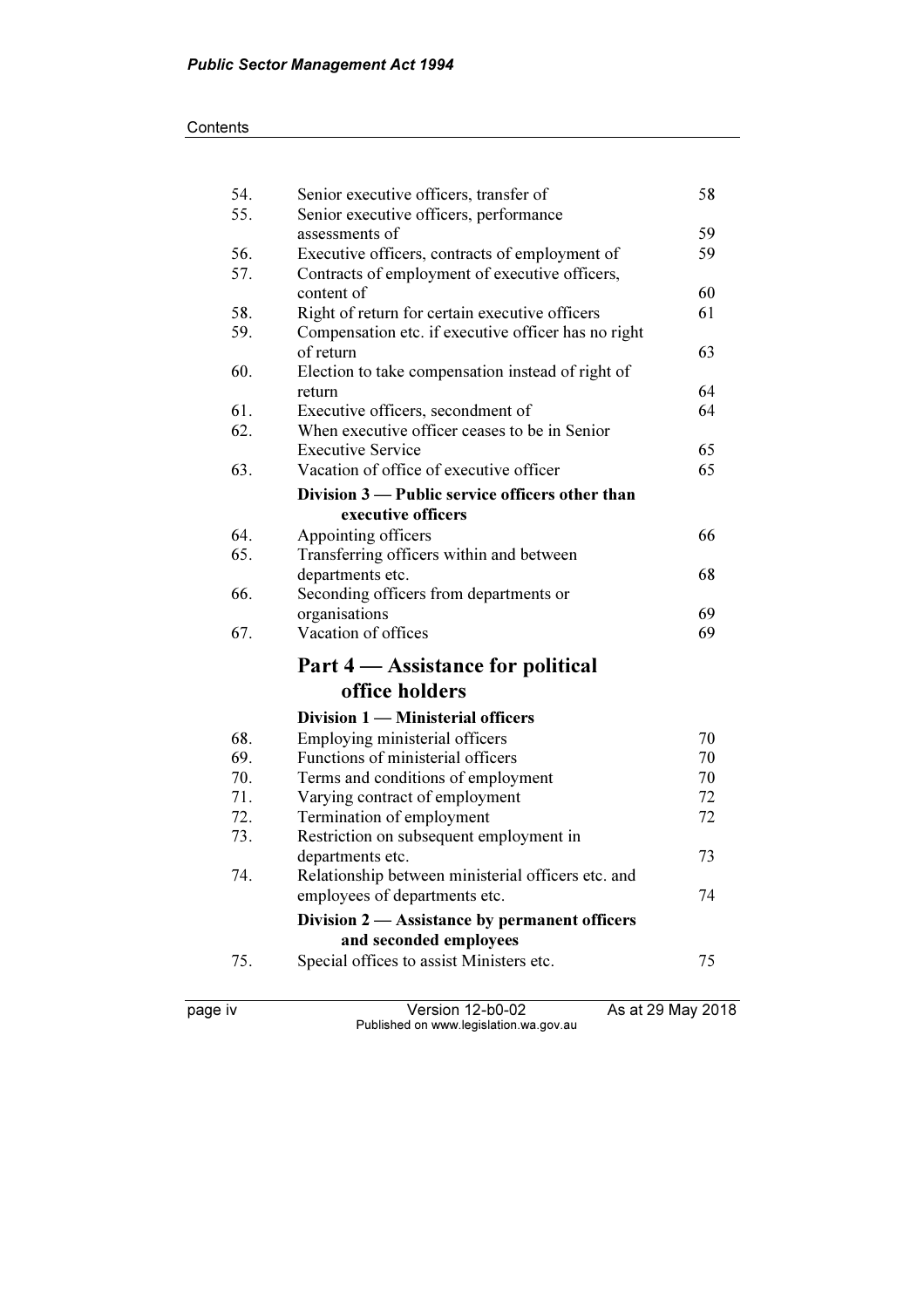| | | |
|---|---|---|
| 54. | Senior executive officers, transfer of | 58 |
| 55. | Senior executive officers, performance assessments of | 59 |
| 56. | Executive officers, contracts of employment of | 59 |
| 57. | Contracts of employment of executive officers, content of | 60 |
| 58. | Right of return for certain executive officers | 61 |
| 59. | Compensation etc. if executive officer has no right of return | 63 |
| 60. | Election to take compensation instead of right of return | 64 |
| 61. | Executive officers, secondment of | 64 |
| 62. | When executive officer ceases to be in Senior Executive Service | 65 |
| 63. | Vacation of office of executive officer | 65 |
| | **Division 3 — Public service officers other than executive officers** | |
| 64. | Appointing officers | 66 |
| 65. | Transferring officers within and between departments etc. | 68 |
| 66. | Seconding officers from departments or organisations | 69 |
| 67. | Vacation of offices | 69 |

## Part 4 — Assistance for political office holders

| | | |
|---|---|---|
| | **Division 1 — Ministerial officers** | |
| 68. | Employing ministerial officers | 70 |
| 69. | Functions of ministerial officers | 70 |
| 70. | Terms and conditions of employment | 70 |
| 71. | Varying contract of employment | 72 |
| 72. | Termination of employment | 72 |
| 73. | Restriction on subsequent employment in departments etc. | 73 |
| 74. | Relationship between ministerial officers etc. and employees of departments etc. | 74 |
| | **Division 2 — Assistance by permanent officers and seconded employees** | |
| 75. | Special offices to assist Ministers etc. | 75 |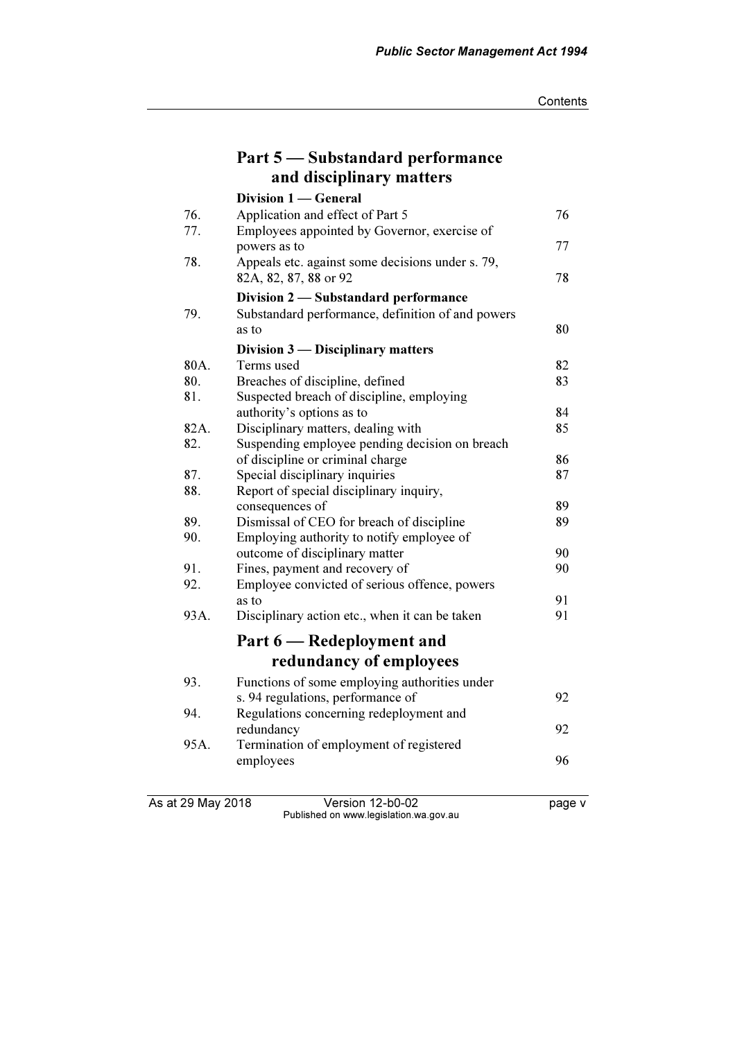## Part 5 — Substandard performance and disciplinary matters

### Division 1 — General

| | | |
|---|---|---|
| 76. | Application and effect of Part 5 | 76 |
| 77. | Employees appointed by Governor, exercise of powers as to | 77 |
| 78. | Appeals etc. against some decisions under s. 79, 82A, 82, 87, 88 or 92 | 78 |

### Division 2 — Substandard performance

| | | |
|---|---|---|
| 79. | Substandard performance, definition of and powers as to | 80 |

### Division 3 — Disciplinary matters

| | | |
|---|---|---|
| 80A. | Terms used | 82 |
| 80. | Breaches of discipline, defined | 83 |
| 81. | Suspected breach of discipline, employing authority's options as to | 84 |
| 82A. | Disciplinary matters, dealing with | 85 |
| 82. | Suspending employee pending decision on breach of discipline or criminal charge | 86 |
| 87. | Special disciplinary inquiries | 87 |
| 88. | Report of special disciplinary inquiry, consequences of | 89 |
| 89. | Dismissal of CEO for breach of discipline | 89 |
| 90. | Employing authority to notify employee of outcome of disciplinary matter | 90 |
| 91. | Fines, payment and recovery of | 90 |
| 92. | Employee convicted of serious offence, powers as to | 91 |
| 93A. | Disciplinary action etc., when it can be taken | 91 |

## Part 6 — Redeployment and redundancy of employees

| | | |
|---|---|---|
| 93. | Functions of some employing authorities under s. 94 regulations, performance of | 92 |
| 94. | Regulations concerning redeployment and redundancy | 92 |
| 95A. | Termination of employment of registered employees | 96 |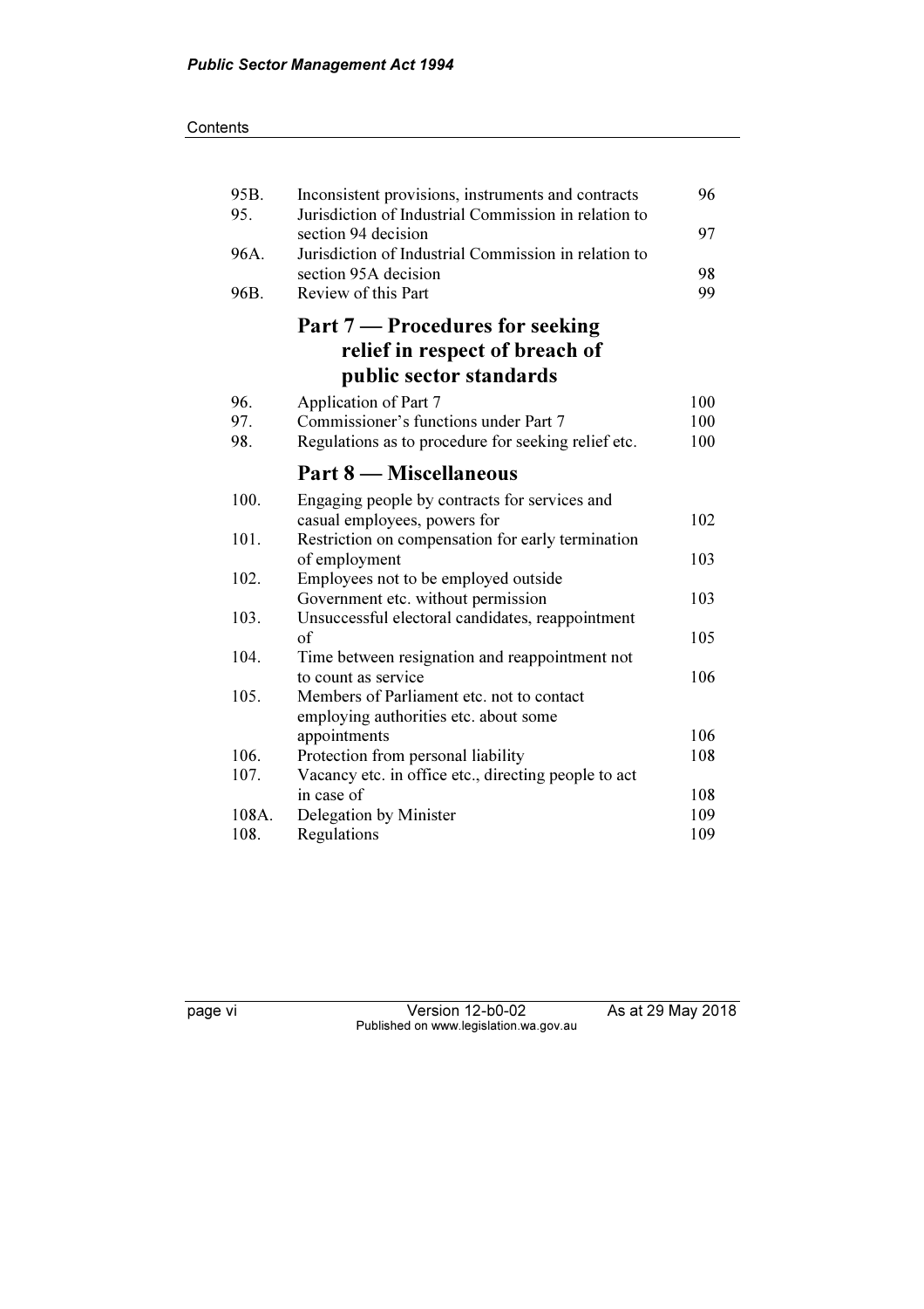| | | |
|---|---|---|
| 95B. | Inconsistent provisions, instruments and contracts | 96 |
| 95. | Jurisdiction of Industrial Commission in relation to section 94 decision | 97 |
| 96A. | Jurisdiction of Industrial Commission in relation to section 95A decision | 98 |
| 96B. | Review of this Part | 99 |

## Part 7 — Procedures for seeking relief in respect of breach of public sector standards

| | | |
|---|---|---|
| 96. | Application of Part 7 | 100 |
| 97. | Commissioner's functions under Part 7 | 100 |
| 98. | Regulations as to procedure for seeking relief etc. | 100 |

## Part 8 — Miscellaneous

| | | |
|---|---|---|
| 100. | Engaging people by contracts for services and casual employees, powers for | 102 |
| 101. | Restriction on compensation for early termination of employment | 103 |
| 102. | Employees not to be employed outside Government etc. without permission | 103 |
| 103. | Unsuccessful electoral candidates, reappointment of | 105 |
| 104. | Time between resignation and reappointment not to count as service | 106 |
| 105. | Members of Parliament etc. not to contact employing authorities etc. about some appointments | 106 |
| 106. | Protection from personal liability | 108 |
| 107. | Vacancy etc. in office etc., directing people to act in case of | 108 |
| 108A. | Delegation by Minister | 109 |
| 108. | Regulations | 109 |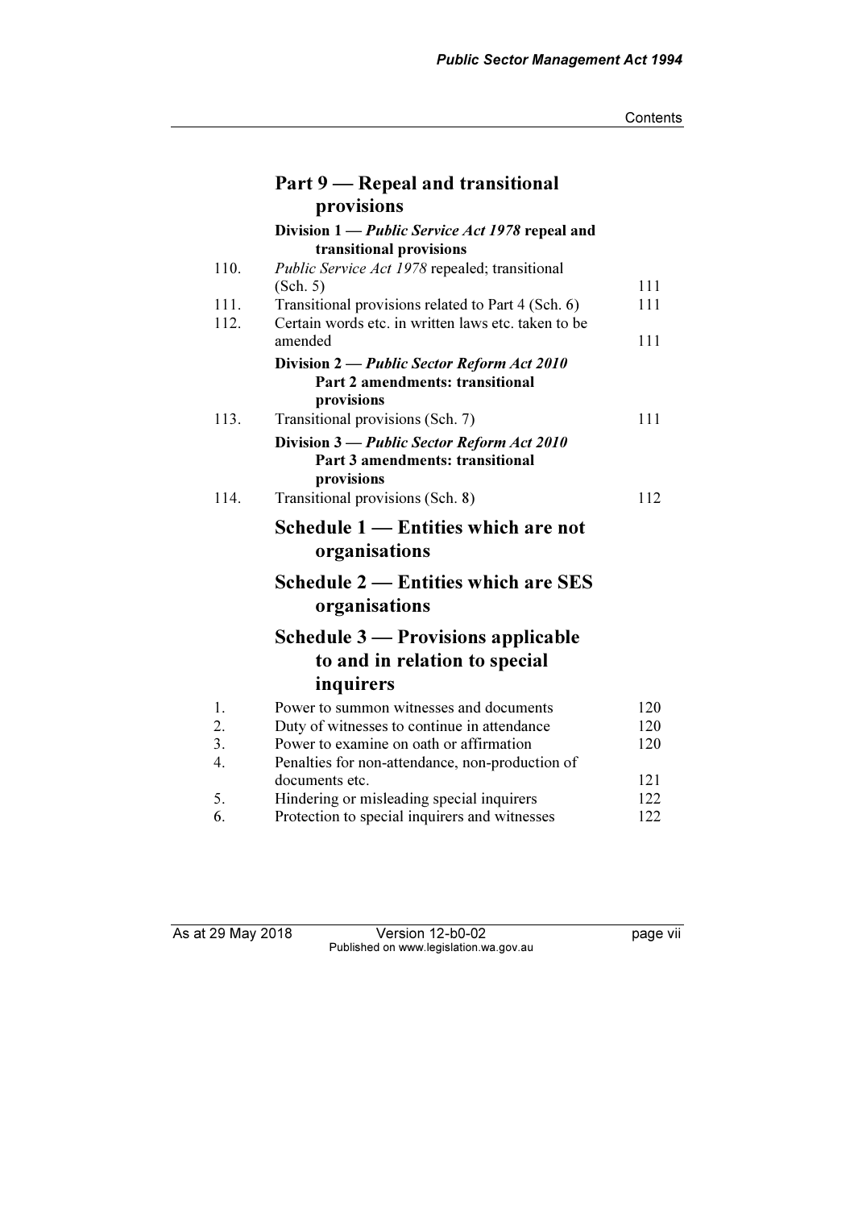## Part 9 — Repeal and transitional provisions

### Division 1 — *Public Service Act 1978* repeal and transitional provisions

| | | |
|---|---|---|
| 110. | *Public Service Act 1978* repealed; transitional (Sch. 5) | 111 |
| 111. | Transitional provisions related to Part 4 (Sch. 6) | 111 |
| 112. | Certain words etc. in written laws etc. taken to be amended | 111 |

### Division 2 — *Public Sector Reform Act 2010* Part 2 amendments: transitional provisions

| | | |
|---|---|---|
| 113. | Transitional provisions (Sch. 7) | 111 |

### Division 3 — *Public Sector Reform Act 2010* Part 3 amendments: transitional provisions

| | | |
|---|---|---|
| 114. | Transitional provisions (Sch. 8) | 112 |

## Schedule 1 — Entities which are not organisations

## Schedule 2 — Entities which are SES organisations

## Schedule 3 — Provisions applicable to and in relation to special inquirers

| | | |
|---|---|---|
| 1. | Power to summon witnesses and documents | 120 |
| 2. | Duty of witnesses to continue in attendance | 120 |
| 3. | Power to examine on oath or affirmation | 120 |
| 4. | Penalties for non-attendance, non-production of documents etc. | 121 |
| 5. | Hindering or misleading special inquirers | 122 |
| 6. | Protection to special inquirers and witnesses | 122 |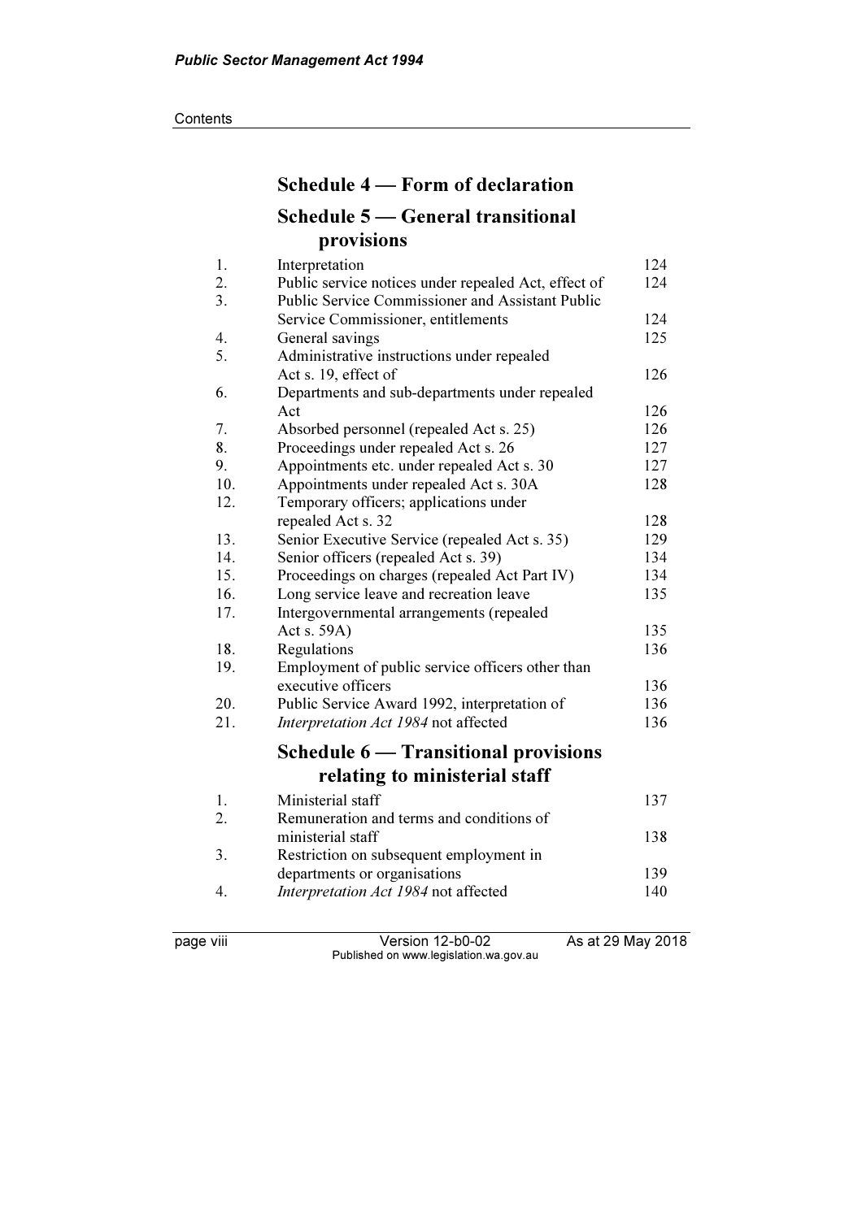## Schedule 4 — Form of declaration

## Schedule 5 — General transitional provisions

| | | |
|---|---|---|
| 1. | Interpretation | 124 |
| 2. | Public service notices under repealed Act, effect of | 124 |
| 3. | Public Service Commissioner and Assistant Public Service Commissioner, entitlements | 124 |
| 4. | General savings | 125 |
| 5. | Administrative instructions under repealed Act s. 19, effect of | 126 |
| 6. | Departments and sub-departments under repealed Act | 126 |
| 7. | Absorbed personnel (repealed Act s. 25) | 126 |
| 8. | Proceedings under repealed Act s. 26 | 127 |
| 9. | Appointments etc. under repealed Act s. 30 | 127 |
| 10. | Appointments under repealed Act s. 30A | 128 |
| 12. | Temporary officers; applications under repealed Act s. 32 | 128 |
| 13. | Senior Executive Service (repealed Act s. 35) | 129 |
| 14. | Senior officers (repealed Act s. 39) | 134 |
| 15. | Proceedings on charges (repealed Act Part IV) | 134 |
| 16. | Long service leave and recreation leave | 135 |
| 17. | Intergovernmental arrangements (repealed Act s. 59A) | 135 |
| 18. | Regulations | 136 |
| 19. | Employment of public service officers other than executive officers | 136 |
| 20. | Public Service Award 1992, interpretation of | 136 |
| 21. | *Interpretation Act 1984* not affected | 136 |

## Schedule 6 — Transitional provisions relating to ministerial staff

| | | |
|---|---|---|
| 1. | Ministerial staff | 137 |
| 2. | Remuneration and terms and conditions of ministerial staff | 138 |
| 3. | Restriction on subsequent employment in departments or organisations | 139 |
| 4. | *Interpretation Act 1984* not affected | 140 |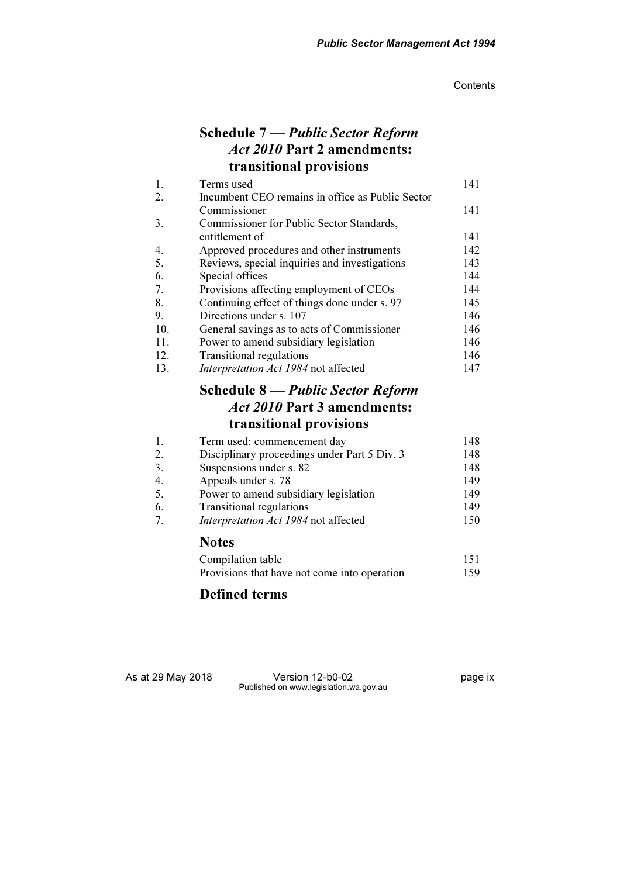## Schedule 7 — *Public Sector Reform Act 2010* Part 2 amendments: transitional provisions

| | | |
|---|---|---|
| 1. | Terms used | 141 |
| 2. | Incumbent CEO remains in office as Public Sector Commissioner | 141 |
| 3. | Commissioner for Public Sector Standards, entitlement of | 141 |
| 4. | Approved procedures and other instruments | 142 |
| 5. | Reviews, special inquiries and investigations | 143 |
| 6. | Special offices | 144 |
| 7. | Provisions affecting employment of CEOs | 144 |
| 8. | Continuing effect of things done under s. 97 | 145 |
| 9. | Directions under s. 107 | 146 |
| 10. | General savings as to acts of Commissioner | 146 |
| 11. | Power to amend subsidiary legislation | 146 |
| 12. | Transitional regulations | 146 |
| 13. | *Interpretation Act 1984* not affected | 147 |

## Schedule 8 — *Public Sector Reform Act 2010* Part 3 amendments: transitional provisions

| | | |
|---|---|---|
| 1. | Term used: commencement day | 148 |
| 2. | Disciplinary proceedings under Part 5 Div. 3 | 148 |
| 3. | Suspensions under s. 82 | 148 |
| 4. | Appeals under s. 78 | 149 |
| 5. | Power to amend subsidiary legislation | 149 |
| 6. | Transitional regulations | 149 |
| 7. | *Interpretation Act 1984* not affected | 150 |

## Notes

| | |
|---|---|
| Compilation table | 151 |
| Provisions that have not come into operation | 159 |

## Defined terms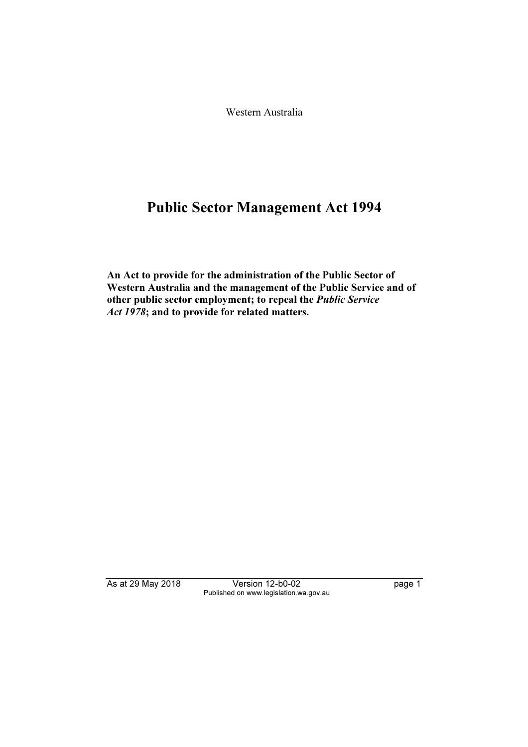Western Australia

# Public Sector Management Act 1994

**An Act to provide for the administration of the Public Sector of Western Australia and the management of the Public Service and of other public sector employment; to repeal the *Public Service Act 1978*; and to provide for related matters.**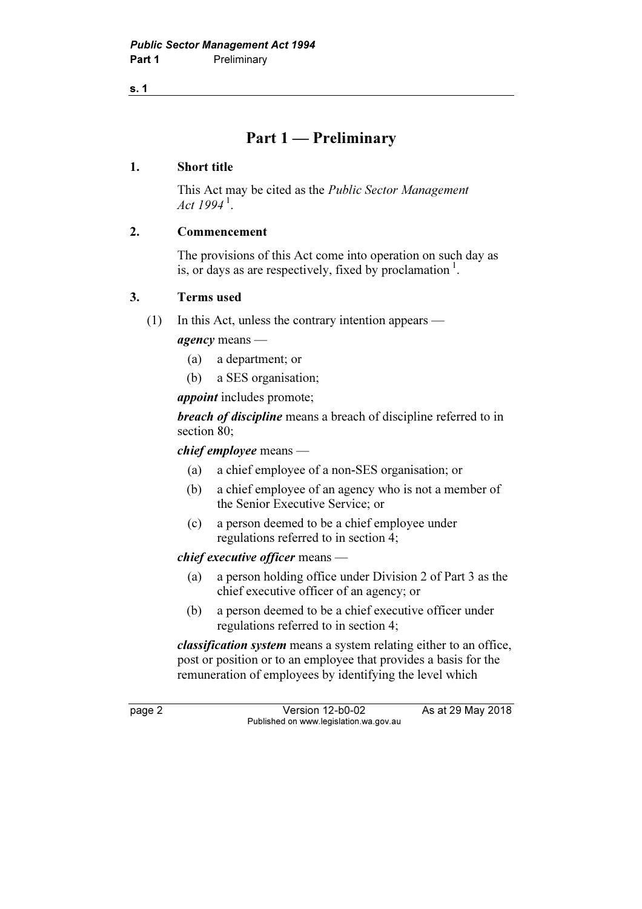# Part 1 — Preliminary

## 1. Short title

This Act may be cited as the *Public Sector Management Act 1994* [1].

## 2. Commencement

The provisions of this Act come into operation on such day as is, or days as are respectively, fixed by proclamation [1].

## 3. Terms used

(1) In this Act, unless the contrary intention appears —

***agency*** means —

- (a) a department; or
- (b) a SES organisation;

***appoint*** includes promote;

***breach of discipline*** means a breach of discipline referred to in section 80;

***chief employee*** means —

- (a) a chief employee of a non-SES organisation; or
- (b) a chief employee of an agency who is not a member of the Senior Executive Service; or
- (c) a person deemed to be a chief employee under regulations referred to in section 4;

***chief executive officer*** means —

- (a) a person holding office under Division 2 of Part 3 as the chief executive officer of an agency; or
- (b) a person deemed to be a chief executive officer under regulations referred to in section 4;

***classification system*** means a system relating either to an office, post or position or to an employee that provides a basis for the remuneration of employees by identifying the level which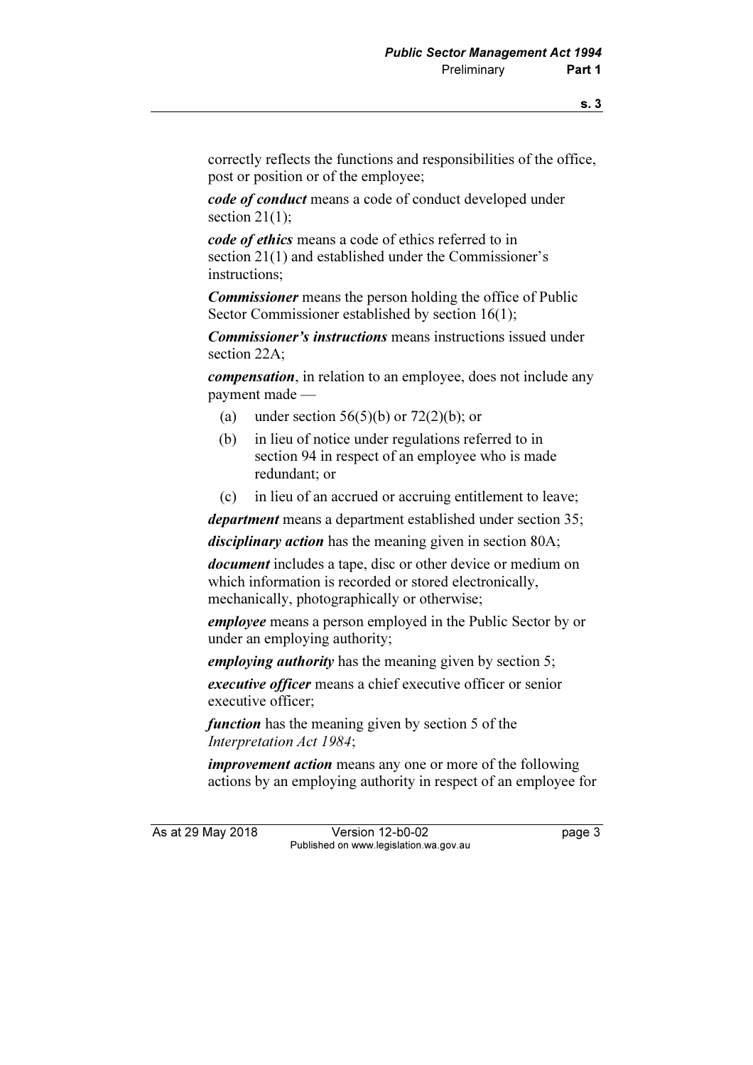correctly reflects the functions and responsibilities of the office, post or position or of the employee;

***code of conduct*** means a code of conduct developed under section 21(1);

***code of ethics*** means a code of ethics referred to in section 21(1) and established under the Commissioner's instructions;

***Commissioner*** means the person holding the office of Public Sector Commissioner established by section 16(1);

***Commissioner's instructions*** means instructions issued under section 22A;

***compensation***, in relation to an employee, does not include any payment made —

- (a) under section 56(5)(b) or 72(2)(b); or
- (b) in lieu of notice under regulations referred to in section 94 in respect of an employee who is made redundant; or
- (c) in lieu of an accrued or accruing entitlement to leave;

***department*** means a department established under section 35;

***disciplinary action*** has the meaning given in section 80A;

***document*** includes a tape, disc or other device or medium on which information is recorded or stored electronically, mechanically, photographically or otherwise;

***employee*** means a person employed in the Public Sector by or under an employing authority;

***employing authority*** has the meaning given by section 5;

***executive officer*** means a chief executive officer or senior executive officer;

***function*** has the meaning given by section 5 of the *Interpretation Act 1984*;

***improvement action*** means any one or more of the following actions by an employing authority in respect of an employee for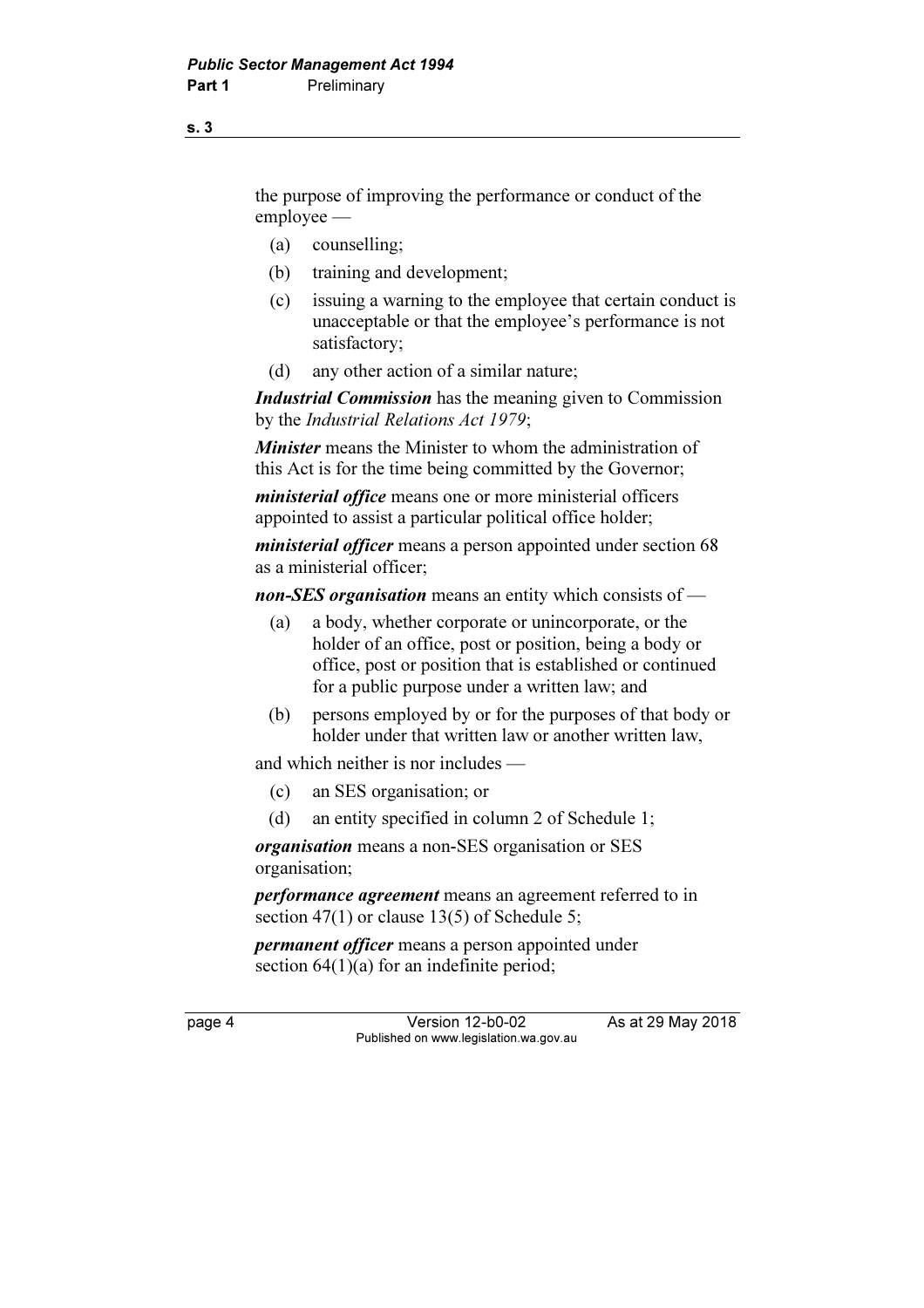the purpose of improving the performance or conduct of the employee —

(a) counselling;

(b) training and development;

(c) issuing a warning to the employee that certain conduct is unacceptable or that the employee's performance is not satisfactory;

(d) any other action of a similar nature;

***Industrial Commission*** has the meaning given to Commission by the *Industrial Relations Act 1979*;

***Minister*** means the Minister to whom the administration of this Act is for the time being committed by the Governor;

***ministerial office*** means one or more ministerial officers appointed to assist a particular political office holder;

***ministerial officer*** means a person appointed under section 68 as a ministerial officer;

***non-SES organisation*** means an entity which consists of —

(a) a body, whether corporate or unincorporate, or the holder of an office, post or position, being a body or office, post or position that is established or continued for a public purpose under a written law; and

(b) persons employed by or for the purposes of that body or holder under that written law or another written law,

and which neither is nor includes —

(c) an SES organisation; or

(d) an entity specified in column 2 of Schedule 1;

***organisation*** means a non-SES organisation or SES organisation;

***performance agreement*** means an agreement referred to in section 47(1) or clause 13(5) of Schedule 5;

***permanent officer*** means a person appointed under section 64(1)(a) for an indefinite period;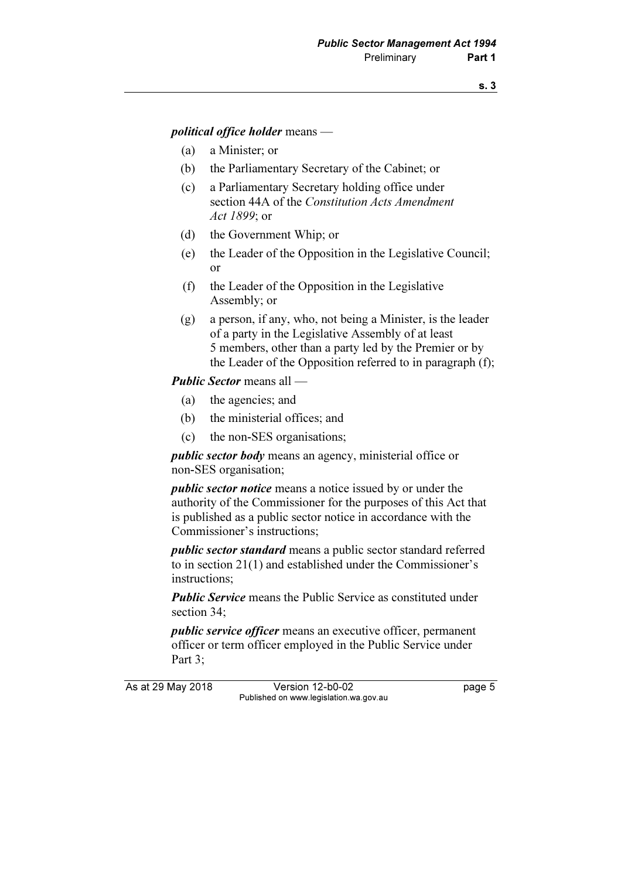***political office holder*** means —

(a) a Minister; or

(b) the Parliamentary Secretary of the Cabinet; or

(c) a Parliamentary Secretary holding office under section 44A of the *Constitution Acts Amendment Act 1899*; or

(d) the Government Whip; or

(e) the Leader of the Opposition in the Legislative Council; or

(f) the Leader of the Opposition in the Legislative Assembly; or

(g) a person, if any, who, not being a Minister, is the leader of a party in the Legislative Assembly of at least 5 members, other than a party led by the Premier or by the Leader of the Opposition referred to in paragraph (f);

***Public Sector*** means all —

(a) the agencies; and

(b) the ministerial offices; and

(c) the non-SES organisations;

***public sector body*** means an agency, ministerial office or non-SES organisation;

***public sector notice*** means a notice issued by or under the authority of the Commissioner for the purposes of this Act that is published as a public sector notice in accordance with the Commissioner's instructions;

***public sector standard*** means a public sector standard referred to in section 21(1) and established under the Commissioner's instructions;

***Public Service*** means the Public Service as constituted under section 34;

***public service officer*** means an executive officer, permanent officer or term officer employed in the Public Service under Part 3;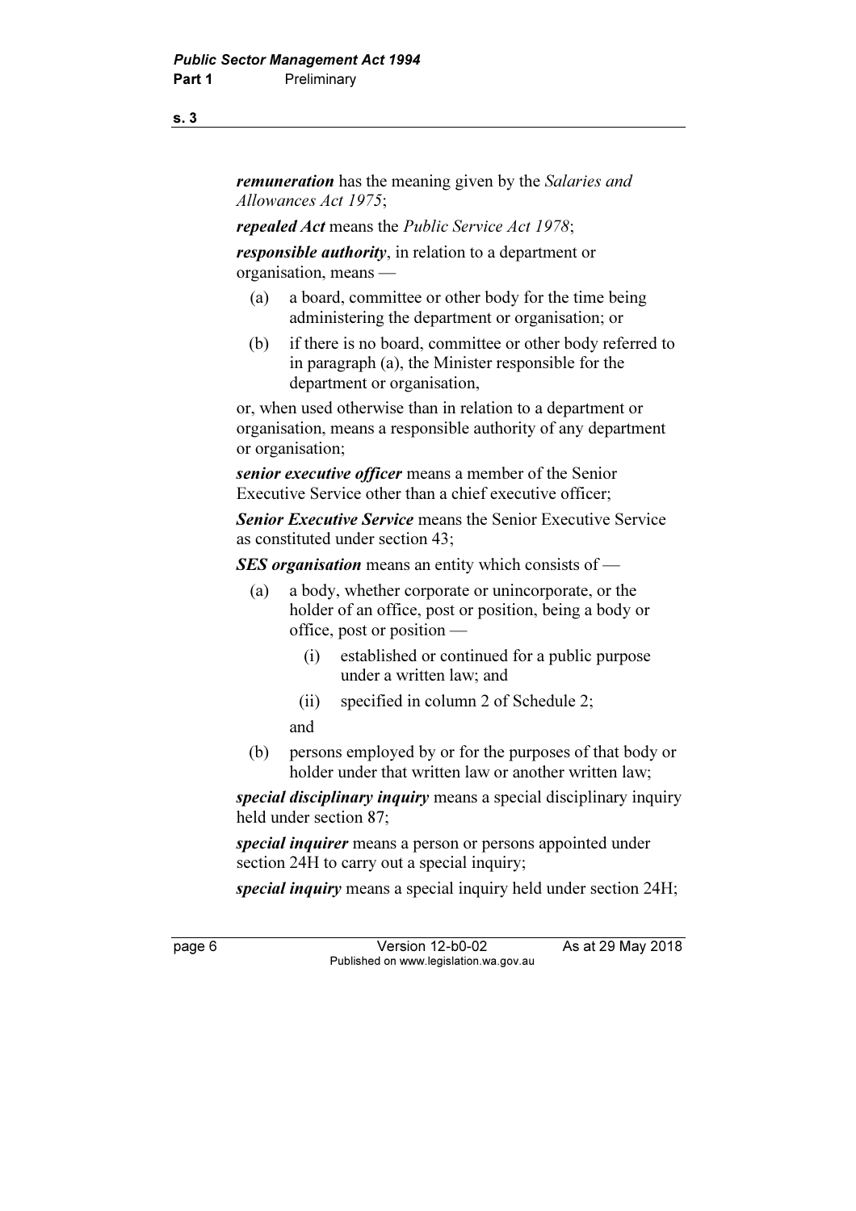***remuneration*** has the meaning given by the *Salaries and Allowances Act 1975*;

***repealed Act*** means the *Public Service Act 1978*;

***responsible authority***, in relation to a department or organisation, means —

(a) a board, committee or other body for the time being administering the department or organisation; or

(b) if there is no board, committee or other body referred to in paragraph (a), the Minister responsible for the department or organisation,

or, when used otherwise than in relation to a department or organisation, means a responsible authority of any department or organisation;

***senior executive officer*** means a member of the Senior Executive Service other than a chief executive officer;

***Senior Executive Service*** means the Senior Executive Service as constituted under section 43;

***SES organisation*** means an entity which consists of —

(a) a body, whether corporate or unincorporate, or the holder of an office, post or position, being a body or office, post or position —

 (i) established or continued for a public purpose under a written law; and

 (ii) specified in column 2 of Schedule 2;

 and

(b) persons employed by or for the purposes of that body or holder under that written law or another written law;

***special disciplinary inquiry*** means a special disciplinary inquiry held under section 87;

***special inquirer*** means a person or persons appointed under section 24H to carry out a special inquiry;

***special inquiry*** means a special inquiry held under section 24H;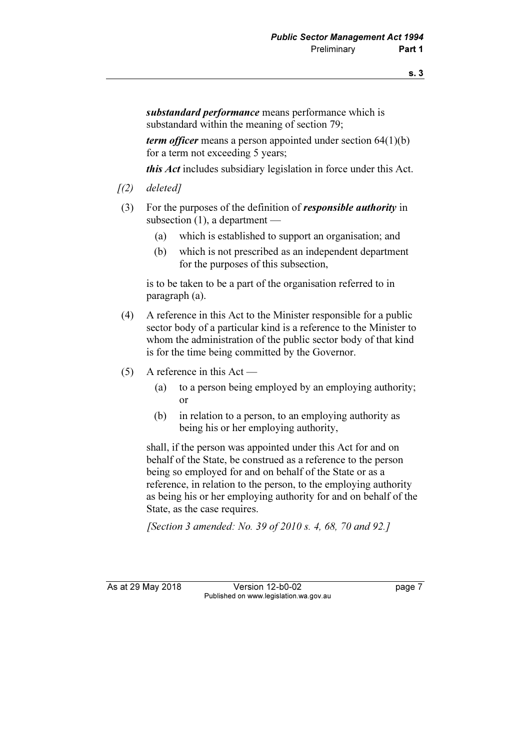***substandard performance*** means performance which is substandard within the meaning of section 79;

***term officer*** means a person appointed under section 64(1)(b) for a term not exceeding 5 years;

***this Act*** includes subsidiary legislation in force under this Act.

*[(2) deleted]*

(3) For the purposes of the definition of ***responsible authority*** in subsection (1), a department —

(a) which is established to support an organisation; and

(b) which is not prescribed as an independent department for the purposes of this subsection,

is to be taken to be a part of the organisation referred to in paragraph (a).

(4) A reference in this Act to the Minister responsible for a public sector body of a particular kind is a reference to the Minister to whom the administration of the public sector body of that kind is for the time being committed by the Governor.

(5) A reference in this Act —

(a) to a person being employed by an employing authority; or

(b) in relation to a person, to an employing authority as being his or her employing authority,

shall, if the person was appointed under this Act for and on behalf of the State, be construed as a reference to the person being so employed for and on behalf of the State or as a reference, in relation to the person, to the employing authority as being his or her employing authority for and on behalf of the State, as the case requires.

*[Section 3 amended: No. 39 of 2010 s. 4, 68, 70 and 92.]*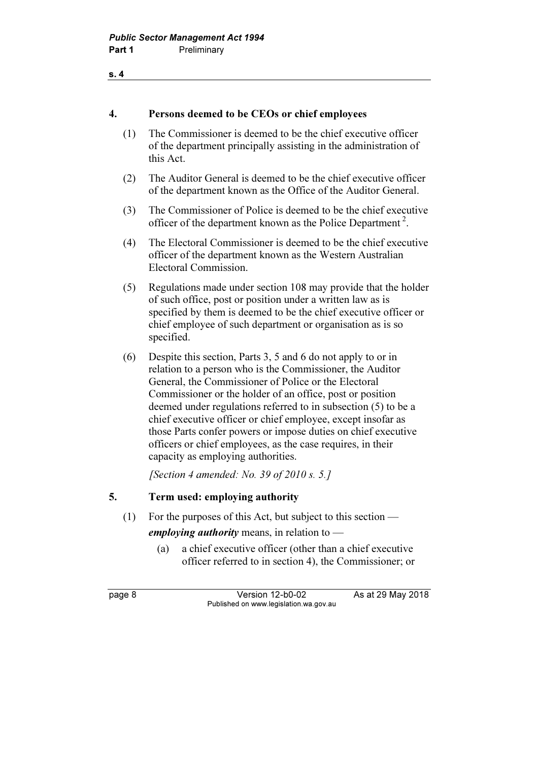## 4. Persons deemed to be CEOs or chief employees

(1) The Commissioner is deemed to be the chief executive officer of the department principally assisting in the administration of this Act.

(2) The Auditor General is deemed to be the chief executive officer of the department known as the Office of the Auditor General.

(3) The Commissioner of Police is deemed to be the chief executive officer of the department known as the Police Department [2].

(4) The Electoral Commissioner is deemed to be the chief executive officer of the department known as the Western Australian Electoral Commission.

(5) Regulations made under section 108 may provide that the holder of such office, post or position under a written law as is specified by them is deemed to be the chief executive officer or chief employee of such department or organisation as is so specified.

(6) Despite this section, Parts 3, 5 and 6 do not apply to or in relation to a person who is the Commissioner, the Auditor General, the Commissioner of Police or the Electoral Commissioner or the holder of an office, post or position deemed under regulations referred to in subsection (5) to be a chief executive officer or chief employee, except insofar as those Parts confer powers or impose duties on chief executive officers or chief employees, as the case requires, in their capacity as employing authorities.

*[Section 4 amended: No. 39 of 2010 s. 5.]*

## 5. Term used: employing authority

(1) For the purposes of this Act, but subject to this section —

***employing authority*** means, in relation to —

(a) a chief executive officer (other than a chief executive officer referred to in section 4), the Commissioner; or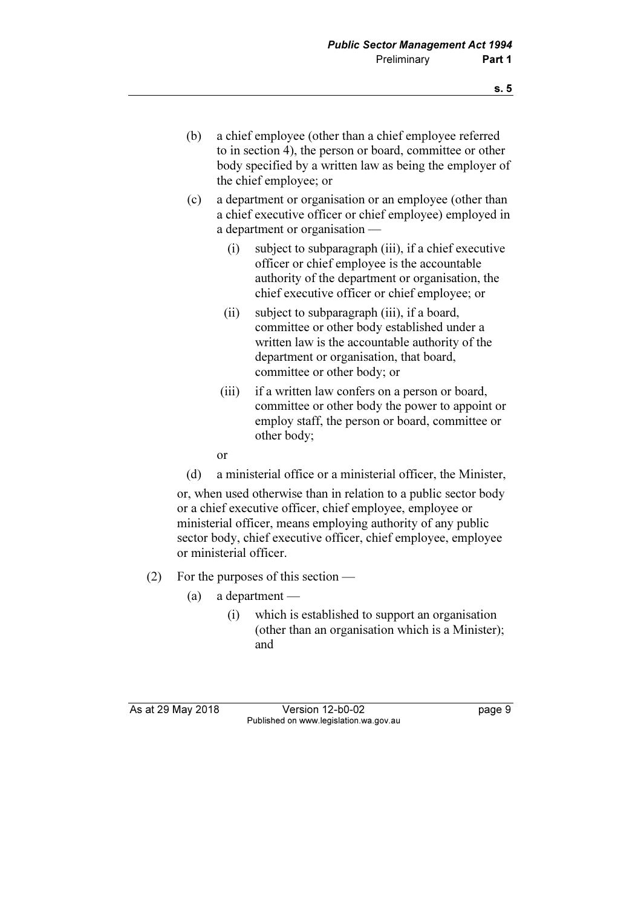(b) a chief employee (other than a chief employee referred to in section 4), the person or board, committee or other body specified by a written law as being the employer of the chief employee; or

(c) a department or organisation or an employee (other than a chief executive officer or chief employee) employed in a department or organisation —

  (i) subject to subparagraph (iii), if a chief executive officer or chief employee is the accountable authority of the department or organisation, the chief executive officer or chief employee; or

  (ii) subject to subparagraph (iii), if a board, committee or other body established under a written law is the accountable authority of the department or organisation, that board, committee or other body; or

  (iii) if a written law confers on a person or board, committee or other body the power to appoint or employ staff, the person or board, committee or other body;

  or

(d) a ministerial office or a ministerial officer, the Minister,

or, when used otherwise than in relation to a public sector body or a chief executive officer, chief employee, employee or ministerial officer, means employing authority of any public sector body, chief executive officer, chief employee, employee or ministerial officer.

(2) For the purposes of this section —

  (a) a department —

    (i) which is established to support an organisation (other than an organisation which is a Minister); and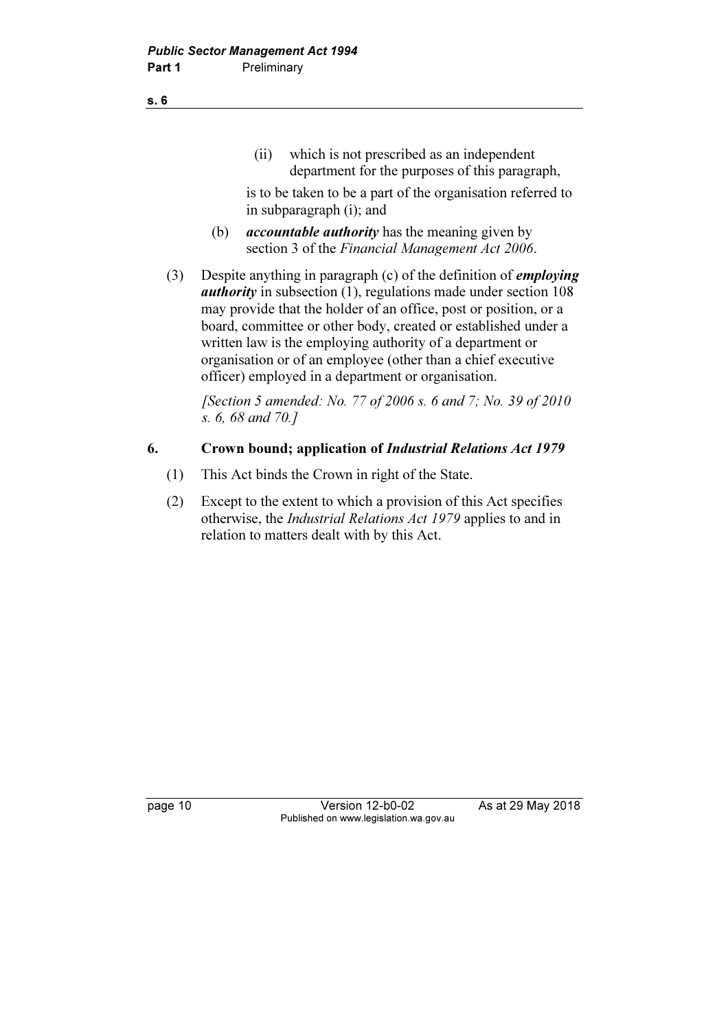(ii) which is not prescribed as an independent department for the purposes of this paragraph,

is to be taken to be a part of the organisation referred to in subparagraph (i); and

(b) ***accountable authority*** has the meaning given by section 3 of the *Financial Management Act 2006*.

(3) Despite anything in paragraph (c) of the definition of ***employing authority*** in subsection (1), regulations made under section 108 may provide that the holder of an office, post or position, or a board, committee or other body, created or established under a written law is the employing authority of a department or organisation or of an employee (other than a chief executive officer) employed in a department or organisation.

*[Section 5 amended: No. 77 of 2006 s. 6 and 7; No. 39 of 2010 s. 6, 68 and 70.]*

## 6. Crown bound; application of *Industrial Relations Act 1979*

(1) This Act binds the Crown in right of the State.

(2) Except to the extent to which a provision of this Act specifies otherwise, the *Industrial Relations Act 1979* applies to and in relation to matters dealt with by this Act.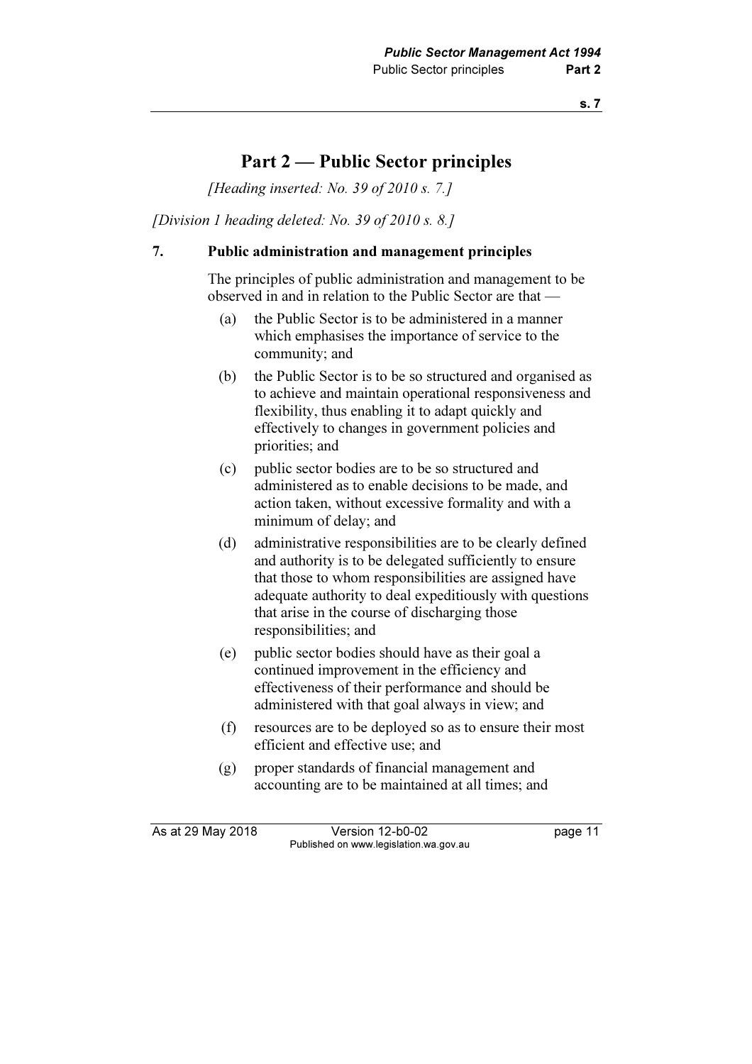# Part 2 — Public Sector principles

*[Heading inserted: No. 39 of 2010 s. 7.]*

*[Division 1 heading deleted: No. 39 of 2010 s. 8.]*

### 7. Public administration and management principles

The principles of public administration and management to be observed in and in relation to the Public Sector are that —

(a) the Public Sector is to be administered in a manner which emphasises the importance of service to the community; and

(b) the Public Sector is to be so structured and organised as to achieve and maintain operational responsiveness and flexibility, thus enabling it to adapt quickly and effectively to changes in government policies and priorities; and

(c) public sector bodies are to be so structured and administered as to enable decisions to be made, and action taken, without excessive formality and with a minimum of delay; and

(d) administrative responsibilities are to be clearly defined and authority is to be delegated sufficiently to ensure that those to whom responsibilities are assigned have adequate authority to deal expeditiously with questions that arise in the course of discharging those responsibilities; and

(e) public sector bodies should have as their goal a continued improvement in the efficiency and effectiveness of their performance and should be administered with that goal always in view; and

(f) resources are to be deployed so as to ensure their most efficient and effective use; and

(g) proper standards of financial management and accounting are to be maintained at all times; and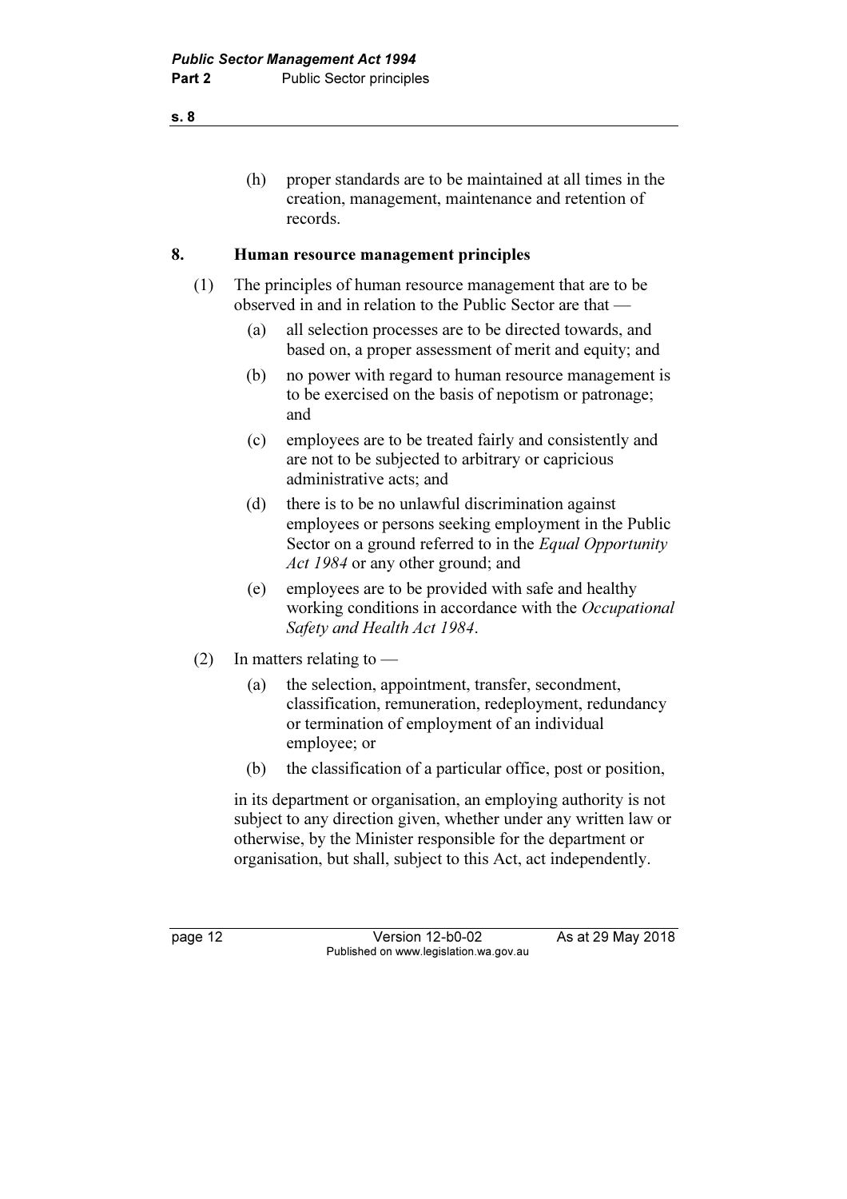(h) proper standards are to be maintained at all times in the creation, management, maintenance and retention of records.

## 8. Human resource management principles

(1) The principles of human resource management that are to be observed in and in relation to the Public Sector are that —

(a) all selection processes are to be directed towards, and based on, a proper assessment of merit and equity; and

(b) no power with regard to human resource management is to be exercised on the basis of nepotism or patronage; and

(c) employees are to be treated fairly and consistently and are not to be subjected to arbitrary or capricious administrative acts; and

(d) there is to be no unlawful discrimination against employees or persons seeking employment in the Public Sector on a ground referred to in the *Equal Opportunity Act 1984* or any other ground; and

(e) employees are to be provided with safe and healthy working conditions in accordance with the *Occupational Safety and Health Act 1984*.

(2) In matters relating to —

(a) the selection, appointment, transfer, secondment, classification, remuneration, redeployment, redundancy or termination of employment of an individual employee; or

(b) the classification of a particular office, post or position,

in its department or organisation, an employing authority is not subject to any direction given, whether under any written law or otherwise, by the Minister responsible for the department or organisation, but shall, subject to this Act, act independently.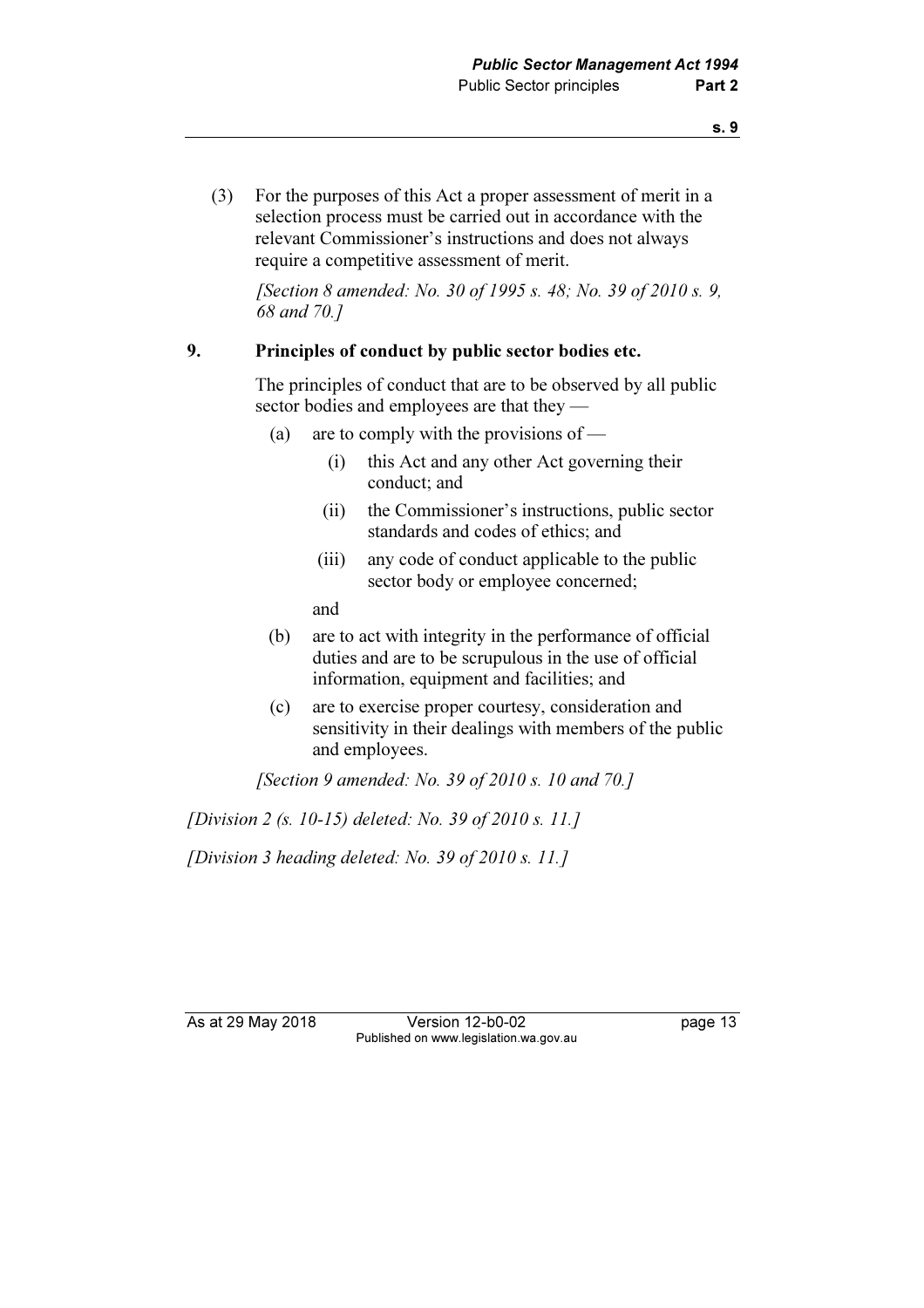(3) For the purposes of this Act a proper assessment of merit in a selection process must be carried out in accordance with the relevant Commissioner's instructions and does not always require a competitive assessment of merit.

*[Section 8 amended: No. 30 of 1995 s. 48; No. 39 of 2010 s. 9, 68 and 70.]*

## 9. Principles of conduct by public sector bodies etc.

The principles of conduct that are to be observed by all public sector bodies and employees are that they —

- (a) are to comply with the provisions of —
  - (i) this Act and any other Act governing their conduct; and
  - (ii) the Commissioner's instructions, public sector standards and codes of ethics; and
  - (iii) any code of conduct applicable to the public sector body or employee concerned;

  and
- (b) are to act with integrity in the performance of official duties and are to be scrupulous in the use of official information, equipment and facilities; and
- (c) are to exercise proper courtesy, consideration and sensitivity in their dealings with members of the public and employees.

*[Section 9 amended: No. 39 of 2010 s. 10 and 70.]*

*[Division 2 (s. 10-15) deleted: No. 39 of 2010 s. 11.]*

*[Division 3 heading deleted: No. 39 of 2010 s. 11.]*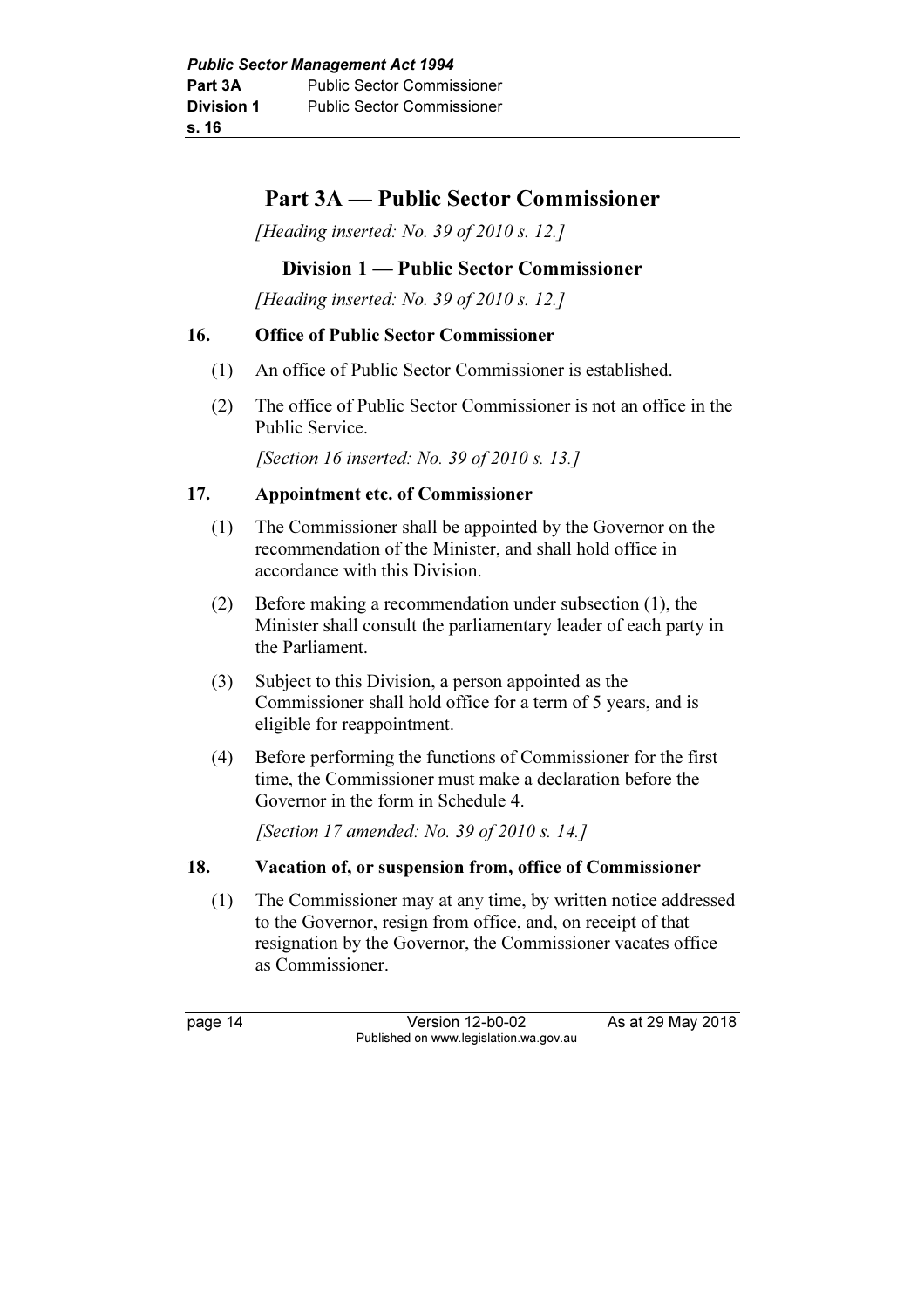# Part 3A — Public Sector Commissioner

*[Heading inserted: No. 39 of 2010 s. 12.]*

## Division 1 — Public Sector Commissioner

*[Heading inserted: No. 39 of 2010 s. 12.]*

### 16. Office of Public Sector Commissioner

(1) An office of Public Sector Commissioner is established.

(2) The office of Public Sector Commissioner is not an office in the Public Service.

*[Section 16 inserted: No. 39 of 2010 s. 13.]*

### 17. Appointment etc. of Commissioner

(1) The Commissioner shall be appointed by the Governor on the recommendation of the Minister, and shall hold office in accordance with this Division.

(2) Before making a recommendation under subsection (1), the Minister shall consult the parliamentary leader of each party in the Parliament.

(3) Subject to this Division, a person appointed as the Commissioner shall hold office for a term of 5 years, and is eligible for reappointment.

(4) Before performing the functions of Commissioner for the first time, the Commissioner must make a declaration before the Governor in the form in Schedule 4.

*[Section 17 amended: No. 39 of 2010 s. 14.]*

### 18. Vacation of, or suspension from, office of Commissioner

(1) The Commissioner may at any time, by written notice addressed to the Governor, resign from office, and, on receipt of that resignation by the Governor, the Commissioner vacates office as Commissioner.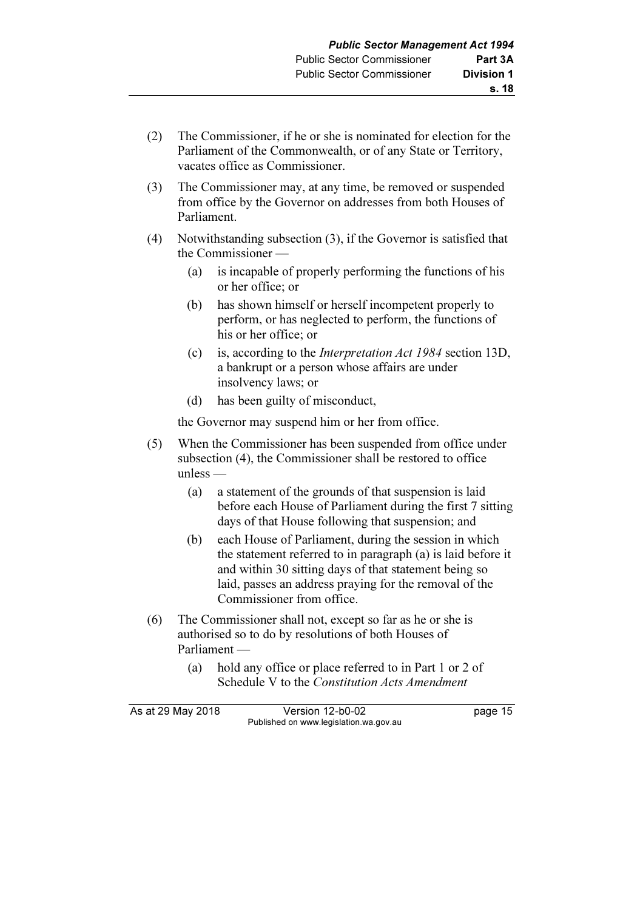(2) The Commissioner, if he or she is nominated for election for the Parliament of the Commonwealth, or of any State or Territory, vacates office as Commissioner.

(3) The Commissioner may, at any time, be removed or suspended from office by the Governor on addresses from both Houses of Parliament.

(4) Notwithstanding subsection (3), if the Governor is satisfied that the Commissioner —

  (a) is incapable of properly performing the functions of his or her office; or

  (b) has shown himself or herself incompetent properly to perform, or has neglected to perform, the functions of his or her office; or

  (c) is, according to the *Interpretation Act 1984* section 13D, a bankrupt or a person whose affairs are under insolvency laws; or

  (d) has been guilty of misconduct,

the Governor may suspend him or her from office.

(5) When the Commissioner has been suspended from office under subsection (4), the Commissioner shall be restored to office unless —

  (a) a statement of the grounds of that suspension is laid before each House of Parliament during the first 7 sitting days of that House following that suspension; and

  (b) each House of Parliament, during the session in which the statement referred to in paragraph (a) is laid before it and within 30 sitting days of that statement being so laid, passes an address praying for the removal of the Commissioner from office.

(6) The Commissioner shall not, except so far as he or she is authorised so to do by resolutions of both Houses of Parliament —

  (a) hold any office or place referred to in Part 1 or 2 of Schedule V to the *Constitution Acts Amendment*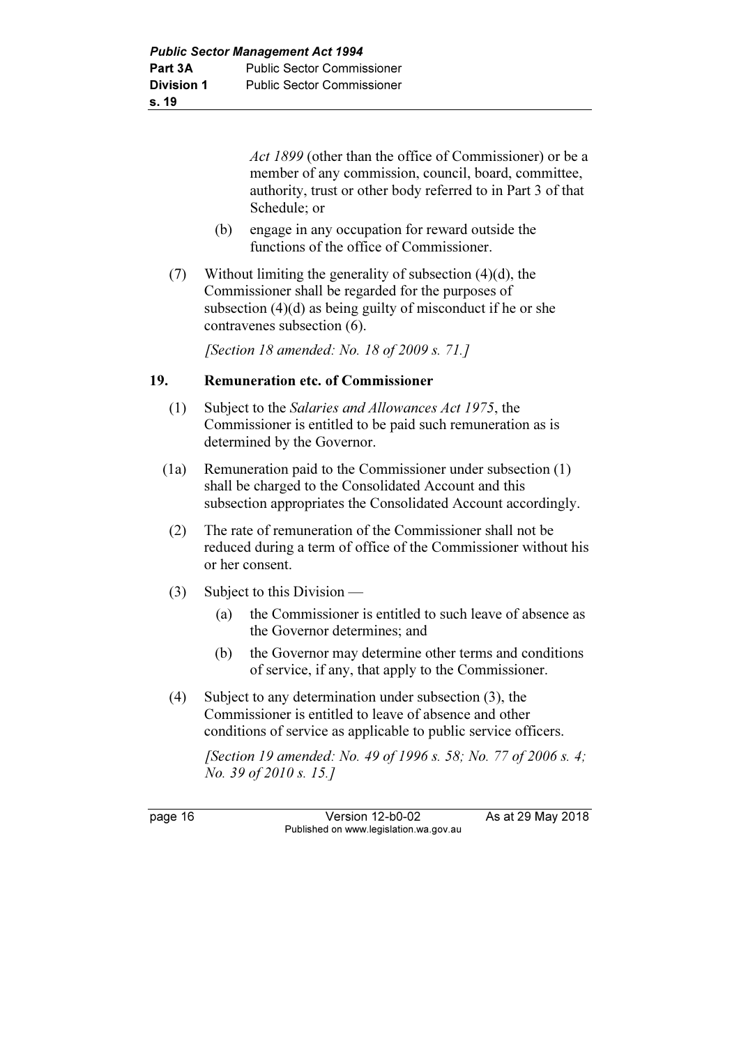*Act 1899* (other than the office of Commissioner) or be a member of any commission, council, board, committee, authority, trust or other body referred to in Part 3 of that Schedule; or

(b) engage in any occupation for reward outside the functions of the office of Commissioner.

(7) Without limiting the generality of subsection (4)(d), the Commissioner shall be regarded for the purposes of subsection (4)(d) as being guilty of misconduct if he or she contravenes subsection (6).

*[Section 18 amended: No. 18 of 2009 s. 71.]*

## 19. Remuneration etc. of Commissioner

(1) Subject to the *Salaries and Allowances Act 1975*, the Commissioner is entitled to be paid such remuneration as is determined by the Governor.

(1a) Remuneration paid to the Commissioner under subsection (1) shall be charged to the Consolidated Account and this subsection appropriates the Consolidated Account accordingly.

(2) The rate of remuneration of the Commissioner shall not be reduced during a term of office of the Commissioner without his or her consent.

(3) Subject to this Division —

(a) the Commissioner is entitled to such leave of absence as the Governor determines; and

(b) the Governor may determine other terms and conditions of service, if any, that apply to the Commissioner.

(4) Subject to any determination under subsection (3), the Commissioner is entitled to leave of absence and other conditions of service as applicable to public service officers.

*[Section 19 amended: No. 49 of 1996 s. 58; No. 77 of 2006 s. 4; No. 39 of 2010 s. 15.]*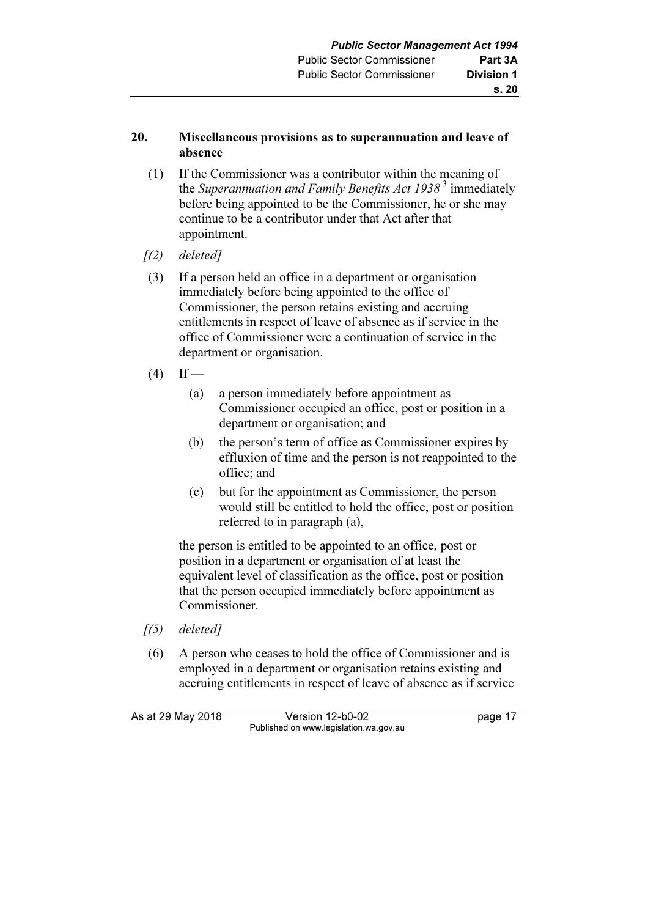## 20. Miscellaneous provisions as to superannuation and leave of absence

(1) If the Commissioner was a contributor within the meaning of the *Superannuation and Family Benefits Act 1938* [3] immediately before being appointed to be the Commissioner, he or she may continue to be a contributor under that Act after that appointment.

*[(2) deleted]*

(3) If a person held an office in a department or organisation immediately before being appointed to the office of Commissioner, the person retains existing and accruing entitlements in respect of leave of absence as if service in the office of Commissioner were a continuation of service in the department or organisation.

(4) If —

- (a) a person immediately before appointment as Commissioner occupied an office, post or position in a department or organisation; and
- (b) the person's term of office as Commissioner expires by effluxion of time and the person is not reappointed to the office; and
- (c) but for the appointment as Commissioner, the person would still be entitled to hold the office, post or position referred to in paragraph (a),

the person is entitled to be appointed to an office, post or position in a department or organisation of at least the equivalent level of classification as the office, post or position that the person occupied immediately before appointment as Commissioner.

*[(5) deleted]*

(6) A person who ceases to hold the office of Commissioner and is employed in a department or organisation retains existing and accruing entitlements in respect of leave of absence as if service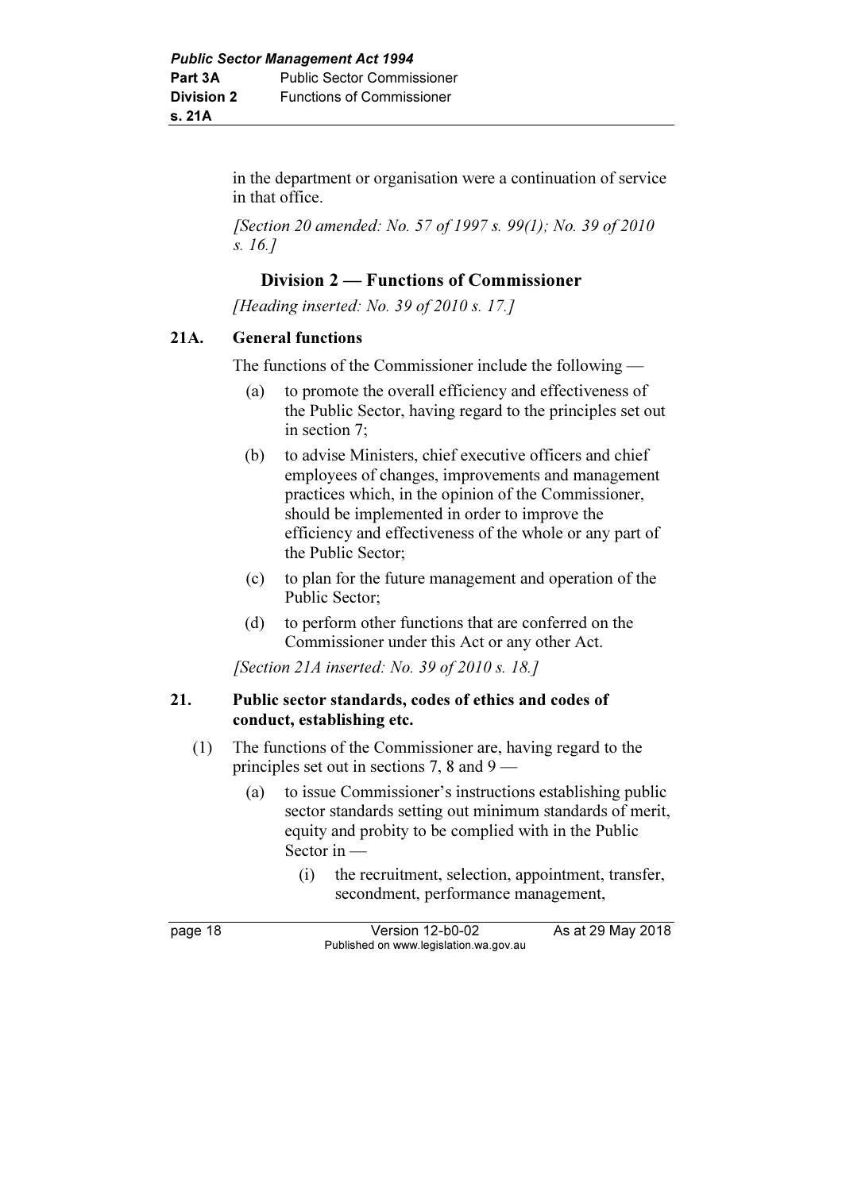in the department or organisation were a continuation of service in that office.

*[Section 20 amended: No. 57 of 1997 s. 99(1); No. 39 of 2010 s. 16.]*

## Division 2 — Functions of Commissioner

*[Heading inserted: No. 39 of 2010 s. 17.]*

### 21A. General functions

The functions of the Commissioner include the following —

(a) to promote the overall efficiency and effectiveness of the Public Sector, having regard to the principles set out in section 7;

(b) to advise Ministers, chief executive officers and chief employees of changes, improvements and management practices which, in the opinion of the Commissioner, should be implemented in order to improve the efficiency and effectiveness of the whole or any part of the Public Sector;

(c) to plan for the future management and operation of the Public Sector;

(d) to perform other functions that are conferred on the Commissioner under this Act or any other Act.

*[Section 21A inserted: No. 39 of 2010 s. 18.]*

### 21. Public sector standards, codes of ethics and codes of conduct, establishing etc.

(1) The functions of the Commissioner are, having regard to the principles set out in sections 7, 8 and 9 —

(a) to issue Commissioner's instructions establishing public sector standards setting out minimum standards of merit, equity and probity to be complied with in the Public Sector in —

(i) the recruitment, selection, appointment, transfer, secondment, performance management,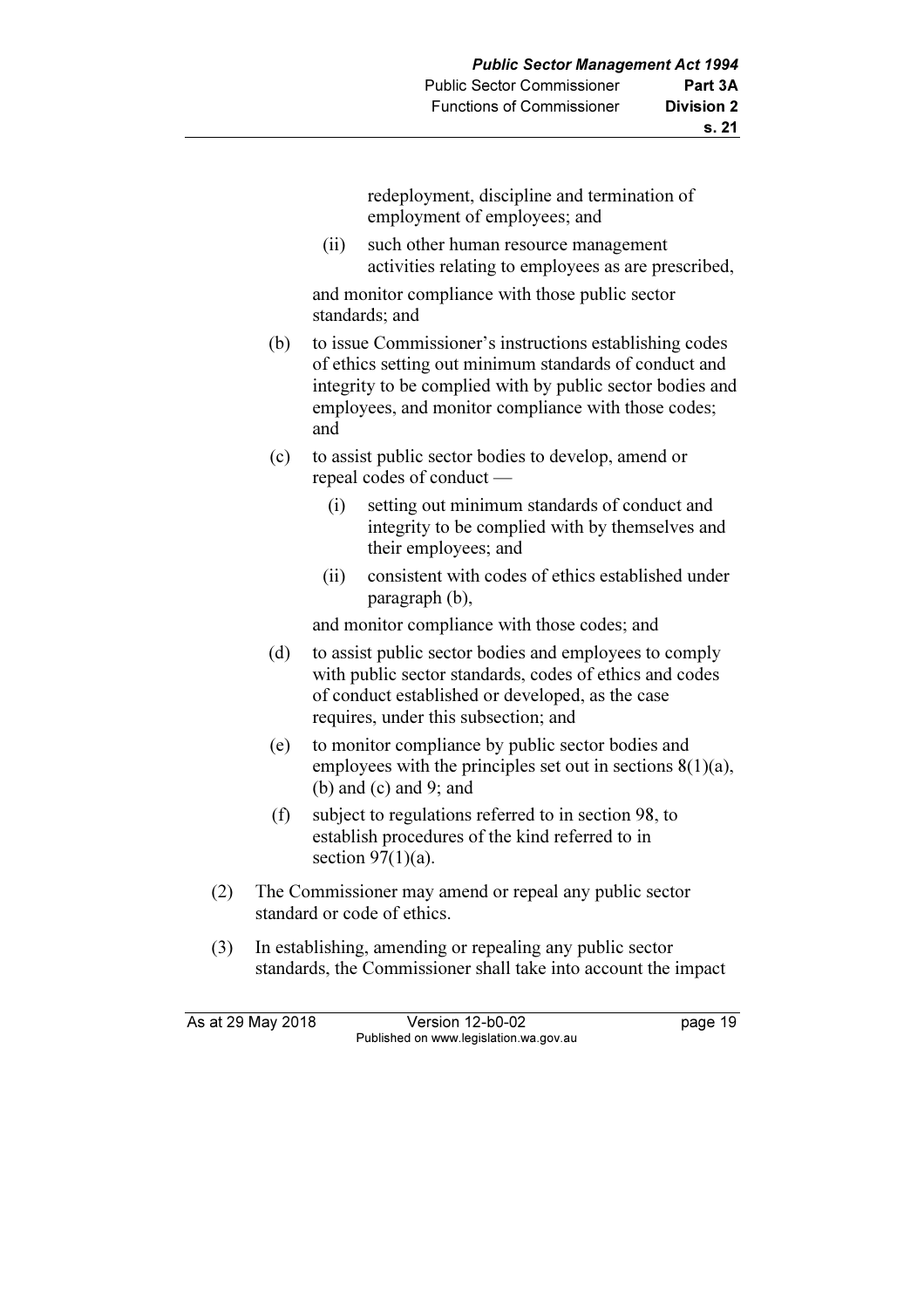redeployment, discipline and termination of employment of employees; and

(ii) such other human resource management activities relating to employees as are prescribed,

and monitor compliance with those public sector standards; and

(b) to issue Commissioner's instructions establishing codes of ethics setting out minimum standards of conduct and integrity to be complied with by public sector bodies and employees, and monitor compliance with those codes; and

(c) to assist public sector bodies to develop, amend or repeal codes of conduct —

(i) setting out minimum standards of conduct and integrity to be complied with by themselves and their employees; and

(ii) consistent with codes of ethics established under paragraph (b),

and monitor compliance with those codes; and

(d) to assist public sector bodies and employees to comply with public sector standards, codes of ethics and codes of conduct established or developed, as the case requires, under this subsection; and

(e) to monitor compliance by public sector bodies and employees with the principles set out in sections 8(1)(a), (b) and (c) and 9; and

(f) subject to regulations referred to in section 98, to establish procedures of the kind referred to in section 97(1)(a).

(2) The Commissioner may amend or repeal any public sector standard or code of ethics.

(3) In establishing, amending or repealing any public sector standards, the Commissioner shall take into account the impact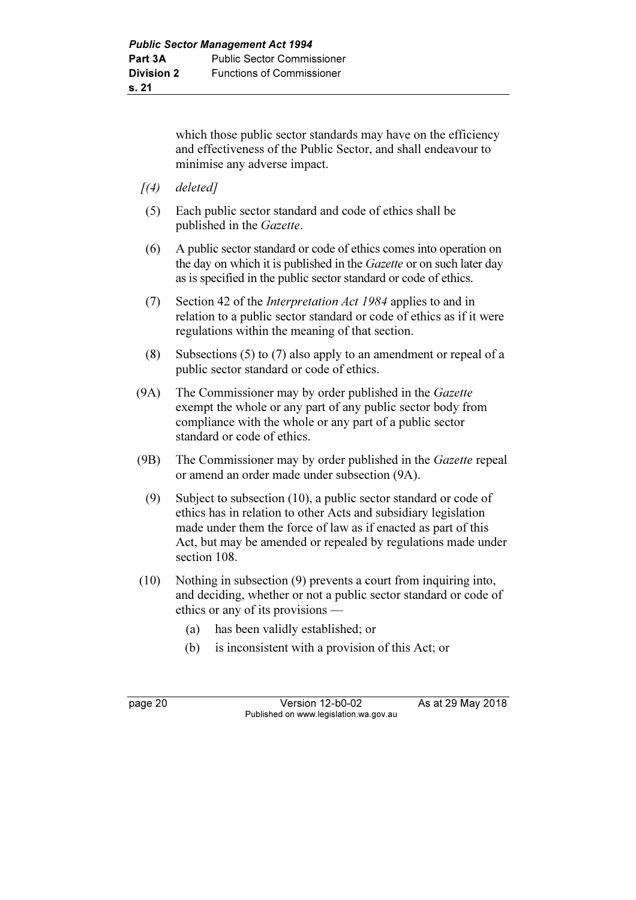which those public sector standards may have on the efficiency and effectiveness of the Public Sector, and shall endeavour to minimise any adverse impact.

*[(4) deleted]*

(5) Each public sector standard and code of ethics shall be published in the *Gazette*.

(6) A public sector standard or code of ethics comes into operation on the day on which it is published in the *Gazette* or on such later day as is specified in the public sector standard or code of ethics.

(7) Section 42 of the *Interpretation Act 1984* applies to and in relation to a public sector standard or code of ethics as if it were regulations within the meaning of that section.

(8) Subsections (5) to (7) also apply to an amendment or repeal of a public sector standard or code of ethics.

(9A) The Commissioner may by order published in the *Gazette* exempt the whole or any part of any public sector body from compliance with the whole or any part of a public sector standard or code of ethics.

(9B) The Commissioner may by order published in the *Gazette* repeal or amend an order made under subsection (9A).

(9) Subject to subsection (10), a public sector standard or code of ethics has in relation to other Acts and subsidiary legislation made under them the force of law as if enacted as part of this Act, but may be amended or repealed by regulations made under section 108.

(10) Nothing in subsection (9) prevents a court from inquiring into, and deciding, whether or not a public sector standard or code of ethics or any of its provisions —

(a) has been validly established; or

(b) is inconsistent with a provision of this Act; or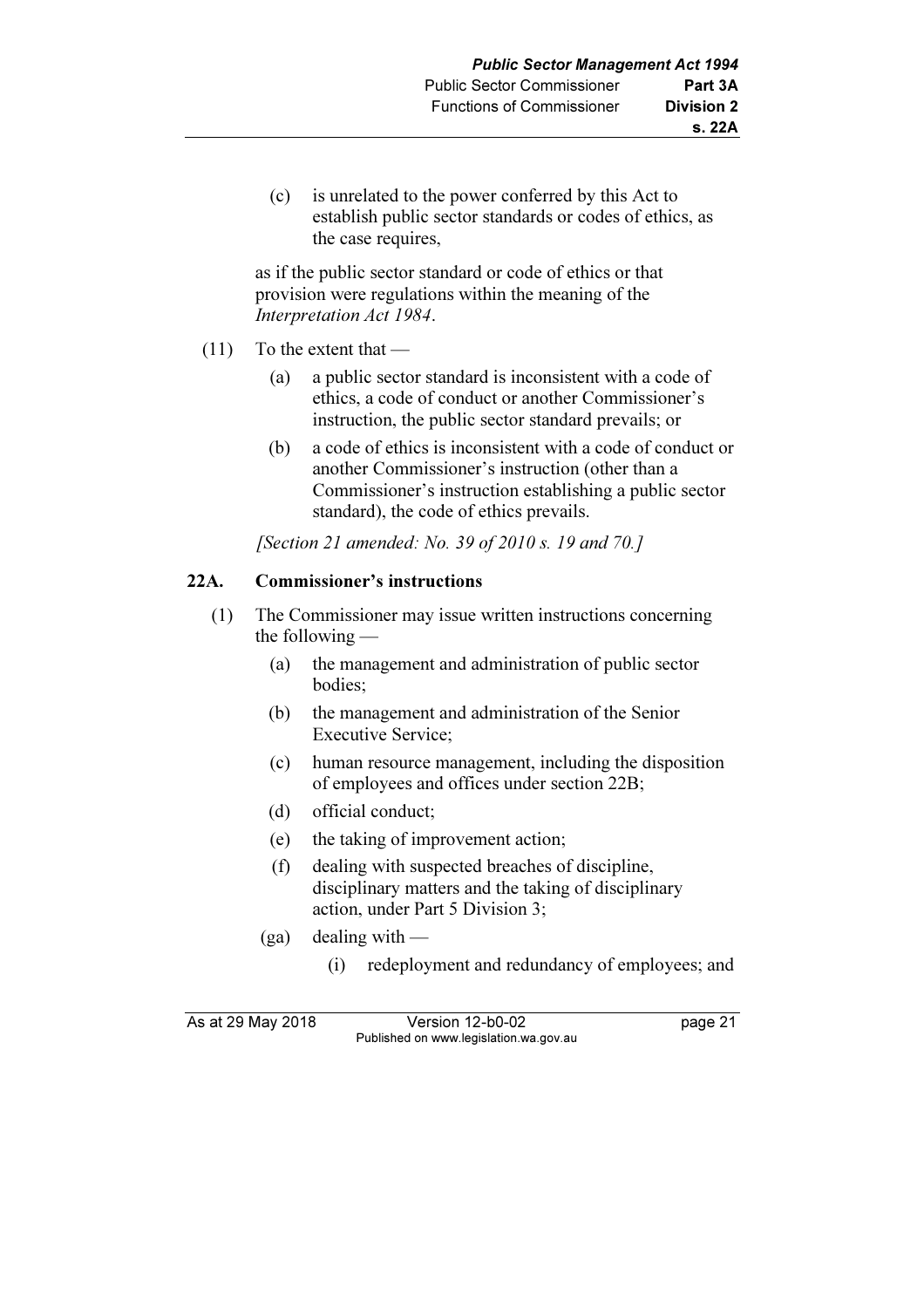(c) is unrelated to the power conferred by this Act to establish public sector standards or codes of ethics, as the case requires,

as if the public sector standard or code of ethics or that provision were regulations within the meaning of the *Interpretation Act 1984*.

(11) To the extent that —

(a) a public sector standard is inconsistent with a code of ethics, a code of conduct or another Commissioner's instruction, the public sector standard prevails; or

(b) a code of ethics is inconsistent with a code of conduct or another Commissioner's instruction (other than a Commissioner's instruction establishing a public sector standard), the code of ethics prevails.

*[Section 21 amended: No. 39 of 2010 s. 19 and 70.]*

### 22A. Commissioner's instructions

(1) The Commissioner may issue written instructions concerning the following —

(a) the management and administration of public sector bodies;

(b) the management and administration of the Senior Executive Service;

(c) human resource management, including the disposition of employees and offices under section 22B;

(d) official conduct;

(e) the taking of improvement action;

(f) dealing with suspected breaches of discipline, disciplinary matters and the taking of disciplinary action, under Part 5 Division 3;

(ga) dealing with —

(i) redeployment and redundancy of employees; and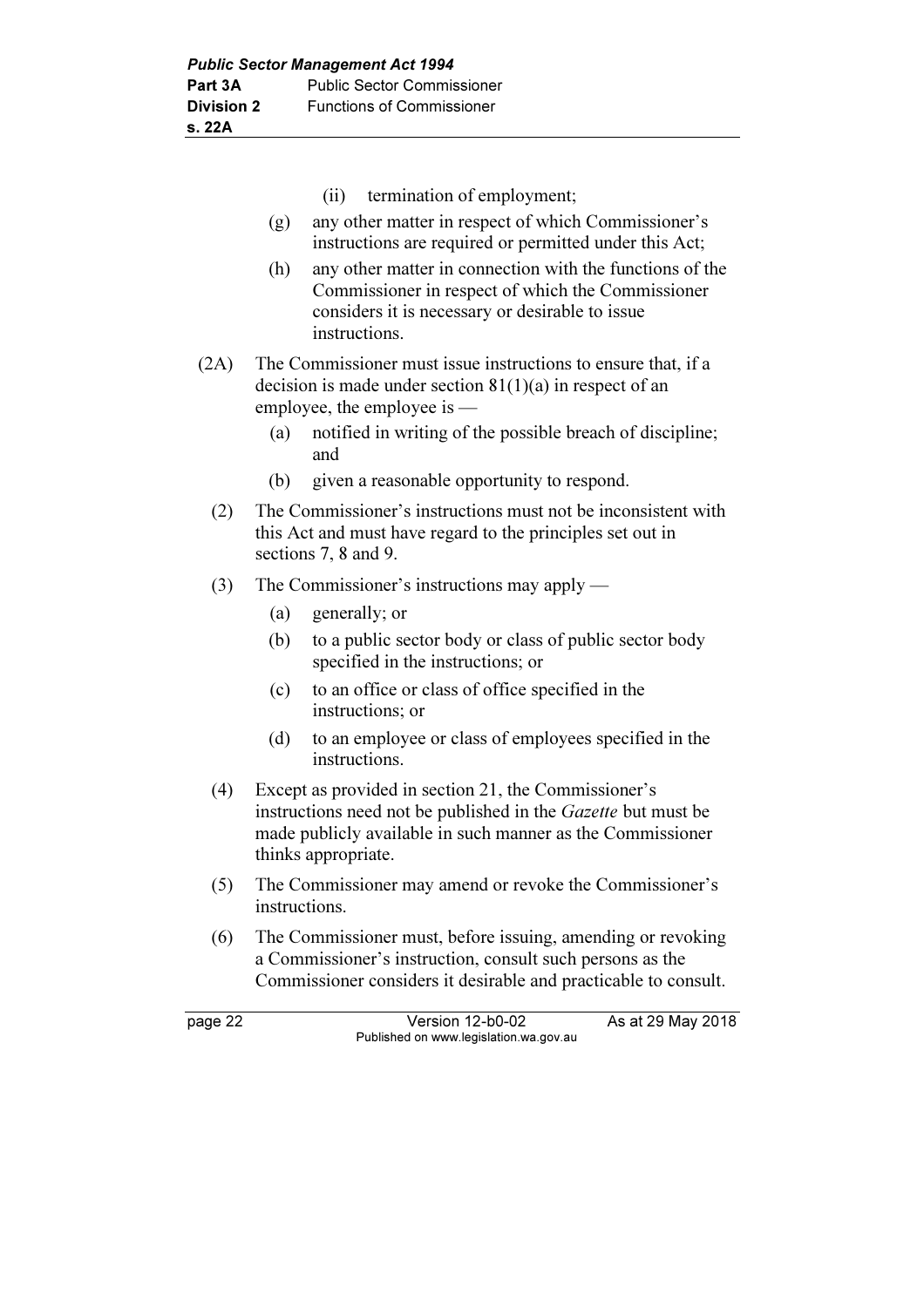(ii) termination of employment;

(g) any other matter in respect of which Commissioner's instructions are required or permitted under this Act;

(h) any other matter in connection with the functions of the Commissioner in respect of which the Commissioner considers it is necessary or desirable to issue instructions.

(2A) The Commissioner must issue instructions to ensure that, if a decision is made under section 81(1)(a) in respect of an employee, the employee is —

(a) notified in writing of the possible breach of discipline; and

(b) given a reasonable opportunity to respond.

(2) The Commissioner's instructions must not be inconsistent with this Act and must have regard to the principles set out in sections 7, 8 and 9.

(3) The Commissioner's instructions may apply —

(a) generally; or

(b) to a public sector body or class of public sector body specified in the instructions; or

(c) to an office or class of office specified in the instructions; or

(d) to an employee or class of employees specified in the instructions.

(4) Except as provided in section 21, the Commissioner's instructions need not be published in the *Gazette* but must be made publicly available in such manner as the Commissioner thinks appropriate.

(5) The Commissioner may amend or revoke the Commissioner's instructions.

(6) The Commissioner must, before issuing, amending or revoking a Commissioner's instruction, consult such persons as the Commissioner considers it desirable and practicable to consult.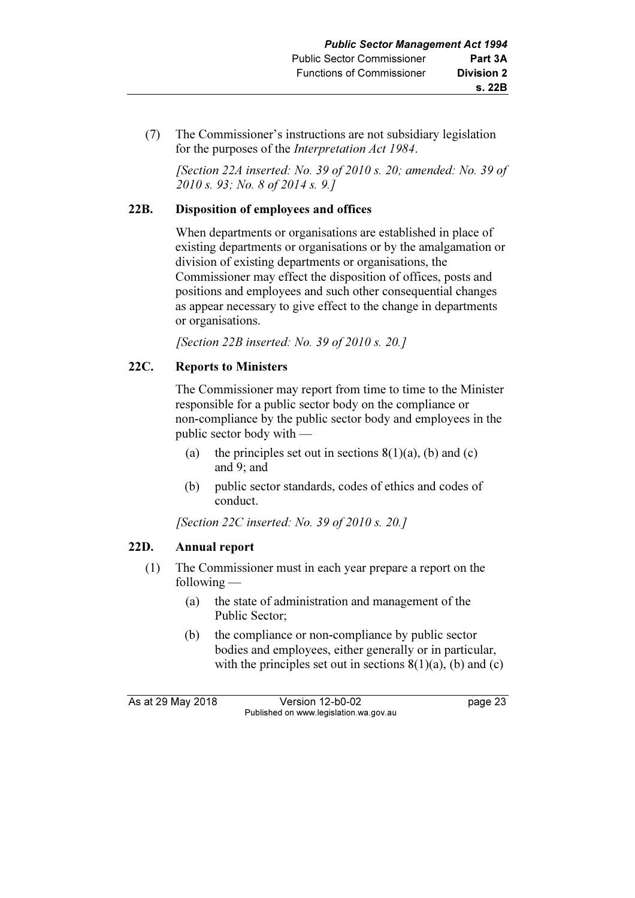(7) The Commissioner's instructions are not subsidiary legislation for the purposes of the *Interpretation Act 1984*.

*[Section 22A inserted: No. 39 of 2010 s. 20; amended: No. 39 of 2010 s. 93; No. 8 of 2014 s. 9.]*

### 22B. Disposition of employees and offices

When departments or organisations are established in place of existing departments or organisations or by the amalgamation or division of existing departments or organisations, the Commissioner may effect the disposition of offices, posts and positions and employees and such other consequential changes as appear necessary to give effect to the change in departments or organisations.

*[Section 22B inserted: No. 39 of 2010 s. 20.]*

### 22C. Reports to Ministers

The Commissioner may report from time to time to the Minister responsible for a public sector body on the compliance or non-compliance by the public sector body and employees in the public sector body with —

(a) the principles set out in sections 8(1)(a), (b) and (c) and 9; and

(b) public sector standards, codes of ethics and codes of conduct.

*[Section 22C inserted: No. 39 of 2010 s. 20.]*

### 22D. Annual report

(1) The Commissioner must in each year prepare a report on the following —

(a) the state of administration and management of the Public Sector;

(b) the compliance or non-compliance by public sector bodies and employees, either generally or in particular, with the principles set out in sections 8(1)(a), (b) and (c)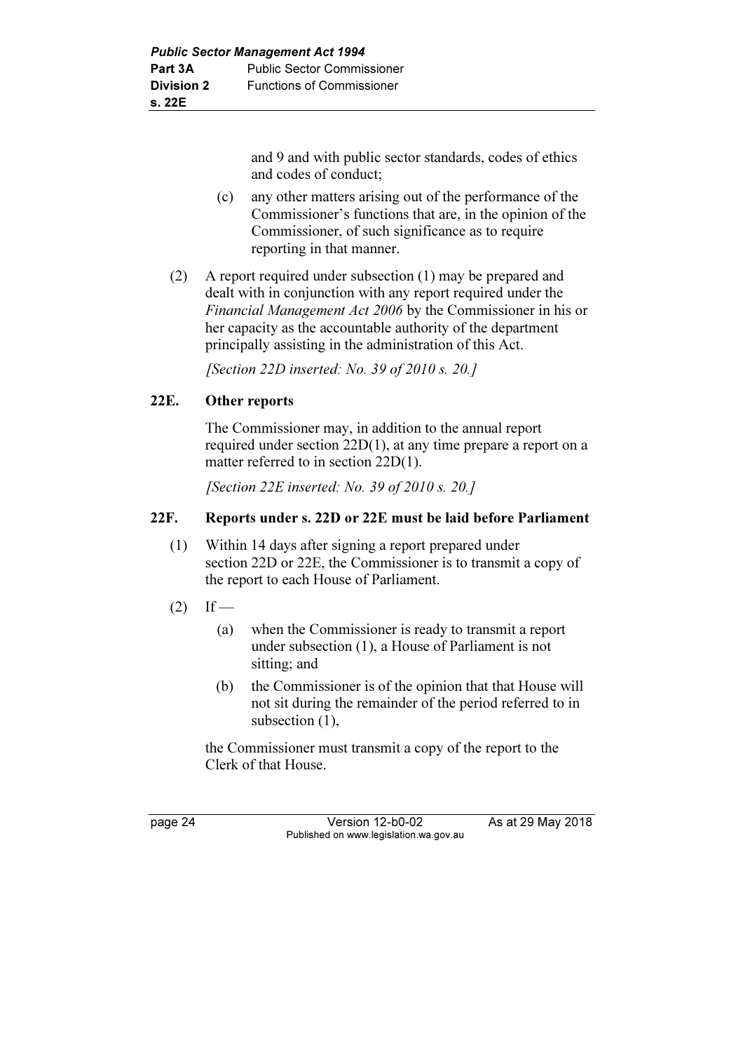and 9 and with public sector standards, codes of ethics and codes of conduct;

(c) any other matters arising out of the performance of the Commissioner's functions that are, in the opinion of the Commissioner, of such significance as to require reporting in that manner.

(2) A report required under subsection (1) may be prepared and dealt with in conjunction with any report required under the *Financial Management Act 2006* by the Commissioner in his or her capacity as the accountable authority of the department principally assisting in the administration of this Act.

*[Section 22D inserted: No. 39 of 2010 s. 20.]*

## 22E. Other reports

The Commissioner may, in addition to the annual report required under section 22D(1), at any time prepare a report on a matter referred to in section 22D(1).

*[Section 22E inserted: No. 39 of 2010 s. 20.]*

## 22F. Reports under s. 22D or 22E must be laid before Parliament

(1) Within 14 days after signing a report prepared under section 22D or 22E, the Commissioner is to transmit a copy of the report to each House of Parliament.

(2) If —

(a) when the Commissioner is ready to transmit a report under subsection (1), a House of Parliament is not sitting; and

(b) the Commissioner is of the opinion that that House will not sit during the remainder of the period referred to in subsection (1),

the Commissioner must transmit a copy of the report to the Clerk of that House.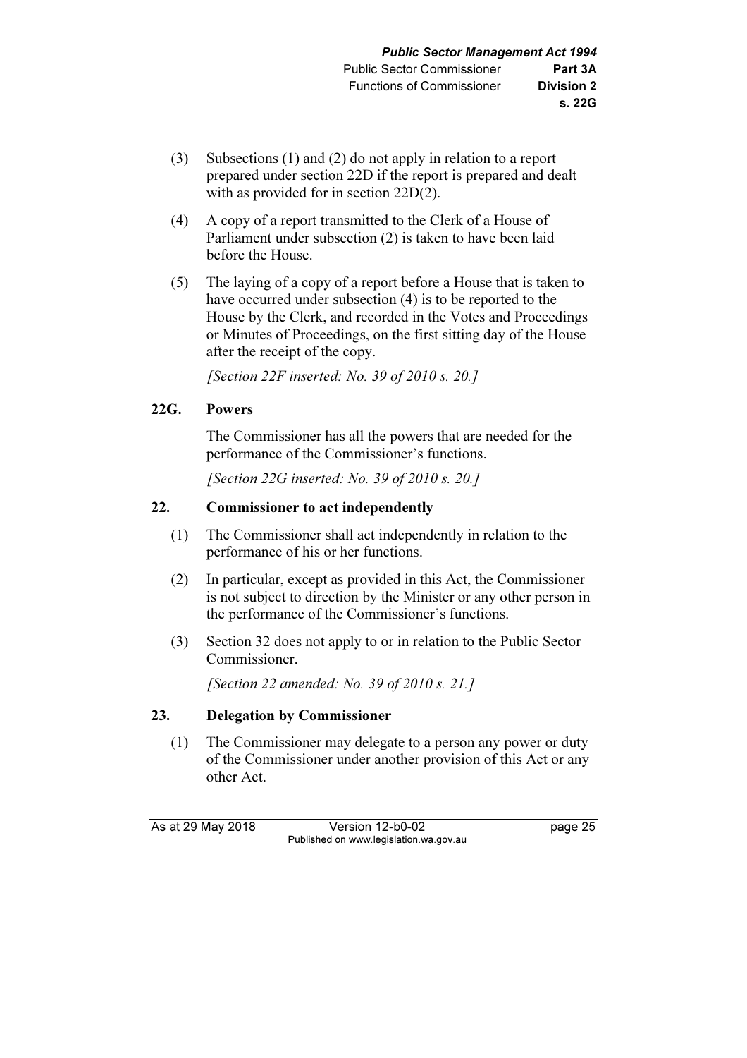(3) Subsections (1) and (2) do not apply in relation to a report prepared under section 22D if the report is prepared and dealt with as provided for in section 22D(2).

(4) A copy of a report transmitted to the Clerk of a House of Parliament under subsection (2) is taken to have been laid before the House.

(5) The laying of a copy of a report before a House that is taken to have occurred under subsection (4) is to be reported to the House by the Clerk, and recorded in the Votes and Proceedings or Minutes of Proceedings, on the first sitting day of the House after the receipt of the copy.

*[Section 22F inserted: No. 39 of 2010 s. 20.]*

### 22G. Powers

The Commissioner has all the powers that are needed for the performance of the Commissioner's functions.

*[Section 22G inserted: No. 39 of 2010 s. 20.]*

### 22. Commissioner to act independently

(1) The Commissioner shall act independently in relation to the performance of his or her functions.

(2) In particular, except as provided in this Act, the Commissioner is not subject to direction by the Minister or any other person in the performance of the Commissioner's functions.

(3) Section 32 does not apply to or in relation to the Public Sector Commissioner.

*[Section 22 amended: No. 39 of 2010 s. 21.]*

### 23. Delegation by Commissioner

(1) The Commissioner may delegate to a person any power or duty of the Commissioner under another provision of this Act or any other Act.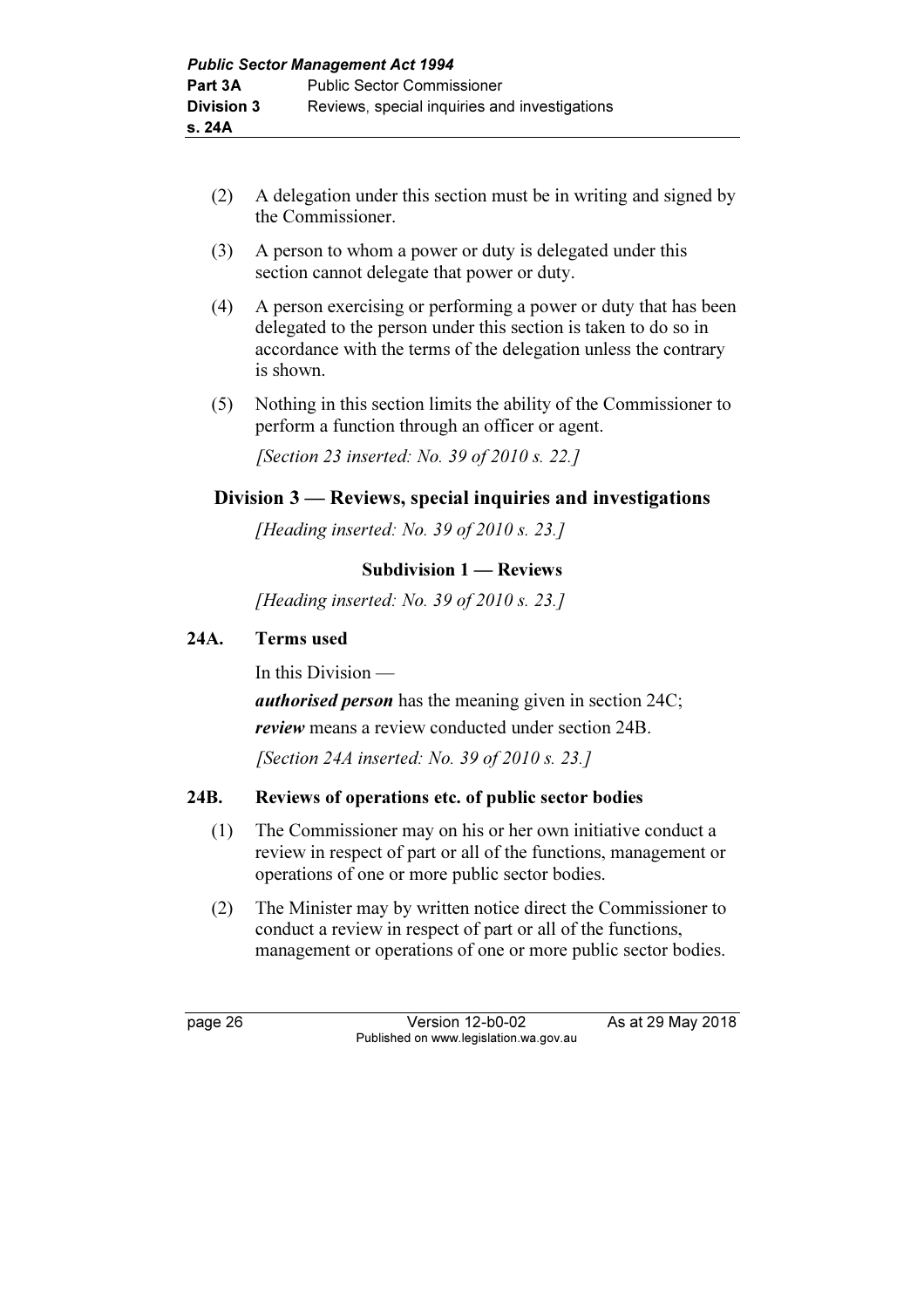(2) A delegation under this section must be in writing and signed by the Commissioner.

(3) A person to whom a power or duty is delegated under this section cannot delegate that power or duty.

(4) A person exercising or performing a power or duty that has been delegated to the person under this section is taken to do so in accordance with the terms of the delegation unless the contrary is shown.

(5) Nothing in this section limits the ability of the Commissioner to perform a function through an officer or agent.

*[Section 23 inserted: No. 39 of 2010 s. 22.]*

## Division 3 — Reviews, special inquiries and investigations

*[Heading inserted: No. 39 of 2010 s. 23.]*

### Subdivision 1 — Reviews

*[Heading inserted: No. 39 of 2010 s. 23.]*

#### 24A. Terms used

In this Division —

***authorised person*** has the meaning given in section 24C;

***review*** means a review conducted under section 24B.

*[Section 24A inserted: No. 39 of 2010 s. 23.]*

#### 24B. Reviews of operations etc. of public sector bodies

(1) The Commissioner may on his or her own initiative conduct a review in respect of part or all of the functions, management or operations of one or more public sector bodies.

(2) The Minister may by written notice direct the Commissioner to conduct a review in respect of part or all of the functions, management or operations of one or more public sector bodies.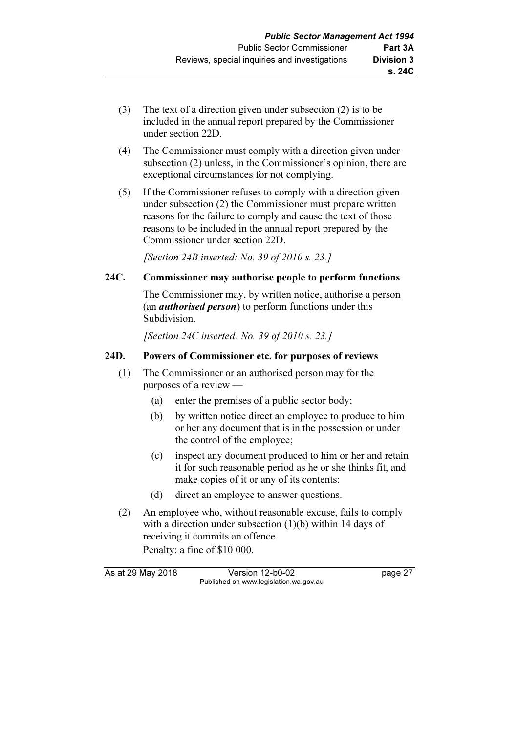(3) The text of a direction given under subsection (2) is to be included in the annual report prepared by the Commissioner under section 22D.

(4) The Commissioner must comply with a direction given under subsection (2) unless, in the Commissioner's opinion, there are exceptional circumstances for not complying.

(5) If the Commissioner refuses to comply with a direction given under subsection (2) the Commissioner must prepare written reasons for the failure to comply and cause the text of those reasons to be included in the annual report prepared by the Commissioner under section 22D.

*[Section 24B inserted: No. 39 of 2010 s. 23.]*

### 24C. Commissioner may authorise people to perform functions

The Commissioner may, by written notice, authorise a person (an ***authorised person***) to perform functions under this Subdivision.

*[Section 24C inserted: No. 39 of 2010 s. 23.]*

### 24D. Powers of Commissioner etc. for purposes of reviews

(1) The Commissioner or an authorised person may for the purposes of a review —

(a) enter the premises of a public sector body;

(b) by written notice direct an employee to produce to him or her any document that is in the possession or under the control of the employee;

(c) inspect any document produced to him or her and retain it for such reasonable period as he or she thinks fit, and make copies of it or any of its contents;

(d) direct an employee to answer questions.

(2) An employee who, without reasonable excuse, fails to comply with a direction under subsection (1)(b) within 14 days of receiving it commits an offence.

Penalty: a fine of $10 000.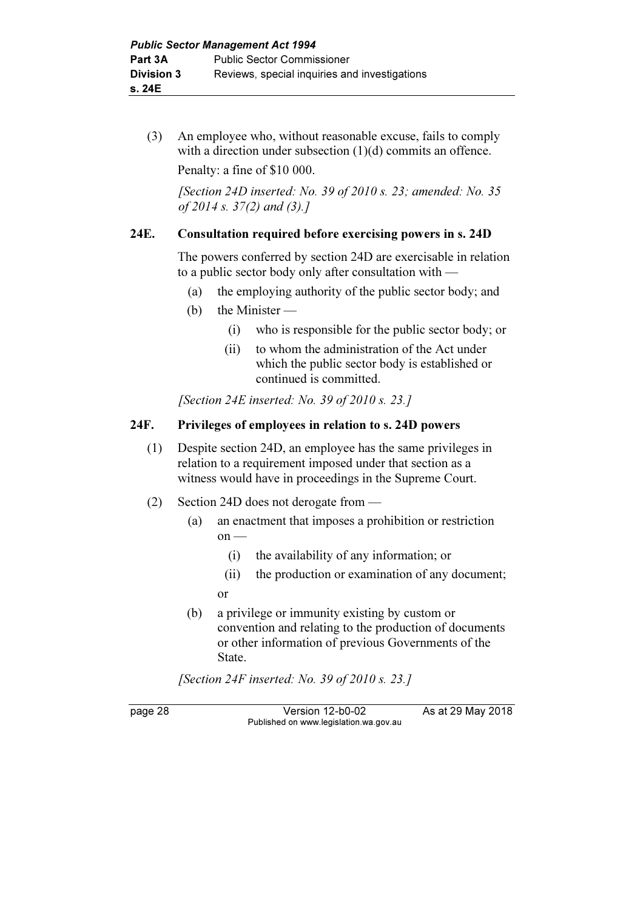(3) An employee who, without reasonable excuse, fails to comply with a direction under subsection (1)(d) commits an offence.

Penalty: a fine of $10 000.

*[Section 24D inserted: No. 39 of 2010 s. 23; amended: No. 35 of 2014 s. 37(2) and (3).]*

### 24E. Consultation required before exercising powers in s. 24D

The powers conferred by section 24D are exercisable in relation to a public sector body only after consultation with —

(a) the employing authority of the public sector body; and

(b) the Minister —

(i) who is responsible for the public sector body; or

(ii) to whom the administration of the Act under which the public sector body is established or continued is committed.

*[Section 24E inserted: No. 39 of 2010 s. 23.]*

### 24F. Privileges of employees in relation to s. 24D powers

(1) Despite section 24D, an employee has the same privileges in relation to a requirement imposed under that section as a witness would have in proceedings in the Supreme Court.

(2) Section 24D does not derogate from —

(a) an enactment that imposes a prohibition or restriction on —

(i) the availability of any information; or

(ii) the production or examination of any document;

or

(b) a privilege or immunity existing by custom or convention and relating to the production of documents or other information of previous Governments of the State.

*[Section 24F inserted: No. 39 of 2010 s. 23.]*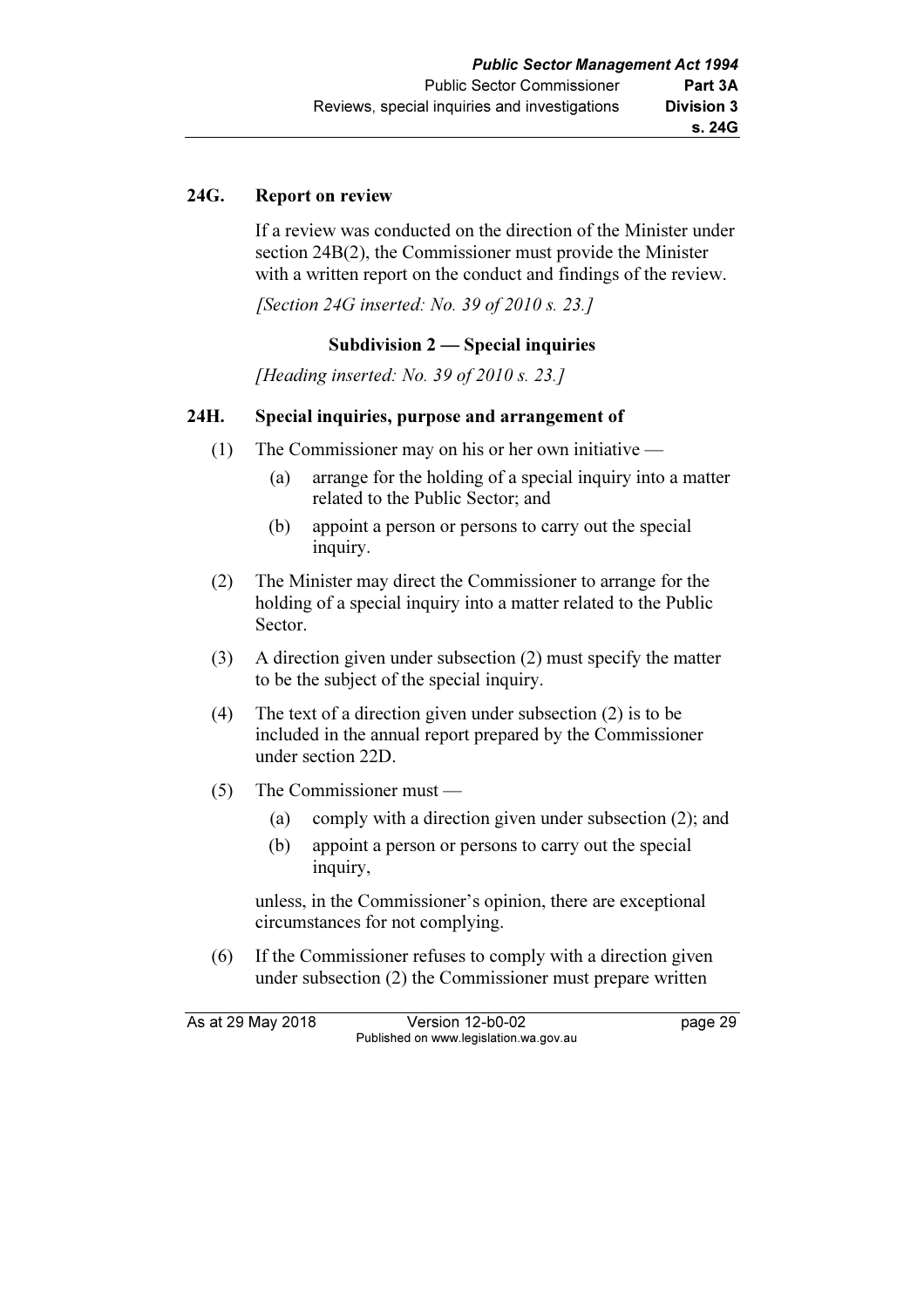## 24G. Report on review

If a review was conducted on the direction of the Minister under section 24B(2), the Commissioner must provide the Minister with a written report on the conduct and findings of the review.

*[Section 24G inserted: No. 39 of 2010 s. 23.]*

### Subdivision 2 — Special inquiries

*[Heading inserted: No. 39 of 2010 s. 23.]*

## 24H. Special inquiries, purpose and arrangement of

(1) The Commissioner may on his or her own initiative —

- (a) arrange for the holding of a special inquiry into a matter related to the Public Sector; and
- (b) appoint a person or persons to carry out the special inquiry.

(2) The Minister may direct the Commissioner to arrange for the holding of a special inquiry into a matter related to the Public Sector.

(3) A direction given under subsection (2) must specify the matter to be the subject of the special inquiry.

(4) The text of a direction given under subsection (2) is to be included in the annual report prepared by the Commissioner under section 22D.

(5) The Commissioner must —

- (a) comply with a direction given under subsection (2); and
- (b) appoint a person or persons to carry out the special inquiry,

unless, in the Commissioner's opinion, there are exceptional circumstances for not complying.

(6) If the Commissioner refuses to comply with a direction given under subsection (2) the Commissioner must prepare written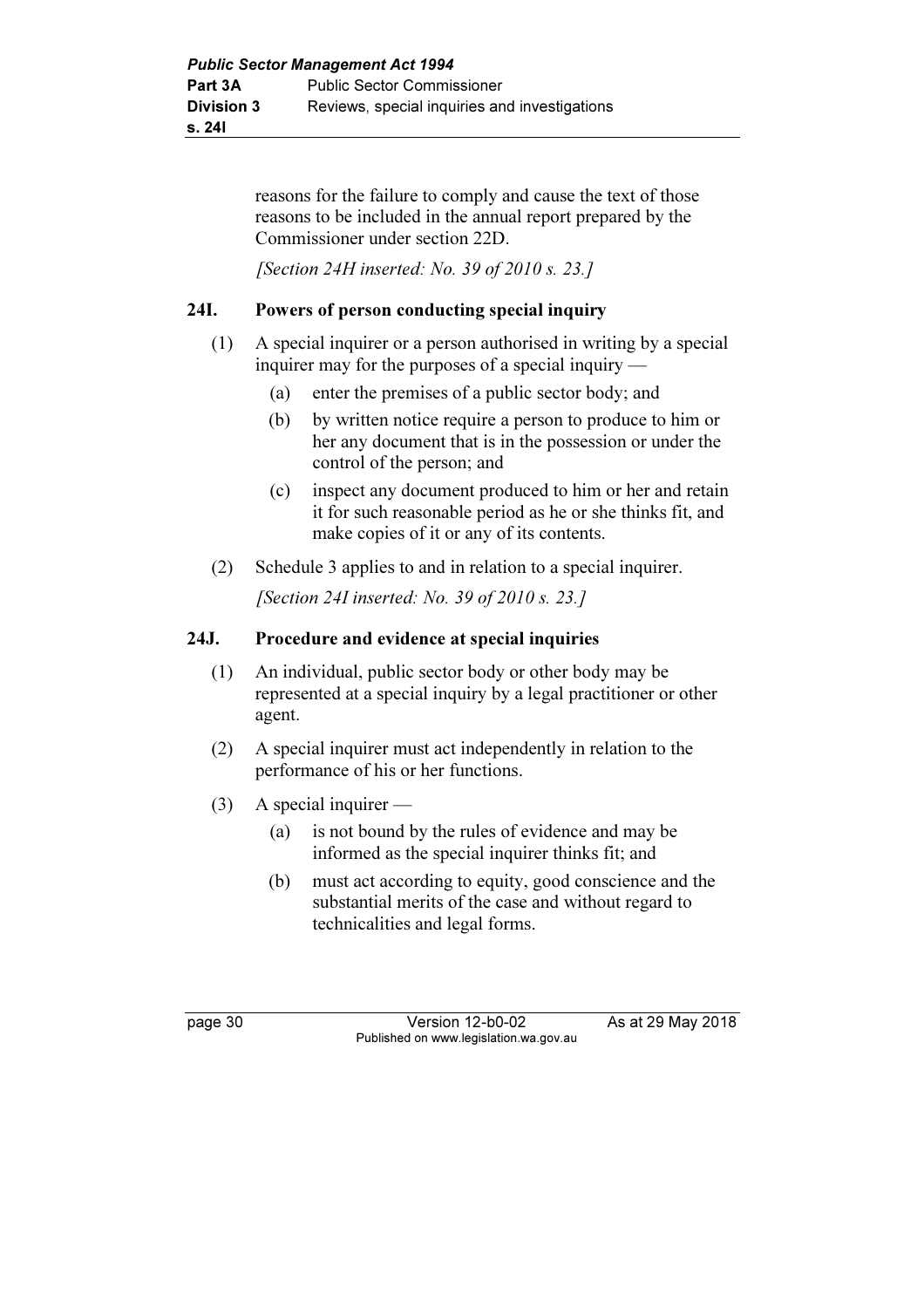reasons for the failure to comply and cause the text of those reasons to be included in the annual report prepared by the Commissioner under section 22D.

*[Section 24H inserted: No. 39 of 2010 s. 23.]*

### 24I. Powers of person conducting special inquiry

(1) A special inquirer or a person authorised in writing by a special inquirer may for the purposes of a special inquiry —

- (a) enter the premises of a public sector body; and
- (b) by written notice require a person to produce to him or her any document that is in the possession or under the control of the person; and
- (c) inspect any document produced to him or her and retain it for such reasonable period as he or she thinks fit, and make copies of it or any of its contents.

(2) Schedule 3 applies to and in relation to a special inquirer.

*[Section 24I inserted: No. 39 of 2010 s. 23.]*

### 24J. Procedure and evidence at special inquiries

(1) An individual, public sector body or other body may be represented at a special inquiry by a legal practitioner or other agent.

(2) A special inquirer must act independently in relation to the performance of his or her functions.

(3) A special inquirer —

- (a) is not bound by the rules of evidence and may be informed as the special inquirer thinks fit; and
- (b) must act according to equity, good conscience and the substantial merits of the case and without regard to technicalities and legal forms.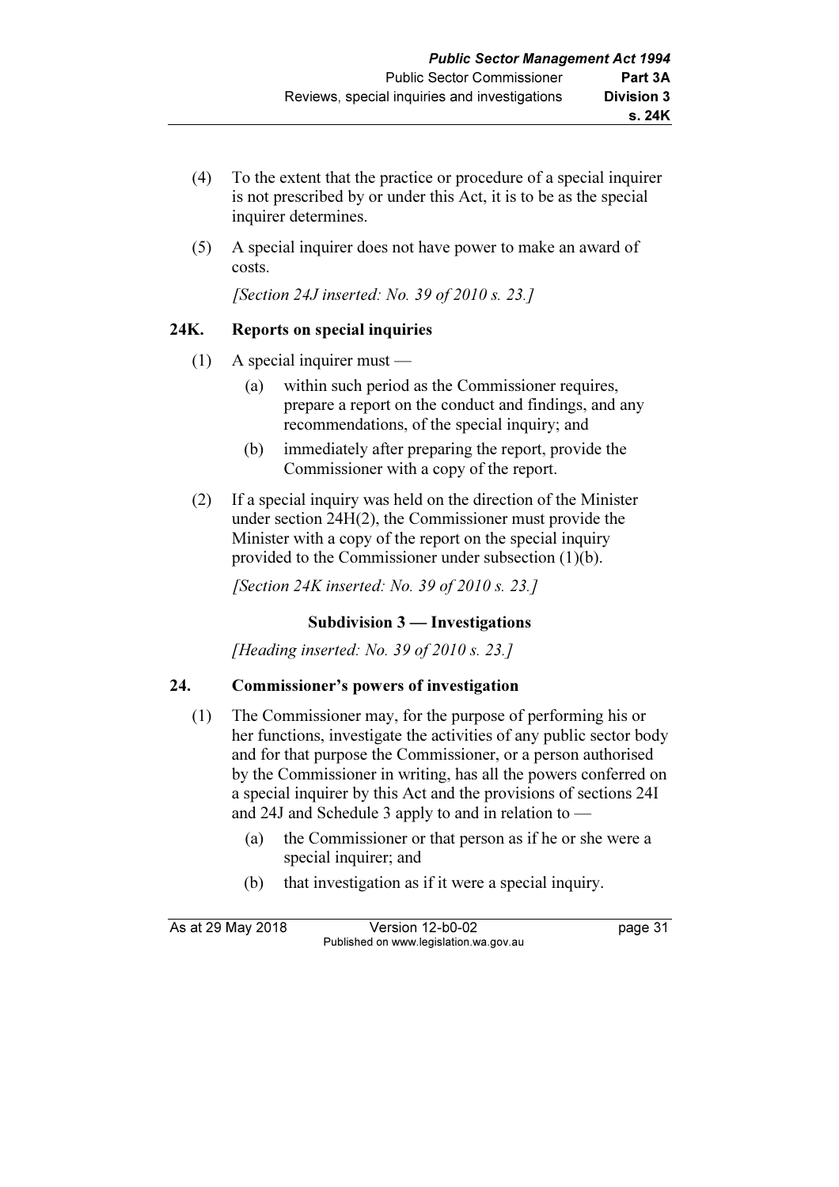(4) To the extent that the practice or procedure of a special inquirer is not prescribed by or under this Act, it is to be as the special inquirer determines.

(5) A special inquirer does not have power to make an award of costs.

*[Section 24J inserted: No. 39 of 2010 s. 23.]*

### 24K. Reports on special inquiries

(1) A special inquirer must —

- (a) within such period as the Commissioner requires, prepare a report on the conduct and findings, and any recommendations, of the special inquiry; and
- (b) immediately after preparing the report, provide the Commissioner with a copy of the report.

(2) If a special inquiry was held on the direction of the Minister under section 24H(2), the Commissioner must provide the Minister with a copy of the report on the special inquiry provided to the Commissioner under subsection (1)(b).

*[Section 24K inserted: No. 39 of 2010 s. 23.]*

## Subdivision 3 — Investigations

*[Heading inserted: No. 39 of 2010 s. 23.]*

### 24. Commissioner's powers of investigation

(1) The Commissioner may, for the purpose of performing his or her functions, investigate the activities of any public sector body and for that purpose the Commissioner, or a person authorised by the Commissioner in writing, has all the powers conferred on a special inquirer by this Act and the provisions of sections 24I and 24J and Schedule 3 apply to and in relation to —

- (a) the Commissioner or that person as if he or she were a special inquirer; and
- (b) that investigation as if it were a special inquiry.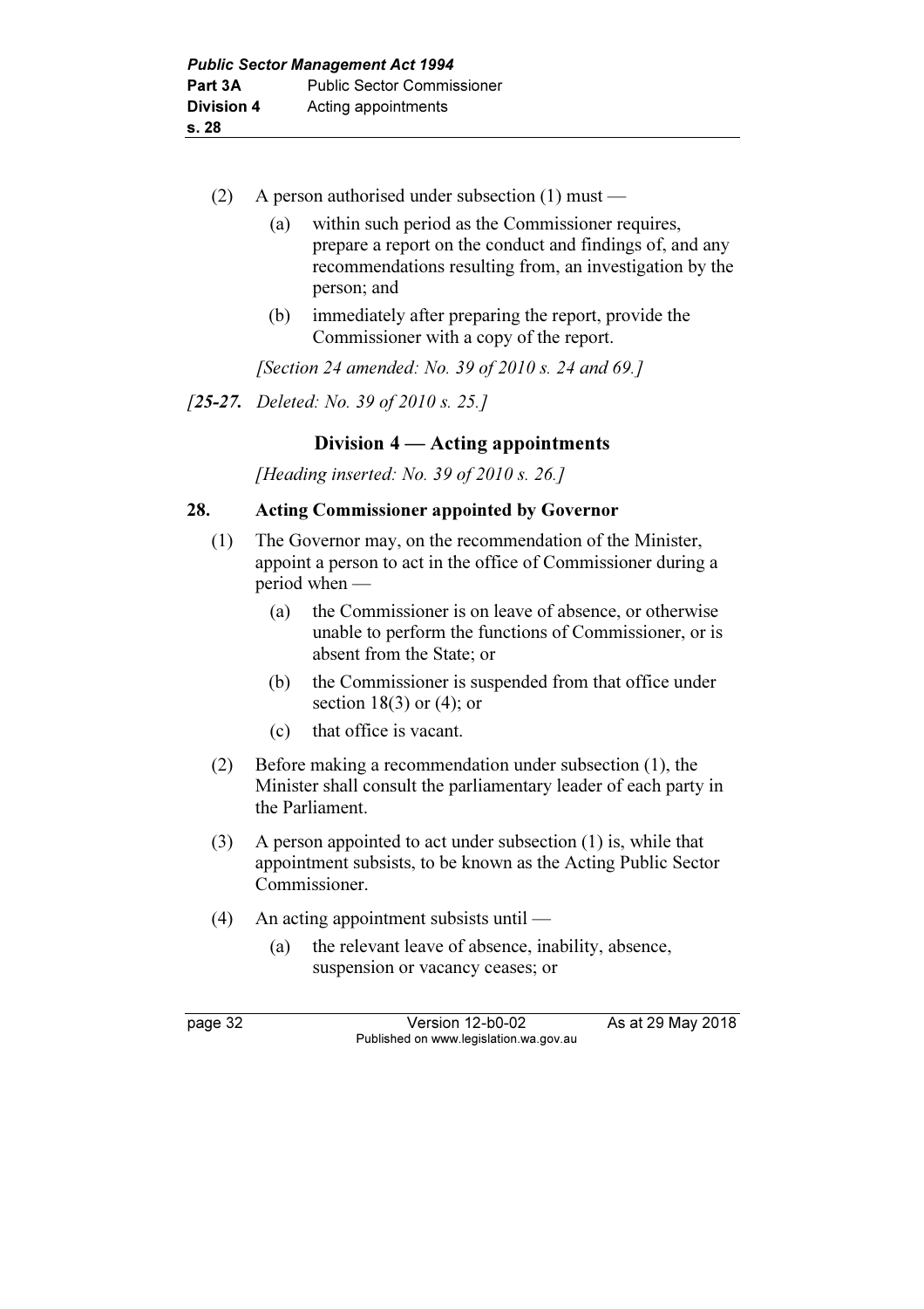(2) A person authorised under subsection (1) must —

(a) within such period as the Commissioner requires, prepare a report on the conduct and findings of, and any recommendations resulting from, an investigation by the person; and

(b) immediately after preparing the report, provide the Commissioner with a copy of the report.

*[Section 24 amended: No. 39 of 2010 s. 24 and 69.]*

*[**25-27.** Deleted: No. 39 of 2010 s. 25.]*

## Division 4 — Acting appointments

*[Heading inserted: No. 39 of 2010 s. 26.]*

### 28. Acting Commissioner appointed by Governor

(1) The Governor may, on the recommendation of the Minister, appoint a person to act in the office of Commissioner during a period when —

(a) the Commissioner is on leave of absence, or otherwise unable to perform the functions of Commissioner, or is absent from the State; or

(b) the Commissioner is suspended from that office under section 18(3) or (4); or

(c) that office is vacant.

(2) Before making a recommendation under subsection (1), the Minister shall consult the parliamentary leader of each party in the Parliament.

(3) A person appointed to act under subsection (1) is, while that appointment subsists, to be known as the Acting Public Sector Commissioner.

(4) An acting appointment subsists until —

(a) the relevant leave of absence, inability, absence, suspension or vacancy ceases; or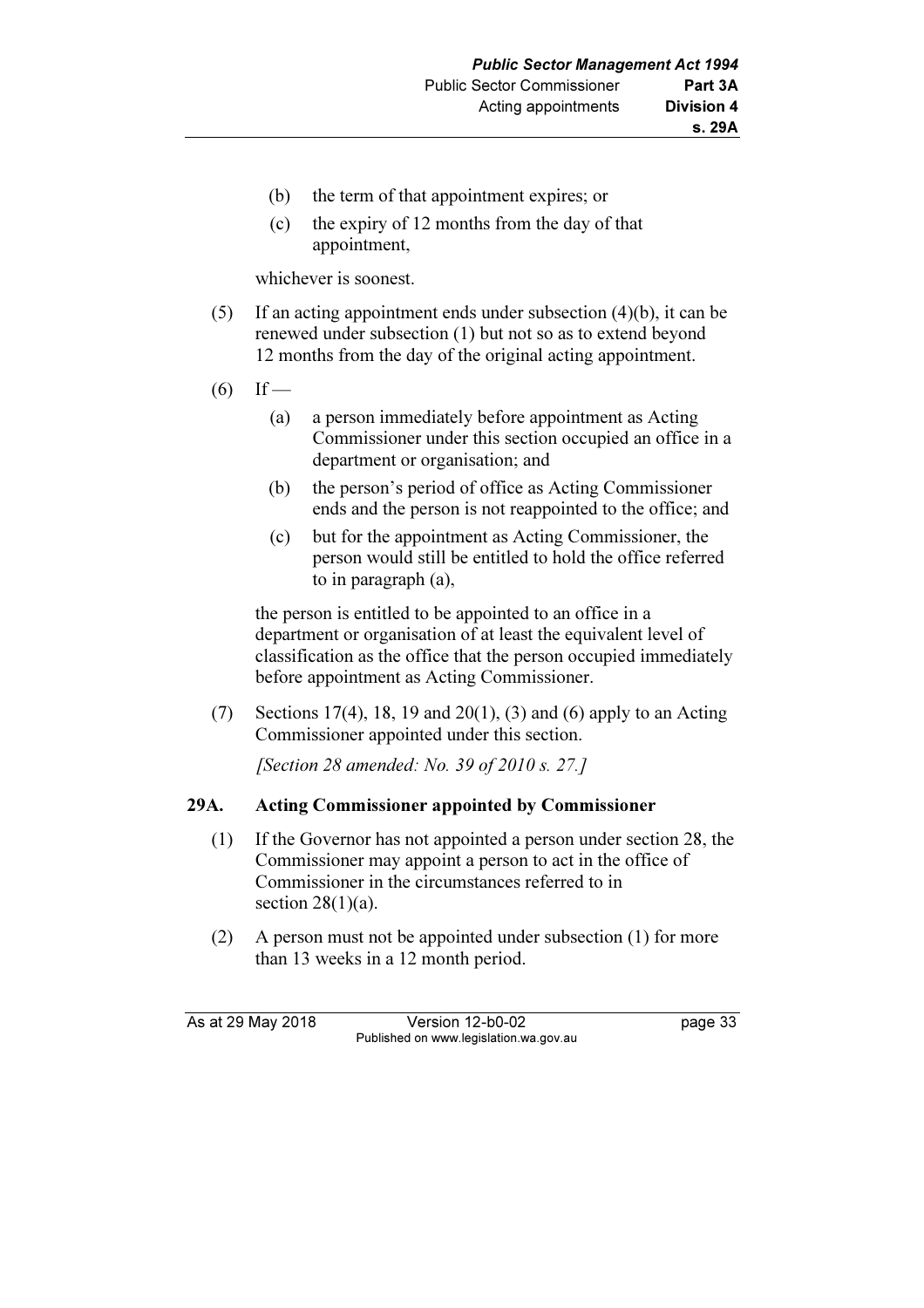(b) the term of that appointment expires; or

(c) the expiry of 12 months from the day of that appointment,

whichever is soonest.

(5) If an acting appointment ends under subsection (4)(b), it can be renewed under subsection (1) but not so as to extend beyond 12 months from the day of the original acting appointment.

(6) If —

(a) a person immediately before appointment as Acting Commissioner under this section occupied an office in a department or organisation; and

(b) the person's period of office as Acting Commissioner ends and the person is not reappointed to the office; and

(c) but for the appointment as Acting Commissioner, the person would still be entitled to hold the office referred to in paragraph (a),

the person is entitled to be appointed to an office in a department or organisation of at least the equivalent level of classification as the office that the person occupied immediately before appointment as Acting Commissioner.

(7) Sections 17(4), 18, 19 and 20(1), (3) and (6) apply to an Acting Commissioner appointed under this section.

*[Section 28 amended: No. 39 of 2010 s. 27.]*

### 29A. Acting Commissioner appointed by Commissioner

(1) If the Governor has not appointed a person under section 28, the Commissioner may appoint a person to act in the office of Commissioner in the circumstances referred to in section 28(1)(a).

(2) A person must not be appointed under subsection (1) for more than 13 weeks in a 12 month period.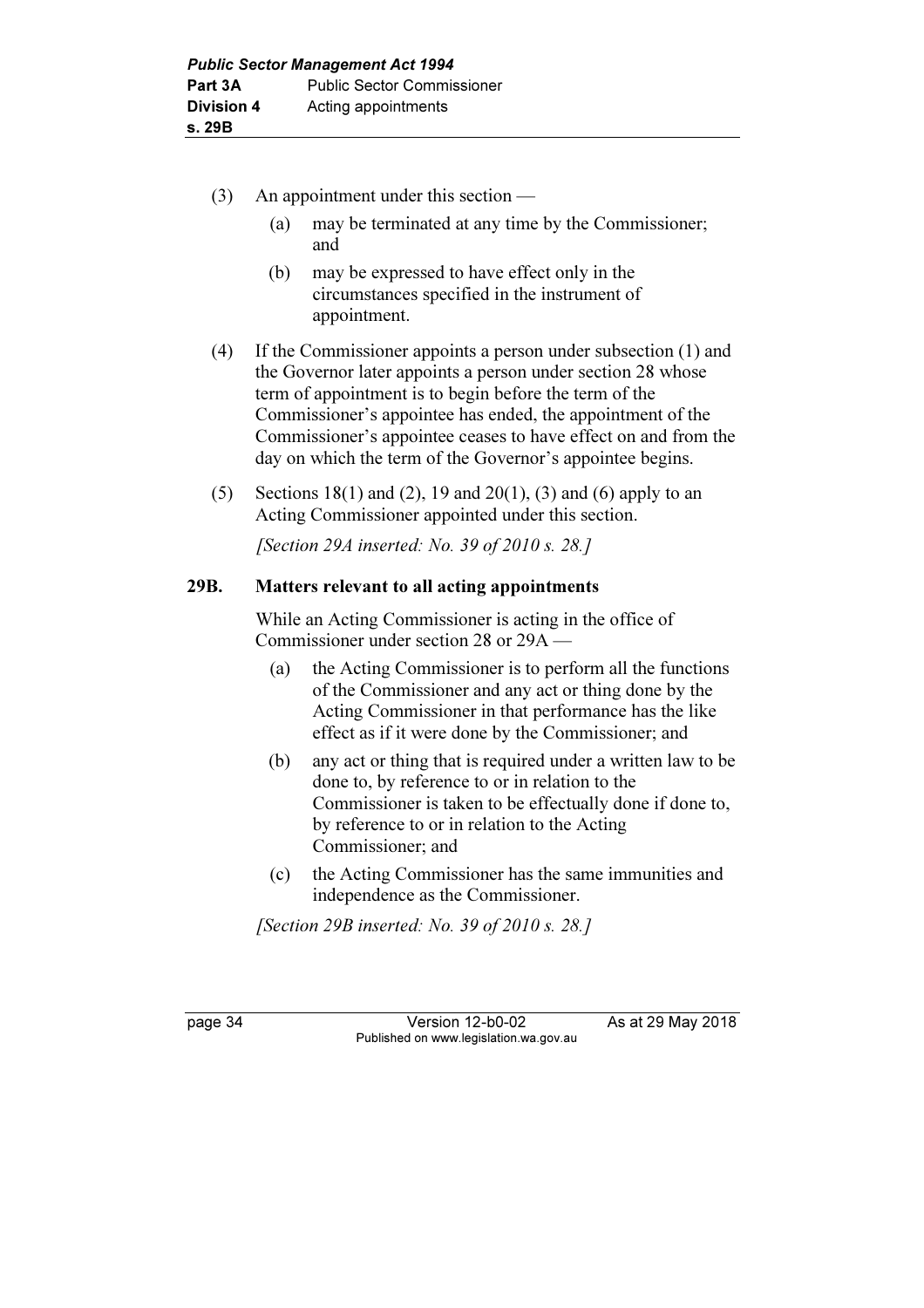(3) An appointment under this section —

   (a) may be terminated at any time by the Commissioner; and

   (b) may be expressed to have effect only in the circumstances specified in the instrument of appointment.

(4) If the Commissioner appoints a person under subsection (1) and the Governor later appoints a person under section 28 whose term of appointment is to begin before the term of the Commissioner's appointee has ended, the appointment of the Commissioner's appointee ceases to have effect on and from the day on which the term of the Governor's appointee begins.

(5) Sections 18(1) and (2), 19 and 20(1), (3) and (6) apply to an Acting Commissioner appointed under this section.

*[Section 29A inserted: No. 39 of 2010 s. 28.]*

### 29B. Matters relevant to all acting appointments

While an Acting Commissioner is acting in the office of Commissioner under section 28 or 29A —

   (a) the Acting Commissioner is to perform all the functions of the Commissioner and any act or thing done by the Acting Commissioner in that performance has the like effect as if it were done by the Commissioner; and

   (b) any act or thing that is required under a written law to be done to, by reference to or in relation to the Commissioner is taken to be effectually done if done to, by reference to or in relation to the Acting Commissioner; and

   (c) the Acting Commissioner has the same immunities and independence as the Commissioner.

*[Section 29B inserted: No. 39 of 2010 s. 28.]*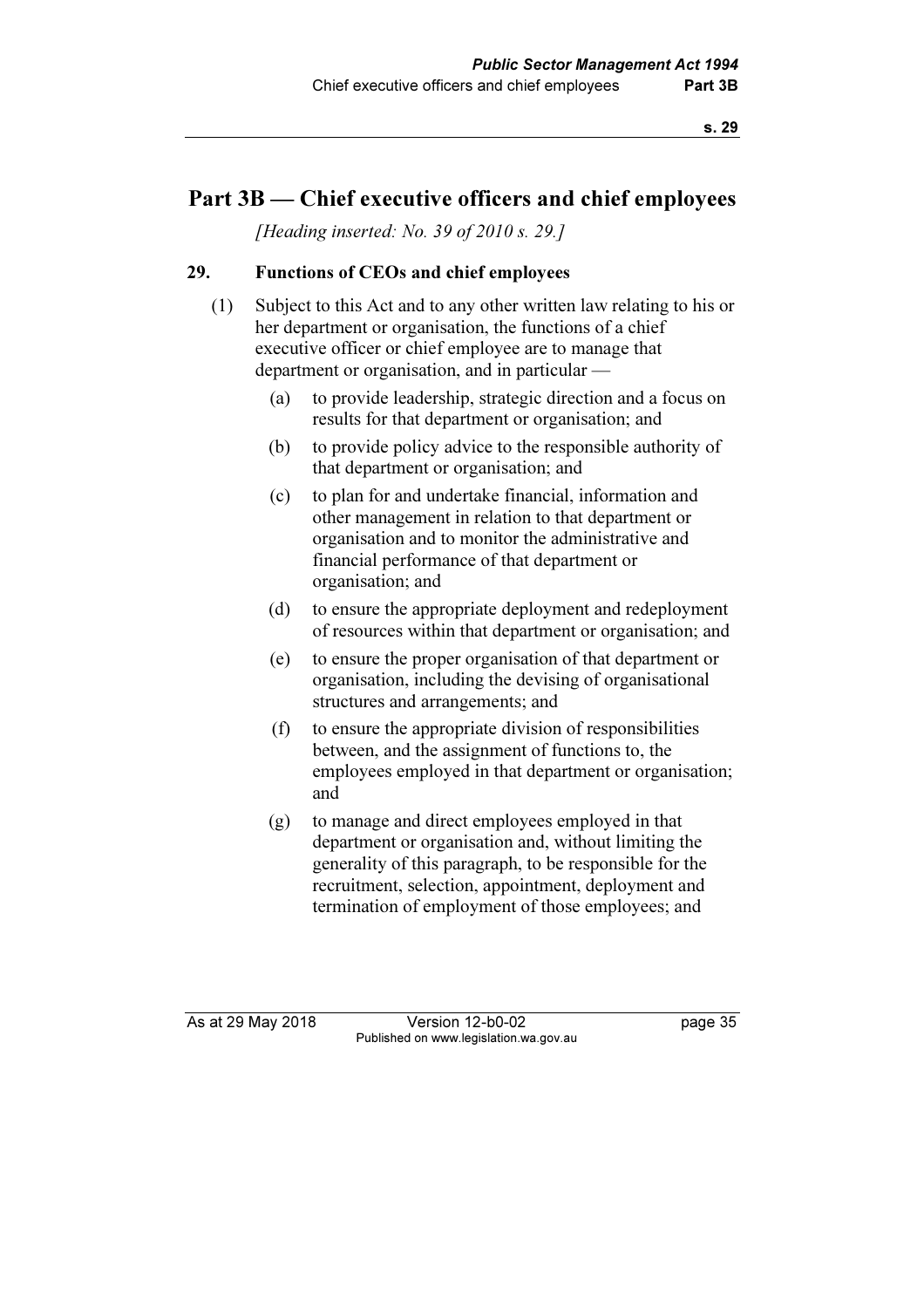# Part 3B — Chief executive officers and chief employees

*[Heading inserted: No. 39 of 2010 s. 29.]*

### 29. Functions of CEOs and chief employees

(1) Subject to this Act and to any other written law relating to his or her department or organisation, the functions of a chief executive officer or chief employee are to manage that department or organisation, and in particular —

(a) to provide leadership, strategic direction and a focus on results for that department or organisation; and

(b) to provide policy advice to the responsible authority of that department or organisation; and

(c) to plan for and undertake financial, information and other management in relation to that department or organisation and to monitor the administrative and financial performance of that department or organisation; and

(d) to ensure the appropriate deployment and redeployment of resources within that department or organisation; and

(e) to ensure the proper organisation of that department or organisation, including the devising of organisational structures and arrangements; and

(f) to ensure the appropriate division of responsibilities between, and the assignment of functions to, the employees employed in that department or organisation; and

(g) to manage and direct employees employed in that department or organisation and, without limiting the generality of this paragraph, to be responsible for the recruitment, selection, appointment, deployment and termination of employment of those employees; and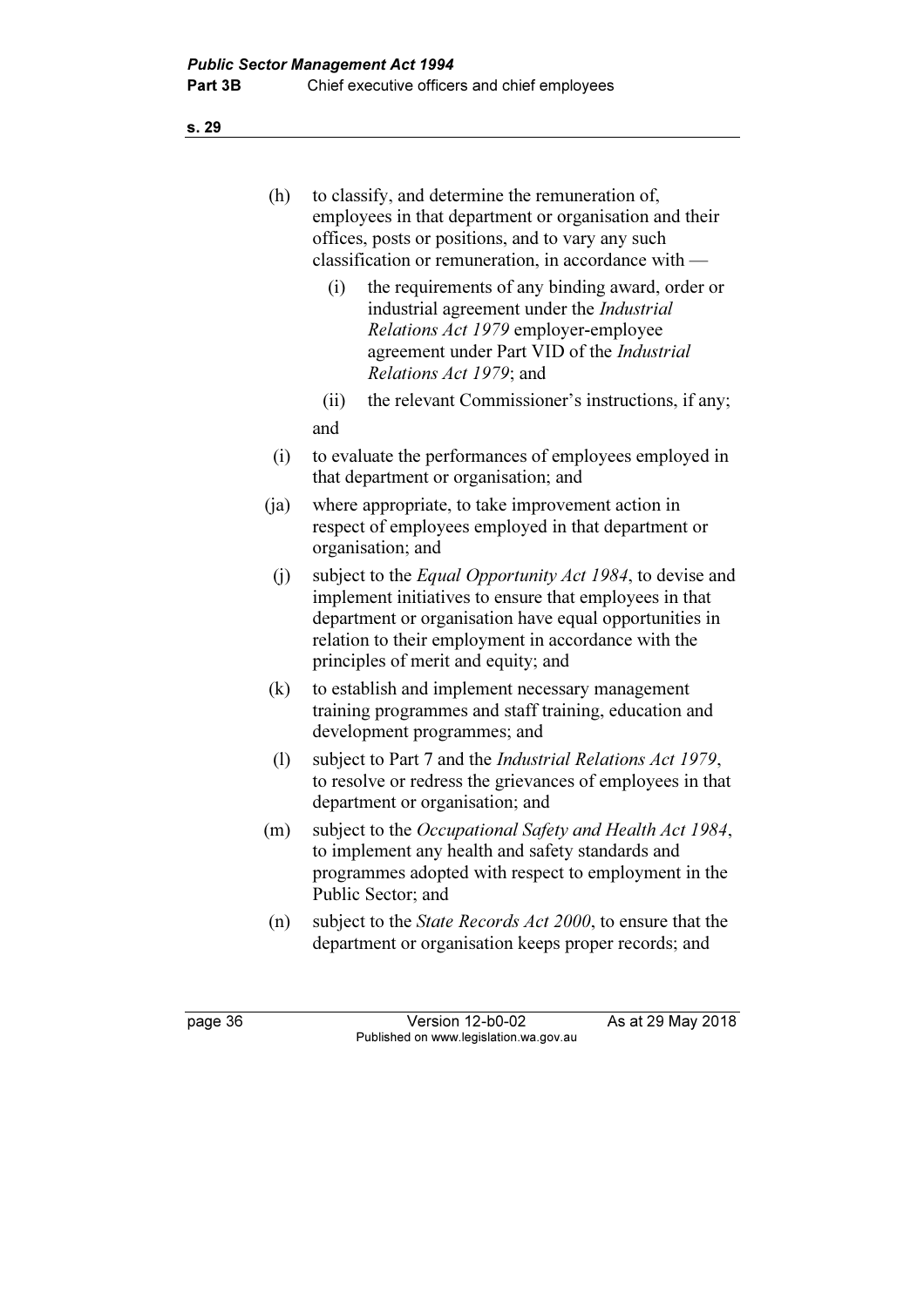(h) to classify, and determine the remuneration of, employees in that department or organisation and their offices, posts or positions, and to vary any such classification or remuneration, in accordance with —

  (i) the requirements of any binding award, order or industrial agreement under the *Industrial Relations Act 1979* employer-employee agreement under Part VID of the *Industrial Relations Act 1979*; and

  (ii) the relevant Commissioner's instructions, if any;

  and

(i) to evaluate the performances of employees employed in that department or organisation; and

(ja) where appropriate, to take improvement action in respect of employees employed in that department or organisation; and

(j) subject to the *Equal Opportunity Act 1984*, to devise and implement initiatives to ensure that employees in that department or organisation have equal opportunities in relation to their employment in accordance with the principles of merit and equity; and

(k) to establish and implement necessary management training programmes and staff training, education and development programmes; and

(l) subject to Part 7 and the *Industrial Relations Act 1979*, to resolve or redress the grievances of employees in that department or organisation; and

(m) subject to the *Occupational Safety and Health Act 1984*, to implement any health and safety standards and programmes adopted with respect to employment in the Public Sector; and

(n) subject to the *State Records Act 2000*, to ensure that the department or organisation keeps proper records; and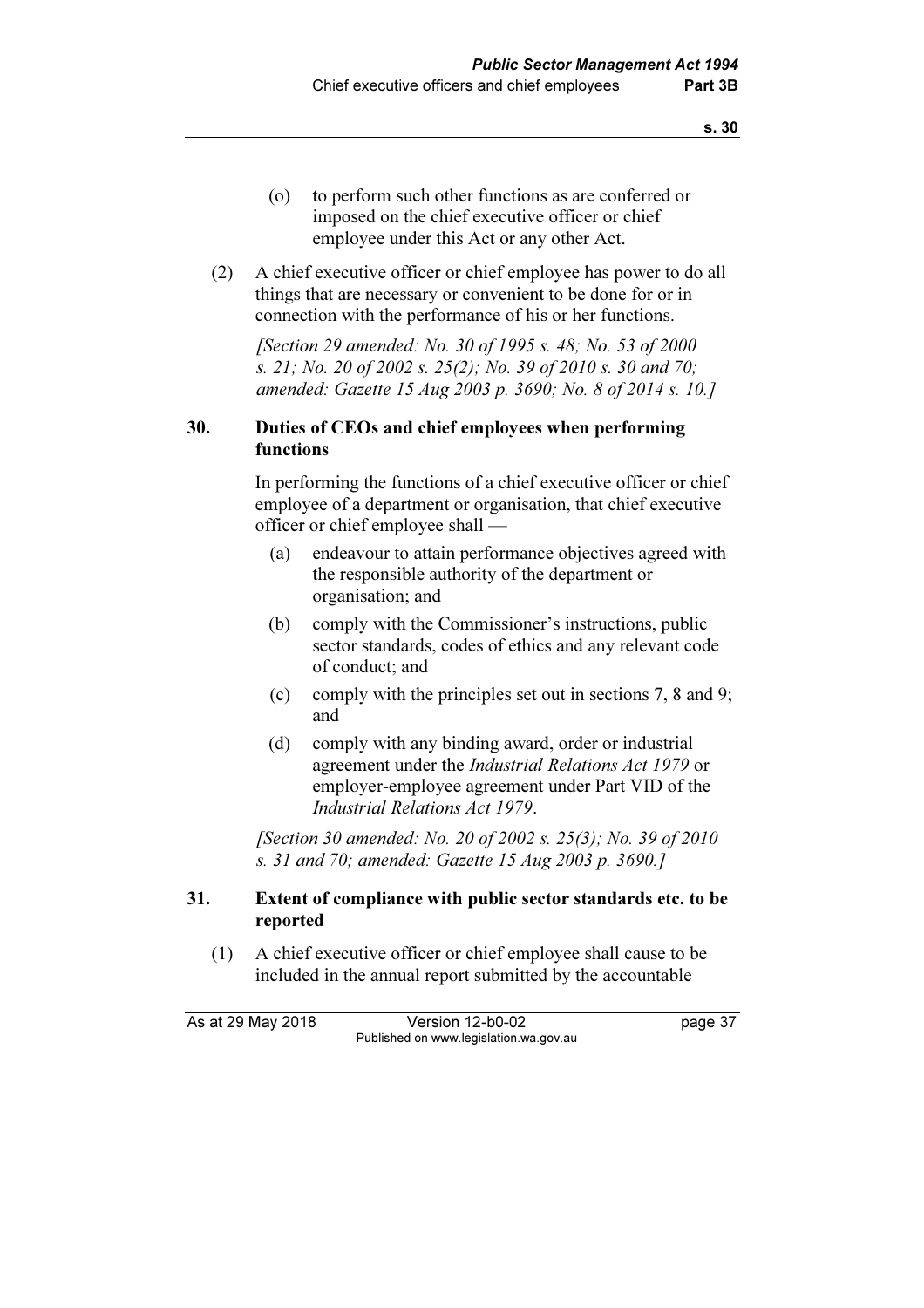(o) to perform such other functions as are conferred or imposed on the chief executive officer or chief employee under this Act or any other Act.

(2) A chief executive officer or chief employee has power to do all things that are necessary or convenient to be done for or in connection with the performance of his or her functions.

*[Section 29 amended: No. 30 of 1995 s. 48; No. 53 of 2000 s. 21; No. 20 of 2002 s. 25(2); No. 39 of 2010 s. 30 and 70; amended: Gazette 15 Aug 2003 p. 3690; No. 8 of 2014 s. 10.]*

### 30. Duties of CEOs and chief employees when performing functions

In performing the functions of a chief executive officer or chief employee of a department or organisation, that chief executive officer or chief employee shall —

(a) endeavour to attain performance objectives agreed with the responsible authority of the department or organisation; and

(b) comply with the Commissioner's instructions, public sector standards, codes of ethics and any relevant code of conduct; and

(c) comply with the principles set out in sections 7, 8 and 9; and

(d) comply with any binding award, order or industrial agreement under the *Industrial Relations Act 1979* or employer-employee agreement under Part VID of the *Industrial Relations Act 1979*.

*[Section 30 amended: No. 20 of 2002 s. 25(3); No. 39 of 2010 s. 31 and 70; amended: Gazette 15 Aug 2003 p. 3690.]*

### 31. Extent of compliance with public sector standards etc. to be reported

(1) A chief executive officer or chief employee shall cause to be included in the annual report submitted by the accountable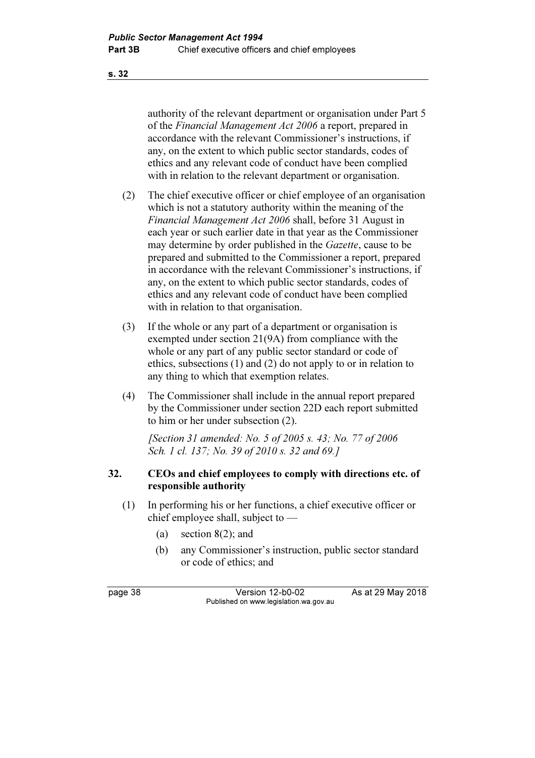authority of the relevant department or organisation under Part 5 of the *Financial Management Act 2006* a report, prepared in accordance with the relevant Commissioner's instructions, if any, on the extent to which public sector standards, codes of ethics and any relevant code of conduct have been complied with in relation to the relevant department or organisation.

(2) The chief executive officer or chief employee of an organisation which is not a statutory authority within the meaning of the *Financial Management Act 2006* shall, before 31 August in each year or such earlier date in that year as the Commissioner may determine by order published in the *Gazette*, cause to be prepared and submitted to the Commissioner a report, prepared in accordance with the relevant Commissioner's instructions, if any, on the extent to which public sector standards, codes of ethics and any relevant code of conduct have been complied with in relation to that organisation.

(3) If the whole or any part of a department or organisation is exempted under section 21(9A) from compliance with the whole or any part of any public sector standard or code of ethics, subsections (1) and (2) do not apply to or in relation to any thing to which that exemption relates.

(4) The Commissioner shall include in the annual report prepared by the Commissioner under section 22D each report submitted to him or her under subsection (2).

*[Section 31 amended: No. 5 of 2005 s. 43; No. 77 of 2006 Sch. 1 cl. 137; No. 39 of 2010 s. 32 and 69.]*

### 32. CEOs and chief employees to comply with directions etc. of responsible authority

(1) In performing his or her functions, a chief executive officer or chief employee shall, subject to —

(a) section 8(2); and

(b) any Commissioner's instruction, public sector standard or code of ethics; and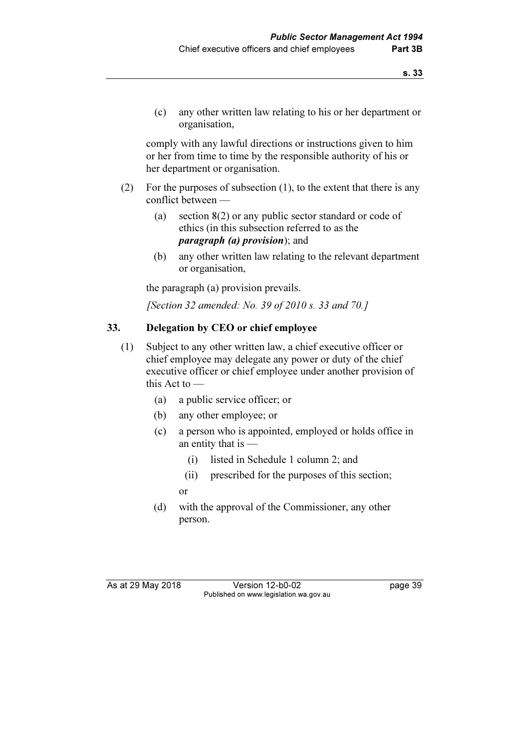(c) any other written law relating to his or her department or organisation,

comply with any lawful directions or instructions given to him or her from time to time by the responsible authority of his or her department or organisation.

(2) For the purposes of subsection (1), to the extent that there is any conflict between —

(a) section 8(2) or any public sector standard or code of ethics (in this subsection referred to as the ***paragraph (a) provision***); and

(b) any other written law relating to the relevant department or organisation,

the paragraph (a) provision prevails.

*[Section 32 amended: No. 39 of 2010 s. 33 and 70.]*

## 33. Delegation by CEO or chief employee

(1) Subject to any other written law, a chief executive officer or chief employee may delegate any power or duty of the chief executive officer or chief employee under another provision of this Act to —

(a) a public service officer; or

(b) any other employee; or

(c) a person who is appointed, employed or holds office in an entity that is —

(i) listed in Schedule 1 column 2; and

(ii) prescribed for the purposes of this section;

or

(d) with the approval of the Commissioner, any other person.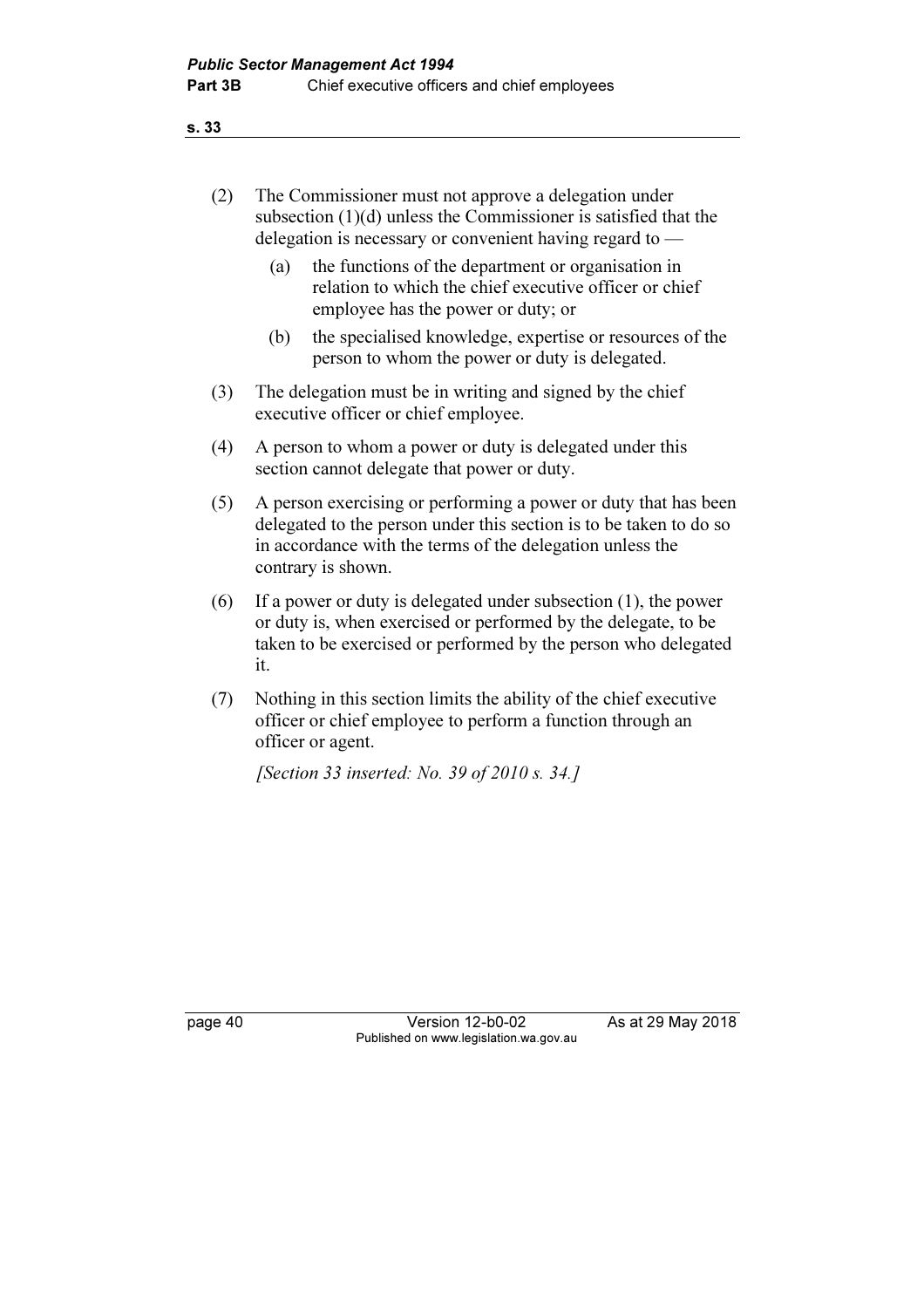(2) The Commissioner must not approve a delegation under subsection (1)(d) unless the Commissioner is satisfied that the delegation is necessary or convenient having regard to —

   (a) the functions of the department or organisation in relation to which the chief executive officer or chief employee has the power or duty; or

   (b) the specialised knowledge, expertise or resources of the person to whom the power or duty is delegated.

(3) The delegation must be in writing and signed by the chief executive officer or chief employee.

(4) A person to whom a power or duty is delegated under this section cannot delegate that power or duty.

(5) A person exercising or performing a power or duty that has been delegated to the person under this section is to be taken to do so in accordance with the terms of the delegation unless the contrary is shown.

(6) If a power or duty is delegated under subsection (1), the power or duty is, when exercised or performed by the delegate, to be taken to be exercised or performed by the person who delegated it.

(7) Nothing in this section limits the ability of the chief executive officer or chief employee to perform a function through an officer or agent.

*[Section 33 inserted: No. 39 of 2010 s. 34.]*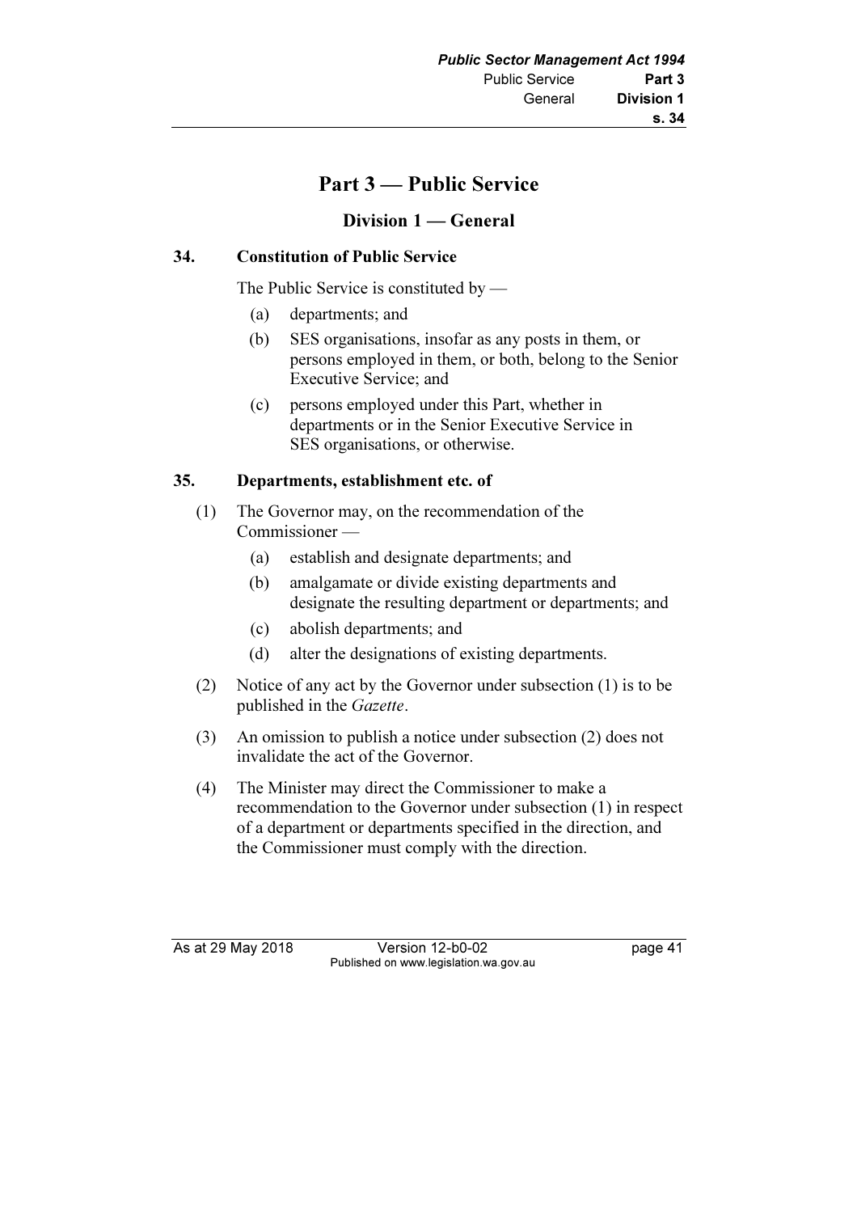# Part 3 — Public Service

## Division 1 — General

### 34. Constitution of Public Service

The Public Service is constituted by —

(a) departments; and

(b) SES organisations, insofar as any posts in them, or persons employed in them, or both, belong to the Senior Executive Service; and

(c) persons employed under this Part, whether in departments or in the Senior Executive Service in SES organisations, or otherwise.

### 35. Departments, establishment etc. of

(1) The Governor may, on the recommendation of the Commissioner —

(a) establish and designate departments; and

(b) amalgamate or divide existing departments and designate the resulting department or departments; and

(c) abolish departments; and

(d) alter the designations of existing departments.

(2) Notice of any act by the Governor under subsection (1) is to be published in the *Gazette*.

(3) An omission to publish a notice under subsection (2) does not invalidate the act of the Governor.

(4) The Minister may direct the Commissioner to make a recommendation to the Governor under subsection (1) in respect of a department or departments specified in the direction, and the Commissioner must comply with the direction.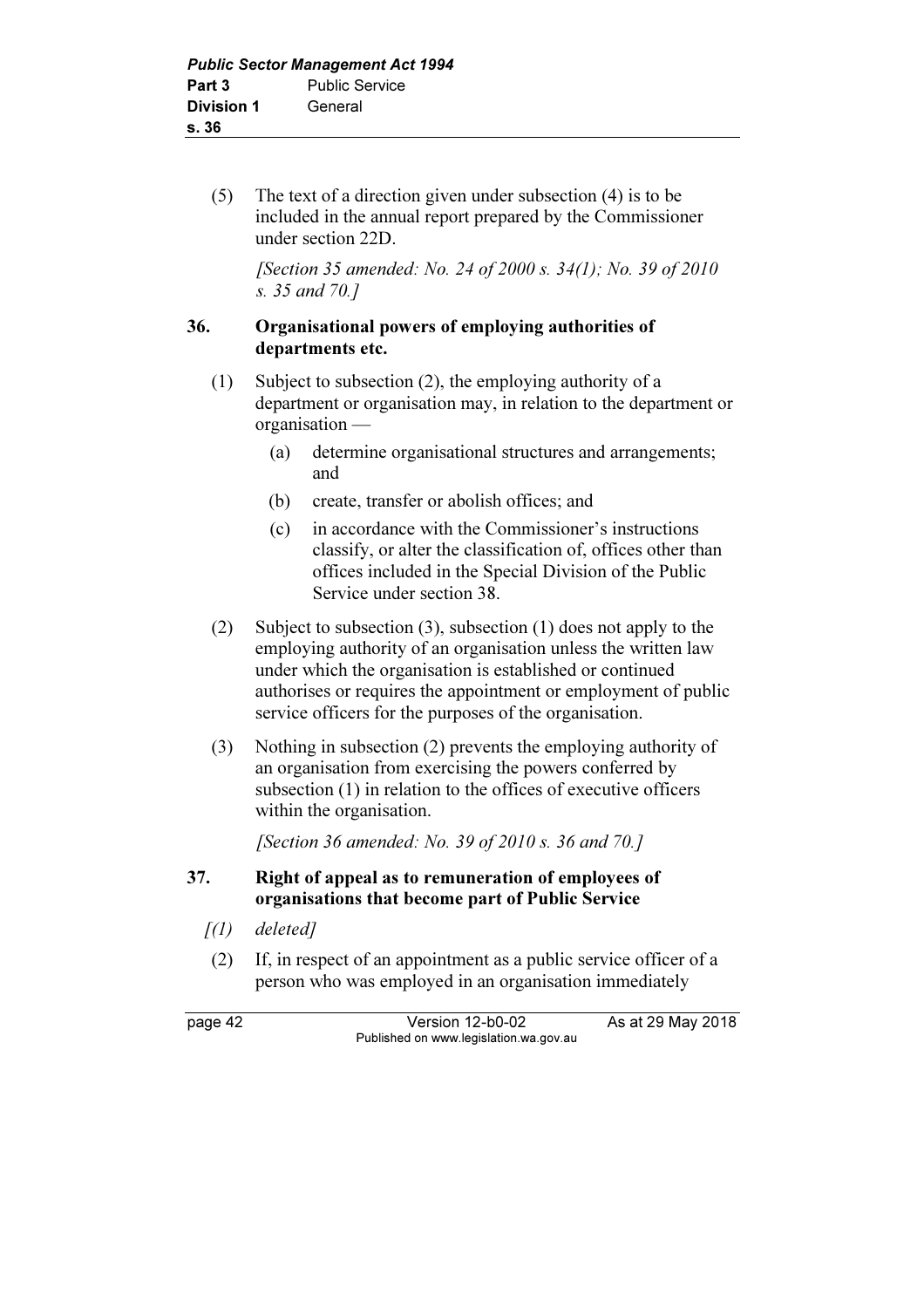(5) The text of a direction given under subsection (4) is to be included in the annual report prepared by the Commissioner under section 22D.

*[Section 35 amended: No. 24 of 2000 s. 34(1); No. 39 of 2010 s. 35 and 70.]*

### 36. Organisational powers of employing authorities of departments etc.

(1) Subject to subsection (2), the employing authority of a department or organisation may, in relation to the department or organisation —

- (a) determine organisational structures and arrangements; and
- (b) create, transfer or abolish offices; and
- (c) in accordance with the Commissioner's instructions classify, or alter the classification of, offices other than offices included in the Special Division of the Public Service under section 38.

(2) Subject to subsection (3), subsection (1) does not apply to the employing authority of an organisation unless the written law under which the organisation is established or continued authorises or requires the appointment or employment of public service officers for the purposes of the organisation.

(3) Nothing in subsection (2) prevents the employing authority of an organisation from exercising the powers conferred by subsection (1) in relation to the offices of executive officers within the organisation.

*[Section 36 amended: No. 39 of 2010 s. 36 and 70.]*

### 37. Right of appeal as to remuneration of employees of organisations that become part of Public Service

*[(1) deleted]*

(2) If, in respect of an appointment as a public service officer of a person who was employed in an organisation immediately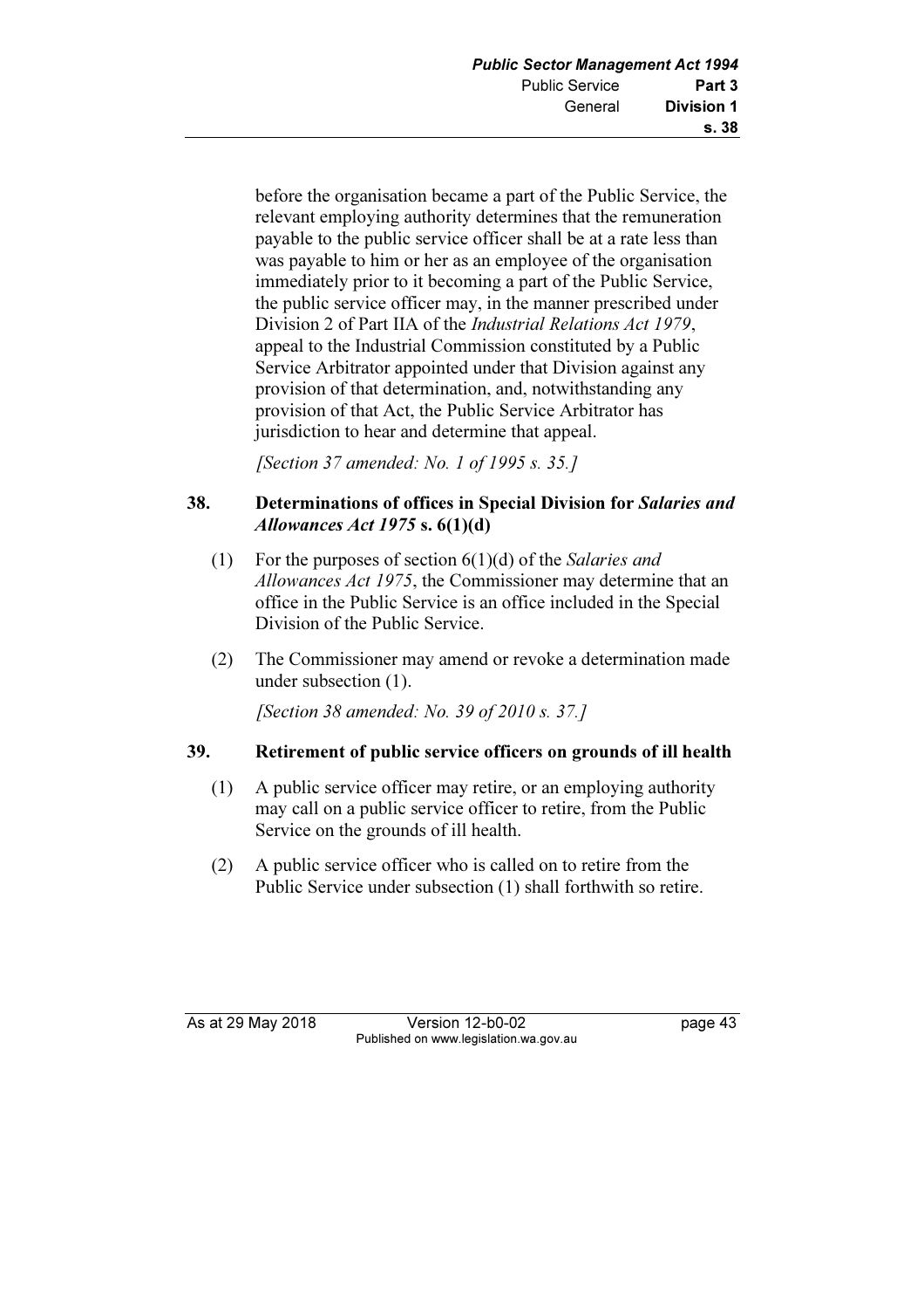before the organisation became a part of the Public Service, the relevant employing authority determines that the remuneration payable to the public service officer shall be at a rate less than was payable to him or her as an employee of the organisation immediately prior to it becoming a part of the Public Service, the public service officer may, in the manner prescribed under Division 2 of Part IIA of the *Industrial Relations Act 1979*, appeal to the Industrial Commission constituted by a Public Service Arbitrator appointed under that Division against any provision of that determination, and, notwithstanding any provision of that Act, the Public Service Arbitrator has jurisdiction to hear and determine that appeal.

*[Section 37 amended: No. 1 of 1995 s. 35.]*

### 38. Determinations of offices in Special Division for *Salaries and Allowances Act 1975* s. 6(1)(d)

(1) For the purposes of section 6(1)(d) of the *Salaries and Allowances Act 1975*, the Commissioner may determine that an office in the Public Service is an office included in the Special Division of the Public Service.

(2) The Commissioner may amend or revoke a determination made under subsection (1).

*[Section 38 amended: No. 39 of 2010 s. 37.]*

### 39. Retirement of public service officers on grounds of ill health

(1) A public service officer may retire, or an employing authority may call on a public service officer to retire, from the Public Service on the grounds of ill health.

(2) A public service officer who is called on to retire from the Public Service under subsection (1) shall forthwith so retire.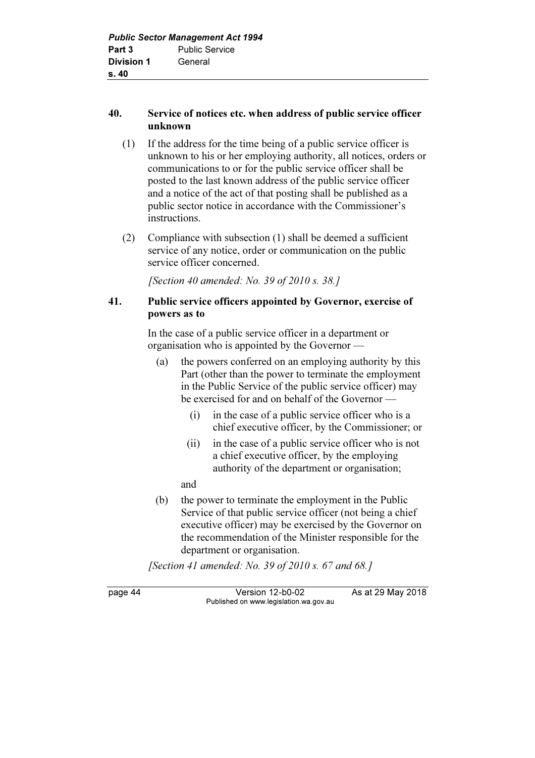### 40. Service of notices etc. when address of public service officer unknown

(1) If the address for the time being of a public service officer is unknown to his or her employing authority, all notices, orders or communications to or for the public service officer shall be posted to the last known address of the public service officer and a notice of the act of that posting shall be published as a public sector notice in accordance with the Commissioner's instructions.

(2) Compliance with subsection (1) shall be deemed a sufficient service of any notice, order or communication on the public service officer concerned.

*[Section 40 amended: No. 39 of 2010 s. 38.]*

### 41. Public service officers appointed by Governor, exercise of powers as to

In the case of a public service officer in a department or organisation who is appointed by the Governor —

(a) the powers conferred on an employing authority by this Part (other than the power to terminate the employment in the Public Service of the public service officer) may be exercised for and on behalf of the Governor —

  (i) in the case of a public service officer who is a chief executive officer, by the Commissioner; or

  (ii) in the case of a public service officer who is not a chief executive officer, by the employing authority of the department or organisation;

  and

(b) the power to terminate the employment in the Public Service of that public service officer (not being a chief executive officer) may be exercised by the Governor on the recommendation of the Minister responsible for the department or organisation.

*[Section 41 amended: No. 39 of 2010 s. 67 and 68.]*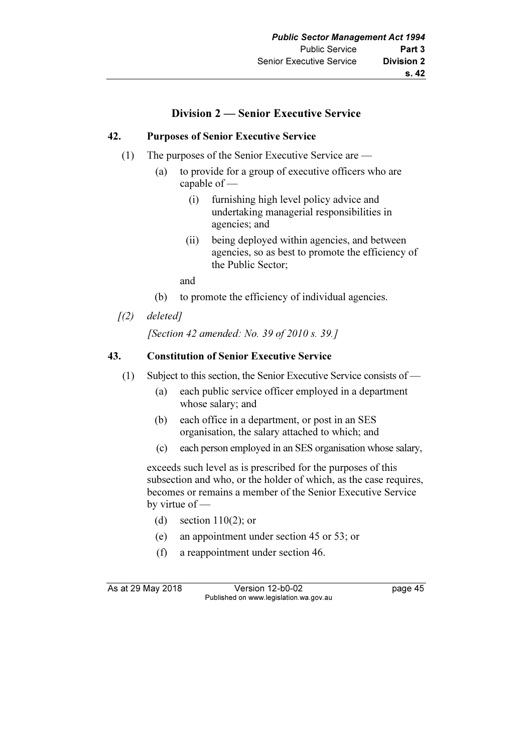## Division 2 — Senior Executive Service

### 42. Purposes of Senior Executive Service

(1) The purposes of the Senior Executive Service are —

- (a) to provide for a group of executive officers who are capable of —
  - (i) furnishing high level policy advice and undertaking managerial responsibilities in agencies; and
  - (ii) being deployed within agencies, and between agencies, so as best to promote the efficiency of the Public Sector;

  and

- (b) to promote the efficiency of individual agencies.

*[(2) deleted]*

*[Section 42 amended: No. 39 of 2010 s. 39.]*

### 43. Constitution of Senior Executive Service

(1) Subject to this section, the Senior Executive Service consists of —

- (a) each public service officer employed in a department whose salary; and
- (b) each office in a department, or post in an SES organisation, the salary attached to which; and
- (c) each person employed in an SES organisation whose salary,

exceeds such level as is prescribed for the purposes of this subsection and who, or the holder of which, as the case requires, becomes or remains a member of the Senior Executive Service by virtue of —

- (d) section 110(2); or
- (e) an appointment under section 45 or 53; or
- (f) a reappointment under section 46.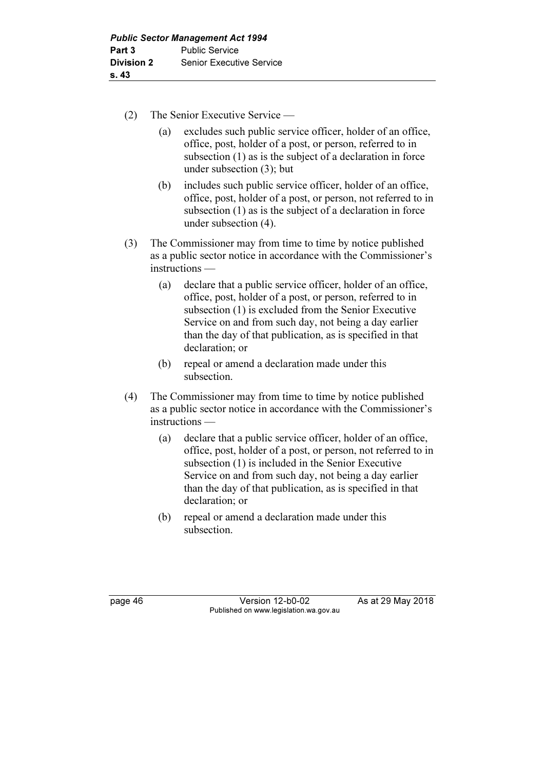(2) The Senior Executive Service —

  (a) excludes such public service officer, holder of an office, office, post, holder of a post, or person, referred to in subsection (1) as is the subject of a declaration in force under subsection (3); but

  (b) includes such public service officer, holder of an office, office, post, holder of a post, or person, not referred to in subsection (1) as is the subject of a declaration in force under subsection (4).

(3) The Commissioner may from time to time by notice published as a public sector notice in accordance with the Commissioner's instructions —

  (a) declare that a public service officer, holder of an office, office, post, holder of a post, or person, referred to in subsection (1) is excluded from the Senior Executive Service on and from such day, not being a day earlier than the day of that publication, as is specified in that declaration; or

  (b) repeal or amend a declaration made under this subsection.

(4) The Commissioner may from time to time by notice published as a public sector notice in accordance with the Commissioner's instructions —

  (a) declare that a public service officer, holder of an office, office, post, holder of a post, or person, not referred to in subsection (1) is included in the Senior Executive Service on and from such day, not being a day earlier than the day of that publication, as is specified in that declaration; or

  (b) repeal or amend a declaration made under this subsection.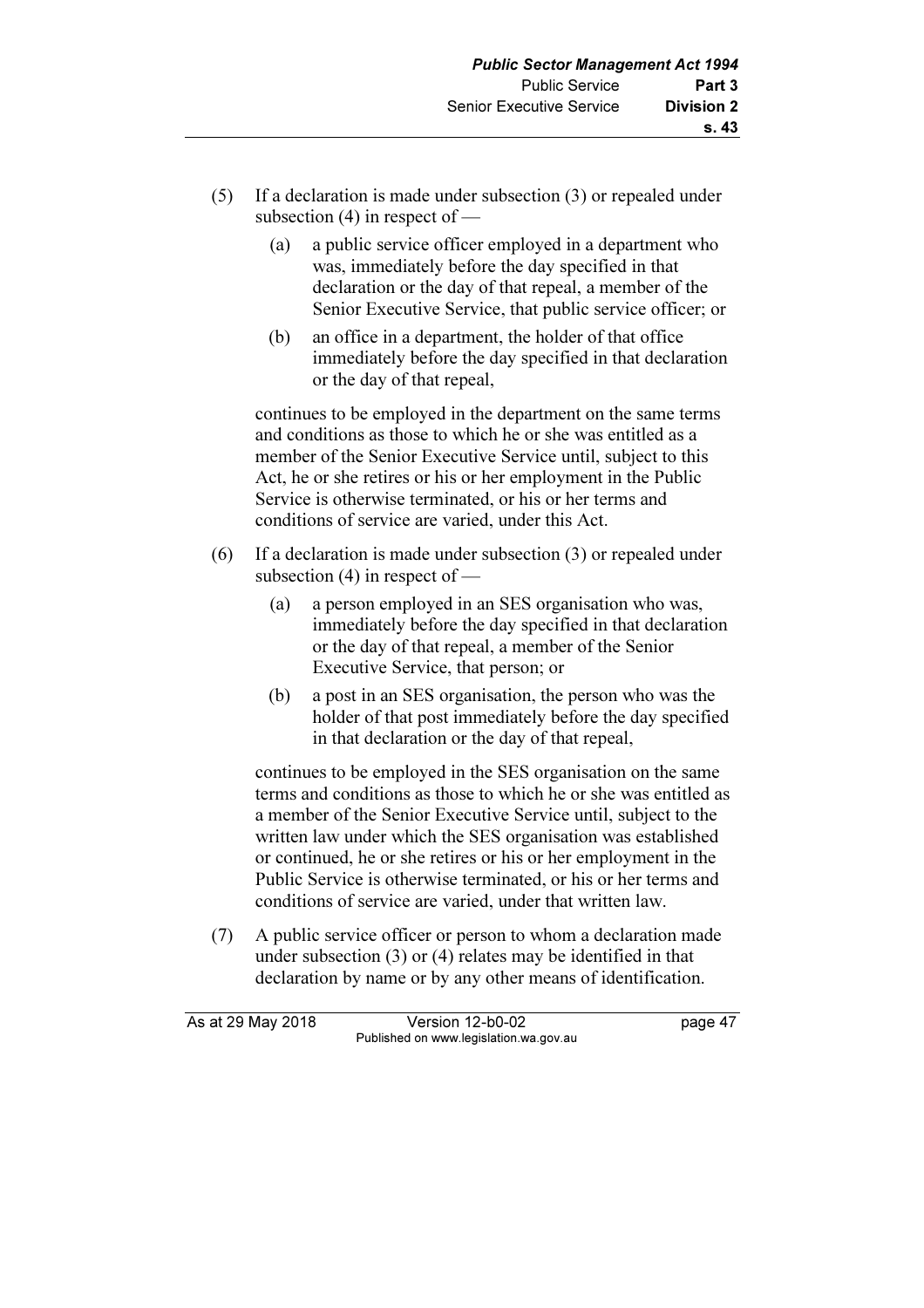(5) If a declaration is made under subsection (3) or repealed under subsection (4) in respect of —

  (a) a public service officer employed in a department who was, immediately before the day specified in that declaration or the day of that repeal, a member of the Senior Executive Service, that public service officer; or

  (b) an office in a department, the holder of that office immediately before the day specified in that declaration or the day of that repeal,

continues to be employed in the department on the same terms and conditions as those to which he or she was entitled as a member of the Senior Executive Service until, subject to this Act, he or she retires or his or her employment in the Public Service is otherwise terminated, or his or her terms and conditions of service are varied, under this Act.

(6) If a declaration is made under subsection (3) or repealed under subsection (4) in respect of —

  (a) a person employed in an SES organisation who was, immediately before the day specified in that declaration or the day of that repeal, a member of the Senior Executive Service, that person; or

  (b) a post in an SES organisation, the person who was the holder of that post immediately before the day specified in that declaration or the day of that repeal,

continues to be employed in the SES organisation on the same terms and conditions as those to which he or she was entitled as a member of the Senior Executive Service until, subject to the written law under which the SES organisation was established or continued, he or she retires or his or her employment in the Public Service is otherwise terminated, or his or her terms and conditions of service are varied, under that written law.

(7) A public service officer or person to whom a declaration made under subsection (3) or (4) relates may be identified in that declaration by name or by any other means of identification.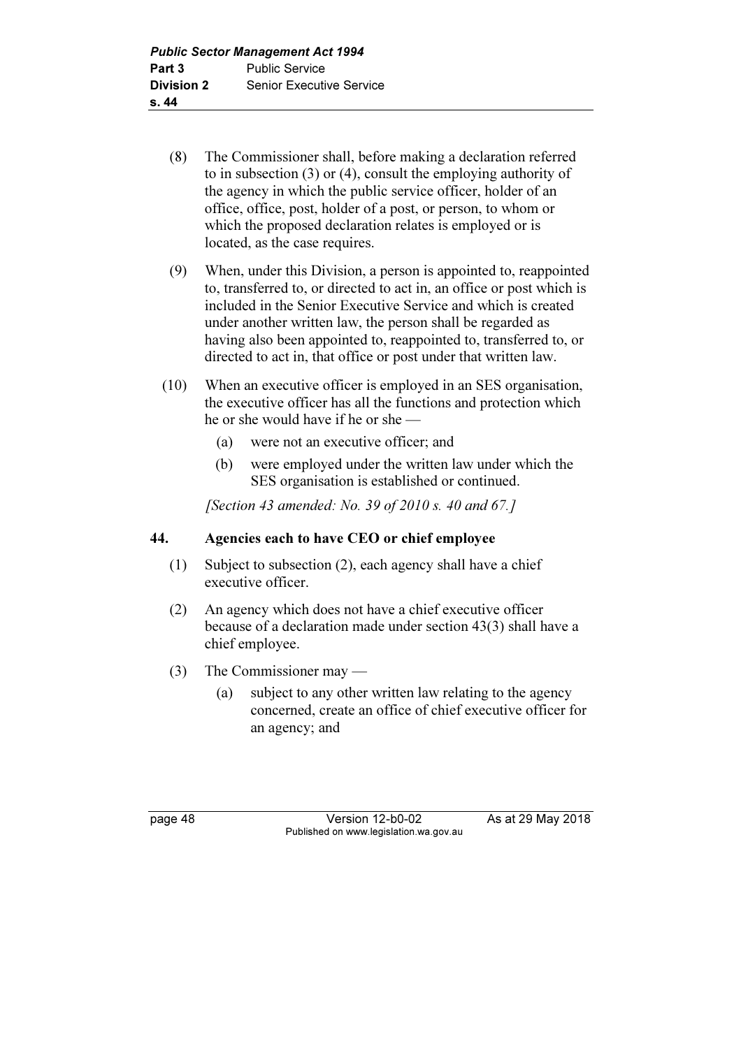(8) The Commissioner shall, before making a declaration referred to in subsection (3) or (4), consult the employing authority of the agency in which the public service officer, holder of an office, office, post, holder of a post, or person, to whom or which the proposed declaration relates is employed or is located, as the case requires.

(9) When, under this Division, a person is appointed to, reappointed to, transferred to, or directed to act in, an office or post which is included in the Senior Executive Service and which is created under another written law, the person shall be regarded as having also been appointed to, reappointed to, transferred to, or directed to act in, that office or post under that written law.

(10) When an executive officer is employed in an SES organisation, the executive officer has all the functions and protection which he or she would have if he or she —

(a) were not an executive officer; and

(b) were employed under the written law under which the SES organisation is established or continued.

*[Section 43 amended: No. 39 of 2010 s. 40 and 67.]*

## 44. Agencies each to have CEO or chief employee

(1) Subject to subsection (2), each agency shall have a chief executive officer.

(2) An agency which does not have a chief executive officer because of a declaration made under section 43(3) shall have a chief employee.

(3) The Commissioner may —

(a) subject to any other written law relating to the agency concerned, create an office of chief executive officer for an agency; and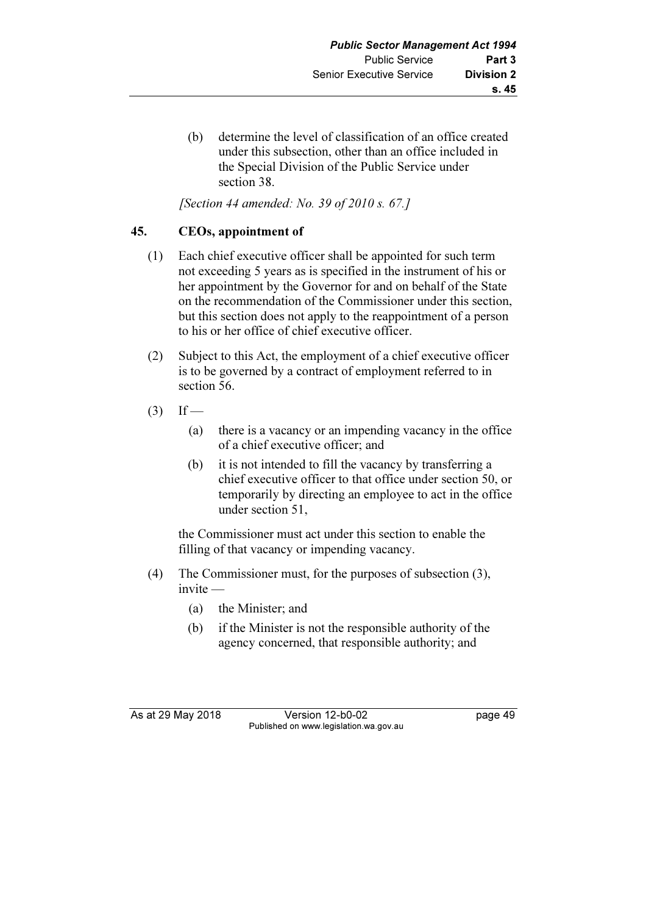(b) determine the level of classification of an office created under this subsection, other than an office included in the Special Division of the Public Service under section 38.

*[Section 44 amended: No. 39 of 2010 s. 67.]*

## 45. CEOs, appointment of

(1) Each chief executive officer shall be appointed for such term not exceeding 5 years as is specified in the instrument of his or her appointment by the Governor for and on behalf of the State on the recommendation of the Commissioner under this section, but this section does not apply to the reappointment of a person to his or her office of chief executive officer.

(2) Subject to this Act, the employment of a chief executive officer is to be governed by a contract of employment referred to in section 56.

(3) If —

- (a) there is a vacancy or an impending vacancy in the office of a chief executive officer; and
- (b) it is not intended to fill the vacancy by transferring a chief executive officer to that office under section 50, or temporarily by directing an employee to act in the office under section 51,

the Commissioner must act under this section to enable the filling of that vacancy or impending vacancy.

(4) The Commissioner must, for the purposes of subsection (3), invite —

- (a) the Minister; and
- (b) if the Minister is not the responsible authority of the agency concerned, that responsible authority; and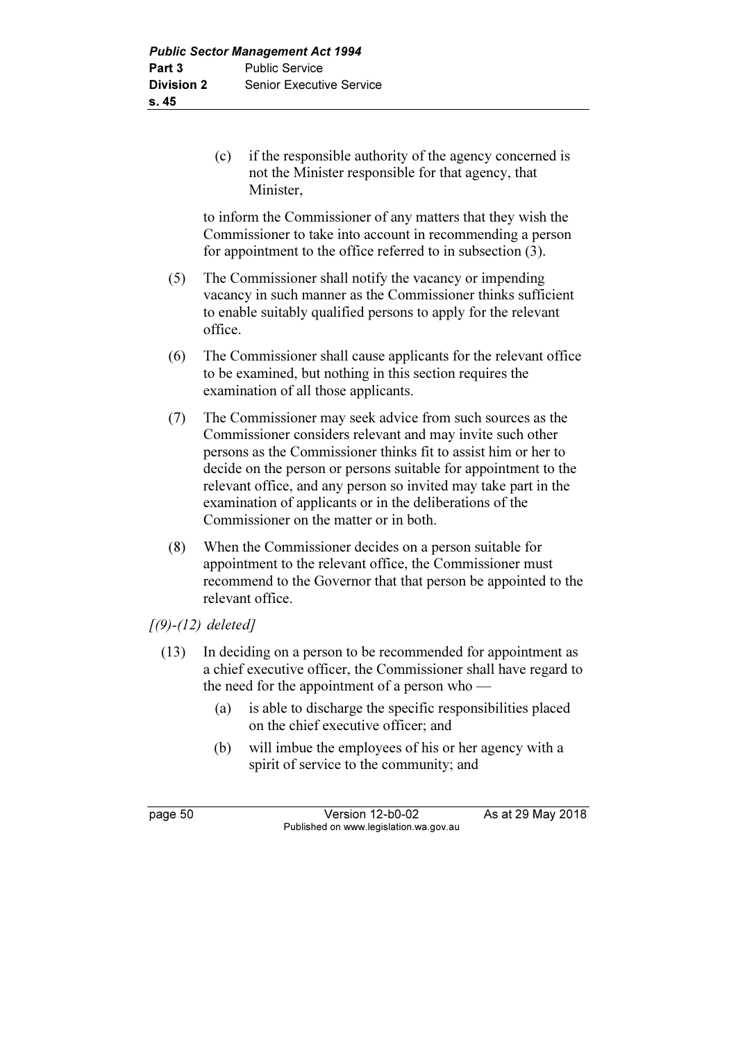(c) if the responsible authority of the agency concerned is not the Minister responsible for that agency, that Minister,

to inform the Commissioner of any matters that they wish the Commissioner to take into account in recommending a person for appointment to the office referred to in subsection (3).

(5) The Commissioner shall notify the vacancy or impending vacancy in such manner as the Commissioner thinks sufficient to enable suitably qualified persons to apply for the relevant office.

(6) The Commissioner shall cause applicants for the relevant office to be examined, but nothing in this section requires the examination of all those applicants.

(7) The Commissioner may seek advice from such sources as the Commissioner considers relevant and may invite such other persons as the Commissioner thinks fit to assist him or her to decide on the person or persons suitable for appointment to the relevant office, and any person so invited may take part in the examination of applicants or in the deliberations of the Commissioner on the matter or in both.

(8) When the Commissioner decides on a person suitable for appointment to the relevant office, the Commissioner must recommend to the Governor that that person be appointed to the relevant office.

*[(9)-(12) deleted]*

(13) In deciding on a person to be recommended for appointment as a chief executive officer, the Commissioner shall have regard to the need for the appointment of a person who —

(a) is able to discharge the specific responsibilities placed on the chief executive officer; and

(b) will imbue the employees of his or her agency with a spirit of service to the community; and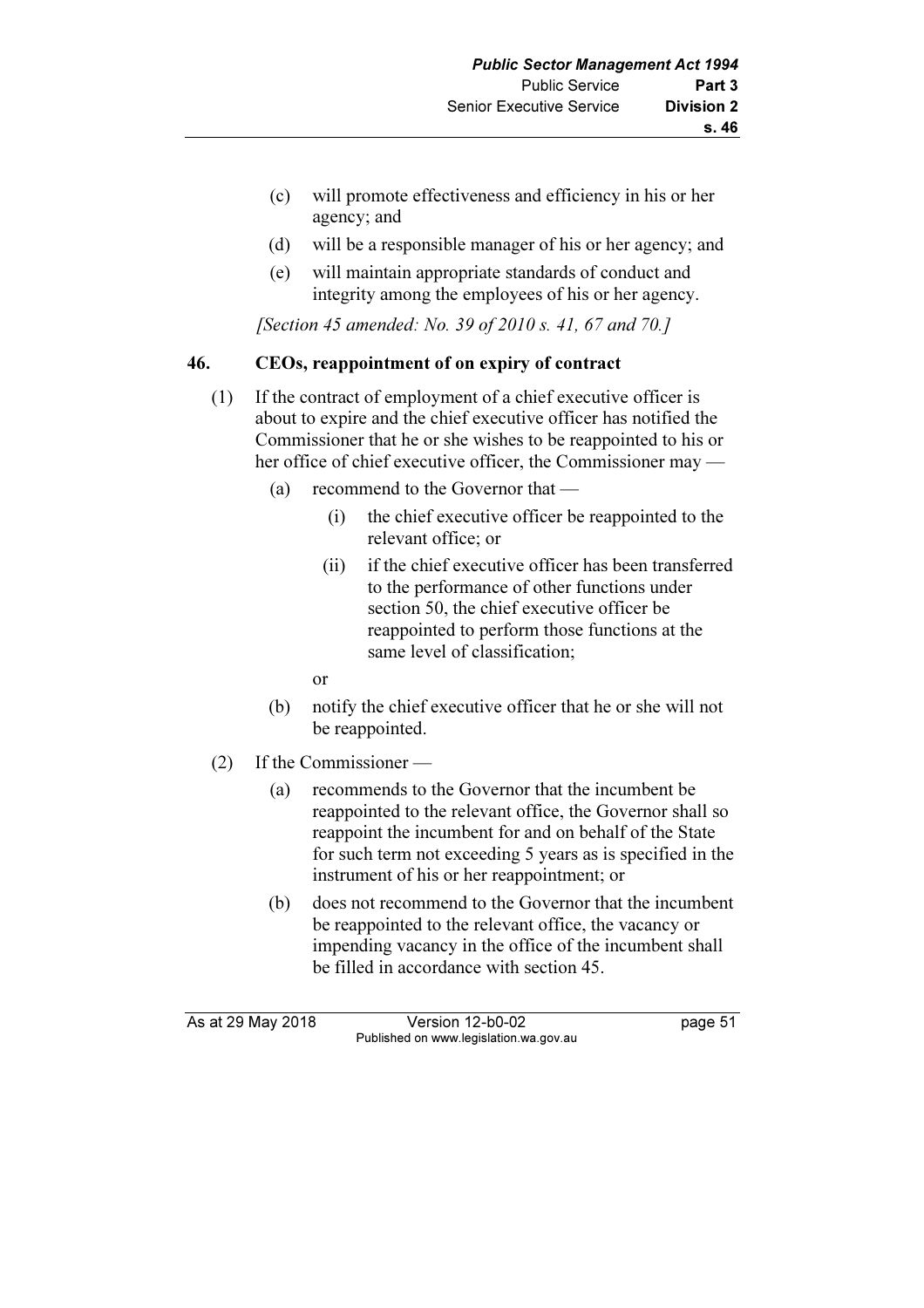(c) will promote effectiveness and efficiency in his or her agency; and

(d) will be a responsible manager of his or her agency; and

(e) will maintain appropriate standards of conduct and integrity among the employees of his or her agency.

*[Section 45 amended: No. 39 of 2010 s. 41, 67 and 70.]*

## 46. CEOs, reappointment of on expiry of contract

(1) If the contract of employment of a chief executive officer is about to expire and the chief executive officer has notified the Commissioner that he or she wishes to be reappointed to his or her office of chief executive officer, the Commissioner may —

 (a) recommend to the Governor that —

  (i) the chief executive officer be reappointed to the relevant office; or

  (ii) if the chief executive officer has been transferred to the performance of other functions under section 50, the chief executive officer be reappointed to perform those functions at the same level of classification;

 or

 (b) notify the chief executive officer that he or she will not be reappointed.

(2) If the Commissioner —

 (a) recommends to the Governor that the incumbent be reappointed to the relevant office, the Governor shall so reappoint the incumbent for and on behalf of the State for such term not exceeding 5 years as is specified in the instrument of his or her reappointment; or

 (b) does not recommend to the Governor that the incumbent be reappointed to the relevant office, the vacancy or impending vacancy in the office of the incumbent shall be filled in accordance with section 45.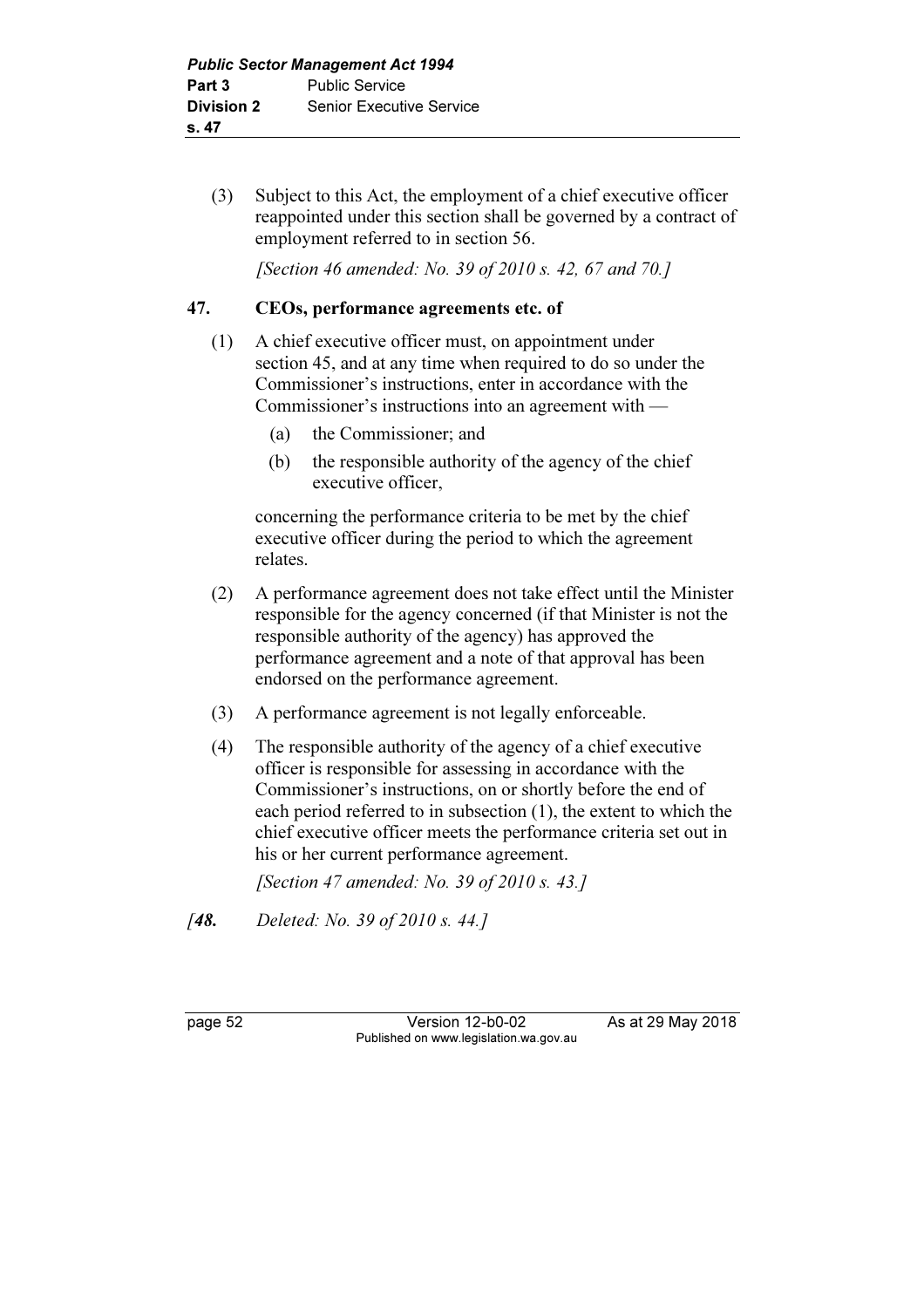(3) Subject to this Act, the employment of a chief executive officer reappointed under this section shall be governed by a contract of employment referred to in section 56.

*[Section 46 amended: No. 39 of 2010 s. 42, 67 and 70.]*

## 47. CEOs, performance agreements etc. of

(1) A chief executive officer must, on appointment under section 45, and at any time when required to do so under the Commissioner's instructions, enter in accordance with the Commissioner's instructions into an agreement with —

- (a) the Commissioner; and
- (b) the responsible authority of the agency of the chief executive officer,

concerning the performance criteria to be met by the chief executive officer during the period to which the agreement relates.

(2) A performance agreement does not take effect until the Minister responsible for the agency concerned (if that Minister is not the responsible authority of the agency) has approved the performance agreement and a note of that approval has been endorsed on the performance agreement.

(3) A performance agreement is not legally enforceable.

(4) The responsible authority of the agency of a chief executive officer is responsible for assessing in accordance with the Commissioner's instructions, on or shortly before the end of each period referred to in subsection (1), the extent to which the chief executive officer meets the performance criteria set out in his or her current performance agreement.

*[Section 47 amended: No. 39 of 2010 s. 43.]*

*[**48.** Deleted: No. 39 of 2010 s. 44.]*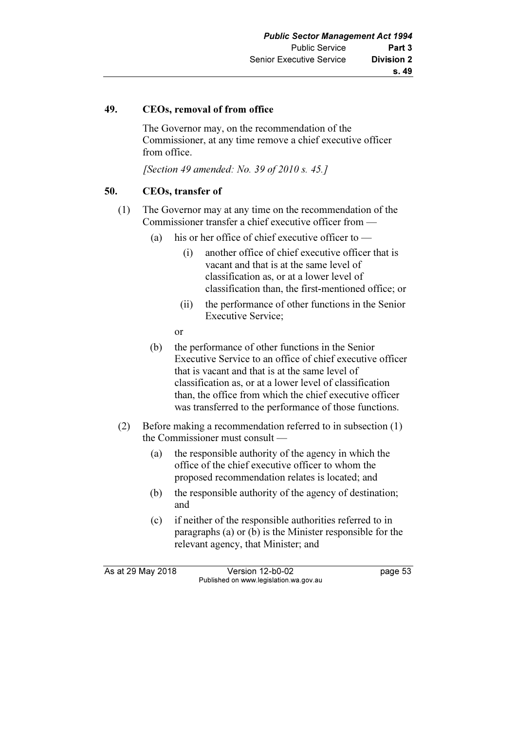## 49. CEOs, removal of from office

The Governor may, on the recommendation of the Commissioner, at any time remove a chief executive officer from office.

*[Section 49 amended: No. 39 of 2010 s. 45.]*

## 50. CEOs, transfer of

(1) The Governor may at any time on the recommendation of the Commissioner transfer a chief executive officer from —

- (a) his or her office of chief executive officer to —
  - (i) another office of chief executive officer that is vacant and that is at the same level of classification as, or at a lower level of classification than, the first-mentioned office; or
  - (ii) the performance of other functions in the Senior Executive Service;

  or
- (b) the performance of other functions in the Senior Executive Service to an office of chief executive officer that is vacant and that is at the same level of classification as, or at a lower level of classification than, the office from which the chief executive officer was transferred to the performance of those functions.

(2) Before making a recommendation referred to in subsection (1) the Commissioner must consult —

- (a) the responsible authority of the agency in which the office of the chief executive officer to whom the proposed recommendation relates is located; and
- (b) the responsible authority of the agency of destination; and
- (c) if neither of the responsible authorities referred to in paragraphs (a) or (b) is the Minister responsible for the relevant agency, that Minister; and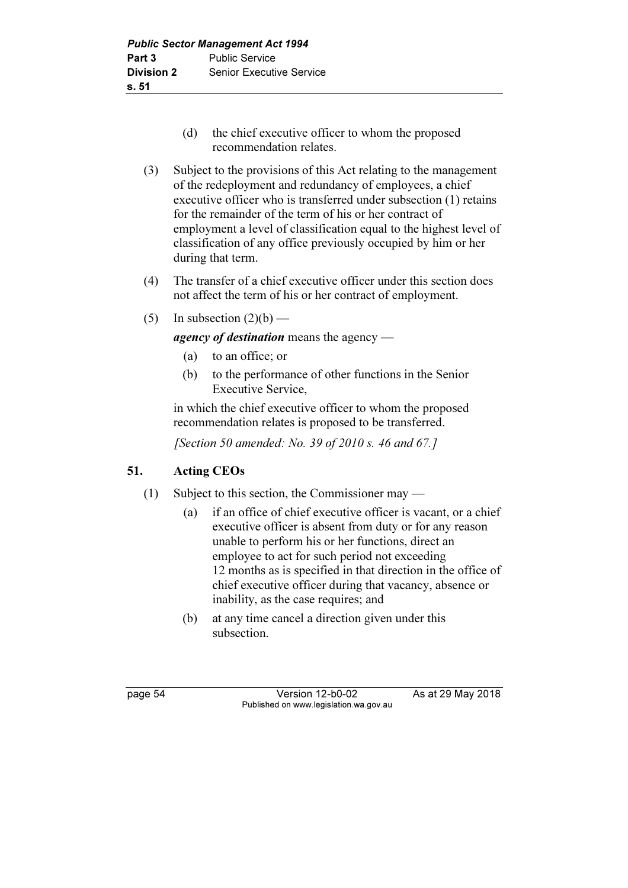(d) the chief executive officer to whom the proposed recommendation relates.

(3) Subject to the provisions of this Act relating to the management of the redeployment and redundancy of employees, a chief executive officer who is transferred under subsection (1) retains for the remainder of the term of his or her contract of employment a level of classification equal to the highest level of classification of any office previously occupied by him or her during that term.

(4) The transfer of a chief executive officer under this section does not affect the term of his or her contract of employment.

(5) In subsection (2)(b) —

***agency of destination*** means the agency —

(a) to an office; or

(b) to the performance of other functions in the Senior Executive Service,

in which the chief executive officer to whom the proposed recommendation relates is proposed to be transferred.

*[Section 50 amended: No. 39 of 2010 s. 46 and 67.]*

## 51. Acting CEOs

(1) Subject to this section, the Commissioner may —

(a) if an office of chief executive officer is vacant, or a chief executive officer is absent from duty or for any reason unable to perform his or her functions, direct an employee to act for such period not exceeding 12 months as is specified in that direction in the office of chief executive officer during that vacancy, absence or inability, as the case requires; and

(b) at any time cancel a direction given under this subsection.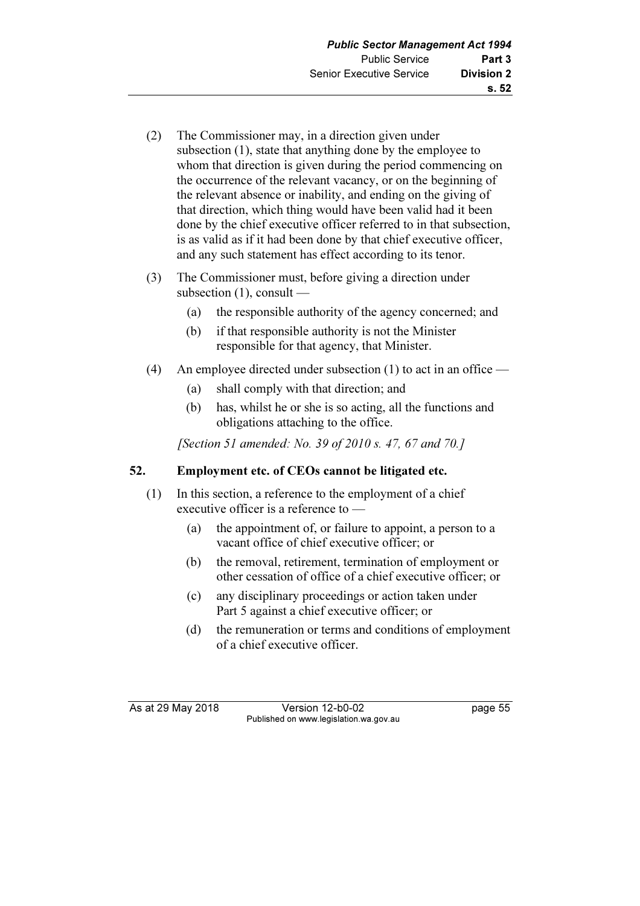(2) The Commissioner may, in a direction given under subsection (1), state that anything done by the employee to whom that direction is given during the period commencing on the occurrence of the relevant vacancy, or on the beginning of the relevant absence or inability, and ending on the giving of that direction, which thing would have been valid had it been done by the chief executive officer referred to in that subsection, is as valid as if it had been done by that chief executive officer, and any such statement has effect according to its tenor.

(3) The Commissioner must, before giving a direction under subsection (1), consult —

   (a) the responsible authority of the agency concerned; and

   (b) if that responsible authority is not the Minister responsible for that agency, that Minister.

(4) An employee directed under subsection (1) to act in an office —

   (a) shall comply with that direction; and

   (b) has, whilst he or she is so acting, all the functions and obligations attaching to the office.

*[Section 51 amended: No. 39 of 2010 s. 47, 67 and 70.]*

### 52. Employment etc. of CEOs cannot be litigated etc.

(1) In this section, a reference to the employment of a chief executive officer is a reference to —

   (a) the appointment of, or failure to appoint, a person to a vacant office of chief executive officer; or

   (b) the removal, retirement, termination of employment or other cessation of office of a chief executive officer; or

   (c) any disciplinary proceedings or action taken under Part 5 against a chief executive officer; or

   (d) the remuneration or terms and conditions of employment of a chief executive officer.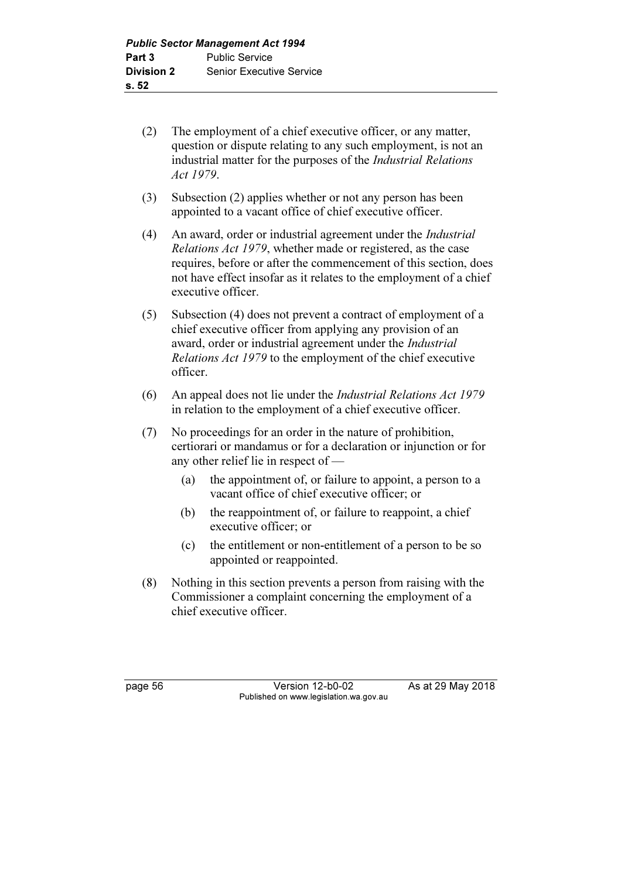(2) The employment of a chief executive officer, or any matter, question or dispute relating to any such employment, is not an industrial matter for the purposes of the *Industrial Relations Act 1979*.

(3) Subsection (2) applies whether or not any person has been appointed to a vacant office of chief executive officer.

(4) An award, order or industrial agreement under the *Industrial Relations Act 1979*, whether made or registered, as the case requires, before or after the commencement of this section, does not have effect insofar as it relates to the employment of a chief executive officer.

(5) Subsection (4) does not prevent a contract of employment of a chief executive officer from applying any provision of an award, order or industrial agreement under the *Industrial Relations Act 1979* to the employment of the chief executive officer.

(6) An appeal does not lie under the *Industrial Relations Act 1979* in relation to the employment of a chief executive officer.

(7) No proceedings for an order in the nature of prohibition, certiorari or mandamus or for a declaration or injunction or for any other relief lie in respect of —

   (a) the appointment of, or failure to appoint, a person to a vacant office of chief executive officer; or

   (b) the reappointment of, or failure to reappoint, a chief executive officer; or

   (c) the entitlement or non-entitlement of a person to be so appointed or reappointed.

(8) Nothing in this section prevents a person from raising with the Commissioner a complaint concerning the employment of a chief executive officer.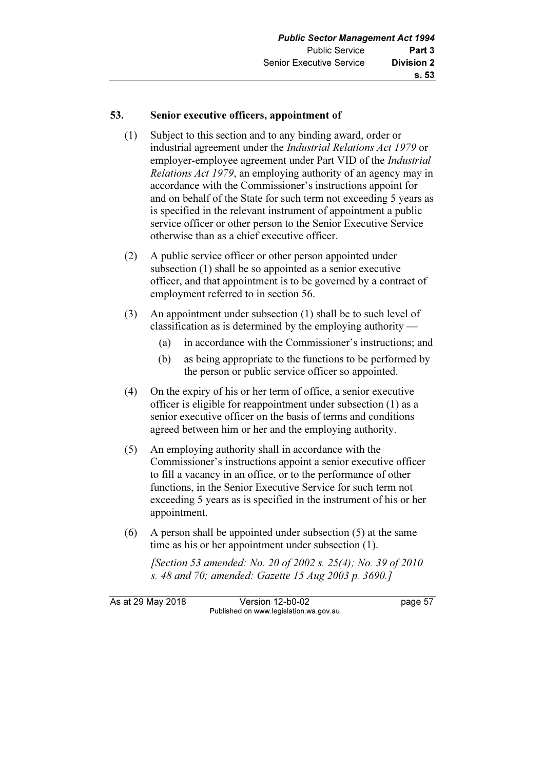## 53. Senior executive officers, appointment of

(1) Subject to this section and to any binding award, order or industrial agreement under the *Industrial Relations Act 1979* or employer-employee agreement under Part VID of the *Industrial Relations Act 1979*, an employing authority of an agency may in accordance with the Commissioner's instructions appoint for and on behalf of the State for such term not exceeding 5 years as is specified in the relevant instrument of appointment a public service officer or other person to the Senior Executive Service otherwise than as a chief executive officer.

(2) A public service officer or other person appointed under subsection (1) shall be so appointed as a senior executive officer, and that appointment is to be governed by a contract of employment referred to in section 56.

(3) An appointment under subsection (1) shall be to such level of classification as is determined by the employing authority —

- (a) in accordance with the Commissioner's instructions; and
- (b) as being appropriate to the functions to be performed by the person or public service officer so appointed.

(4) On the expiry of his or her term of office, a senior executive officer is eligible for reappointment under subsection (1) as a senior executive officer on the basis of terms and conditions agreed between him or her and the employing authority.

(5) An employing authority shall in accordance with the Commissioner's instructions appoint a senior executive officer to fill a vacancy in an office, or to the performance of other functions, in the Senior Executive Service for such term not exceeding 5 years as is specified in the instrument of his or her appointment.

(6) A person shall be appointed under subsection (5) at the same time as his or her appointment under subsection (1).

*[Section 53 amended: No. 20 of 2002 s. 25(4); No. 39 of 2010 s. 48 and 70; amended: Gazette 15 Aug 2003 p. 3690.]*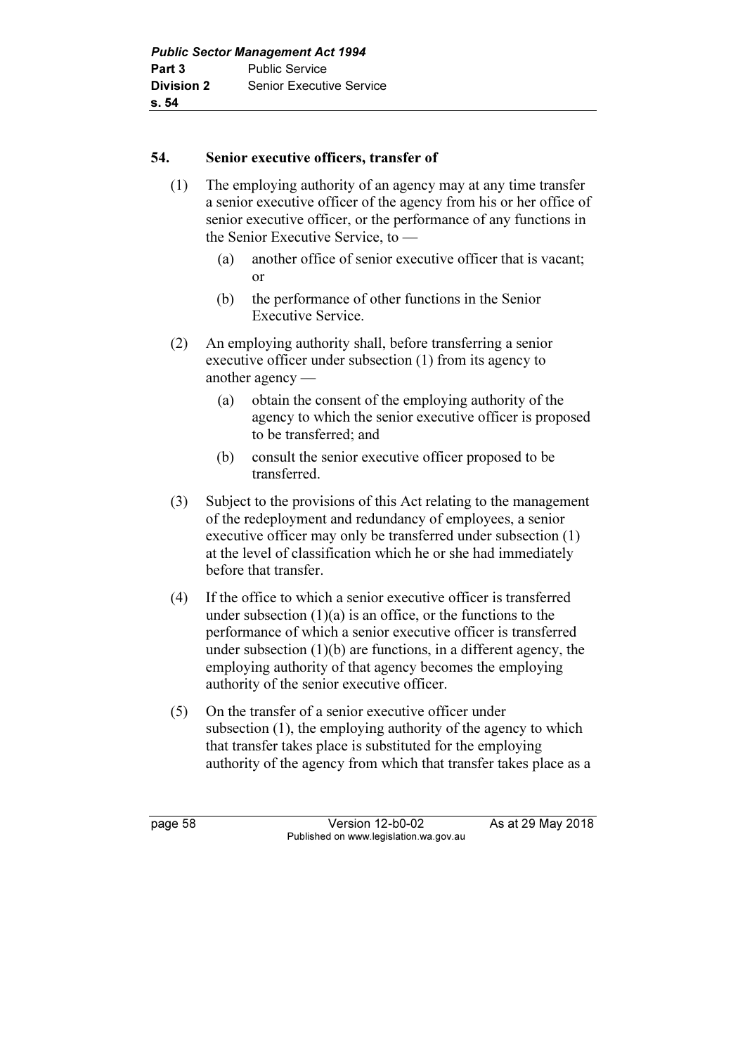## 54. Senior executive officers, transfer of

(1) The employing authority of an agency may at any time transfer a senior executive officer of the agency from his or her office of senior executive officer, or the performance of any functions in the Senior Executive Service, to —

- (a) another office of senior executive officer that is vacant; or
- (b) the performance of other functions in the Senior Executive Service.

(2) An employing authority shall, before transferring a senior executive officer under subsection (1) from its agency to another agency —

- (a) obtain the consent of the employing authority of the agency to which the senior executive officer is proposed to be transferred; and
- (b) consult the senior executive officer proposed to be transferred.

(3) Subject to the provisions of this Act relating to the management of the redeployment and redundancy of employees, a senior executive officer may only be transferred under subsection (1) at the level of classification which he or she had immediately before that transfer.

(4) If the office to which a senior executive officer is transferred under subsection (1)(a) is an office, or the functions to the performance of which a senior executive officer is transferred under subsection (1)(b) are functions, in a different agency, the employing authority of that agency becomes the employing authority of the senior executive officer.

(5) On the transfer of a senior executive officer under subsection (1), the employing authority of the agency to which that transfer takes place is substituted for the employing authority of the agency from which that transfer takes place as a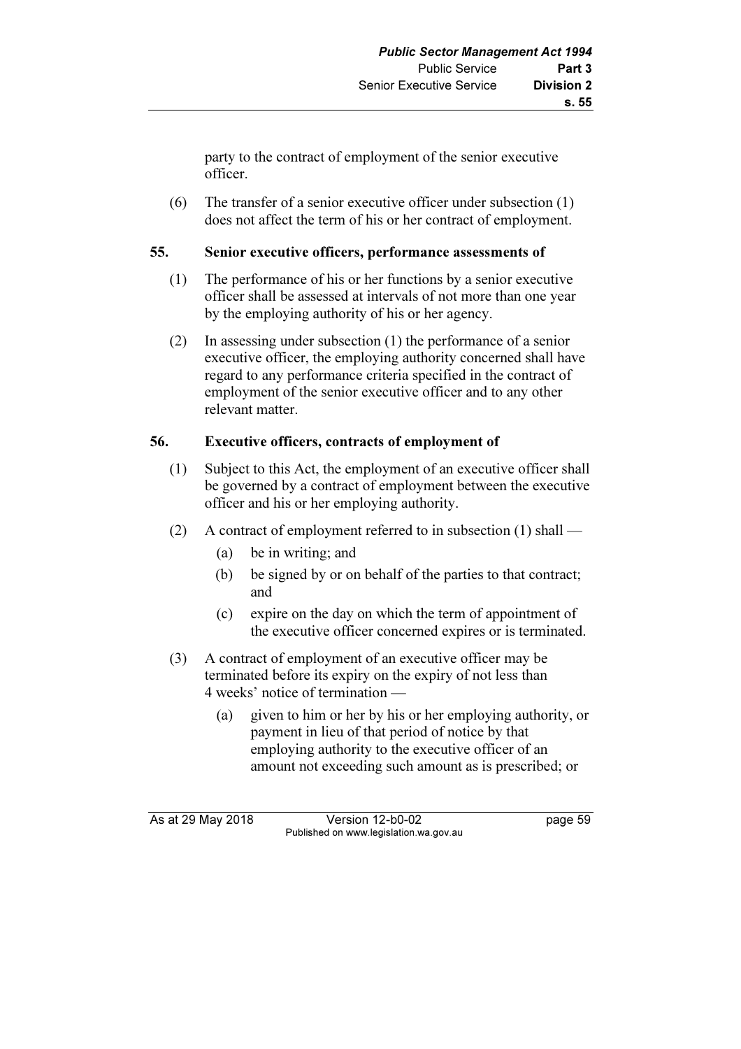party to the contract of employment of the senior executive officer.

(6) The transfer of a senior executive officer under subsection (1) does not affect the term of his or her contract of employment.

### 55. Senior executive officers, performance assessments of

(1) The performance of his or her functions by a senior executive officer shall be assessed at intervals of not more than one year by the employing authority of his or her agency.

(2) In assessing under subsection (1) the performance of a senior executive officer, the employing authority concerned shall have regard to any performance criteria specified in the contract of employment of the senior executive officer and to any other relevant matter.

### 56. Executive officers, contracts of employment of

(1) Subject to this Act, the employment of an executive officer shall be governed by a contract of employment between the executive officer and his or her employing authority.

(2) A contract of employment referred to in subsection (1) shall —

- (a) be in writing; and
- (b) be signed by or on behalf of the parties to that contract; and
- (c) expire on the day on which the term of appointment of the executive officer concerned expires or is terminated.

(3) A contract of employment of an executive officer may be terminated before its expiry on the expiry of not less than 4 weeks' notice of termination —

- (a) given to him or her by his or her employing authority, or payment in lieu of that period of notice by that employing authority to the executive officer of an amount not exceeding such amount as is prescribed; or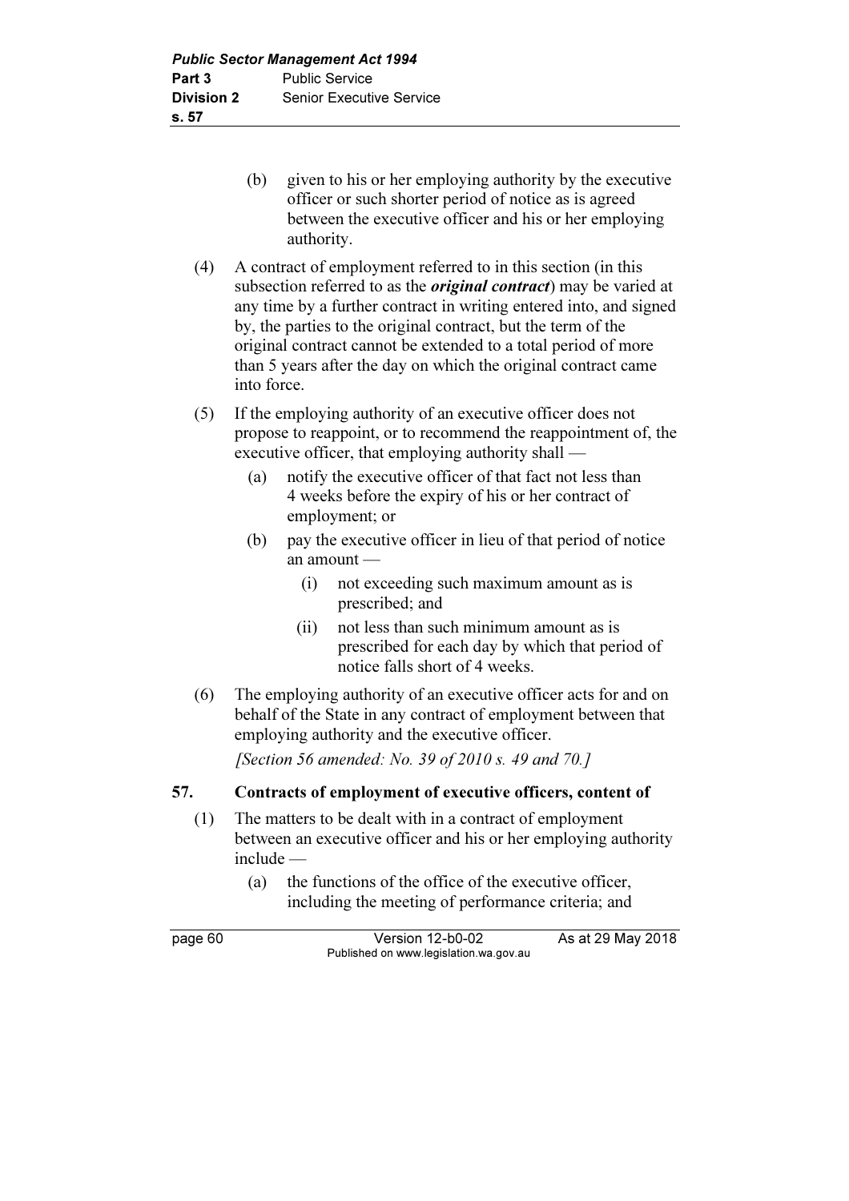(b) given to his or her employing authority by the executive officer or such shorter period of notice as is agreed between the executive officer and his or her employing authority.

(4) A contract of employment referred to in this section (in this subsection referred to as the ***original contract***) may be varied at any time by a further contract in writing entered into, and signed by, the parties to the original contract, but the term of the original contract cannot be extended to a total period of more than 5 years after the day on which the original contract came into force.

(5) If the employing authority of an executive officer does not propose to reappoint, or to recommend the reappointment of, the executive officer, that employing authority shall —

(a) notify the executive officer of that fact not less than 4 weeks before the expiry of his or her contract of employment; or

(b) pay the executive officer in lieu of that period of notice an amount —

(i) not exceeding such maximum amount as is prescribed; and

(ii) not less than such minimum amount as is prescribed for each day by which that period of notice falls short of 4 weeks.

(6) The employing authority of an executive officer acts for and on behalf of the State in any contract of employment between that employing authority and the executive officer.

*[Section 56 amended: No. 39 of 2010 s. 49 and 70.]*

### 57. Contracts of employment of executive officers, content of

(1) The matters to be dealt with in a contract of employment between an executive officer and his or her employing authority include —

(a) the functions of the office of the executive officer, including the meeting of performance criteria; and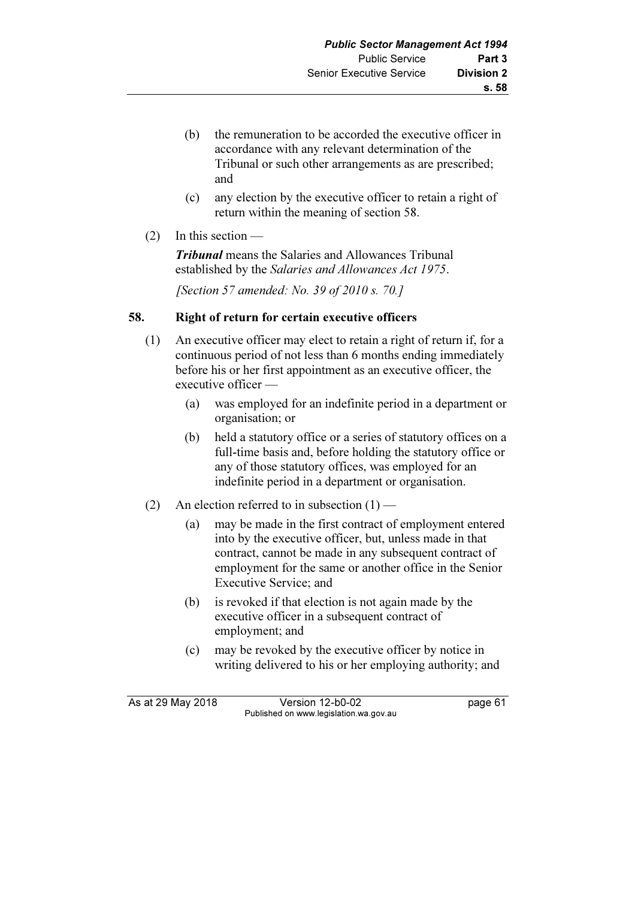(b) the remuneration to be accorded the executive officer in accordance with any relevant determination of the Tribunal or such other arrangements as are prescribed; and

(c) any election by the executive officer to retain a right of return within the meaning of section 58.

(2) In this section —

***Tribunal*** means the Salaries and Allowances Tribunal established by the *Salaries and Allowances Act 1975*.

*[Section 57 amended: No. 39 of 2010 s. 70.]*

### 58. Right of return for certain executive officers

(1) An executive officer may elect to retain a right of return if, for a continuous period of not less than 6 months ending immediately before his or her first appointment as an executive officer, the executive officer —

(a) was employed for an indefinite period in a department or organisation; or

(b) held a statutory office or a series of statutory offices on a full-time basis and, before holding the statutory office or any of those statutory offices, was employed for an indefinite period in a department or organisation.

(2) An election referred to in subsection (1) —

(a) may be made in the first contract of employment entered into by the executive officer, but, unless made in that contract, cannot be made in any subsequent contract of employment for the same or another office in the Senior Executive Service; and

(b) is revoked if that election is not again made by the executive officer in a subsequent contract of employment; and

(c) may be revoked by the executive officer by notice in writing delivered to his or her employing authority; and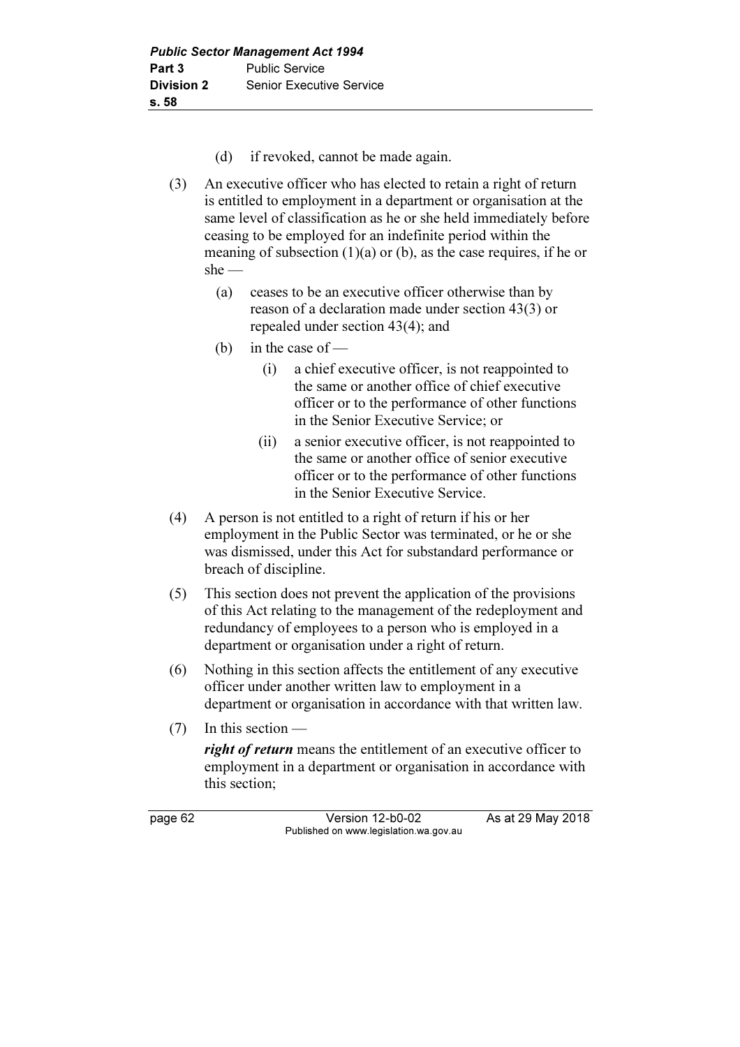(d) if revoked, cannot be made again.

(3) An executive officer who has elected to retain a right of return is entitled to employment in a department or organisation at the same level of classification as he or she held immediately before ceasing to be employed for an indefinite period within the meaning of subsection (1)(a) or (b), as the case requires, if he or she —

  (a) ceases to be an executive officer otherwise than by reason of a declaration made under section 43(3) or repealed under section 43(4); and

  (b) in the case of —

    (i) a chief executive officer, is not reappointed to the same or another office of chief executive officer or to the performance of other functions in the Senior Executive Service; or

    (ii) a senior executive officer, is not reappointed to the same or another office of senior executive officer or to the performance of other functions in the Senior Executive Service.

(4) A person is not entitled to a right of return if his or her employment in the Public Sector was terminated, or he or she was dismissed, under this Act for substandard performance or breach of discipline.

(5) This section does not prevent the application of the provisions of this Act relating to the management of the redeployment and redundancy of employees to a person who is employed in a department or organisation under a right of return.

(6) Nothing in this section affects the entitlement of any executive officer under another written law to employment in a department or organisation in accordance with that written law.

(7) In this section —

***right of return*** means the entitlement of an executive officer to employment in a department or organisation in accordance with this section;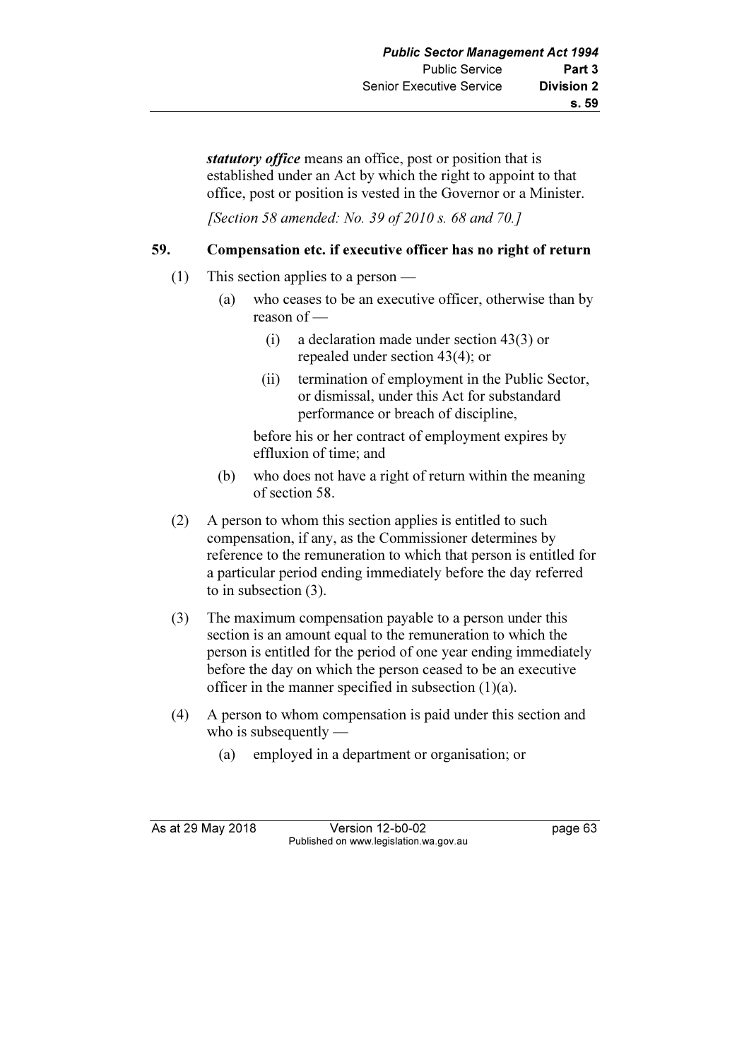***statutory office*** means an office, post or position that is established under an Act by which the right to appoint to that office, post or position is vested in the Governor or a Minister.

*[Section 58 amended: No. 39 of 2010 s. 68 and 70.]*

## 59. Compensation etc. if executive officer has no right of return

(1) This section applies to a person —

  (a) who ceases to be an executive officer, otherwise than by reason of —

    (i) a declaration made under section 43(3) or repealed under section 43(4); or

    (ii) termination of employment in the Public Sector, or dismissal, under this Act for substandard performance or breach of discipline,

  before his or her contract of employment expires by effluxion of time; and

  (b) who does not have a right of return within the meaning of section 58.

(2) A person to whom this section applies is entitled to such compensation, if any, as the Commissioner determines by reference to the remuneration to which that person is entitled for a particular period ending immediately before the day referred to in subsection (3).

(3) The maximum compensation payable to a person under this section is an amount equal to the remuneration to which the person is entitled for the period of one year ending immediately before the day on which the person ceased to be an executive officer in the manner specified in subsection (1)(a).

(4) A person to whom compensation is paid under this section and who is subsequently —

  (a) employed in a department or organisation; or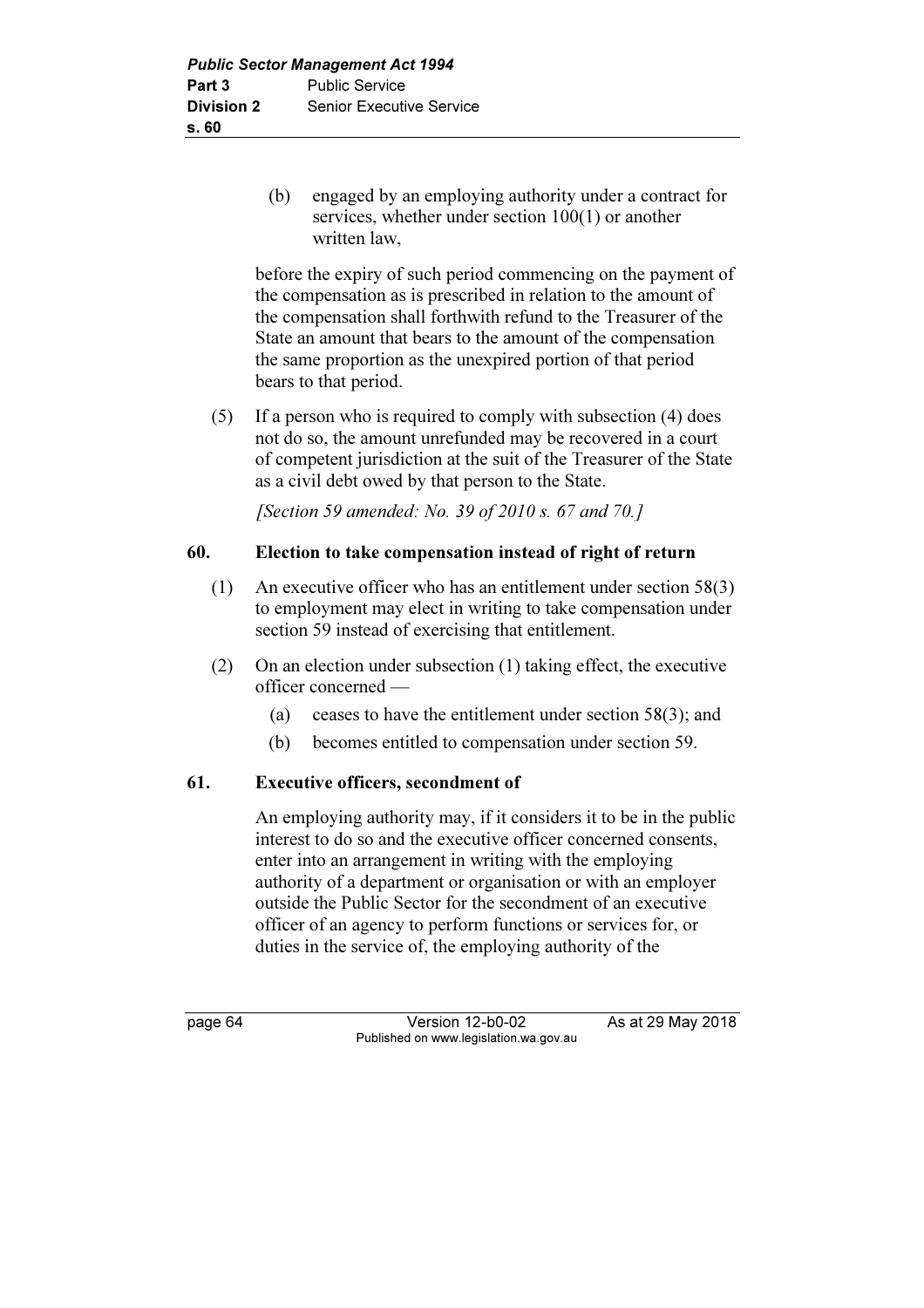(b) engaged by an employing authority under a contract for services, whether under section 100(1) or another written law,

before the expiry of such period commencing on the payment of the compensation as is prescribed in relation to the amount of the compensation shall forthwith refund to the Treasurer of the State an amount that bears to the amount of the compensation the same proportion as the unexpired portion of that period bears to that period.

(5) If a person who is required to comply with subsection (4) does not do so, the amount unrefunded may be recovered in a court of competent jurisdiction at the suit of the Treasurer of the State as a civil debt owed by that person to the State.

*[Section 59 amended: No. 39 of 2010 s. 67 and 70.]*

### 60. Election to take compensation instead of right of return

(1) An executive officer who has an entitlement under section 58(3) to employment may elect in writing to take compensation under section 59 instead of exercising that entitlement.

(2) On an election under subsection (1) taking effect, the executive officer concerned —

(a) ceases to have the entitlement under section 58(3); and

(b) becomes entitled to compensation under section 59.

### 61. Executive officers, secondment of

An employing authority may, if it considers it to be in the public interest to do so and the executive officer concerned consents, enter into an arrangement in writing with the employing authority of a department or organisation or with an employer outside the Public Sector for the secondment of an executive officer of an agency to perform functions or services for, or duties in the service of, the employing authority of the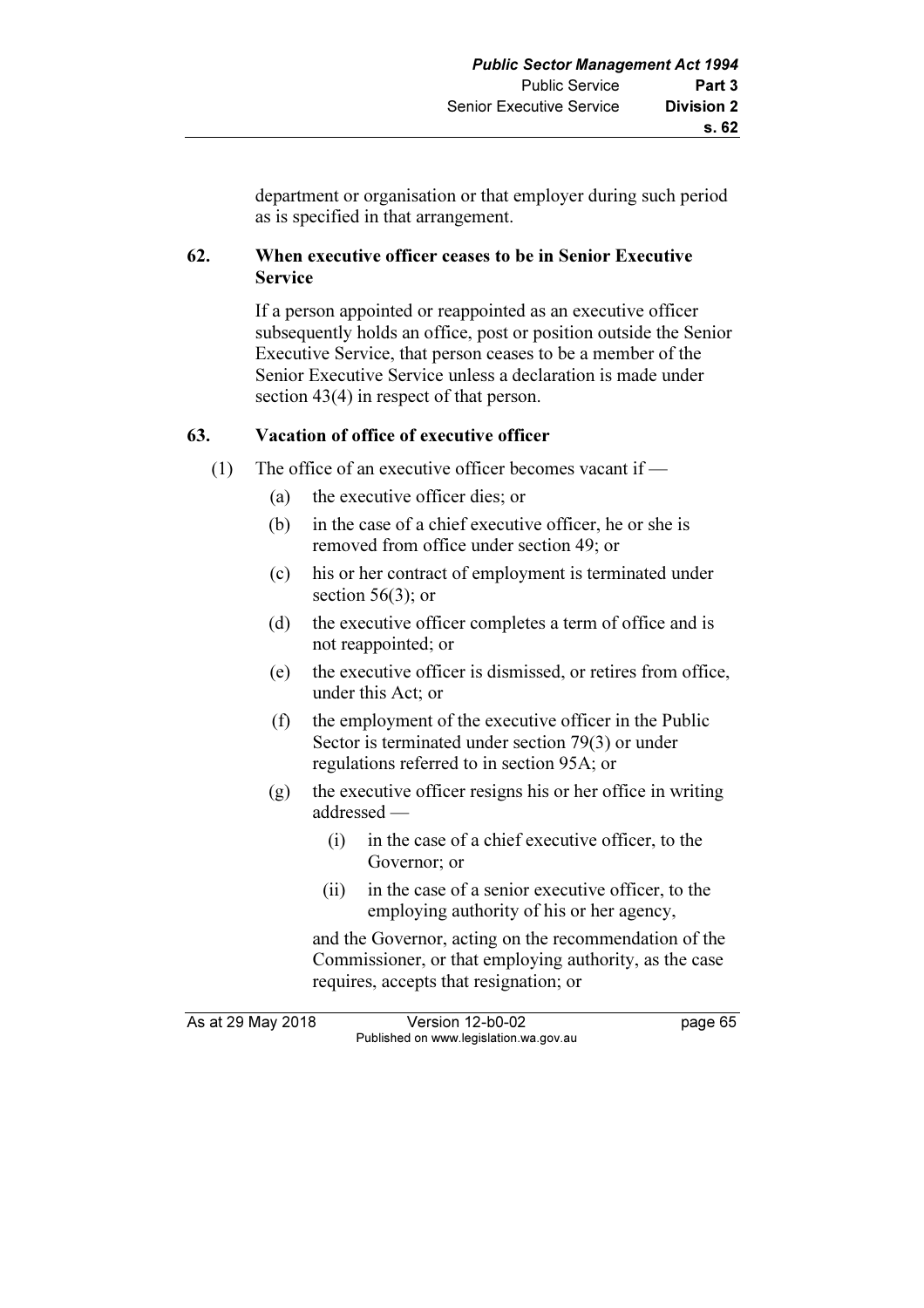department or organisation or that employer during such period as is specified in that arrangement.

## 62. When executive officer ceases to be in Senior Executive Service

If a person appointed or reappointed as an executive officer subsequently holds an office, post or position outside the Senior Executive Service, that person ceases to be a member of the Senior Executive Service unless a declaration is made under section 43(4) in respect of that person.

## 63. Vacation of office of executive officer

(1) The office of an executive officer becomes vacant if —

(a) the executive officer dies; or

(b) in the case of a chief executive officer, he or she is removed from office under section 49; or

(c) his or her contract of employment is terminated under section 56(3); or

(d) the executive officer completes a term of office and is not reappointed; or

(e) the executive officer is dismissed, or retires from office, under this Act; or

(f) the employment of the executive officer in the Public Sector is terminated under section 79(3) or under regulations referred to in section 95A; or

(g) the executive officer resigns his or her office in writing addressed —

(i) in the case of a chief executive officer, to the Governor; or

(ii) in the case of a senior executive officer, to the employing authority of his or her agency,

and the Governor, acting on the recommendation of the Commissioner, or that employing authority, as the case requires, accepts that resignation; or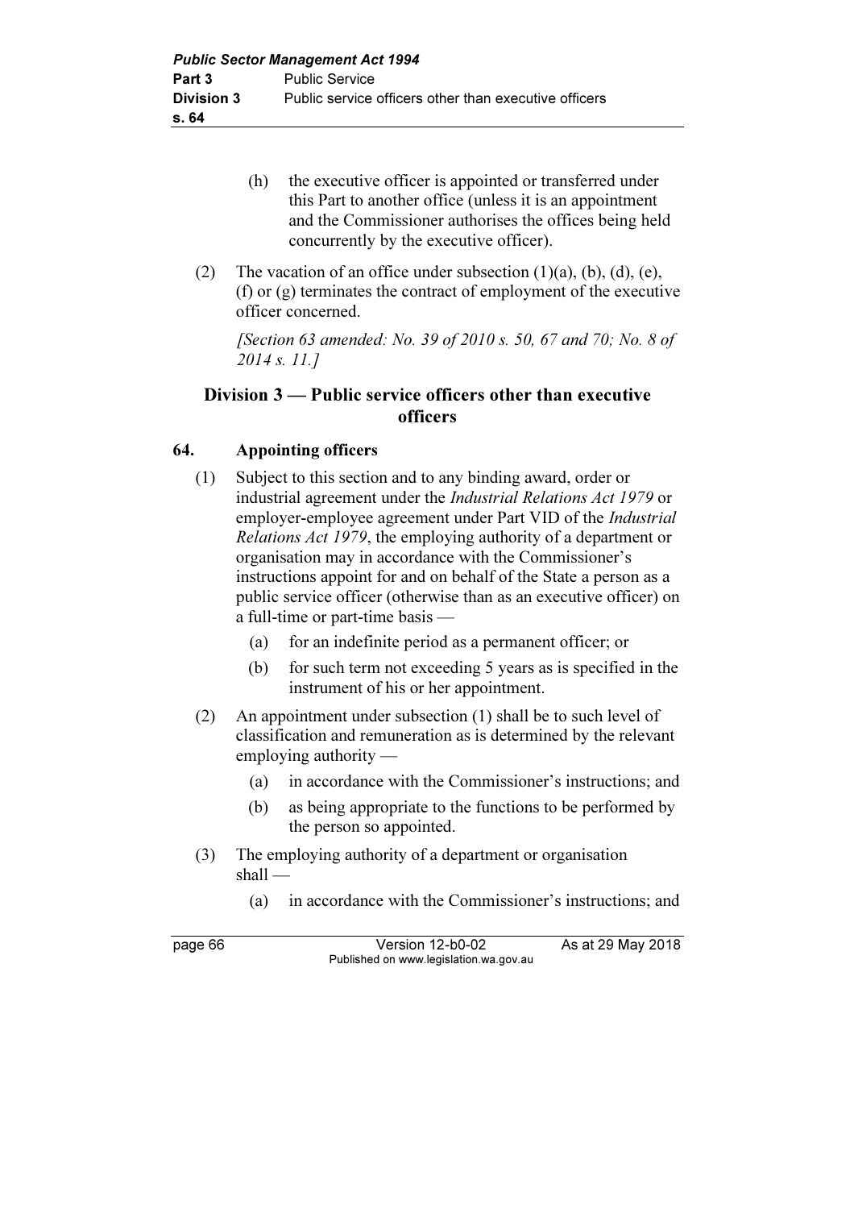(h) the executive officer is appointed or transferred under this Part to another office (unless it is an appointment and the Commissioner authorises the offices being held concurrently by the executive officer).

(2) The vacation of an office under subsection (1)(a), (b), (d), (e), (f) or (g) terminates the contract of employment of the executive officer concerned.

*[Section 63 amended: No. 39 of 2010 s. 50, 67 and 70; No. 8 of 2014 s. 11.]*

## Division 3 — Public service officers other than executive officers

### 64. Appointing officers

(1) Subject to this section and to any binding award, order or industrial agreement under the *Industrial Relations Act 1979* or employer-employee agreement under Part VID of the *Industrial Relations Act 1979*, the employing authority of a department or organisation may in accordance with the Commissioner's instructions appoint for and on behalf of the State a person as a public service officer (otherwise than as an executive officer) on a full-time or part-time basis —

(a) for an indefinite period as a permanent officer; or

(b) for such term not exceeding 5 years as is specified in the instrument of his or her appointment.

(2) An appointment under subsection (1) shall be to such level of classification and remuneration as is determined by the relevant employing authority —

(a) in accordance with the Commissioner's instructions; and

(b) as being appropriate to the functions to be performed by the person so appointed.

(3) The employing authority of a department or organisation shall —

(a) in accordance with the Commissioner's instructions; and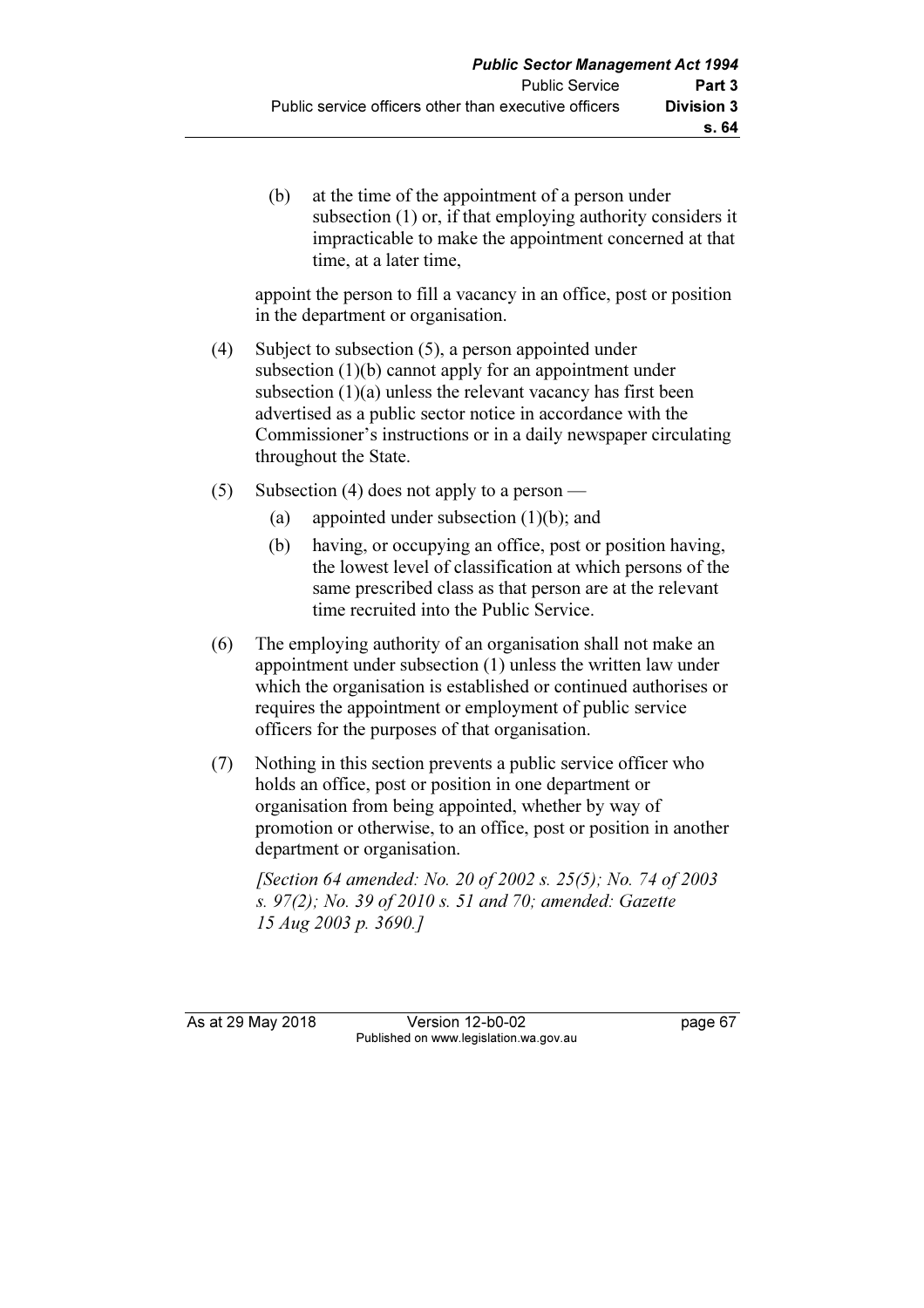(b) at the time of the appointment of a person under subsection (1) or, if that employing authority considers it impracticable to make the appointment concerned at that time, at a later time,

appoint the person to fill a vacancy in an office, post or position in the department or organisation.

(4) Subject to subsection (5), a person appointed under subsection (1)(b) cannot apply for an appointment under subsection (1)(a) unless the relevant vacancy has first been advertised as a public sector notice in accordance with the Commissioner's instructions or in a daily newspaper circulating throughout the State.

(5) Subsection (4) does not apply to a person —

(a) appointed under subsection (1)(b); and

(b) having, or occupying an office, post or position having, the lowest level of classification at which persons of the same prescribed class as that person are at the relevant time recruited into the Public Service.

(6) The employing authority of an organisation shall not make an appointment under subsection (1) unless the written law under which the organisation is established or continued authorises or requires the appointment or employment of public service officers for the purposes of that organisation.

(7) Nothing in this section prevents a public service officer who holds an office, post or position in one department or organisation from being appointed, whether by way of promotion or otherwise, to an office, post or position in another department or organisation.

*[Section 64 amended: No. 20 of 2002 s. 25(5); No. 74 of 2003 s. 97(2); No. 39 of 2010 s. 51 and 70; amended: Gazette 15 Aug 2003 p. 3690.]*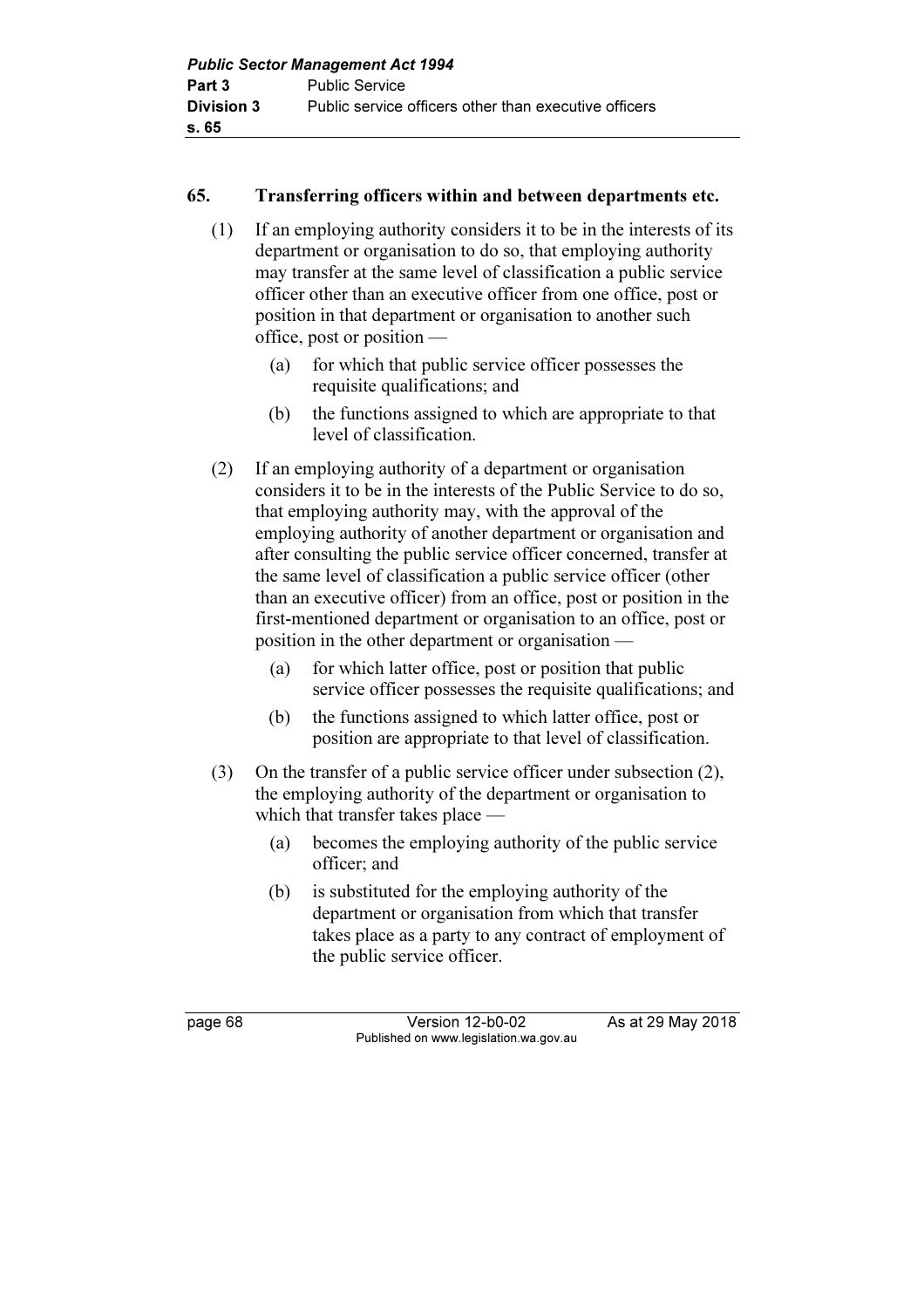## 65. Transferring officers within and between departments etc.

(1) If an employing authority considers it to be in the interests of its department or organisation to do so, that employing authority may transfer at the same level of classification a public service officer other than an executive officer from one office, post or position in that department or organisation to another such office, post or position —

- (a) for which that public service officer possesses the requisite qualifications; and
- (b) the functions assigned to which are appropriate to that level of classification.

(2) If an employing authority of a department or organisation considers it to be in the interests of the Public Service to do so, that employing authority may, with the approval of the employing authority of another department or organisation and after consulting the public service officer concerned, transfer at the same level of classification a public service officer (other than an executive officer) from an office, post or position in the first-mentioned department or organisation to an office, post or position in the other department or organisation —

- (a) for which latter office, post or position that public service officer possesses the requisite qualifications; and
- (b) the functions assigned to which latter office, post or position are appropriate to that level of classification.

(3) On the transfer of a public service officer under subsection (2), the employing authority of the department or organisation to which that transfer takes place —

- (a) becomes the employing authority of the public service officer; and
- (b) is substituted for the employing authority of the department or organisation from which that transfer takes place as a party to any contract of employment of the public service officer.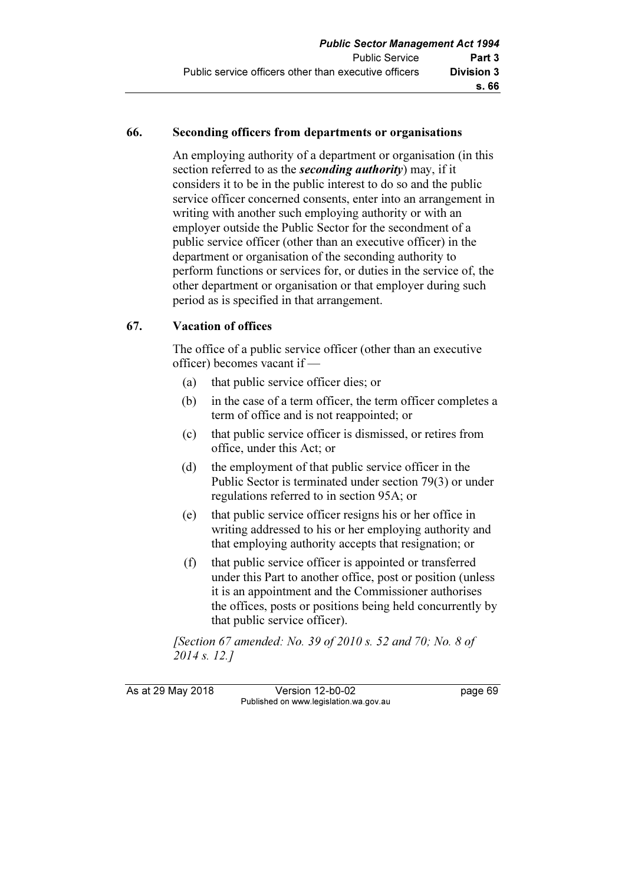## 66. Seconding officers from departments or organisations

An employing authority of a department or organisation (in this section referred to as the ***seconding authority***) may, if it considers it to be in the public interest to do so and the public service officer concerned consents, enter into an arrangement in writing with another such employing authority or with an employer outside the Public Sector for the secondment of a public service officer (other than an executive officer) in the department or organisation of the seconding authority to perform functions or services for, or duties in the service of, the other department or organisation or that employer during such period as is specified in that arrangement.

## 67. Vacation of offices

The office of a public service officer (other than an executive officer) becomes vacant if —

(a) that public service officer dies; or

(b) in the case of a term officer, the term officer completes a term of office and is not reappointed; or

(c) that public service officer is dismissed, or retires from office, under this Act; or

(d) the employment of that public service officer in the Public Sector is terminated under section 79(3) or under regulations referred to in section 95A; or

(e) that public service officer resigns his or her office in writing addressed to his or her employing authority and that employing authority accepts that resignation; or

(f) that public service officer is appointed or transferred under this Part to another office, post or position (unless it is an appointment and the Commissioner authorises the offices, posts or positions being held concurrently by that public service officer).

*[Section 67 amended: No. 39 of 2010 s. 52 and 70; No. 8 of 2014 s. 12.]*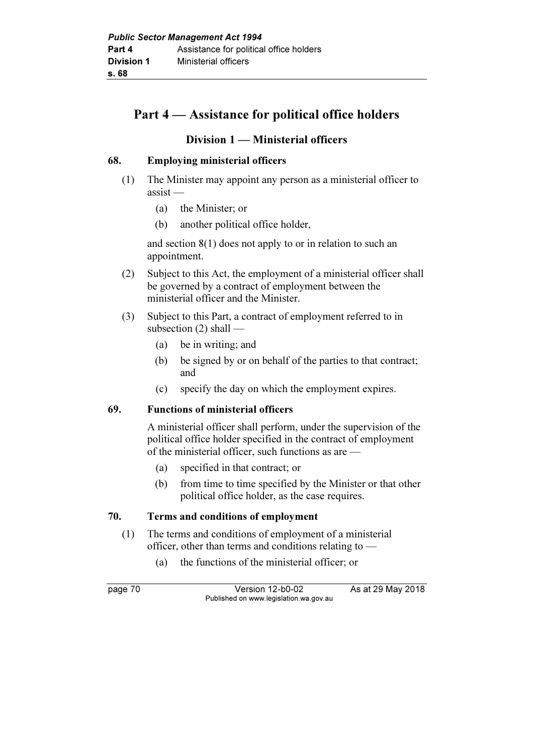# Part 4 — Assistance for political office holders

## Division 1 — Ministerial officers

### 68. Employing ministerial officers

(1) The Minister may appoint any person as a ministerial officer to assist —

- (a) the Minister; or
- (b) another political office holder,

and section 8(1) does not apply to or in relation to such an appointment.

(2) Subject to this Act, the employment of a ministerial officer shall be governed by a contract of employment between the ministerial officer and the Minister.

(3) Subject to this Part, a contract of employment referred to in subsection (2) shall —

- (a) be in writing; and
- (b) be signed by or on behalf of the parties to that contract; and
- (c) specify the day on which the employment expires.

### 69. Functions of ministerial officers

A ministerial officer shall perform, under the supervision of the political office holder specified in the contract of employment of the ministerial officer, such functions as are —

- (a) specified in that contract; or
- (b) from time to time specified by the Minister or that other political office holder, as the case requires.

### 70. Terms and conditions of employment

(1) The terms and conditions of employment of a ministerial officer, other than terms and conditions relating to —

- (a) the functions of the ministerial officer; or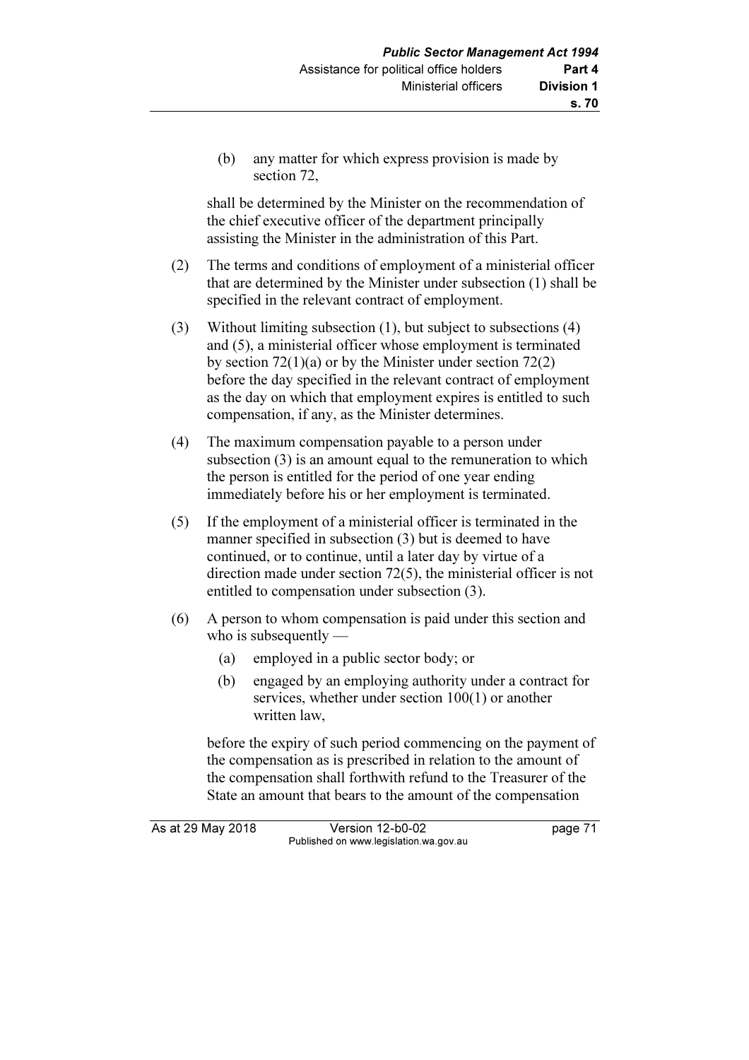(b) any matter for which express provision is made by section 72,

shall be determined by the Minister on the recommendation of the chief executive officer of the department principally assisting the Minister in the administration of this Part.

(2) The terms and conditions of employment of a ministerial officer that are determined by the Minister under subsection (1) shall be specified in the relevant contract of employment.

(3) Without limiting subsection (1), but subject to subsections (4) and (5), a ministerial officer whose employment is terminated by section 72(1)(a) or by the Minister under section 72(2) before the day specified in the relevant contract of employment as the day on which that employment expires is entitled to such compensation, if any, as the Minister determines.

(4) The maximum compensation payable to a person under subsection (3) is an amount equal to the remuneration to which the person is entitled for the period of one year ending immediately before his or her employment is terminated.

(5) If the employment of a ministerial officer is terminated in the manner specified in subsection (3) but is deemed to have continued, or to continue, until a later day by virtue of a direction made under section 72(5), the ministerial officer is not entitled to compensation under subsection (3).

(6) A person to whom compensation is paid under this section and who is subsequently —

(a) employed in a public sector body; or

(b) engaged by an employing authority under a contract for services, whether under section 100(1) or another written law,

before the expiry of such period commencing on the payment of the compensation as is prescribed in relation to the amount of the compensation shall forthwith refund to the Treasurer of the State an amount that bears to the amount of the compensation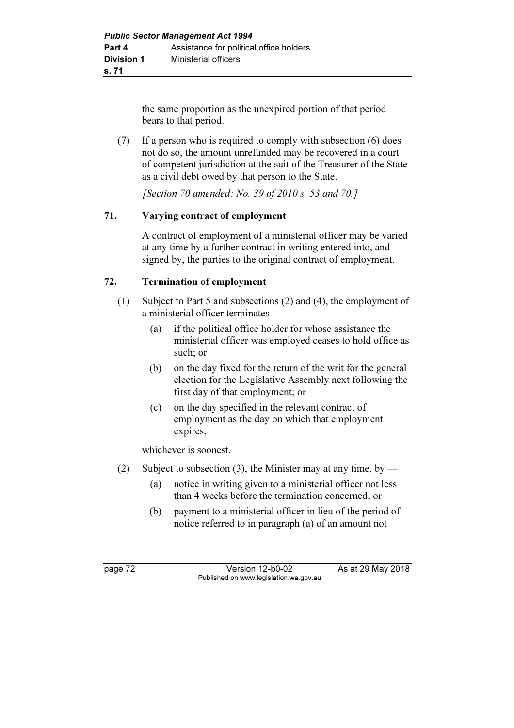the same proportion as the unexpired portion of that period bears to that period.

(7) If a person who is required to comply with subsection (6) does not do so, the amount unrefunded may be recovered in a court of competent jurisdiction at the suit of the Treasurer of the State as a civil debt owed by that person to the State.

*[Section 70 amended: No. 39 of 2010 s. 53 and 70.]*

### 71. Varying contract of employment

A contract of employment of a ministerial officer may be varied at any time by a further contract in writing entered into, and signed by, the parties to the original contract of employment.

### 72. Termination of employment

(1) Subject to Part 5 and subsections (2) and (4), the employment of a ministerial officer terminates —

(a) if the political office holder for whose assistance the ministerial officer was employed ceases to hold office as such; or

(b) on the day fixed for the return of the writ for the general election for the Legislative Assembly next following the first day of that employment; or

(c) on the day specified in the relevant contract of employment as the day on which that employment expires,

whichever is soonest.

(2) Subject to subsection (3), the Minister may at any time, by —

(a) notice in writing given to a ministerial officer not less than 4 weeks before the termination concerned; or

(b) payment to a ministerial officer in lieu of the period of notice referred to in paragraph (a) of an amount not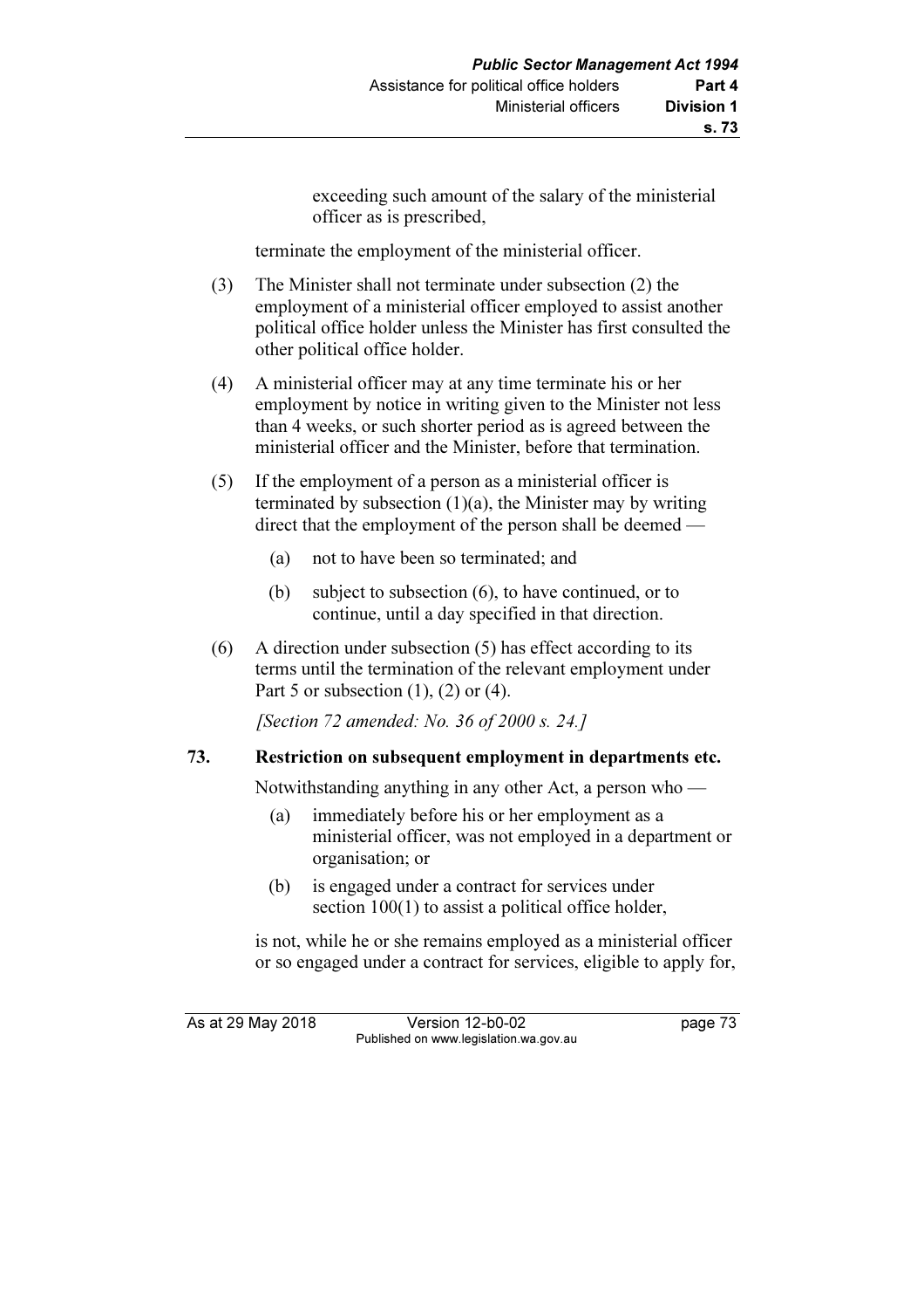exceeding such amount of the salary of the ministerial officer as is prescribed,

terminate the employment of the ministerial officer.

(3) The Minister shall not terminate under subsection (2) the employment of a ministerial officer employed to assist another political office holder unless the Minister has first consulted the other political office holder.

(4) A ministerial officer may at any time terminate his or her employment by notice in writing given to the Minister not less than 4 weeks, or such shorter period as is agreed between the ministerial officer and the Minister, before that termination.

(5) If the employment of a person as a ministerial officer is terminated by subsection (1)(a), the Minister may by writing direct that the employment of the person shall be deemed —

   (a) not to have been so terminated; and

   (b) subject to subsection (6), to have continued, or to continue, until a day specified in that direction.

(6) A direction under subsection (5) has effect according to its terms until the termination of the relevant employment under Part 5 or subsection (1), (2) or (4).

*[Section 72 amended: No. 36 of 2000 s. 24.]*

### 73. Restriction on subsequent employment in departments etc.

Notwithstanding anything in any other Act, a person who —

   (a) immediately before his or her employment as a ministerial officer, was not employed in a department or organisation; or

   (b) is engaged under a contract for services under section 100(1) to assist a political office holder,

is not, while he or she remains employed as a ministerial officer or so engaged under a contract for services, eligible to apply for,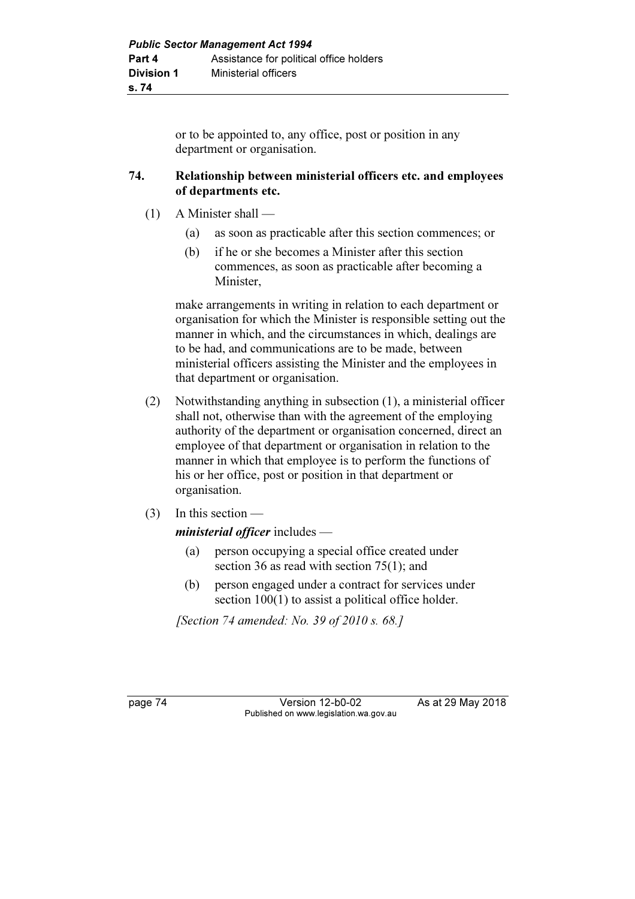or to be appointed to, any office, post or position in any department or organisation.

## 74. Relationship between ministerial officers etc. and employees of departments etc.

(1) A Minister shall —

(a) as soon as practicable after this section commences; or

(b) if he or she becomes a Minister after this section commences, as soon as practicable after becoming a Minister,

make arrangements in writing in relation to each department or organisation for which the Minister is responsible setting out the manner in which, and the circumstances in which, dealings are to be had, and communications are to be made, between ministerial officers assisting the Minister and the employees in that department or organisation.

(2) Notwithstanding anything in subsection (1), a ministerial officer shall not, otherwise than with the agreement of the employing authority of the department or organisation concerned, direct an employee of that department or organisation in relation to the manner in which that employee is to perform the functions of his or her office, post or position in that department or organisation.

(3) In this section —

***ministerial officer*** includes —

(a) person occupying a special office created under section 36 as read with section 75(1); and

(b) person engaged under a contract for services under section 100(1) to assist a political office holder.

*[Section 74 amended: No. 39 of 2010 s. 68.]*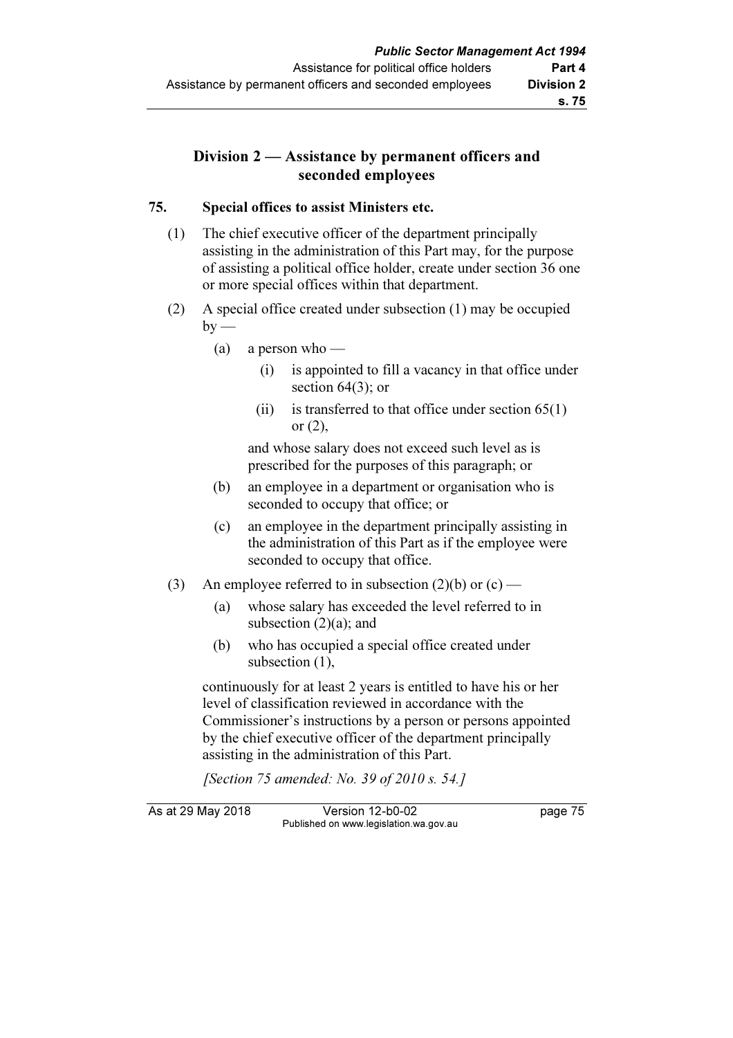## Division 2 — Assistance by permanent officers and seconded employees

**75. Special offices to assist Ministers etc.**

(1) The chief executive officer of the department principally assisting in the administration of this Part may, for the purpose of assisting a political office holder, create under section 36 one or more special offices within that department.

(2) A special office created under subsection (1) may be occupied by —

- (a) a person who —
  - (i) is appointed to fill a vacancy in that office under section 64(3); or
  - (ii) is transferred to that office under section 65(1) or (2),

  and whose salary does not exceed such level as is prescribed for the purposes of this paragraph; or
- (b) an employee in a department or organisation who is seconded to occupy that office; or
- (c) an employee in the department principally assisting in the administration of this Part as if the employee were seconded to occupy that office.

(3) An employee referred to in subsection (2)(b) or (c) —

- (a) whose salary has exceeded the level referred to in subsection (2)(a); and
- (b) who has occupied a special office created under subsection (1),

continuously for at least 2 years is entitled to have his or her level of classification reviewed in accordance with the Commissioner's instructions by a person or persons appointed by the chief executive officer of the department principally assisting in the administration of this Part.

*[Section 75 amended: No. 39 of 2010 s. 54.]*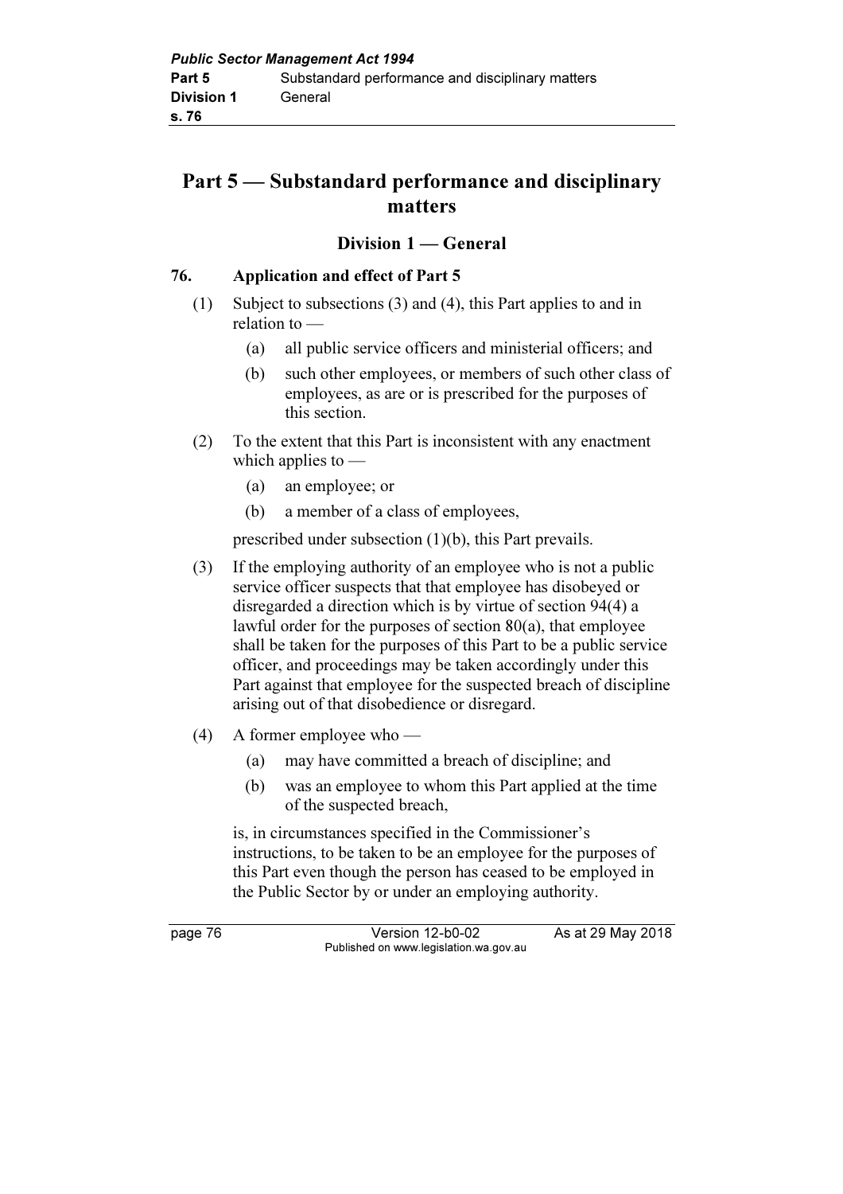# Part 5 — Substandard performance and disciplinary matters

## Division 1 — General

### 76. Application and effect of Part 5

(1) Subject to subsections (3) and (4), this Part applies to and in relation to —

- (a) all public service officers and ministerial officers; and
- (b) such other employees, or members of such other class of employees, as are or is prescribed for the purposes of this section.

(2) To the extent that this Part is inconsistent with any enactment which applies to —

- (a) an employee; or
- (b) a member of a class of employees,

prescribed under subsection (1)(b), this Part prevails.

(3) If the employing authority of an employee who is not a public service officer suspects that that employee has disobeyed or disregarded a direction which is by virtue of section 94(4) a lawful order for the purposes of section 80(a), that employee shall be taken for the purposes of this Part to be a public service officer, and proceedings may be taken accordingly under this Part against that employee for the suspected breach of discipline arising out of that disobedience or disregard.

(4) A former employee who —

- (a) may have committed a breach of discipline; and
- (b) was an employee to whom this Part applied at the time of the suspected breach,

is, in circumstances specified in the Commissioner's instructions, to be taken to be an employee for the purposes of this Part even though the person has ceased to be employed in the Public Sector by or under an employing authority.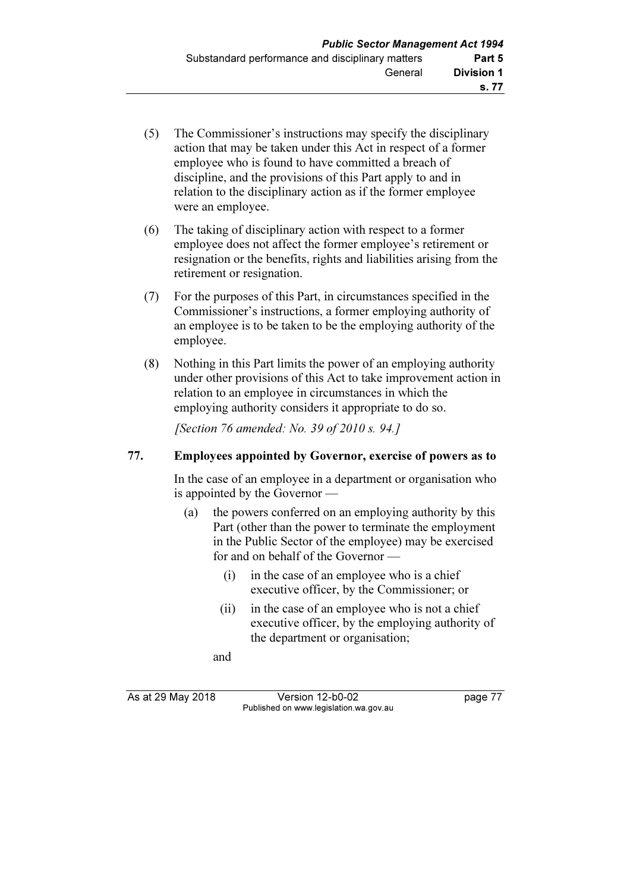(5) The Commissioner's instructions may specify the disciplinary action that may be taken under this Act in respect of a former employee who is found to have committed a breach of discipline, and the provisions of this Part apply to and in relation to the disciplinary action as if the former employee were an employee.

(6) The taking of disciplinary action with respect to a former employee does not affect the former employee's retirement or resignation or the benefits, rights and liabilities arising from the retirement or resignation.

(7) For the purposes of this Part, in circumstances specified in the Commissioner's instructions, a former employing authority of an employee is to be taken to be the employing authority of the employee.

(8) Nothing in this Part limits the power of an employing authority under other provisions of this Act to take improvement action in relation to an employee in circumstances in which the employing authority considers it appropriate to do so.

*[Section 76 amended: No. 39 of 2010 s. 94.]*

### 77. Employees appointed by Governor, exercise of powers as to

In the case of an employee in a department or organisation who is appointed by the Governor —

- (a) the powers conferred on an employing authority by this Part (other than the power to terminate the employment in the Public Sector of the employee) may be exercised for and on behalf of the Governor —
  - (i) in the case of an employee who is a chief executive officer, by the Commissioner; or
  - (ii) in the case of an employee who is not a chief executive officer, by the employing authority of the department or organisation;

  and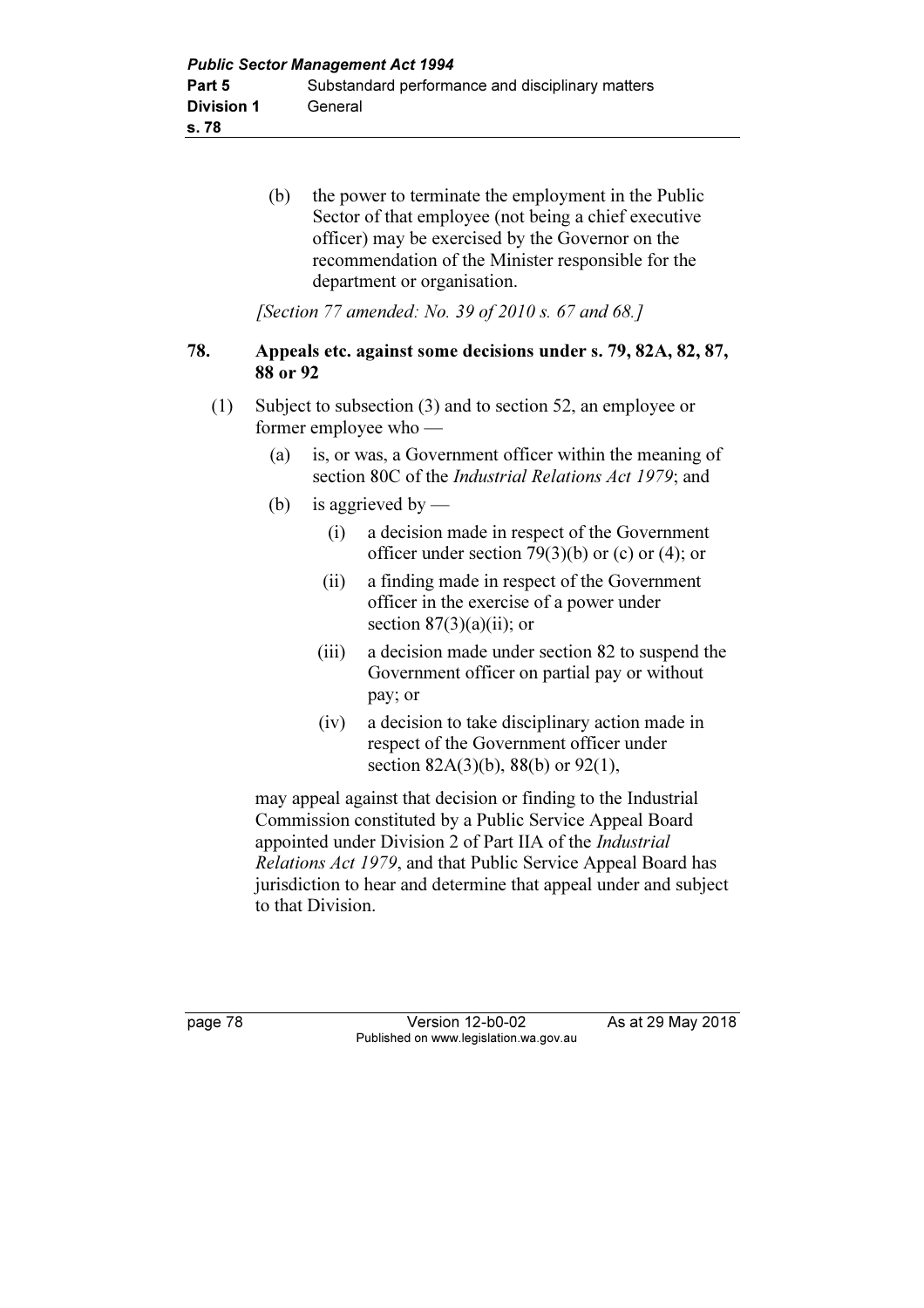(b) the power to terminate the employment in the Public Sector of that employee (not being a chief executive officer) may be exercised by the Governor on the recommendation of the Minister responsible for the department or organisation.

*[Section 77 amended: No. 39 of 2010 s. 67 and 68.]*

## 78. Appeals etc. against some decisions under s. 79, 82A, 82, 87, 88 or 92

(1) Subject to subsection (3) and to section 52, an employee or former employee who —

(a) is, or was, a Government officer within the meaning of section 80C of the *Industrial Relations Act 1979*; and

(b) is aggrieved by —

(i) a decision made in respect of the Government officer under section 79(3)(b) or (c) or (4); or

(ii) a finding made in respect of the Government officer in the exercise of a power under section 87(3)(a)(ii); or

(iii) a decision made under section 82 to suspend the Government officer on partial pay or without pay; or

(iv) a decision to take disciplinary action made in respect of the Government officer under section 82A(3)(b), 88(b) or 92(1),

may appeal against that decision or finding to the Industrial Commission constituted by a Public Service Appeal Board appointed under Division 2 of Part IIA of the *Industrial Relations Act 1979*, and that Public Service Appeal Board has jurisdiction to hear and determine that appeal under and subject to that Division.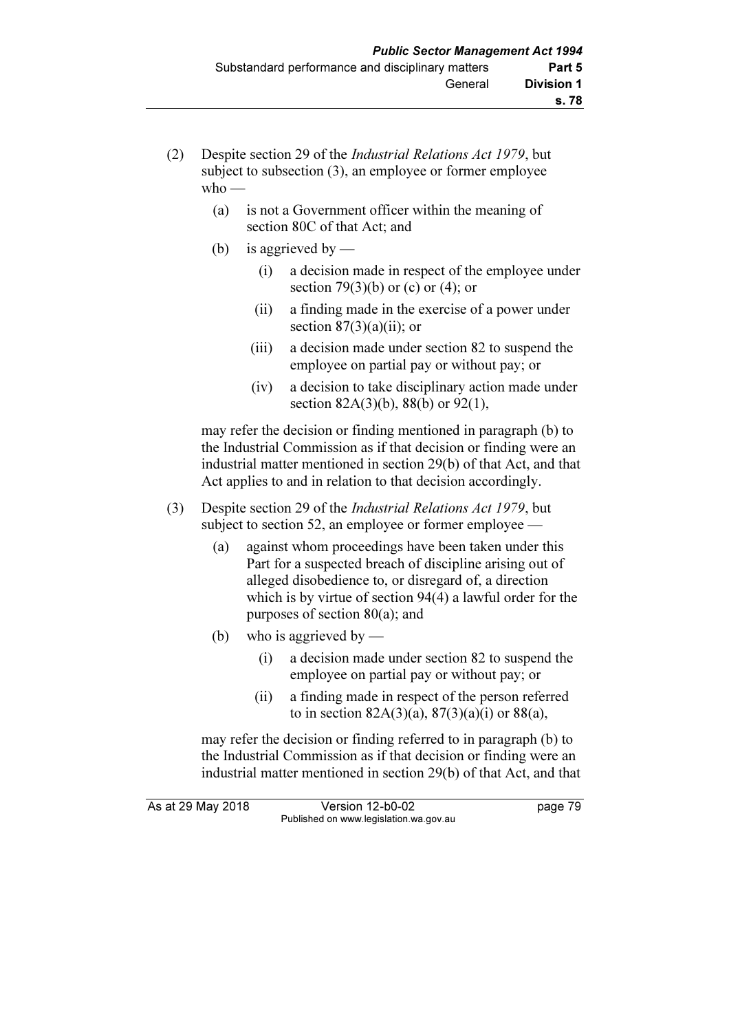(2) Despite section 29 of the *Industrial Relations Act 1979*, but subject to subsection (3), an employee or former employee who —

   (a) is not a Government officer within the meaning of section 80C of that Act; and

   (b) is aggrieved by —

      (i) a decision made in respect of the employee under section 79(3)(b) or (c) or (4); or

      (ii) a finding made in the exercise of a power under section 87(3)(a)(ii); or

      (iii) a decision made under section 82 to suspend the employee on partial pay or without pay; or

      (iv) a decision to take disciplinary action made under section 82A(3)(b), 88(b) or 92(1),

may refer the decision or finding mentioned in paragraph (b) to the Industrial Commission as if that decision or finding were an industrial matter mentioned in section 29(b) of that Act, and that Act applies to and in relation to that decision accordingly.

(3) Despite section 29 of the *Industrial Relations Act 1979*, but subject to section 52, an employee or former employee —

   (a) against whom proceedings have been taken under this Part for a suspected breach of discipline arising out of alleged disobedience to, or disregard of, a direction which is by virtue of section 94(4) a lawful order for the purposes of section 80(a); and

   (b) who is aggrieved by —

      (i) a decision made under section 82 to suspend the employee on partial pay or without pay; or

      (ii) a finding made in respect of the person referred to in section 82A(3)(a), 87(3)(a)(i) or 88(a),

may refer the decision or finding referred to in paragraph (b) to the Industrial Commission as if that decision or finding were an industrial matter mentioned in section 29(b) of that Act, and that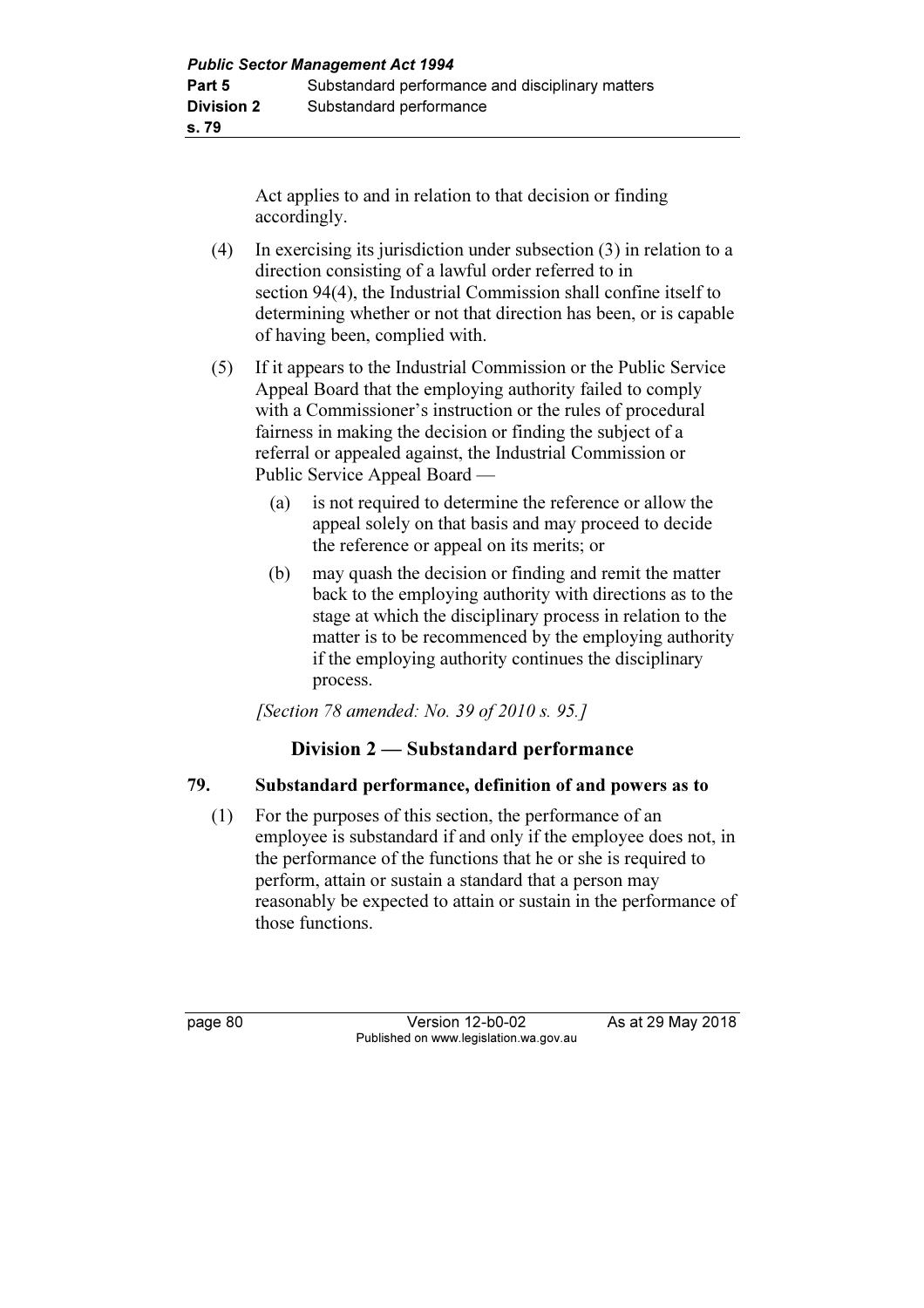Act applies to and in relation to that decision or finding accordingly.

(4) In exercising its jurisdiction under subsection (3) in relation to a direction consisting of a lawful order referred to in section 94(4), the Industrial Commission shall confine itself to determining whether or not that direction has been, or is capable of having been, complied with.

(5) If it appears to the Industrial Commission or the Public Service Appeal Board that the employing authority failed to comply with a Commissioner's instruction or the rules of procedural fairness in making the decision or finding the subject of a referral or appealed against, the Industrial Commission or Public Service Appeal Board —

  (a) is not required to determine the reference or allow the appeal solely on that basis and may proceed to decide the reference or appeal on its merits; or

  (b) may quash the decision or finding and remit the matter back to the employing authority with directions as to the stage at which the disciplinary process in relation to the matter is to be recommenced by the employing authority if the employing authority continues the disciplinary process.

*[Section 78 amended: No. 39 of 2010 s. 95.]*

## Division 2 — Substandard performance

### 79. Substandard performance, definition of and powers as to

(1) For the purposes of this section, the performance of an employee is substandard if and only if the employee does not, in the performance of the functions that he or she is required to perform, attain or sustain a standard that a person may reasonably be expected to attain or sustain in the performance of those functions.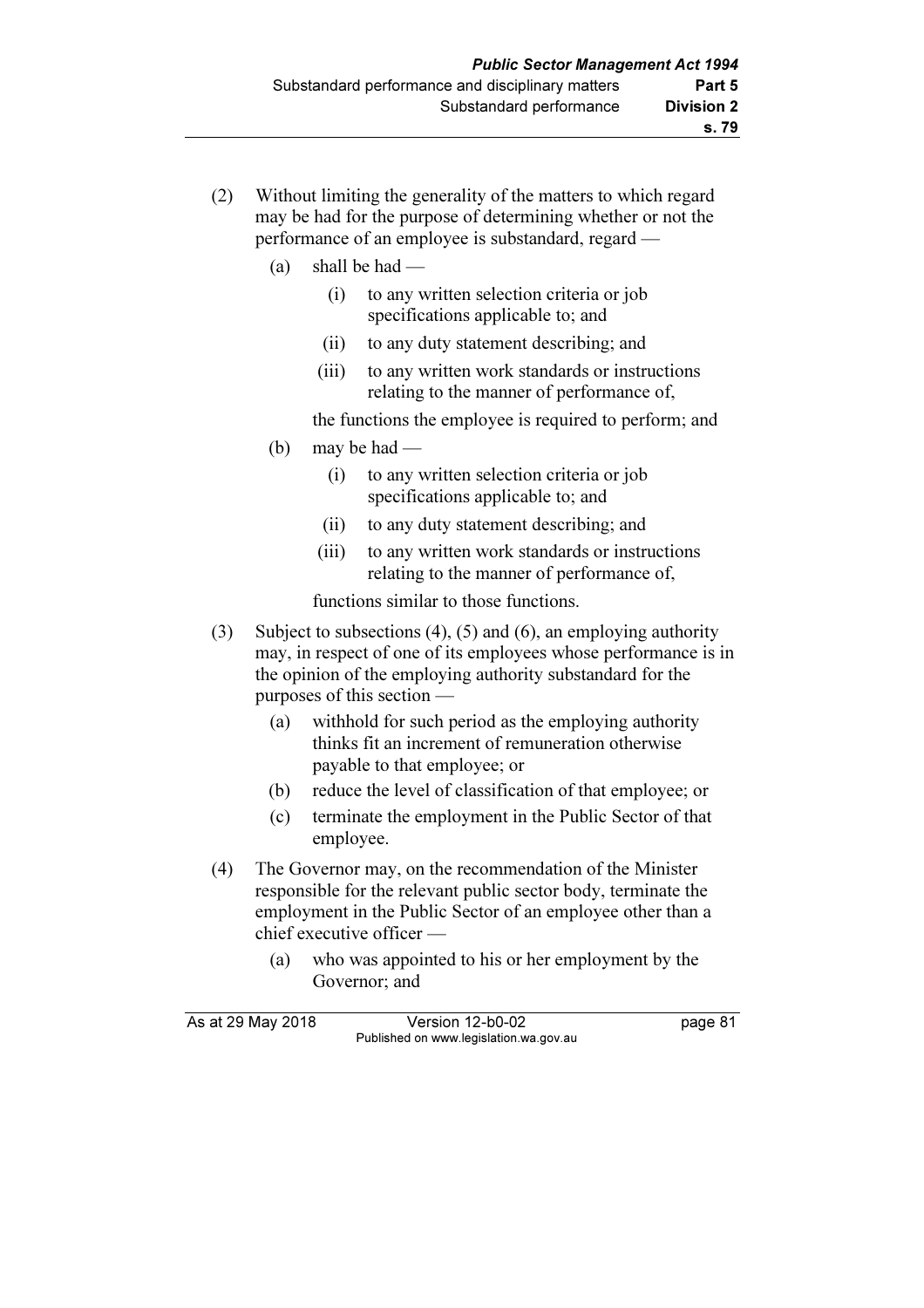(2) Without limiting the generality of the matters to which regard may be had for the purpose of determining whether or not the performance of an employee is substandard, regard —

   (a) shall be had —

      (i) to any written selection criteria or job specifications applicable to; and

      (ii) to any duty statement describing; and

      (iii) to any written work standards or instructions relating to the manner of performance of,

   the functions the employee is required to perform; and

   (b) may be had —

      (i) to any written selection criteria or job specifications applicable to; and

      (ii) to any duty statement describing; and

      (iii) to any written work standards or instructions relating to the manner of performance of,

   functions similar to those functions.

(3) Subject to subsections (4), (5) and (6), an employing authority may, in respect of one of its employees whose performance is in the opinion of the employing authority substandard for the purposes of this section —

   (a) withhold for such period as the employing authority thinks fit an increment of remuneration otherwise payable to that employee; or

   (b) reduce the level of classification of that employee; or

   (c) terminate the employment in the Public Sector of that employee.

(4) The Governor may, on the recommendation of the Minister responsible for the relevant public sector body, terminate the employment in the Public Sector of an employee other than a chief executive officer —

   (a) who was appointed to his or her employment by the Governor; and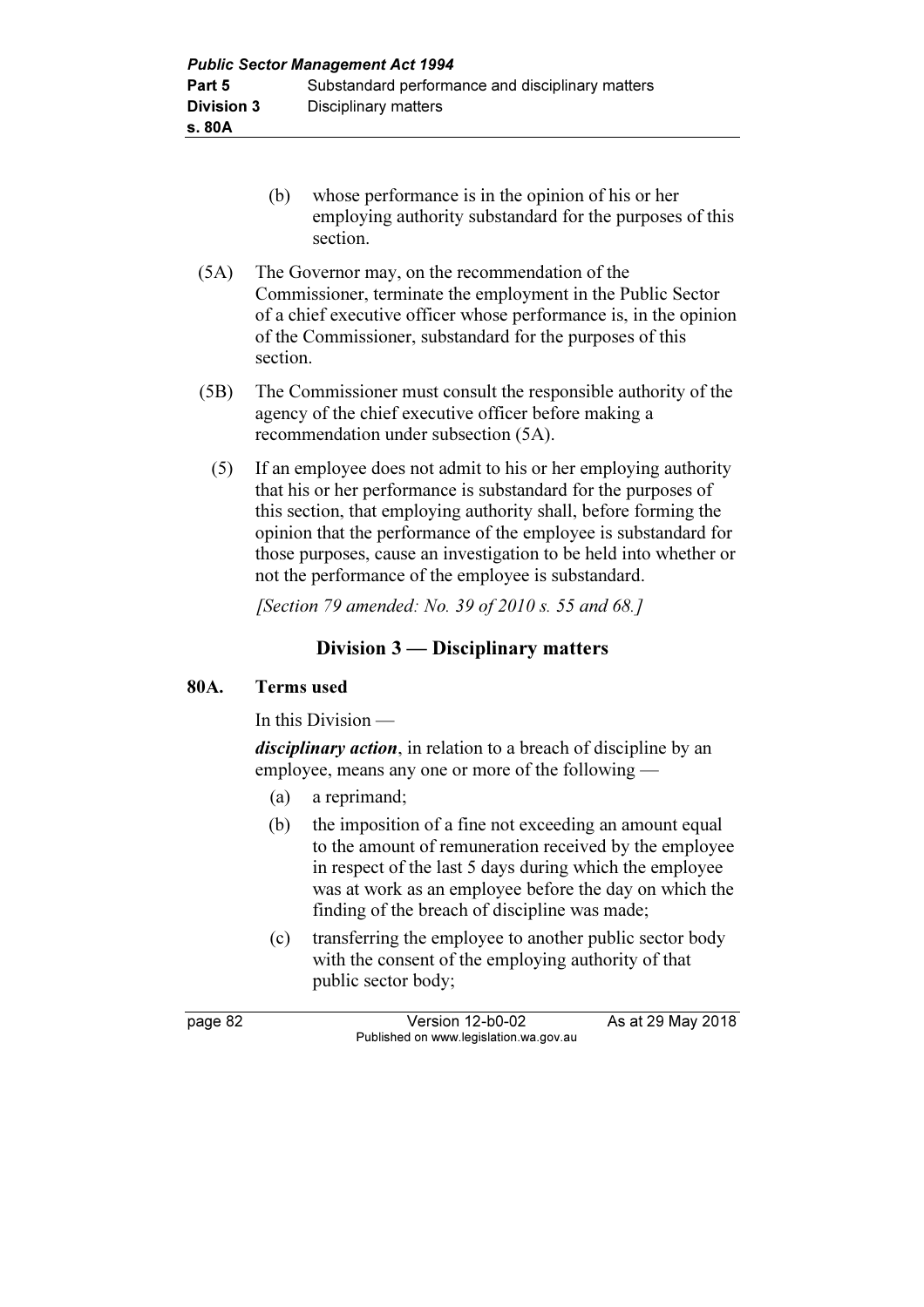(b) whose performance is in the opinion of his or her employing authority substandard for the purposes of this section.

(5A) The Governor may, on the recommendation of the Commissioner, terminate the employment in the Public Sector of a chief executive officer whose performance is, in the opinion of the Commissioner, substandard for the purposes of this section.

(5B) The Commissioner must consult the responsible authority of the agency of the chief executive officer before making a recommendation under subsection (5A).

(5) If an employee does not admit to his or her employing authority that his or her performance is substandard for the purposes of this section, that employing authority shall, before forming the opinion that the performance of the employee is substandard for those purposes, cause an investigation to be held into whether or not the performance of the employee is substandard.

*[Section 79 amended: No. 39 of 2010 s. 55 and 68.]*

## Division 3 — Disciplinary matters

### 80A. Terms used

In this Division —

***disciplinary action***, in relation to a breach of discipline by an employee, means any one or more of the following —

(a) a reprimand;

(b) the imposition of a fine not exceeding an amount equal to the amount of remuneration received by the employee in respect of the last 5 days during which the employee was at work as an employee before the day on which the finding of the breach of discipline was made;

(c) transferring the employee to another public sector body with the consent of the employing authority of that public sector body;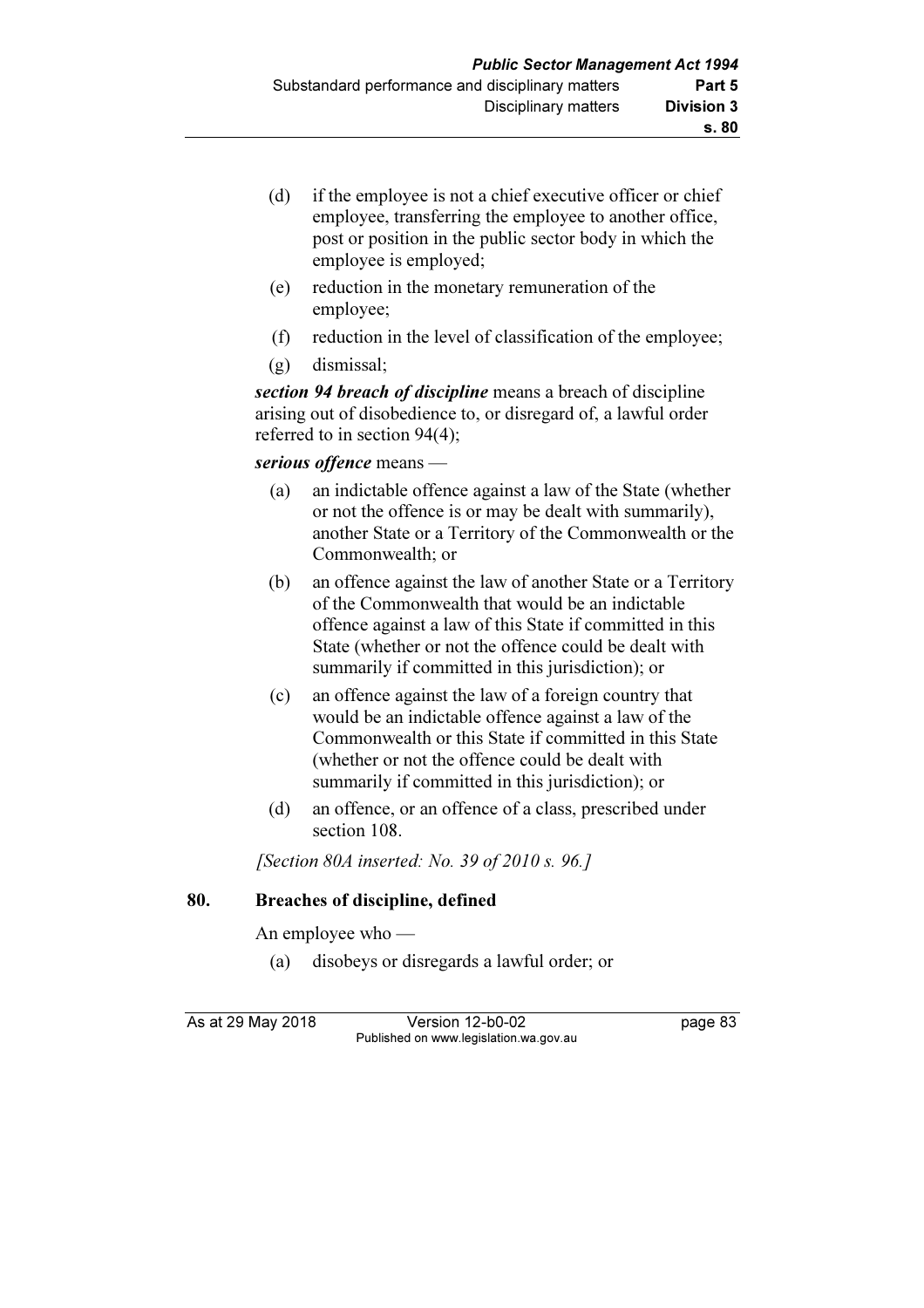(d) if the employee is not a chief executive officer or chief employee, transferring the employee to another office, post or position in the public sector body in which the employee is employed;

(e) reduction in the monetary remuneration of the employee;

(f) reduction in the level of classification of the employee;

(g) dismissal;

***section 94 breach of discipline*** means a breach of discipline arising out of disobedience to, or disregard of, a lawful order referred to in section 94(4);

***serious offence*** means —

(a) an indictable offence against a law of the State (whether or not the offence is or may be dealt with summarily), another State or a Territory of the Commonwealth or the Commonwealth; or

(b) an offence against the law of another State or a Territory of the Commonwealth that would be an indictable offence against a law of this State if committed in this State (whether or not the offence could be dealt with summarily if committed in this jurisdiction); or

(c) an offence against the law of a foreign country that would be an indictable offence against a law of the Commonwealth or this State if committed in this State (whether or not the offence could be dealt with summarily if committed in this jurisdiction); or

(d) an offence, or an offence of a class, prescribed under section 108.

*[Section 80A inserted: No. 39 of 2010 s. 96.]*

### 80. Breaches of discipline, defined

An employee who —

(a) disobeys or disregards a lawful order; or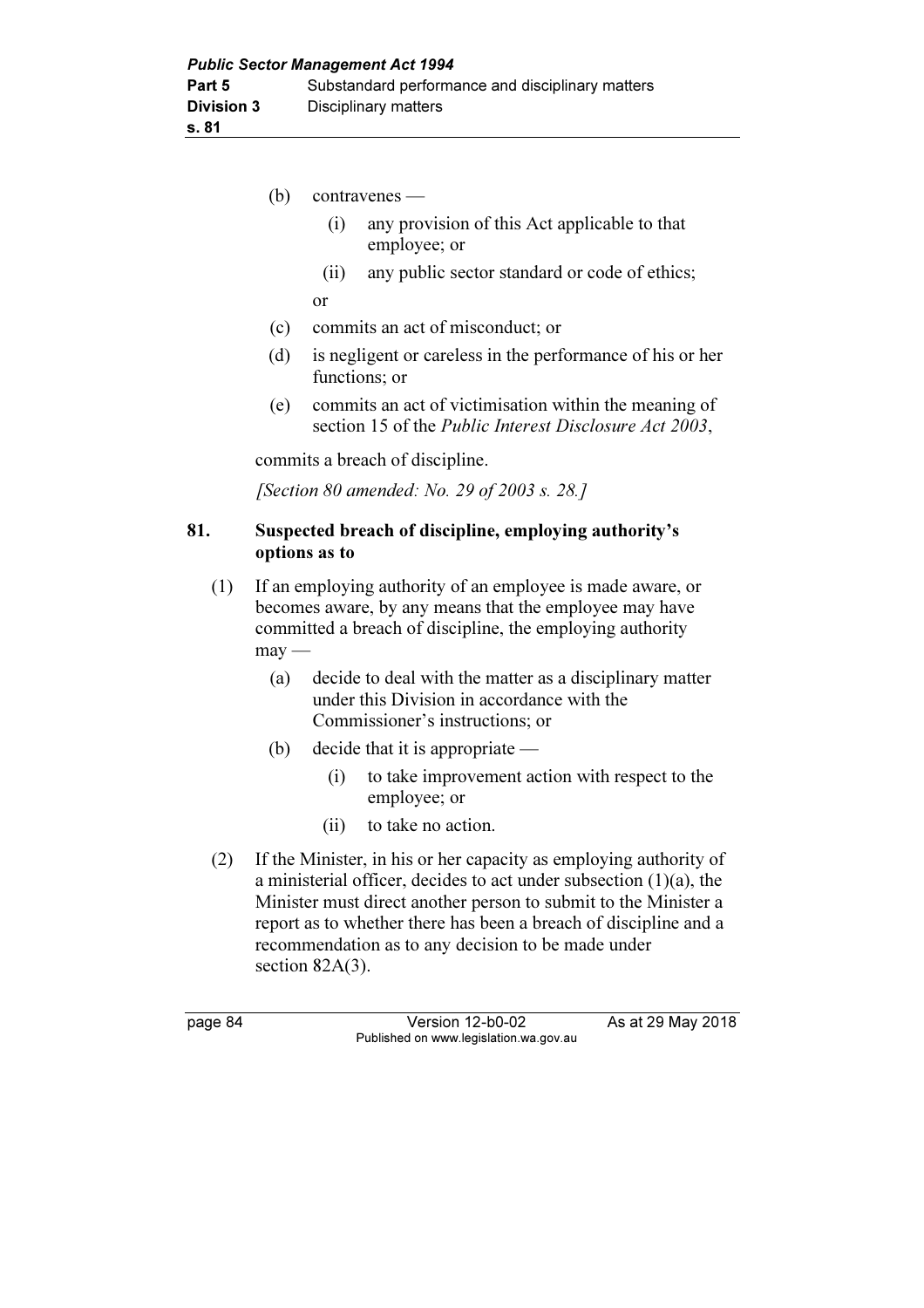(b) contravenes —

  (i) any provision of this Act applicable to that employee; or

  (ii) any public sector standard or code of ethics;

  or

(c) commits an act of misconduct; or

(d) is negligent or careless in the performance of his or her functions; or

(e) commits an act of victimisation within the meaning of section 15 of the *Public Interest Disclosure Act 2003*,

commits a breach of discipline.

*[Section 80 amended: No. 29 of 2003 s. 28.]*

## 81. Suspected breach of discipline, employing authority's options as to

(1) If an employing authority of an employee is made aware, or becomes aware, by any means that the employee may have committed a breach of discipline, the employing authority may —

  (a) decide to deal with the matter as a disciplinary matter under this Division in accordance with the Commissioner's instructions; or

  (b) decide that it is appropriate —

    (i) to take improvement action with respect to the employee; or

    (ii) to take no action.

(2) If the Minister, in his or her capacity as employing authority of a ministerial officer, decides to act under subsection (1)(a), the Minister must direct another person to submit to the Minister a report as to whether there has been a breach of discipline and a recommendation as to any decision to be made under section 82A(3).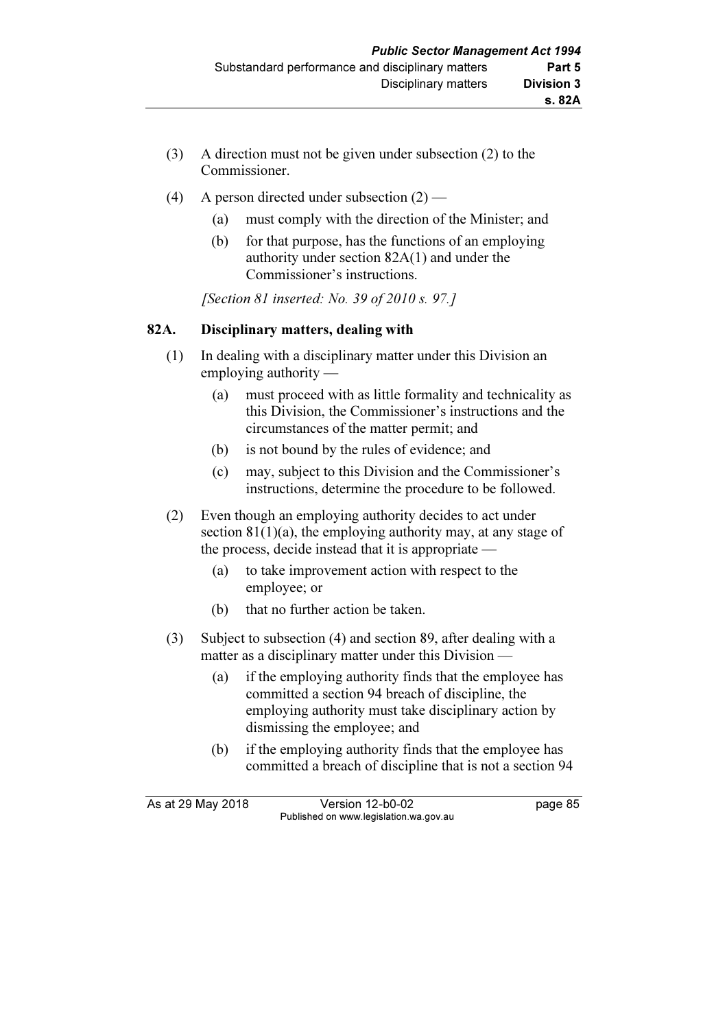(3) A direction must not be given under subsection (2) to the Commissioner.

(4) A person directed under subsection (2) —

(a) must comply with the direction of the Minister; and

(b) for that purpose, has the functions of an employing authority under section 82A(1) and under the Commissioner's instructions.

*[Section 81 inserted: No. 39 of 2010 s. 97.]*

## 82A. Disciplinary matters, dealing with

(1) In dealing with a disciplinary matter under this Division an employing authority —

(a) must proceed with as little formality and technicality as this Division, the Commissioner's instructions and the circumstances of the matter permit; and

(b) is not bound by the rules of evidence; and

(c) may, subject to this Division and the Commissioner's instructions, determine the procedure to be followed.

(2) Even though an employing authority decides to act under section 81(1)(a), the employing authority may, at any stage of the process, decide instead that it is appropriate —

(a) to take improvement action with respect to the employee; or

(b) that no further action be taken.

(3) Subject to subsection (4) and section 89, after dealing with a matter as a disciplinary matter under this Division —

(a) if the employing authority finds that the employee has committed a section 94 breach of discipline, the employing authority must take disciplinary action by dismissing the employee; and

(b) if the employing authority finds that the employee has committed a breach of discipline that is not a section 94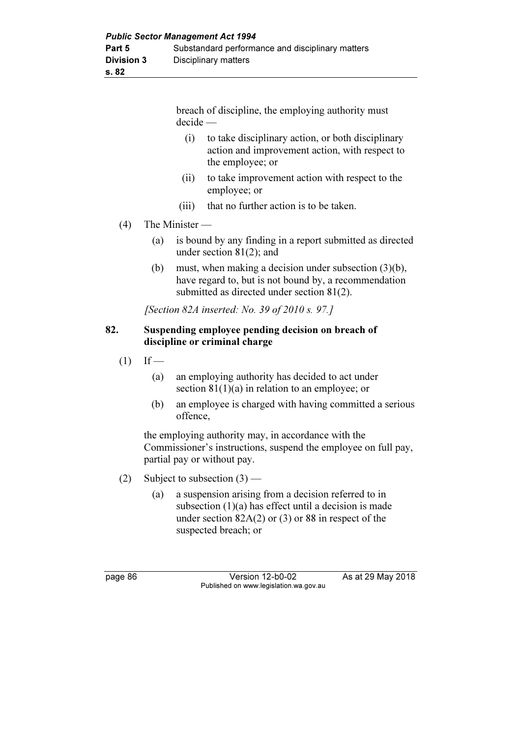breach of discipline, the employing authority must decide —

(i) to take disciplinary action, or both disciplinary action and improvement action, with respect to the employee; or

(ii) to take improvement action with respect to the employee; or

(iii) that no further action is to be taken.

(4) The Minister —

(a) is bound by any finding in a report submitted as directed under section 81(2); and

(b) must, when making a decision under subsection (3)(b), have regard to, but is not bound by, a recommendation submitted as directed under section 81(2).

*[Section 82A inserted: No. 39 of 2010 s. 97.]*

### 82. Suspending employee pending decision on breach of discipline or criminal charge

(1) If —

(a) an employing authority has decided to act under section 81(1)(a) in relation to an employee; or

(b) an employee is charged with having committed a serious offence,

the employing authority may, in accordance with the Commissioner's instructions, suspend the employee on full pay, partial pay or without pay.

(2) Subject to subsection (3) —

(a) a suspension arising from a decision referred to in subsection (1)(a) has effect until a decision is made under section 82A(2) or (3) or 88 in respect of the suspected breach; or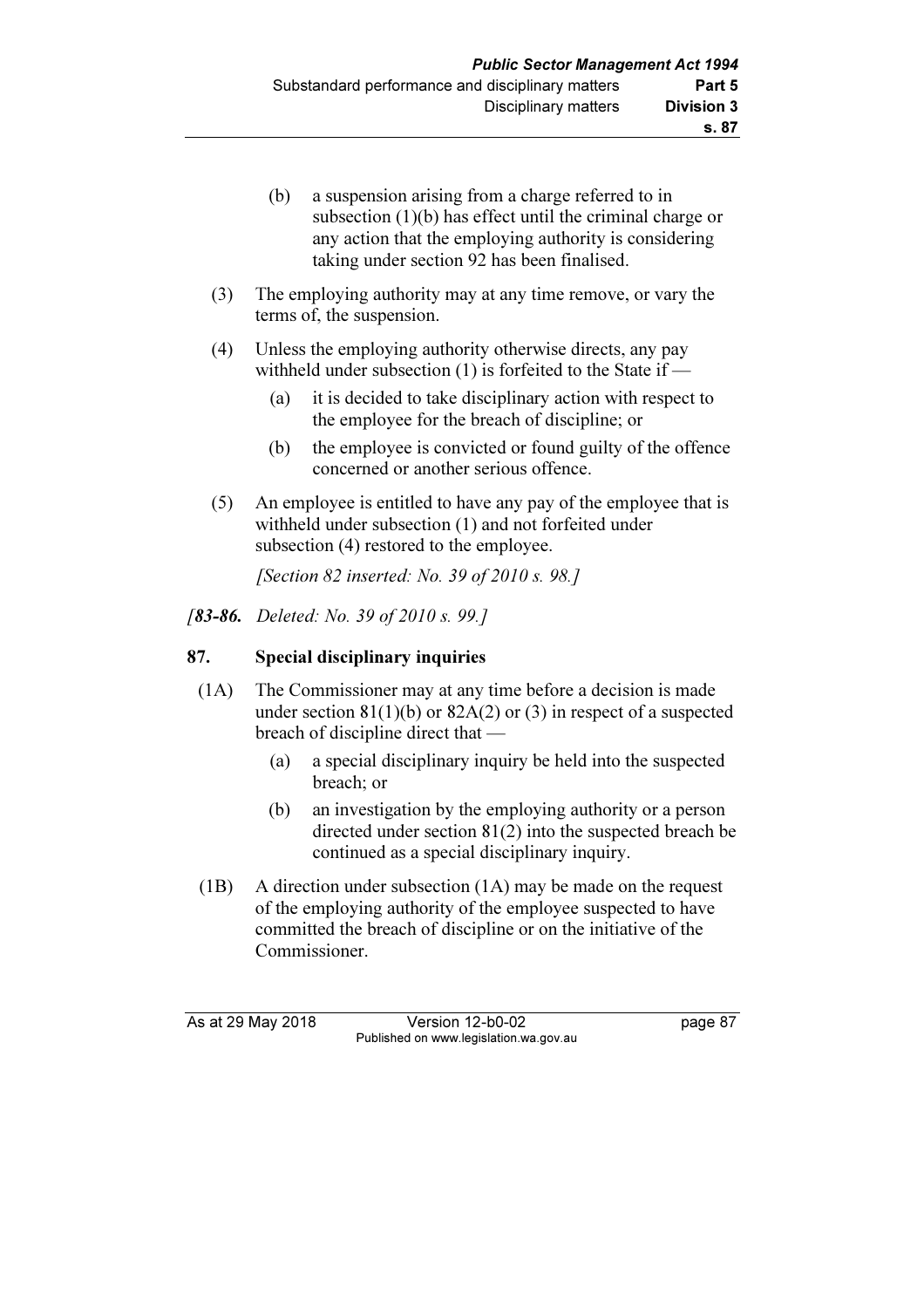(b) a suspension arising from a charge referred to in subsection (1)(b) has effect until the criminal charge or any action that the employing authority is considering taking under section 92 has been finalised.

(3) The employing authority may at any time remove, or vary the terms of, the suspension.

(4) Unless the employing authority otherwise directs, any pay withheld under subsection (1) is forfeited to the State if —

(a) it is decided to take disciplinary action with respect to the employee for the breach of discipline; or

(b) the employee is convicted or found guilty of the offence concerned or another serious offence.

(5) An employee is entitled to have any pay of the employee that is withheld under subsection (1) and not forfeited under subsection (4) restored to the employee.

*[Section 82 inserted: No. 39 of 2010 s. 98.]*

*[**83-86.** Deleted: No. 39 of 2010 s. 99.]*

## 87. Special disciplinary inquiries

(1A) The Commissioner may at any time before a decision is made under section 81(1)(b) or 82A(2) or (3) in respect of a suspected breach of discipline direct that —

(a) a special disciplinary inquiry be held into the suspected breach; or

(b) an investigation by the employing authority or a person directed under section 81(2) into the suspected breach be continued as a special disciplinary inquiry.

(1B) A direction under subsection (1A) may be made on the request of the employing authority of the employee suspected to have committed the breach of discipline or on the initiative of the Commissioner.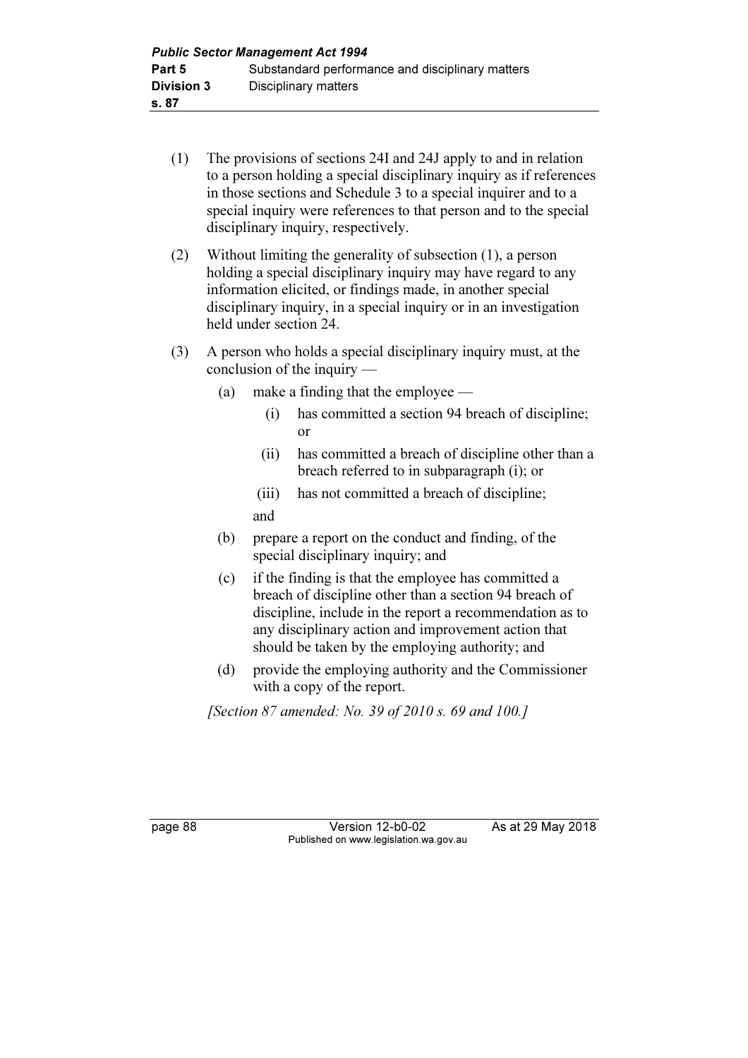(1) The provisions of sections 24I and 24J apply to and in relation to a person holding a special disciplinary inquiry as if references in those sections and Schedule 3 to a special inquirer and to a special inquiry were references to that person and to the special disciplinary inquiry, respectively.

(2) Without limiting the generality of subsection (1), a person holding a special disciplinary inquiry may have regard to any information elicited, or findings made, in another special disciplinary inquiry, in a special inquiry or in an investigation held under section 24.

(3) A person who holds a special disciplinary inquiry must, at the conclusion of the inquiry —

  (a) make a finding that the employee —

    (i) has committed a section 94 breach of discipline; or

    (ii) has committed a breach of discipline other than a breach referred to in subparagraph (i); or

    (iii) has not committed a breach of discipline;

  and

  (b) prepare a report on the conduct and finding, of the special disciplinary inquiry; and

  (c) if the finding is that the employee has committed a breach of discipline other than a section 94 breach of discipline, include in the report a recommendation as to any disciplinary action and improvement action that should be taken by the employing authority; and

  (d) provide the employing authority and the Commissioner with a copy of the report.

*[Section 87 amended: No. 39 of 2010 s. 69 and 100.]*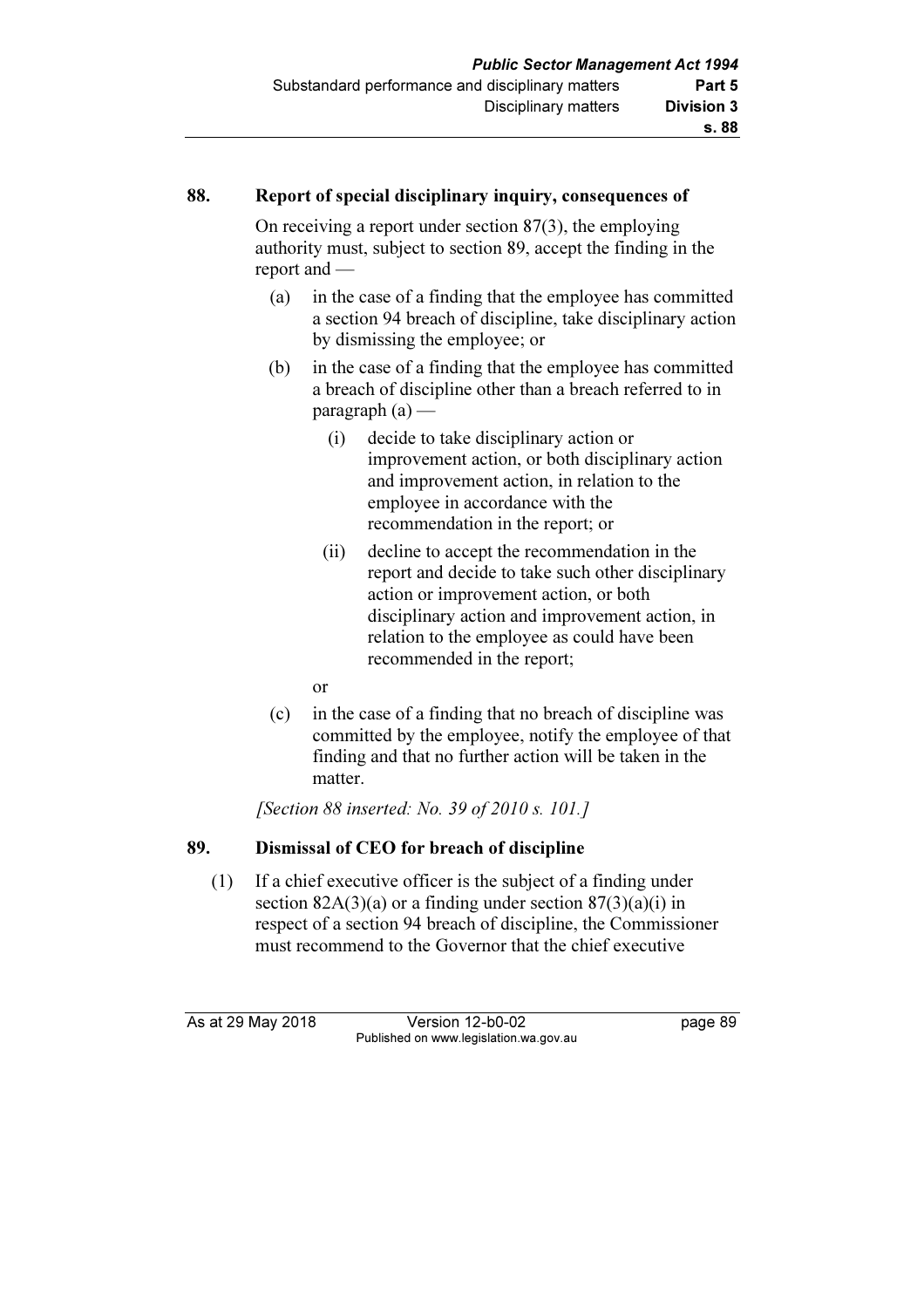## 88. Report of special disciplinary inquiry, consequences of

On receiving a report under section 87(3), the employing authority must, subject to section 89, accept the finding in the report and —

(a) in the case of a finding that the employee has committed a section 94 breach of discipline, take disciplinary action by dismissing the employee; or

(b) in the case of a finding that the employee has committed a breach of discipline other than a breach referred to in paragraph (a) —

  (i) decide to take disciplinary action or improvement action, or both disciplinary action and improvement action, in relation to the employee in accordance with the recommendation in the report; or

  (ii) decline to accept the recommendation in the report and decide to take such other disciplinary action or improvement action, or both disciplinary action and improvement action, in relation to the employee as could have been recommended in the report;

  or

(c) in the case of a finding that no breach of discipline was committed by the employee, notify the employee of that finding and that no further action will be taken in the matter.

*[Section 88 inserted: No. 39 of 2010 s. 101.]*

## 89. Dismissal of CEO for breach of discipline

(1) If a chief executive officer is the subject of a finding under section 82A(3)(a) or a finding under section 87(3)(a)(i) in respect of a section 94 breach of discipline, the Commissioner must recommend to the Governor that the chief executive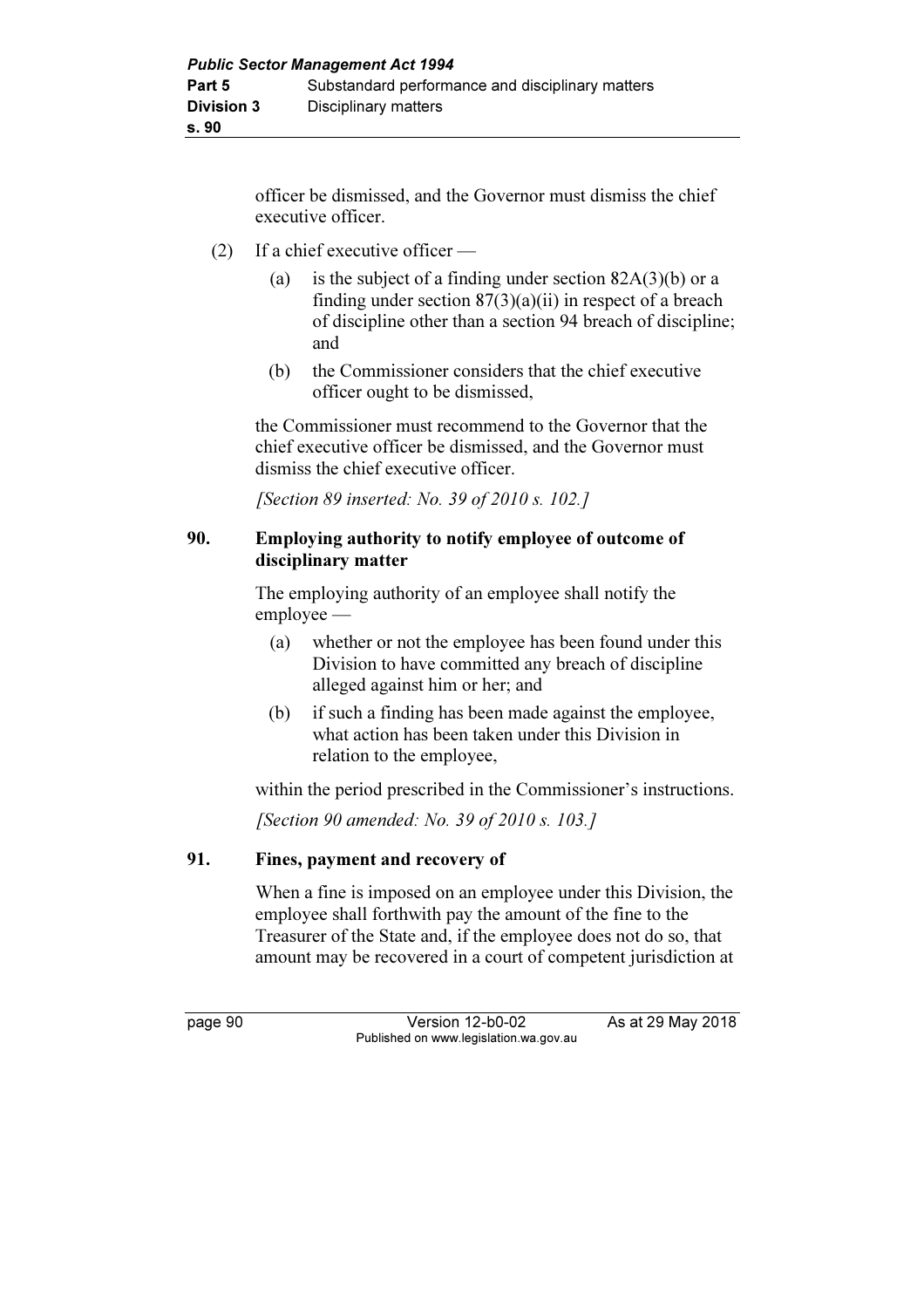officer be dismissed, and the Governor must dismiss the chief executive officer.

(2) If a chief executive officer —

(a) is the subject of a finding under section 82A(3)(b) or a finding under section 87(3)(a)(ii) in respect of a breach of discipline other than a section 94 breach of discipline; and

(b) the Commissioner considers that the chief executive officer ought to be dismissed,

the Commissioner must recommend to the Governor that the chief executive officer be dismissed, and the Governor must dismiss the chief executive officer.

*[Section 89 inserted: No. 39 of 2010 s. 102.]*

### 90. Employing authority to notify employee of outcome of disciplinary matter

The employing authority of an employee shall notify the employee —

(a) whether or not the employee has been found under this Division to have committed any breach of discipline alleged against him or her; and

(b) if such a finding has been made against the employee, what action has been taken under this Division in relation to the employee,

within the period prescribed in the Commissioner's instructions.

*[Section 90 amended: No. 39 of 2010 s. 103.]*

### 91. Fines, payment and recovery of

When a fine is imposed on an employee under this Division, the employee shall forthwith pay the amount of the fine to the Treasurer of the State and, if the employee does not do so, that amount may be recovered in a court of competent jurisdiction at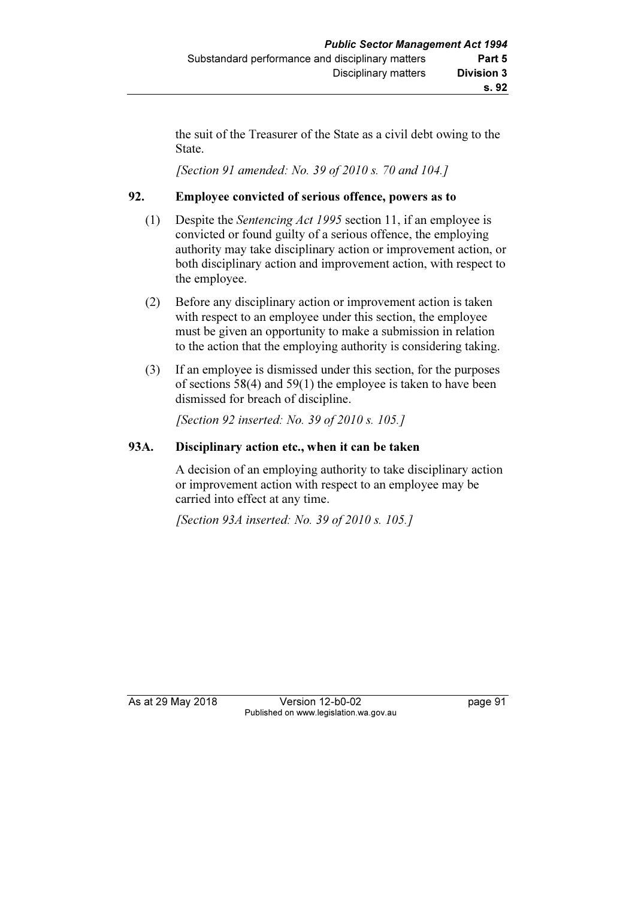the suit of the Treasurer of the State as a civil debt owing to the State.

*[Section 91 amended: No. 39 of 2010 s. 70 and 104.]*

### 92. Employee convicted of serious offence, powers as to

(1) Despite the *Sentencing Act 1995* section 11, if an employee is convicted or found guilty of a serious offence, the employing authority may take disciplinary action or improvement action, or both disciplinary action and improvement action, with respect to the employee.

(2) Before any disciplinary action or improvement action is taken with respect to an employee under this section, the employee must be given an opportunity to make a submission in relation to the action that the employing authority is considering taking.

(3) If an employee is dismissed under this section, for the purposes of sections 58(4) and 59(1) the employee is taken to have been dismissed for breach of discipline.

*[Section 92 inserted: No. 39 of 2010 s. 105.]*

### 93A. Disciplinary action etc., when it can be taken

A decision of an employing authority to take disciplinary action or improvement action with respect to an employee may be carried into effect at any time.

*[Section 93A inserted: No. 39 of 2010 s. 105.]*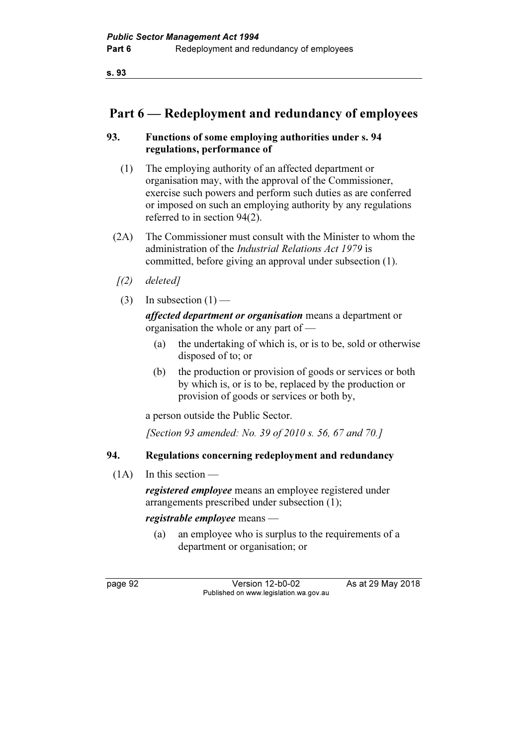# Part 6 — Redeployment and redundancy of employees

## 93. Functions of some employing authorities under s. 94 regulations, performance of

(1) The employing authority of an affected department or organisation may, with the approval of the Commissioner, exercise such powers and perform such duties as are conferred or imposed on such an employing authority by any regulations referred to in section 94(2).

(2A) The Commissioner must consult with the Minister to whom the administration of the *Industrial Relations Act 1979* is committed, before giving an approval under subsection (1).

*[(2) deleted]*

(3) In subsection (1) —

***affected department or organisation*** means a department or organisation the whole or any part of —

- (a) the undertaking of which is, or is to be, sold or otherwise disposed of to; or
- (b) the production or provision of goods or services or both by which is, or is to be, replaced by the production or provision of goods or services or both by,

a person outside the Public Sector.

*[Section 93 amended: No. 39 of 2010 s. 56, 67 and 70.]*

## 94. Regulations concerning redeployment and redundancy

(1A) In this section —

***registered employee*** means an employee registered under arrangements prescribed under subsection (1);

***registrable employee*** means —

- (a) an employee who is surplus to the requirements of a department or organisation; or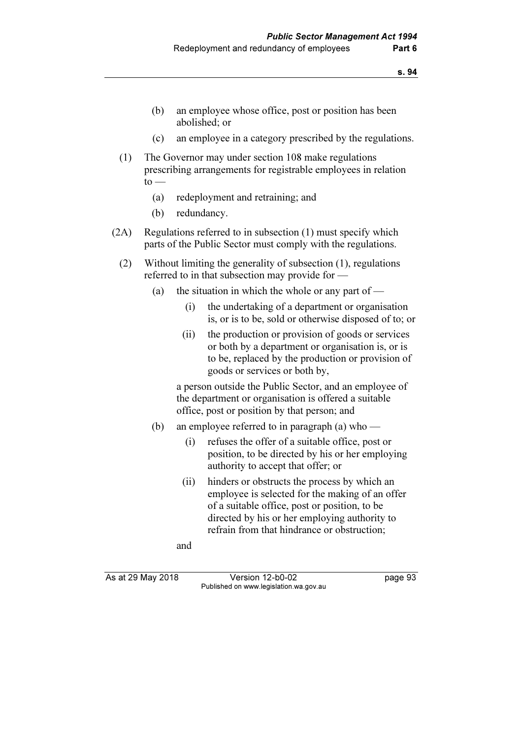(b) an employee whose office, post or position has been abolished; or

(c) an employee in a category prescribed by the regulations.

(1) The Governor may under section 108 make regulations prescribing arrangements for registrable employees in relation to —

(a) redeployment and retraining; and

(b) redundancy.

(2A) Regulations referred to in subsection (1) must specify which parts of the Public Sector must comply with the regulations.

(2) Without limiting the generality of subsection (1), regulations referred to in that subsection may provide for —

(a) the situation in which the whole or any part of —

(i) the undertaking of a department or organisation is, or is to be, sold or otherwise disposed of to; or

(ii) the production or provision of goods or services or both by a department or organisation is, or is to be, replaced by the production or provision of goods or services or both by,

a person outside the Public Sector, and an employee of the department or organisation is offered a suitable office, post or position by that person; and

(b) an employee referred to in paragraph (a) who —

(i) refuses the offer of a suitable office, post or position, to be directed by his or her employing authority to accept that offer; or

(ii) hinders or obstructs the process by which an employee is selected for the making of an offer of a suitable office, post or position, to be directed by his or her employing authority to refrain from that hindrance or obstruction;

and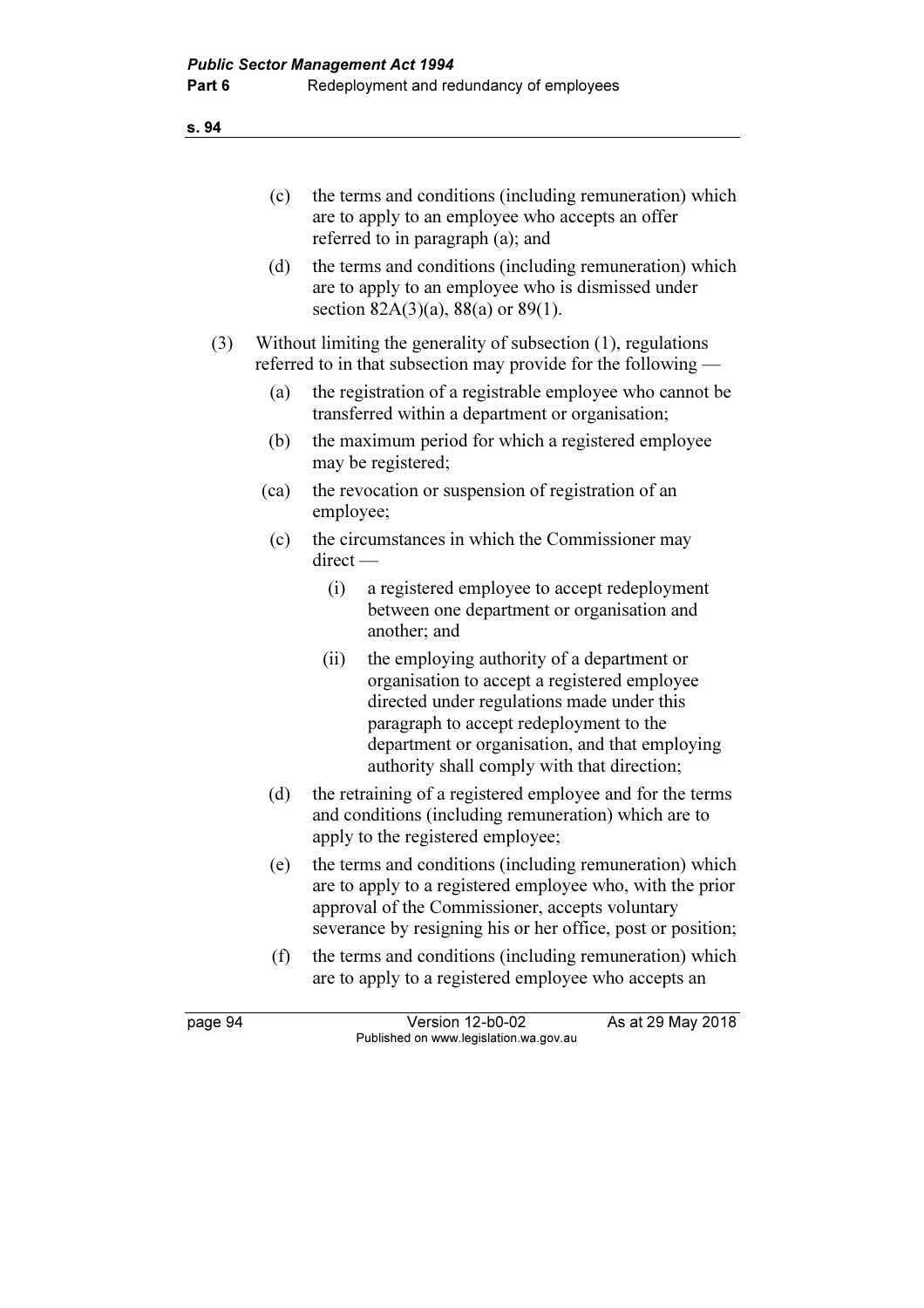(c) the terms and conditions (including remuneration) which are to apply to an employee who accepts an offer referred to in paragraph (a); and

(d) the terms and conditions (including remuneration) which are to apply to an employee who is dismissed under section 82A(3)(a), 88(a) or 89(1).

(3) Without limiting the generality of subsection (1), regulations referred to in that subsection may provide for the following —

(a) the registration of a registrable employee who cannot be transferred within a department or organisation;

(b) the maximum period for which a registered employee may be registered;

(ca) the revocation or suspension of registration of an employee;

(c) the circumstances in which the Commissioner may direct —

(i) a registered employee to accept redeployment between one department or organisation and another; and

(ii) the employing authority of a department or organisation to accept a registered employee directed under regulations made under this paragraph to accept redeployment to the department or organisation, and that employing authority shall comply with that direction;

(d) the retraining of a registered employee and for the terms and conditions (including remuneration) which are to apply to the registered employee;

(e) the terms and conditions (including remuneration) which are to apply to a registered employee who, with the prior approval of the Commissioner, accepts voluntary severance by resigning his or her office, post or position;

(f) the terms and conditions (including remuneration) which are to apply to a registered employee who accepts an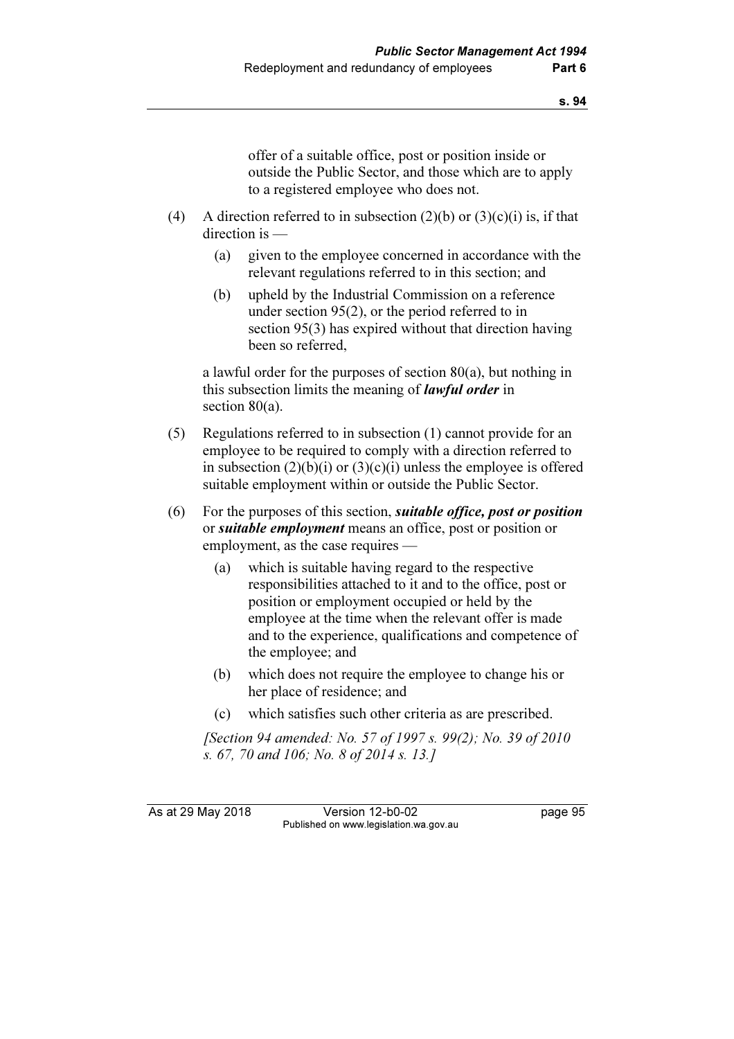offer of a suitable office, post or position inside or outside the Public Sector, and those which are to apply to a registered employee who does not.

(4) A direction referred to in subsection (2)(b) or (3)(c)(i) is, if that direction is —

(a) given to the employee concerned in accordance with the relevant regulations referred to in this section; and

(b) upheld by the Industrial Commission on a reference under section 95(2), or the period referred to in section 95(3) has expired without that direction having been so referred,

a lawful order for the purposes of section 80(a), but nothing in this subsection limits the meaning of ***lawful order*** in section 80(a).

(5) Regulations referred to in subsection (1) cannot provide for an employee to be required to comply with a direction referred to in subsection (2)(b)(i) or (3)(c)(i) unless the employee is offered suitable employment within or outside the Public Sector.

(6) For the purposes of this section, ***suitable office, post or position*** or ***suitable employment*** means an office, post or position or employment, as the case requires —

(a) which is suitable having regard to the respective responsibilities attached to it and to the office, post or position or employment occupied or held by the employee at the time when the relevant offer is made and to the experience, qualifications and competence of the employee; and

(b) which does not require the employee to change his or her place of residence; and

(c) which satisfies such other criteria as are prescribed.

*[Section 94 amended: No. 57 of 1997 s. 99(2); No. 39 of 2010 s. 67, 70 and 106; No. 8 of 2014 s. 13.]*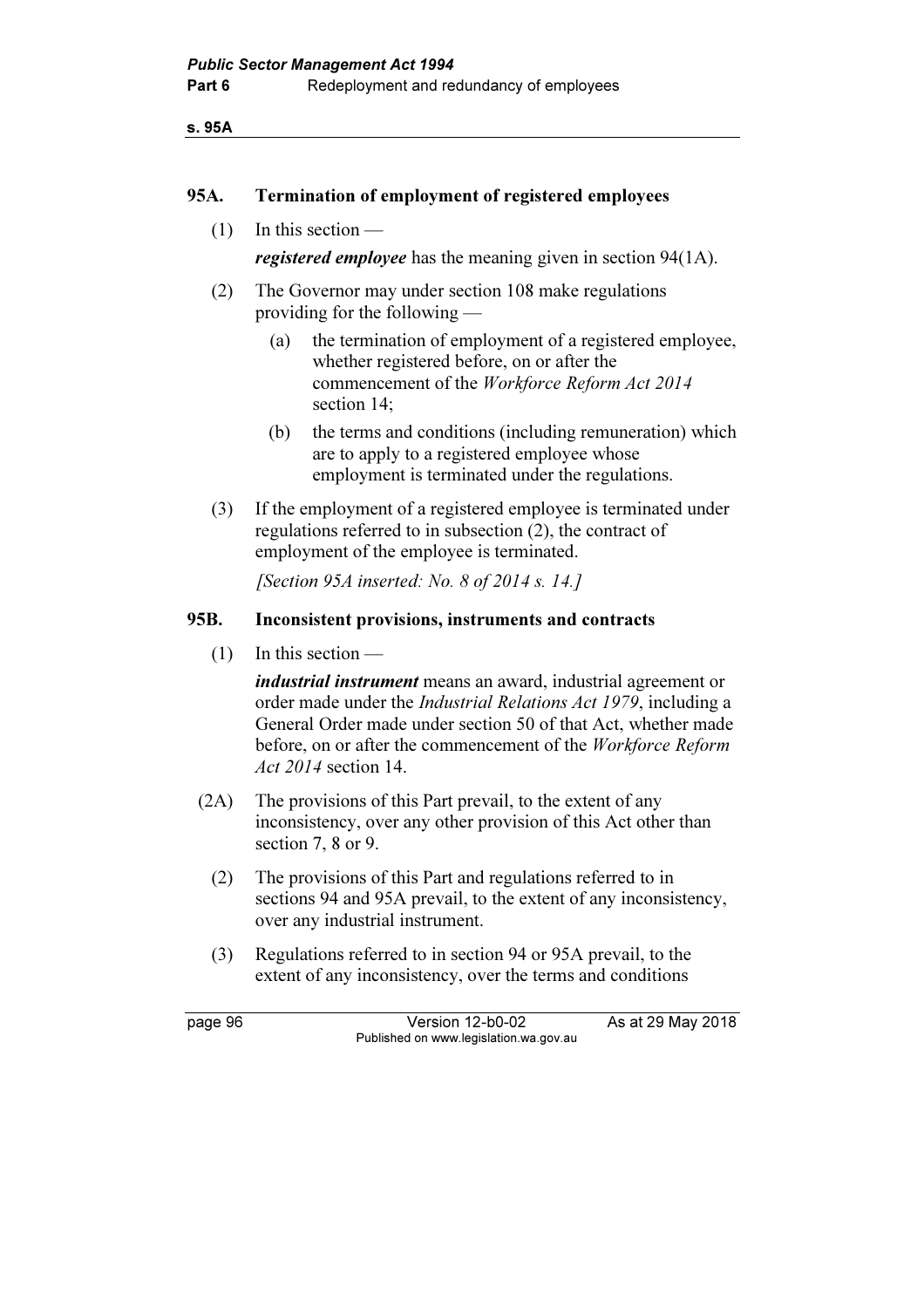## 95A. Termination of employment of registered employees

(1) In this section —

***registered employee*** has the meaning given in section 94(1A).

(2) The Governor may under section 108 make regulations providing for the following —

- (a) the termination of employment of a registered employee, whether registered before, on or after the commencement of the *Workforce Reform Act 2014* section 14;
- (b) the terms and conditions (including remuneration) which are to apply to a registered employee whose employment is terminated under the regulations.

(3) If the employment of a registered employee is terminated under regulations referred to in subsection (2), the contract of employment of the employee is terminated.

*[Section 95A inserted: No. 8 of 2014 s. 14.]*

## 95B. Inconsistent provisions, instruments and contracts

(1) In this section —

***industrial instrument*** means an award, industrial agreement or order made under the *Industrial Relations Act 1979*, including a General Order made under section 50 of that Act, whether made before, on or after the commencement of the *Workforce Reform Act 2014* section 14.

(2A) The provisions of this Part prevail, to the extent of any inconsistency, over any other provision of this Act other than section 7, 8 or 9.

(2) The provisions of this Part and regulations referred to in sections 94 and 95A prevail, to the extent of any inconsistency, over any industrial instrument.

(3) Regulations referred to in section 94 or 95A prevail, to the extent of any inconsistency, over the terms and conditions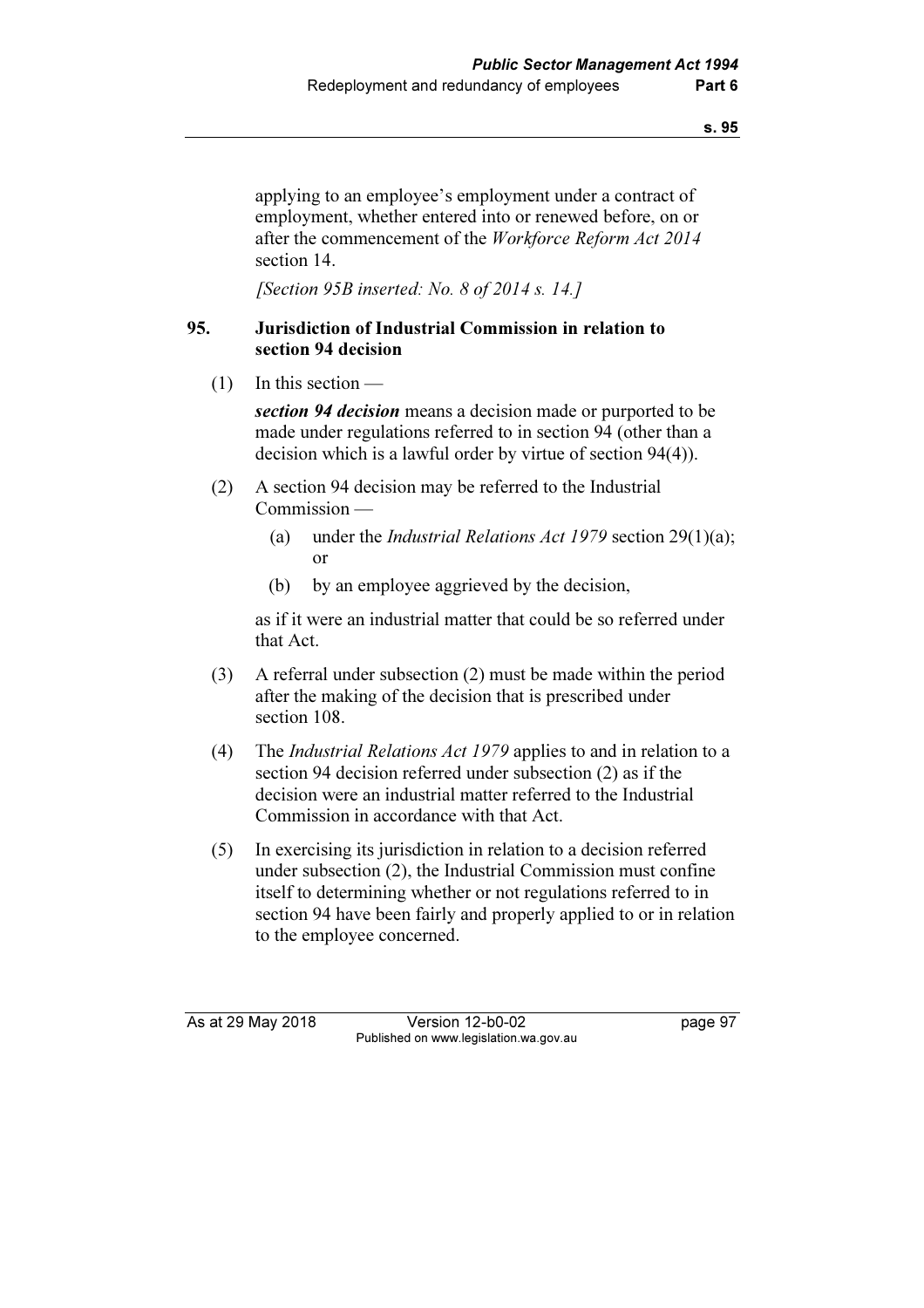applying to an employee's employment under a contract of employment, whether entered into or renewed before, on or after the commencement of the *Workforce Reform Act 2014* section 14.

*[Section 95B inserted: No. 8 of 2014 s. 14.]*

## 95. Jurisdiction of Industrial Commission in relation to section 94 decision

(1) In this section —

***section 94 decision*** means a decision made or purported to be made under regulations referred to in section 94 (other than a decision which is a lawful order by virtue of section 94(4)).

(2) A section 94 decision may be referred to the Industrial Commission —

- (a) under the *Industrial Relations Act 1979* section 29(1)(a); or
- (b) by an employee aggrieved by the decision,

as if it were an industrial matter that could be so referred under that Act.

(3) A referral under subsection (2) must be made within the period after the making of the decision that is prescribed under section 108.

(4) The *Industrial Relations Act 1979* applies to and in relation to a section 94 decision referred under subsection (2) as if the decision were an industrial matter referred to the Industrial Commission in accordance with that Act.

(5) In exercising its jurisdiction in relation to a decision referred under subsection (2), the Industrial Commission must confine itself to determining whether or not regulations referred to in section 94 have been fairly and properly applied to or in relation to the employee concerned.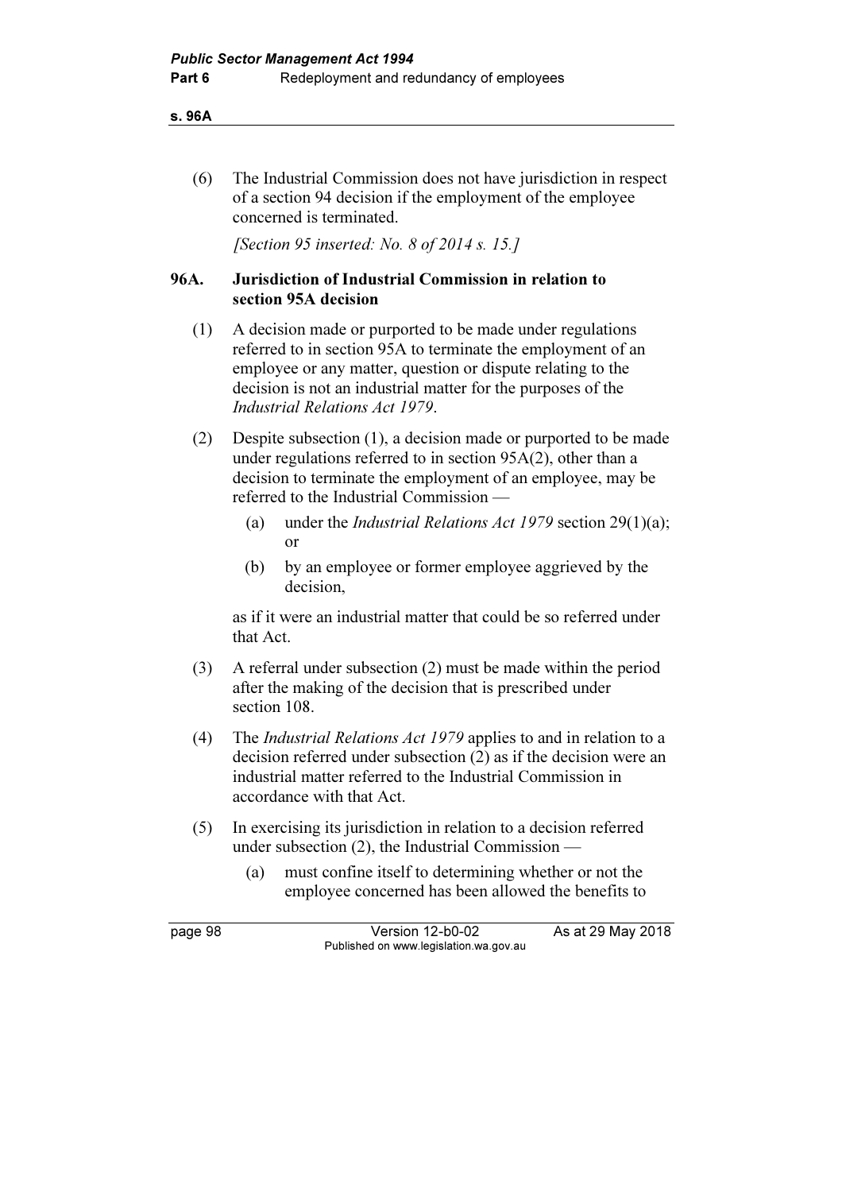(6) The Industrial Commission does not have jurisdiction in respect of a section 94 decision if the employment of the employee concerned is terminated.

[Section 95 inserted: No. 8 of 2014 s. 15.]

### 96A. Jurisdiction of Industrial Commission in relation to section 95A decision

(1) A decision made or purported to be made under regulations referred to in section 95A to terminate the employment of an employee or any matter, question or dispute relating to the decision is not an industrial matter for the purposes of the *Industrial Relations Act 1979*.

(2) Despite subsection (1), a decision made or purported to be made under regulations referred to in section 95A(2), other than a decision to terminate the employment of an employee, may be referred to the Industrial Commission —

- (a) under the *Industrial Relations Act 1979* section 29(1)(a); or
- (b) by an employee or former employee aggrieved by the decision,

as if it were an industrial matter that could be so referred under that Act.

(3) A referral under subsection (2) must be made within the period after the making of the decision that is prescribed under section 108.

(4) The *Industrial Relations Act 1979* applies to and in relation to a decision referred under subsection (2) as if the decision were an industrial matter referred to the Industrial Commission in accordance with that Act.

(5) In exercising its jurisdiction in relation to a decision referred under subsection (2), the Industrial Commission —

- (a) must confine itself to determining whether or not the employee concerned has been allowed the benefits to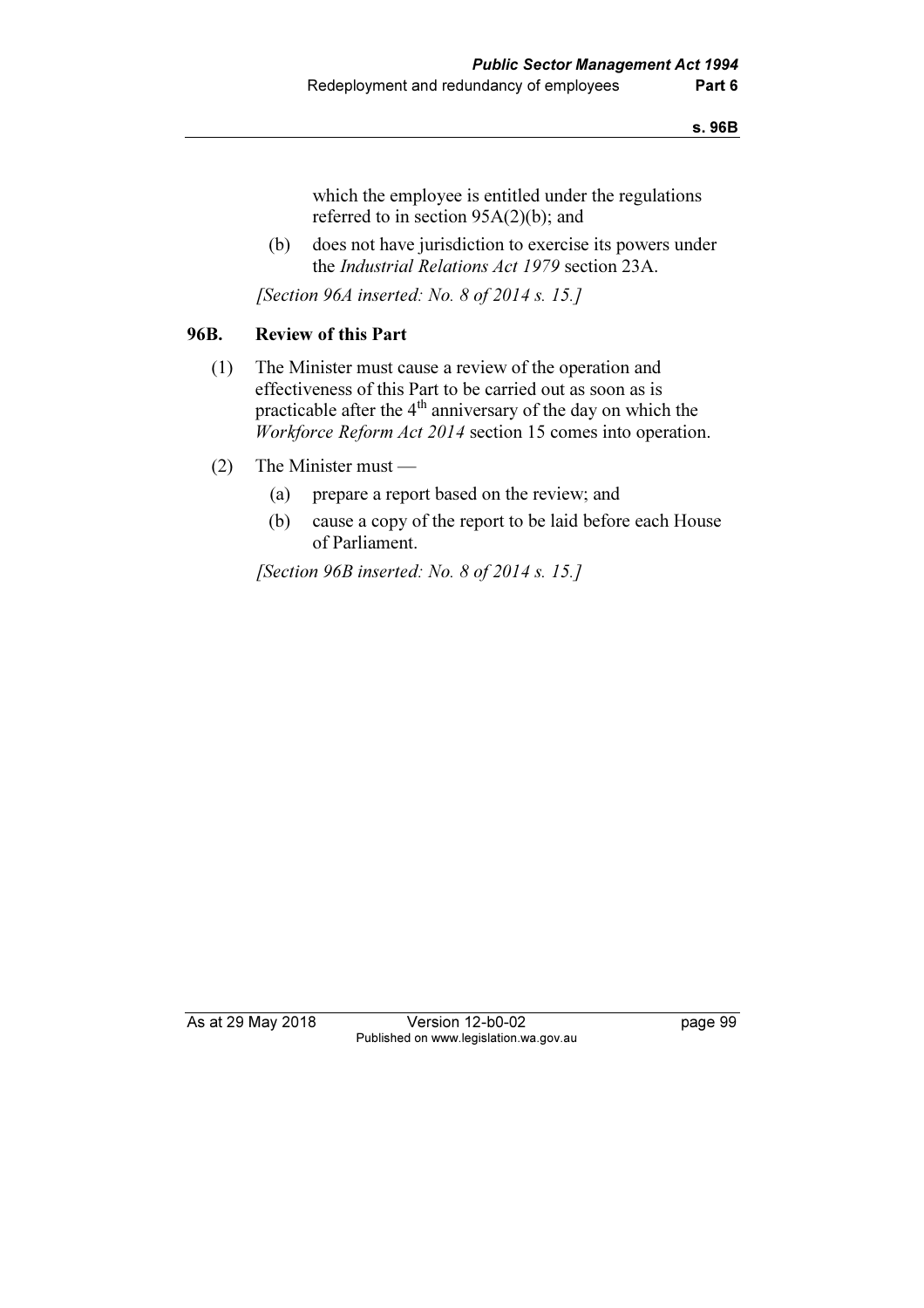which the employee is entitled under the regulations referred to in section 95A(2)(b); and

(b) does not have jurisdiction to exercise its powers under the *Industrial Relations Act 1979* section 23A.

*[Section 96A inserted: No. 8 of 2014 s. 15.]*

### 96B. Review of this Part

(1) The Minister must cause a review of the operation and effectiveness of this Part to be carried out as soon as is practicable after the 4th anniversary of the day on which the *Workforce Reform Act 2014* section 15 comes into operation.

(2) The Minister must —

(a) prepare a report based on the review; and

(b) cause a copy of the report to be laid before each House of Parliament.

*[Section 96B inserted: No. 8 of 2014 s. 15.]*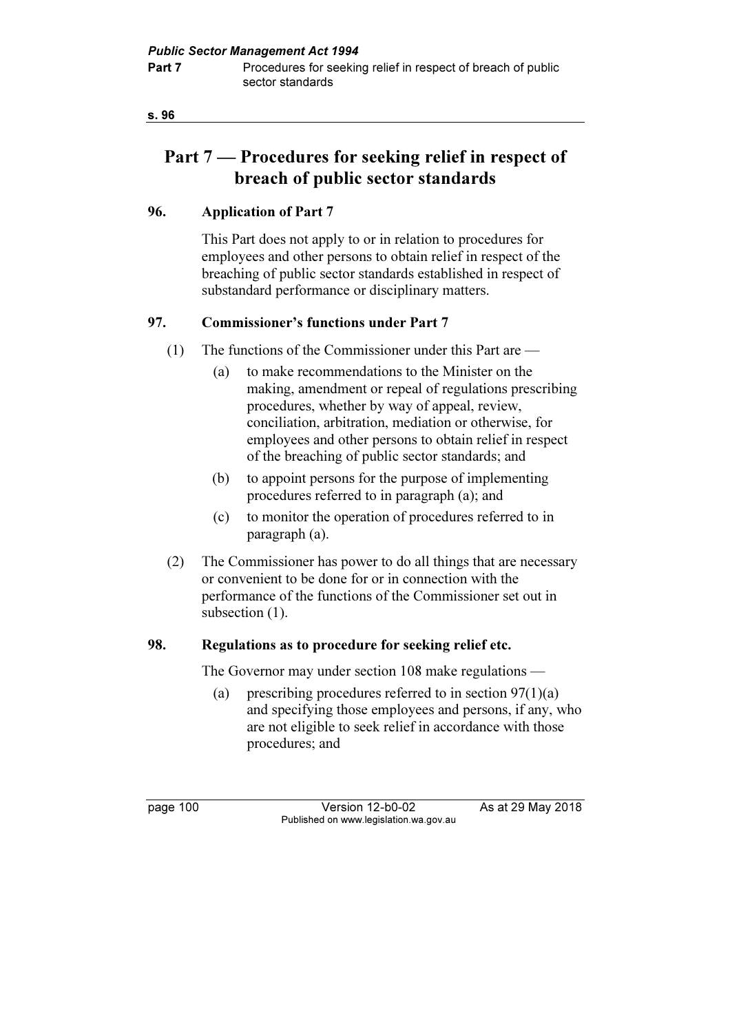# Part 7 — Procedures for seeking relief in respect of breach of public sector standards

## 96. Application of Part 7

This Part does not apply to or in relation to procedures for employees and other persons to obtain relief in respect of the breaching of public sector standards established in respect of substandard performance or disciplinary matters.

## 97. Commissioner's functions under Part 7

(1) The functions of the Commissioner under this Part are —

- (a) to make recommendations to the Minister on the making, amendment or repeal of regulations prescribing procedures, whether by way of appeal, review, conciliation, arbitration, mediation or otherwise, for employees and other persons to obtain relief in respect of the breaching of public sector standards; and
- (b) to appoint persons for the purpose of implementing procedures referred to in paragraph (a); and
- (c) to monitor the operation of procedures referred to in paragraph (a).

(2) The Commissioner has power to do all things that are necessary or convenient to be done for or in connection with the performance of the functions of the Commissioner set out in subsection (1).

## 98. Regulations as to procedure for seeking relief etc.

The Governor may under section 108 make regulations —

- (a) prescribing procedures referred to in section 97(1)(a) and specifying those employees and persons, if any, who are not eligible to seek relief in accordance with those procedures; and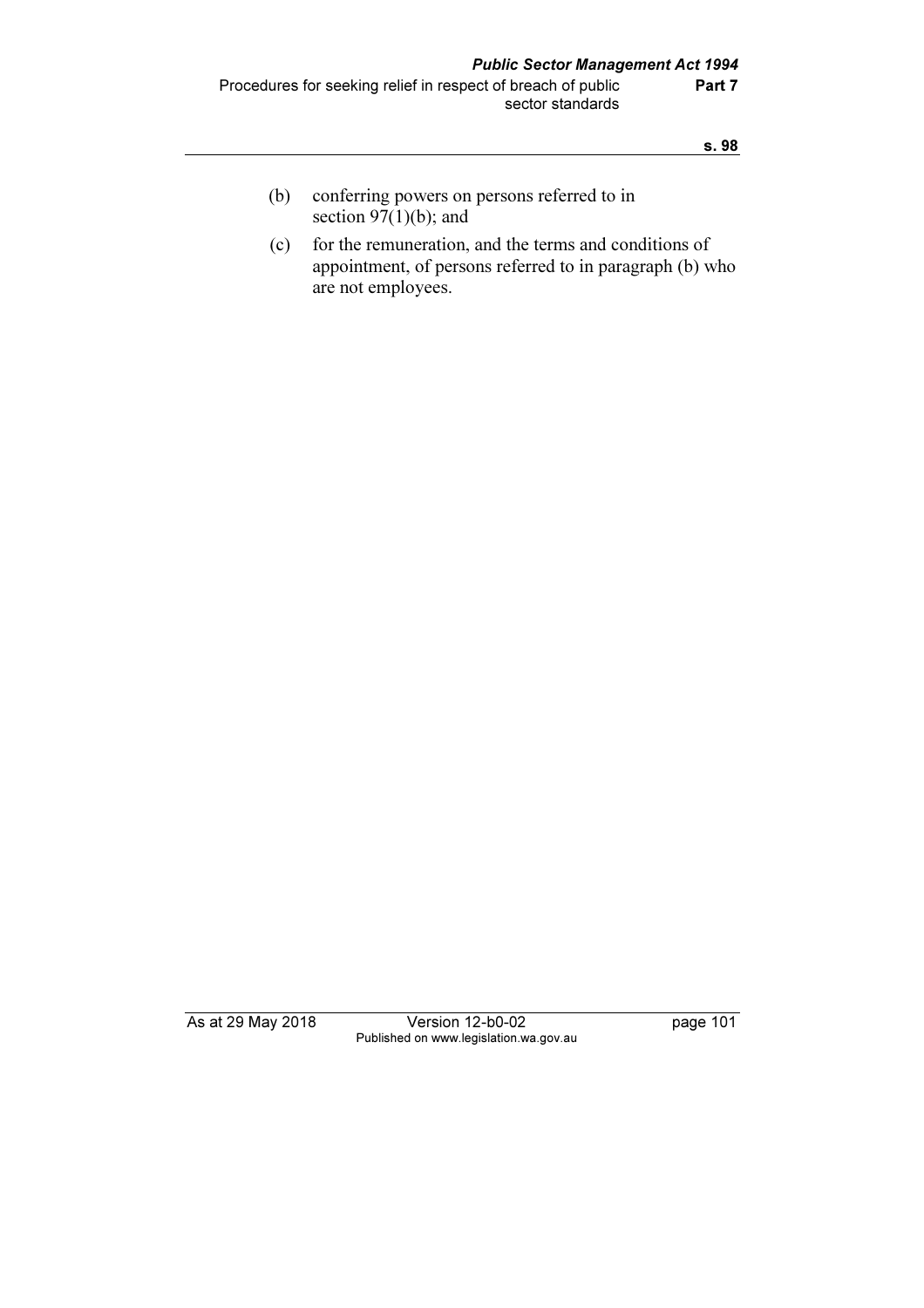(b) conferring powers on persons referred to in section 97(1)(b); and

(c) for the remuneration, and the terms and conditions of appointment, of persons referred to in paragraph (b) who are not employees.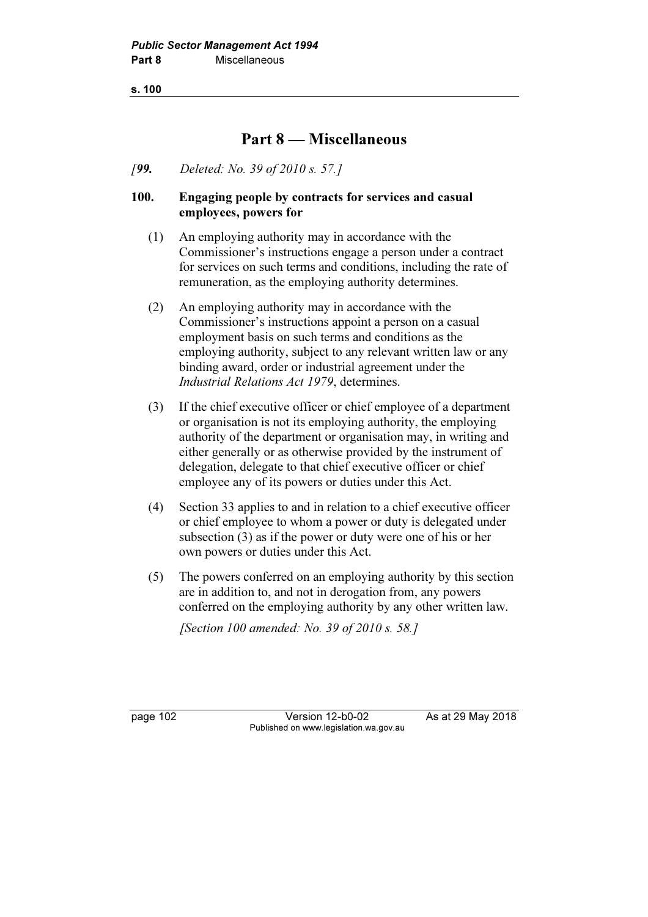# Part 8 — Miscellaneous

*[**99.** Deleted: No. 39 of 2010 s. 57.]*

### 100. Engaging people by contracts for services and casual employees, powers for

(1) An employing authority may in accordance with the Commissioner's instructions engage a person under a contract for services on such terms and conditions, including the rate of remuneration, as the employing authority determines.

(2) An employing authority may in accordance with the Commissioner's instructions appoint a person on a casual employment basis on such terms and conditions as the employing authority, subject to any relevant written law or any binding award, order or industrial agreement under the *Industrial Relations Act 1979*, determines.

(3) If the chief executive officer or chief employee of a department or organisation is not its employing authority, the employing authority of the department or organisation may, in writing and either generally or as otherwise provided by the instrument of delegation, delegate to that chief executive officer or chief employee any of its powers or duties under this Act.

(4) Section 33 applies to and in relation to a chief executive officer or chief employee to whom a power or duty is delegated under subsection (3) as if the power or duty were one of his or her own powers or duties under this Act.

(5) The powers conferred on an employing authority by this section are in addition to, and not in derogation from, any powers conferred on the employing authority by any other written law.

*[Section 100 amended: No. 39 of 2010 s. 58.]*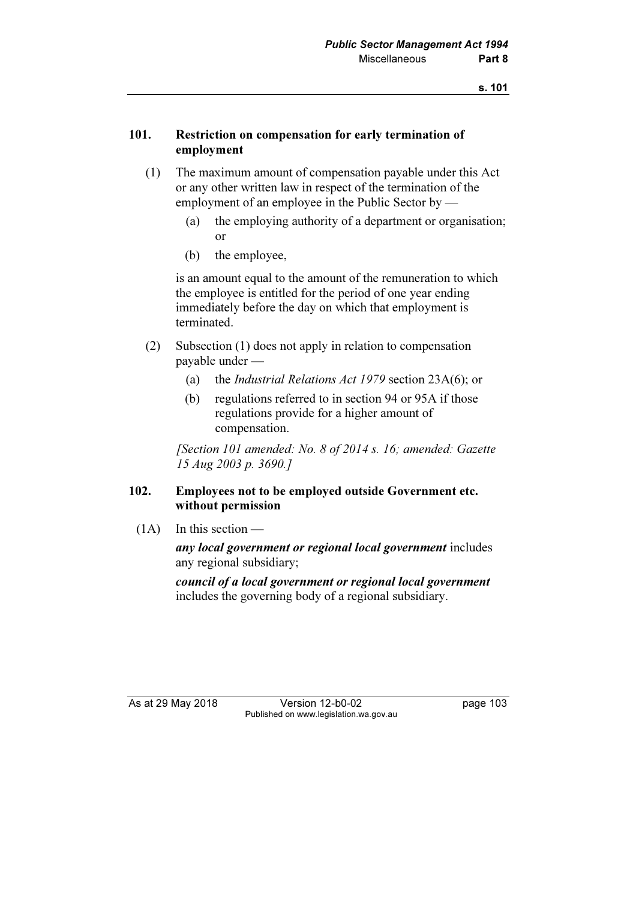## 101. Restriction on compensation for early termination of employment

(1) The maximum amount of compensation payable under this Act or any other written law in respect of the termination of the employment of an employee in the Public Sector by —

(a) the employing authority of a department or organisation; or

(b) the employee,

is an amount equal to the amount of the remuneration to which the employee is entitled for the period of one year ending immediately before the day on which that employment is terminated.

(2) Subsection (1) does not apply in relation to compensation payable under —

(a) the *Industrial Relations Act 1979* section 23A(6); or

(b) regulations referred to in section 94 or 95A if those regulations provide for a higher amount of compensation.

*[Section 101 amended: No. 8 of 2014 s. 16; amended: Gazette 15 Aug 2003 p. 3690.]*

## 102. Employees not to be employed outside Government etc. without permission

(1A) In this section —

***any local government or regional local government*** includes any regional subsidiary;

***council of a local government or regional local government*** includes the governing body of a regional subsidiary.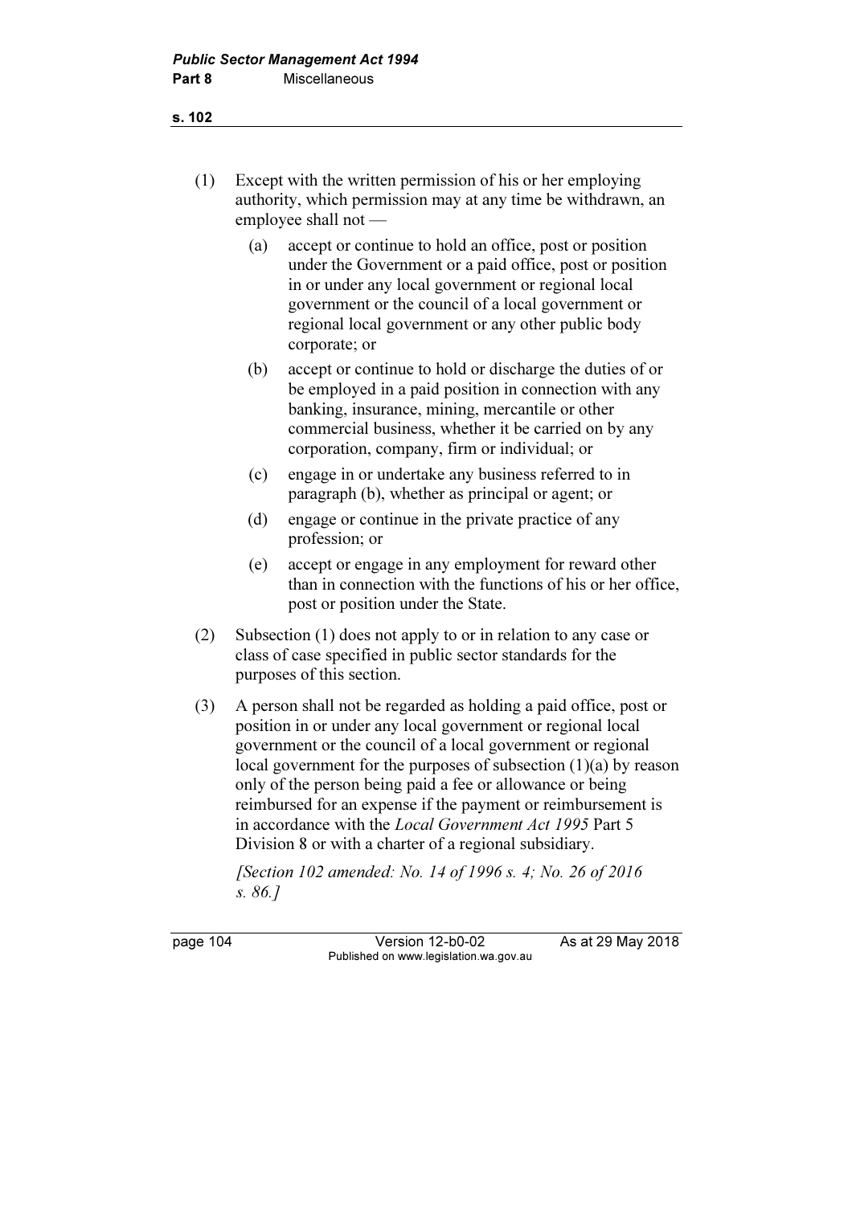(1) Except with the written permission of his or her employing authority, which permission may at any time be withdrawn, an employee shall not —

  (a) accept or continue to hold an office, post or position under the Government or a paid office, post or position in or under any local government or regional local government or the council of a local government or regional local government or any other public body corporate; or

  (b) accept or continue to hold or discharge the duties of or be employed in a paid position in connection with any banking, insurance, mining, mercantile or other commercial business, whether it be carried on by any corporation, company, firm or individual; or

  (c) engage in or undertake any business referred to in paragraph (b), whether as principal or agent; or

  (d) engage or continue in the private practice of any profession; or

  (e) accept or engage in any employment for reward other than in connection with the functions of his or her office, post or position under the State.

(2) Subsection (1) does not apply to or in relation to any case or class of case specified in public sector standards for the purposes of this section.

(3) A person shall not be regarded as holding a paid office, post or position in or under any local government or regional local government or the council of a local government or regional local government for the purposes of subsection (1)(a) by reason only of the person being paid a fee or allowance or being reimbursed for an expense if the payment or reimbursement is in accordance with the *Local Government Act 1995* Part 5 Division 8 or with a charter of a regional subsidiary.

*[Section 102 amended: No. 14 of 1996 s. 4; No. 26 of 2016 s. 86.]*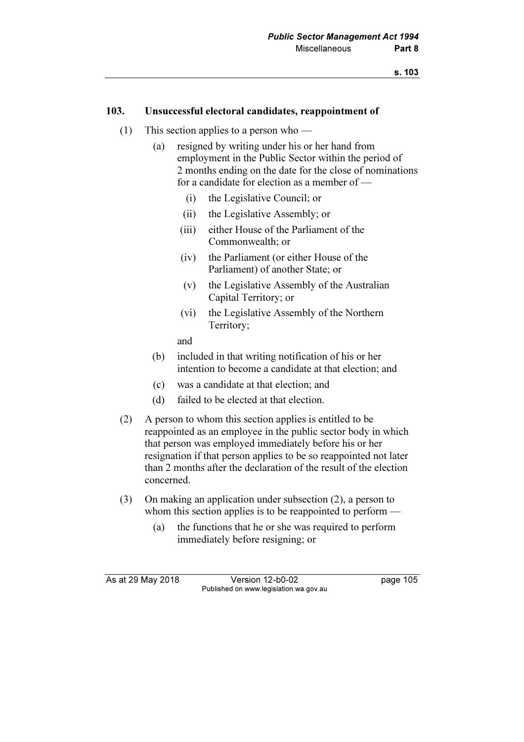**103. Unsuccessful electoral candidates, reappointment of**

(1) This section applies to a person who —

- (a) resigned by writing under his or her hand from employment in the Public Sector within the period of 2 months ending on the date for the close of nominations for a candidate for election as a member of —
  - (i) the Legislative Council; or
  - (ii) the Legislative Assembly; or
  - (iii) either House of the Parliament of the Commonwealth; or
  - (iv) the Parliament (or either House of the Parliament) of another State; or
  - (v) the Legislative Assembly of the Australian Capital Territory; or
  - (vi) the Legislative Assembly of the Northern Territory;

  and
- (b) included in that writing notification of his or her intention to become a candidate at that election; and
- (c) was a candidate at that election; and
- (d) failed to be elected at that election.

(2) A person to whom this section applies is entitled to be reappointed as an employee in the public sector body in which that person was employed immediately before his or her resignation if that person applies to be so reappointed not later than 2 months after the declaration of the result of the election concerned.

(3) On making an application under subsection (2), a person to whom this section applies is to be reappointed to perform —

- (a) the functions that he or she was required to perform immediately before resigning; or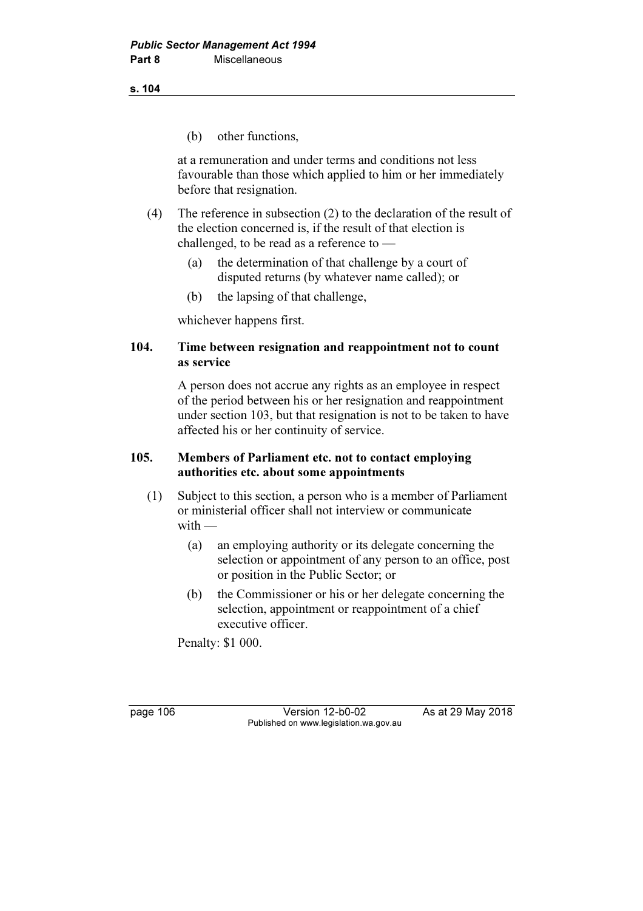(b) other functions,

at a remuneration and under terms and conditions not less favourable than those which applied to him or her immediately before that resignation.

(4) The reference in subsection (2) to the declaration of the result of the election concerned is, if the result of that election is challenged, to be read as a reference to —

(a) the determination of that challenge by a court of disputed returns (by whatever name called); or

(b) the lapsing of that challenge,

whichever happens first.

### 104. Time between resignation and reappointment not to count as service

A person does not accrue any rights as an employee in respect of the period between his or her resignation and reappointment under section 103, but that resignation is not to be taken to have affected his or her continuity of service.

### 105. Members of Parliament etc. not to contact employing authorities etc. about some appointments

(1) Subject to this section, a person who is a member of Parliament or ministerial officer shall not interview or communicate with —

(a) an employing authority or its delegate concerning the selection or appointment of any person to an office, post or position in the Public Sector; or

(b) the Commissioner or his or her delegate concerning the selection, appointment or reappointment of a chief executive officer.

Penalty: $1 000.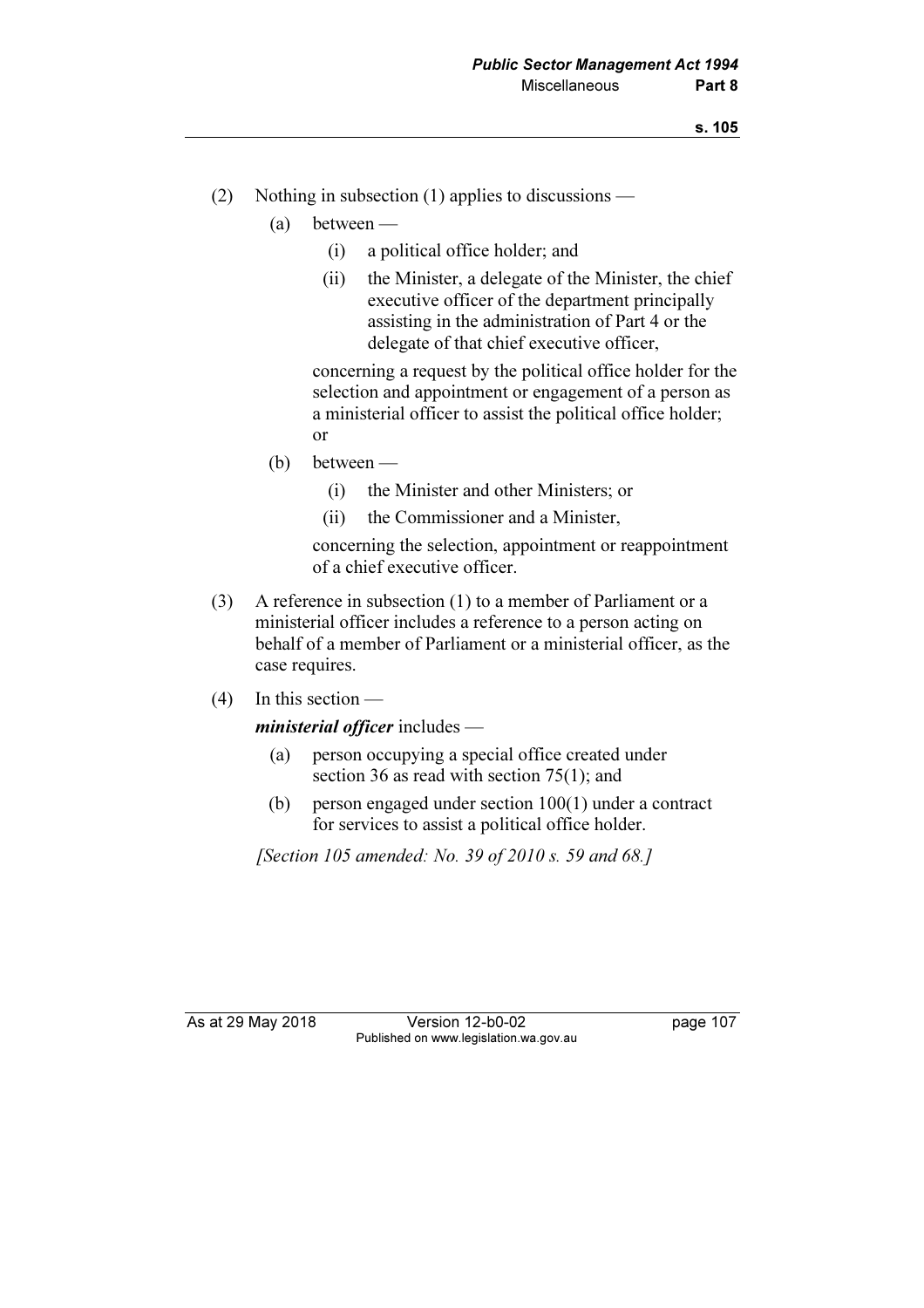(2) Nothing in subsection (1) applies to discussions —

(a) between —

(i) a political office holder; and

(ii) the Minister, a delegate of the Minister, the chief executive officer of the department principally assisting in the administration of Part 4 or the delegate of that chief executive officer,

concerning a request by the political office holder for the selection and appointment or engagement of a person as a ministerial officer to assist the political office holder; or

(b) between —

(i) the Minister and other Ministers; or

(ii) the Commissioner and a Minister,

concerning the selection, appointment or reappointment of a chief executive officer.

(3) A reference in subsection (1) to a member of Parliament or a ministerial officer includes a reference to a person acting on behalf of a member of Parliament or a ministerial officer, as the case requires.

(4) In this section —

***ministerial officer*** includes —

(a) person occupying a special office created under section 36 as read with section 75(1); and

(b) person engaged under section 100(1) under a contract for services to assist a political office holder.

*[Section 105 amended: No. 39 of 2010 s. 59 and 68.]*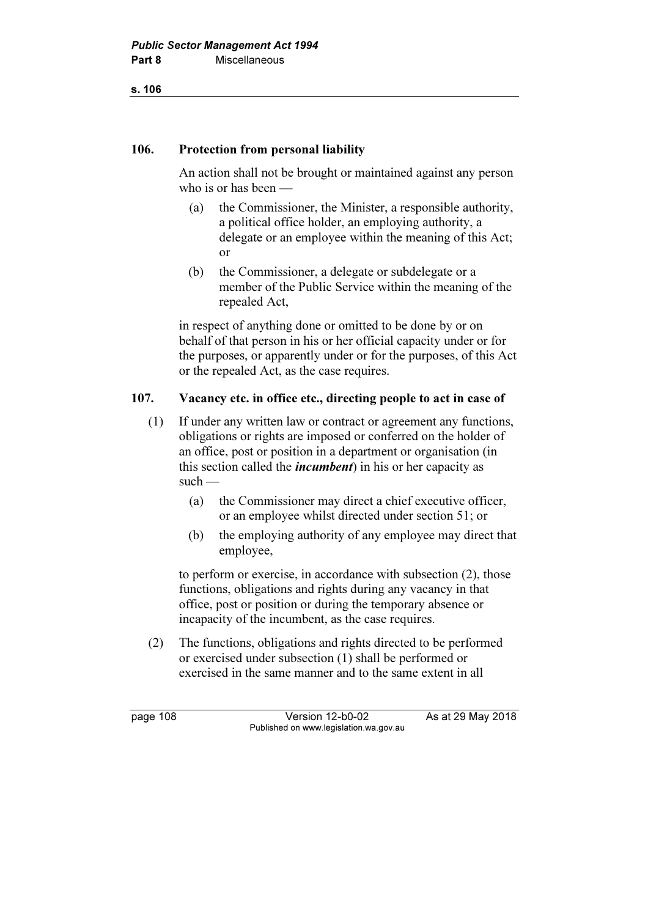### 106. Protection from personal liability

An action shall not be brought or maintained against any person who is or has been —

(a) the Commissioner, the Minister, a responsible authority, a political office holder, an employing authority, a delegate or an employee within the meaning of this Act; or

(b) the Commissioner, a delegate or subdelegate or a member of the Public Service within the meaning of the repealed Act,

in respect of anything done or omitted to be done by or on behalf of that person in his or her official capacity under or for the purposes, or apparently under or for the purposes, of this Act or the repealed Act, as the case requires.

### 107. Vacancy etc. in office etc., directing people to act in case of

(1) If under any written law or contract or agreement any functions, obligations or rights are imposed or conferred on the holder of an office, post or position in a department or organisation (in this section called the ***incumbent***) in his or her capacity as such —

(a) the Commissioner may direct a chief executive officer, or an employee whilst directed under section 51; or

(b) the employing authority of any employee may direct that employee,

to perform or exercise, in accordance with subsection (2), those functions, obligations and rights during any vacancy in that office, post or position or during the temporary absence or incapacity of the incumbent, as the case requires.

(2) The functions, obligations and rights directed to be performed or exercised under subsection (1) shall be performed or exercised in the same manner and to the same extent in all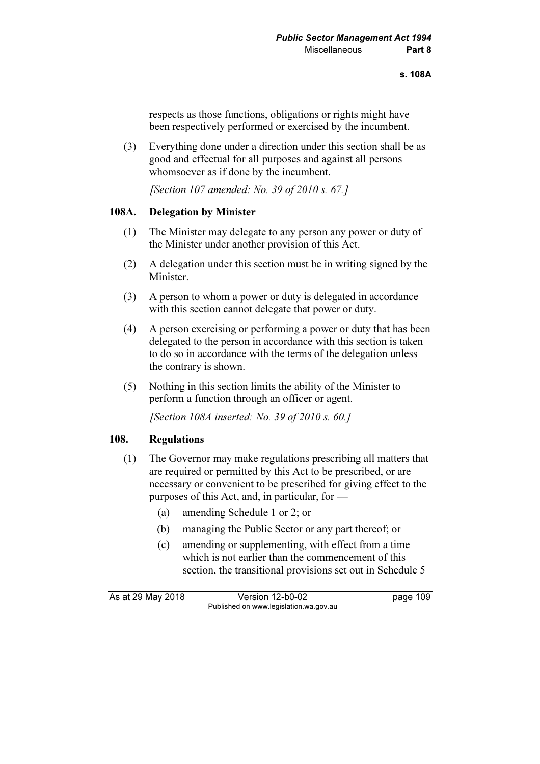respects as those functions, obligations or rights might have been respectively performed or exercised by the incumbent.

(3) Everything done under a direction under this section shall be as good and effectual for all purposes and against all persons whomsoever as if done by the incumbent.

*[Section 107 amended: No. 39 of 2010 s. 67.]*

### 108A. Delegation by Minister

(1) The Minister may delegate to any person any power or duty of the Minister under another provision of this Act.

(2) A delegation under this section must be in writing signed by the Minister.

(3) A person to whom a power or duty is delegated in accordance with this section cannot delegate that power or duty.

(4) A person exercising or performing a power or duty that has been delegated to the person in accordance with this section is taken to do so in accordance with the terms of the delegation unless the contrary is shown.

(5) Nothing in this section limits the ability of the Minister to perform a function through an officer or agent.

*[Section 108A inserted: No. 39 of 2010 s. 60.]*

### 108. Regulations

(1) The Governor may make regulations prescribing all matters that are required or permitted by this Act to be prescribed, or are necessary or convenient to be prescribed for giving effect to the purposes of this Act, and, in particular, for —

- (a) amending Schedule 1 or 2; or
- (b) managing the Public Sector or any part thereof; or
- (c) amending or supplementing, with effect from a time which is not earlier than the commencement of this section, the transitional provisions set out in Schedule 5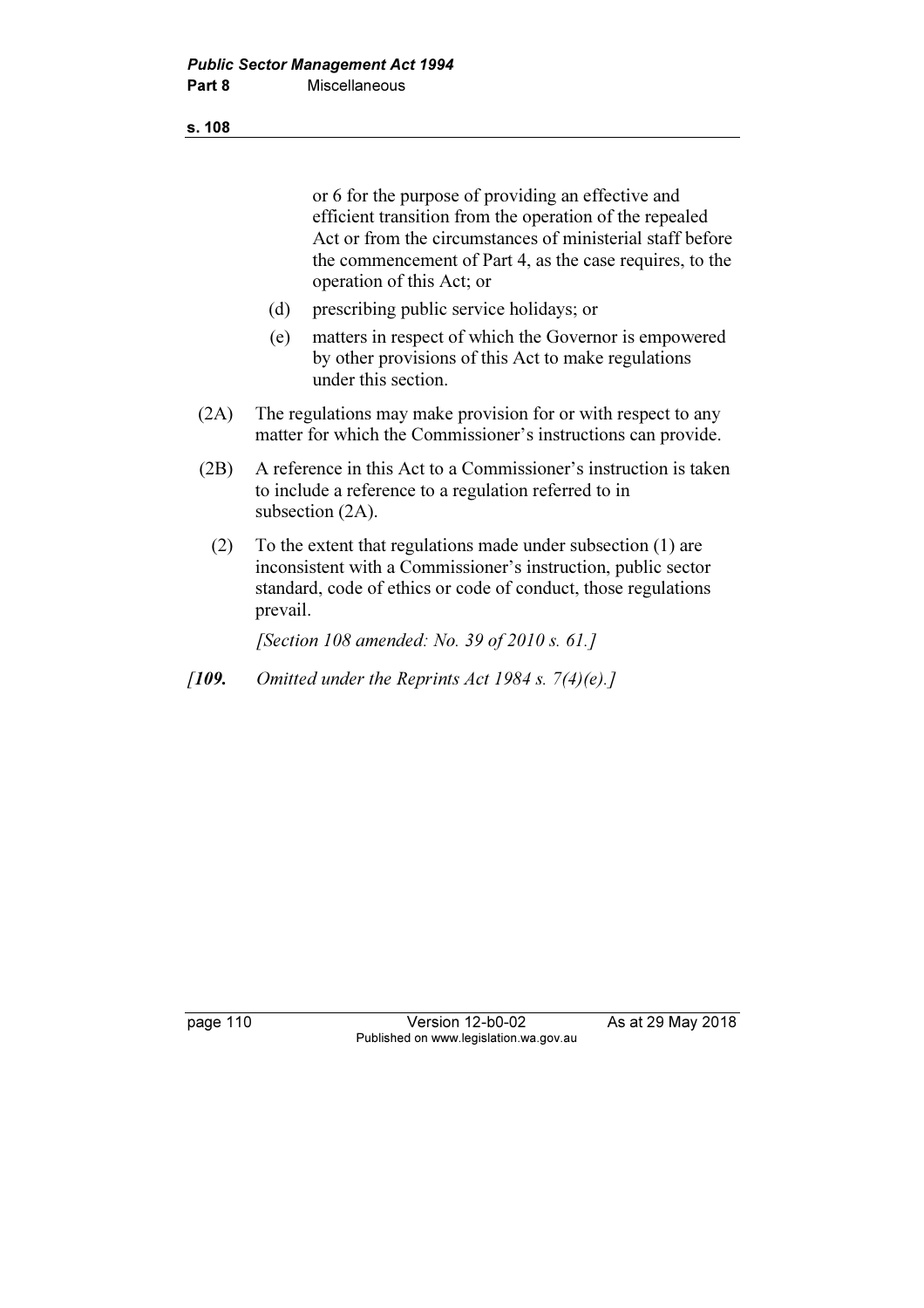or 6 for the purpose of providing an effective and efficient transition from the operation of the repealed Act or from the circumstances of ministerial staff before the commencement of Part 4, as the case requires, to the operation of this Act; or

(d) prescribing public service holidays; or

(e) matters in respect of which the Governor is empowered by other provisions of this Act to make regulations under this section.

(2A) The regulations may make provision for or with respect to any matter for which the Commissioner's instructions can provide.

(2B) A reference in this Act to a Commissioner's instruction is taken to include a reference to a regulation referred to in subsection (2A).

(2) To the extent that regulations made under subsection (1) are inconsistent with a Commissioner's instruction, public sector standard, code of ethics or code of conduct, those regulations prevail.

*[Section 108 amended: No. 39 of 2010 s. 61.]*

*[**109.** Omitted under the Reprints Act 1984 s. 7(4)(e).]*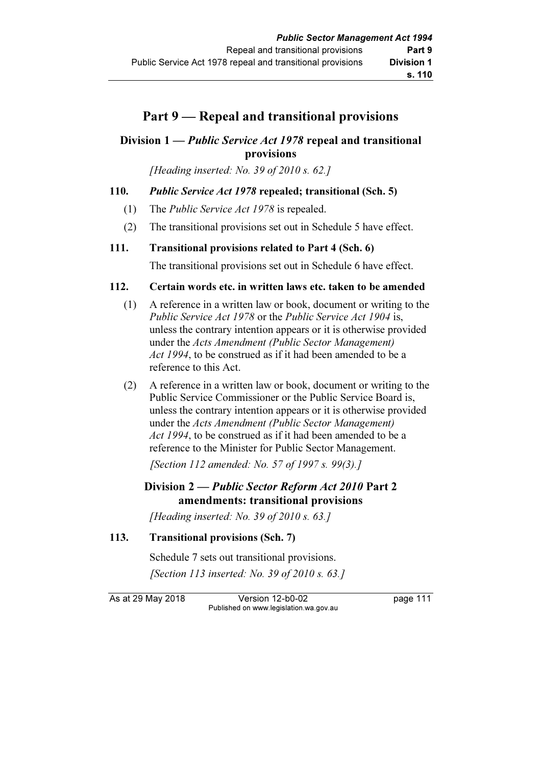# Part 9 — Repeal and transitional provisions

## Division 1 — *Public Service Act 1978* repeal and transitional provisions

*[Heading inserted: No. 39 of 2010 s. 62.]*

### 110. *Public Service Act 1978* repealed; transitional (Sch. 5)

(1) The *Public Service Act 1978* is repealed.

(2) The transitional provisions set out in Schedule 5 have effect.

### 111. Transitional provisions related to Part 4 (Sch. 6)

The transitional provisions set out in Schedule 6 have effect.

### 112. Certain words etc. in written laws etc. taken to be amended

(1) A reference in a written law or book, document or writing to the *Public Service Act 1978* or the *Public Service Act 1904* is, unless the contrary intention appears or it is otherwise provided under the *Acts Amendment (Public Sector Management) Act 1994*, to be construed as if it had been amended to be a reference to this Act.

(2) A reference in a written law or book, document or writing to the Public Service Commissioner or the Public Service Board is, unless the contrary intention appears or it is otherwise provided under the *Acts Amendment (Public Sector Management) Act 1994*, to be construed as if it had been amended to be a reference to the Minister for Public Sector Management.

*[Section 112 amended: No. 57 of 1997 s. 99(3).]*

## Division 2 — *Public Sector Reform Act 2010* Part 2 amendments: transitional provisions

*[Heading inserted: No. 39 of 2010 s. 63.]*

### 113. Transitional provisions (Sch. 7)

Schedule 7 sets out transitional provisions.

*[Section 113 inserted: No. 39 of 2010 s. 63.]*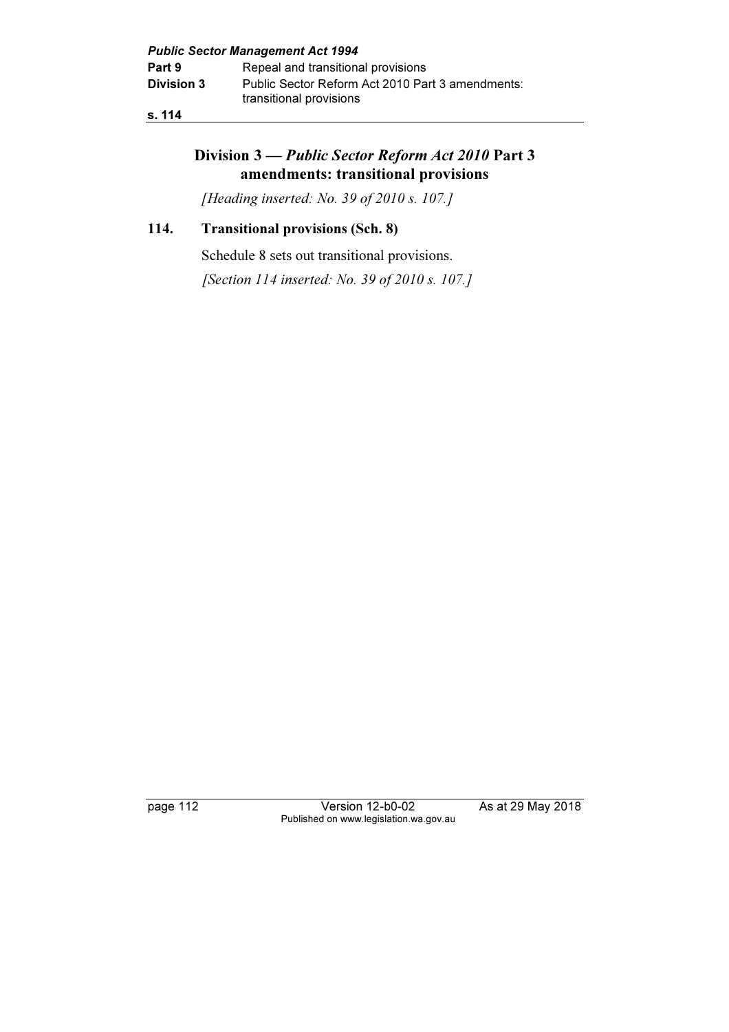## Division 3 — *Public Sector Reform Act 2010* Part 3 amendments: transitional provisions

*[Heading inserted: No. 39 of 2010 s. 107.]*

### 114. Transitional provisions (Sch. 8)

Schedule 8 sets out transitional provisions.

*[Section 114 inserted: No. 39 of 2010 s. 107.]*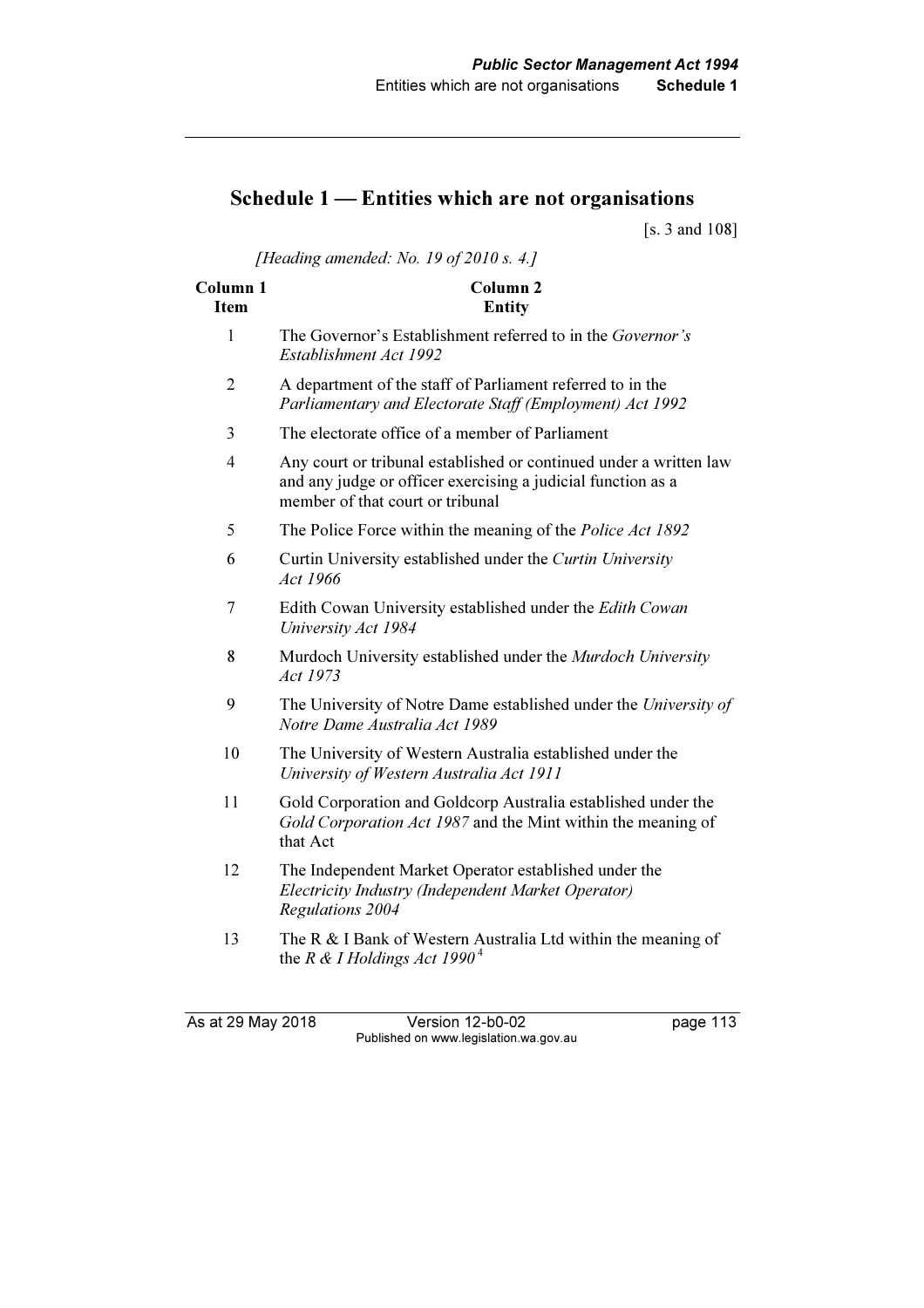## Schedule 1 — Entities which are not organisations

[s. 3 and 108]

*[Heading amended: No. 19 of 2010 s. 4.]*

| Column 1 Item | Column 2 Entity |
|---|---|
| 1 | The Governor's Establishment referred to in the *Governor's Establishment Act 1992* |
| 2 | A department of the staff of Parliament referred to in the *Parliamentary and Electorate Staff (Employment) Act 1992* |
| 3 | The electorate office of a member of Parliament |
| 4 | Any court or tribunal established or continued under a written law and any judge or officer exercising a judicial function as a member of that court or tribunal |
| 5 | The Police Force within the meaning of the *Police Act 1892* |
| 6 | Curtin University established under the *Curtin University Act 1966* |
| 7 | Edith Cowan University established under the *Edith Cowan University Act 1984* |
| 8 | Murdoch University established under the *Murdoch University Act 1973* |
| 9 | The University of Notre Dame established under the *University of Notre Dame Australia Act 1989* |
| 10 | The University of Western Australia established under the *University of Western Australia Act 1911* |
| 11 | Gold Corporation and Goldcorp Australia established under the *Gold Corporation Act 1987* and the Mint within the meaning of that Act |
| 12 | The Independent Market Operator established under the *Electricity Industry (Independent Market Operator) Regulations 2004* |
| 13 | The R & I Bank of Western Australia Ltd within the meaning of the *R & I Holdings Act 1990* [4] |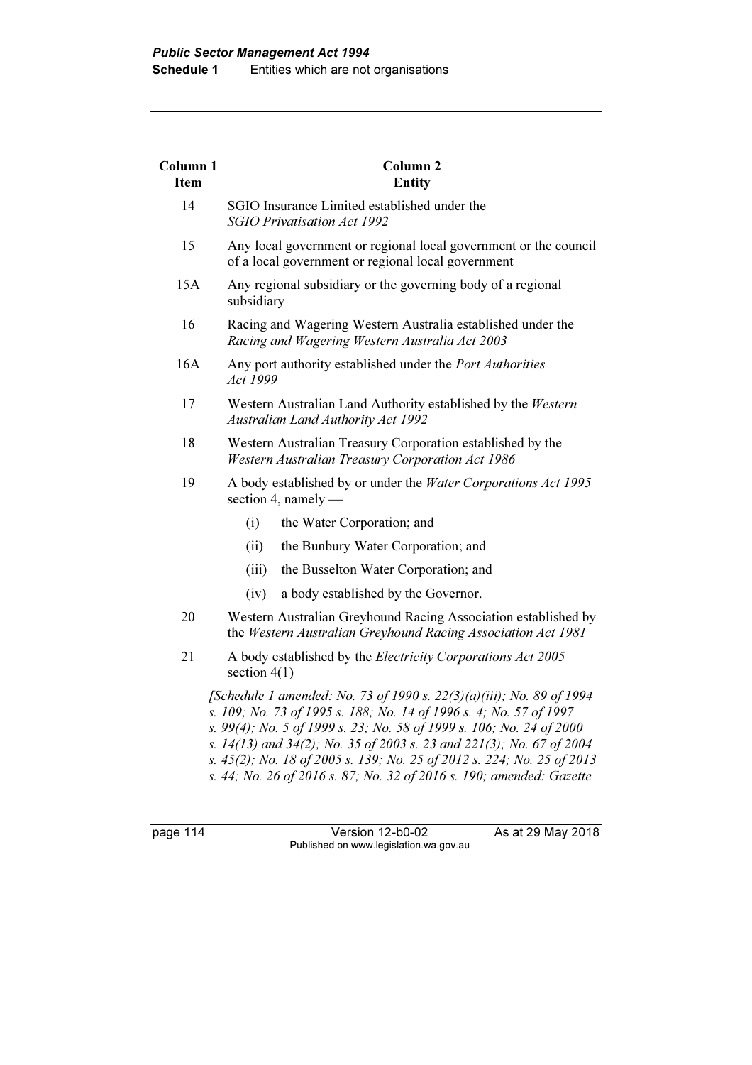| Column 1 Item | Column 2 Entity |
|---|---|
| 14 | SGIO Insurance Limited established under the *SGIO Privatisation Act 1992* |
| 15 | Any local government or regional local government or the council of a local government or regional local government |
| 15A | Any regional subsidiary or the governing body of a regional subsidiary |
| 16 | Racing and Wagering Western Australia established under the *Racing and Wagering Western Australia Act 2003* |
| 16A | Any port authority established under the *Port Authorities Act 1999* |
| 17 | Western Australian Land Authority established by the *Western Australian Land Authority Act 1992* |
| 18 | Western Australian Treasury Corporation established by the *Western Australian Treasury Corporation Act 1986* |
| 19 | A body established by or under the *Water Corporations Act 1995* section 4, namely — (i) the Water Corporation; and (ii) the Bunbury Water Corporation; and (iii) the Busselton Water Corporation; and (iv) a body established by the Governor. |
| 20 | Western Australian Greyhound Racing Association established by the *Western Australian Greyhound Racing Association Act 1981* |
| 21 | A body established by the *Electricity Corporations Act 2005* section 4(1) |

*[Schedule 1 amended: No. 73 of 1990 s. 22(3)(a)(iii); No. 89 of 1994 s. 109; No. 73 of 1995 s. 188; No. 14 of 1996 s. 4; No. 57 of 1997 s. 99(4); No. 5 of 1999 s. 23; No. 58 of 1999 s. 106; No. 24 of 2000 s. 14(13) and 34(2); No. 35 of 2003 s. 23 and 221(3); No. 67 of 2004 s. 45(2); No. 18 of 2005 s. 139; No. 25 of 2012 s. 224; No. 25 of 2013 s. 44; No. 26 of 2016 s. 87; No. 32 of 2016 s. 190; amended: Gazette*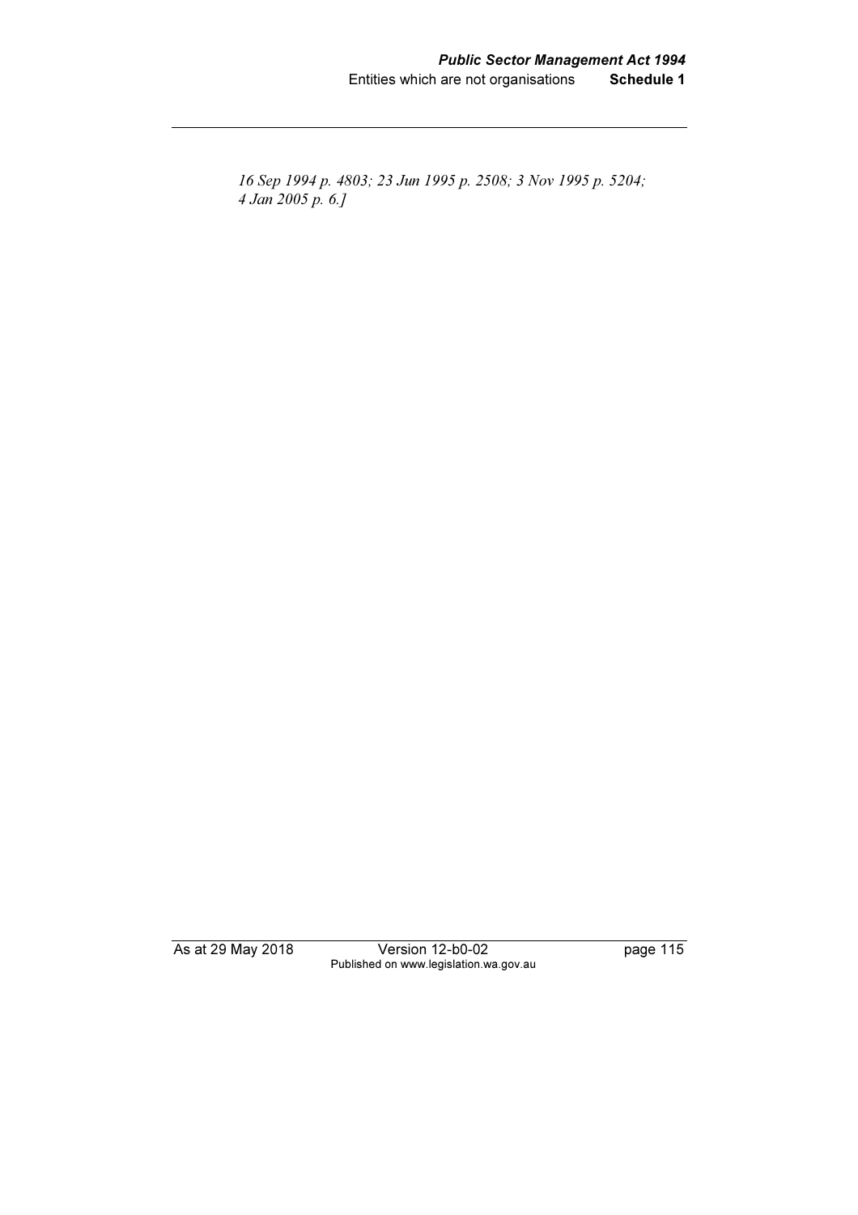*16 Sep 1994 p. 4803; 23 Jun 1995 p. 2508; 3 Nov 1995 p. 5204; 4 Jan 2005 p. 6.]*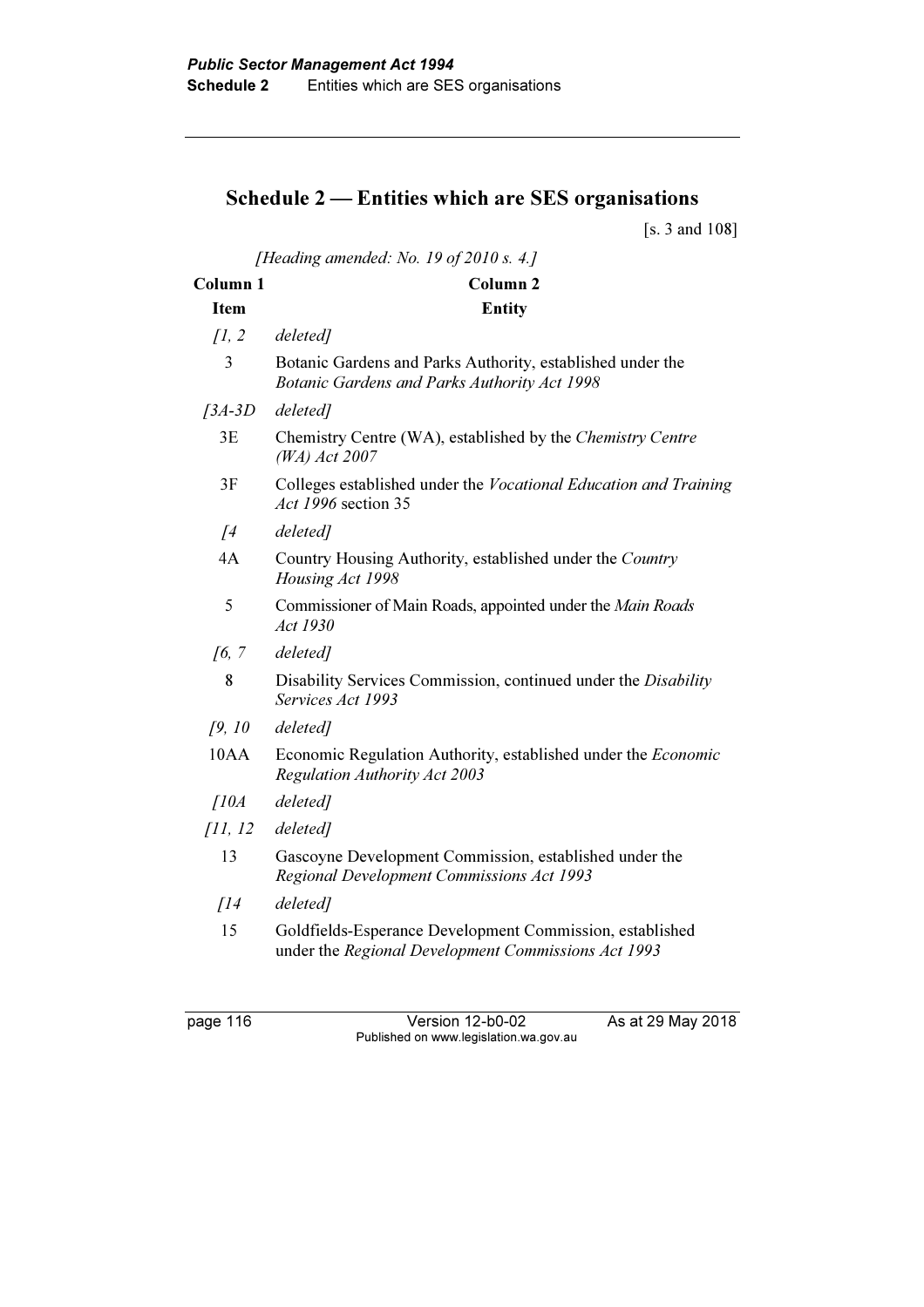## Schedule 2 — Entities which are SES organisations

[s. 3 and 108]

*[Heading amended: No. 19 of 2010 s. 4.]*

| Column 1<br>Item | Column 2<br>Entity |
|---|---|
| *[1, 2* | *deleted]* |
| 3 | Botanic Gardens and Parks Authority, established under the *Botanic Gardens and Parks Authority Act 1998* |
| *[3A-3D* | *deleted]* |
| 3E | Chemistry Centre (WA), established by the *Chemistry Centre (WA) Act 2007* |
| 3F | Colleges established under the *Vocational Education and Training Act 1996* section 35 |
| *[4* | *deleted]* |
| 4A | Country Housing Authority, established under the *Country Housing Act 1998* |
| 5 | Commissioner of Main Roads, appointed under the *Main Roads Act 1930* |
| *[6, 7* | *deleted]* |
| 8 | Disability Services Commission, continued under the *Disability Services Act 1993* |
| *[9, 10* | *deleted]* |
| 10AA | Economic Regulation Authority, established under the *Economic Regulation Authority Act 2003* |
| *[10A* | *deleted]* |
| *[11, 12* | *deleted]* |
| 13 | Gascoyne Development Commission, established under the *Regional Development Commissions Act 1993* |
| *[14* | *deleted]* |
| 15 | Goldfields-Esperance Development Commission, established under the *Regional Development Commissions Act 1993* |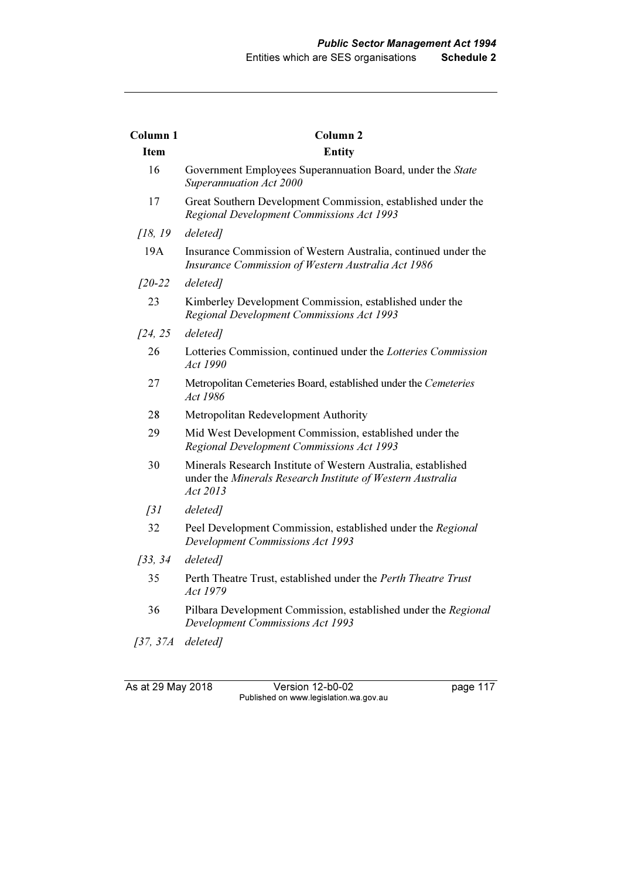| Column 1<br>Item | Column 2<br>Entity |
|---|---|
| 16 | Government Employees Superannuation Board, under the *State Superannuation Act 2000* |
| 17 | Great Southern Development Commission, established under the *Regional Development Commissions Act 1993* |
| *[18, 19* | *deleted]* |
| 19A | Insurance Commission of Western Australia, continued under the *Insurance Commission of Western Australia Act 1986* |
| *[20-22* | *deleted]* |
| 23 | Kimberley Development Commission, established under the *Regional Development Commissions Act 1993* |
| *[24, 25* | *deleted]* |
| 26 | Lotteries Commission, continued under the *Lotteries Commission Act 1990* |
| 27 | Metropolitan Cemeteries Board, established under the *Cemeteries Act 1986* |
| 28 | Metropolitan Redevelopment Authority |
| 29 | Mid West Development Commission, established under the *Regional Development Commissions Act 1993* |
| 30 | Minerals Research Institute of Western Australia, established under the *Minerals Research Institute of Western Australia Act 2013* |
| *[31* | *deleted]* |
| 32 | Peel Development Commission, established under the *Regional Development Commissions Act 1993* |
| *[33, 34* | *deleted]* |
| 35 | Perth Theatre Trust, established under the *Perth Theatre Trust Act 1979* |
| 36 | Pilbara Development Commission, established under the *Regional Development Commissions Act 1993* |
| *[37, 37A* | *deleted]* |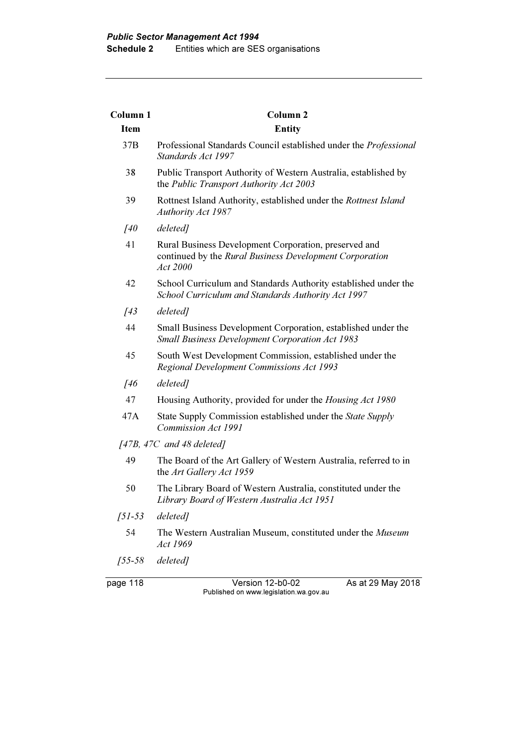| Column 1 Item | Column 2 Entity |
|---|---|
| 37B | Professional Standards Council established under the *Professional Standards Act 1997* |
| 38 | Public Transport Authority of Western Australia, established by the *Public Transport Authority Act 2003* |
| 39 | Rottnest Island Authority, established under the *Rottnest Island Authority Act 1987* |
| *[40* | *deleted]* |
| 41 | Rural Business Development Corporation, preserved and continued by the *Rural Business Development Corporation Act 2000* |
| 42 | School Curriculum and Standards Authority established under the *School Curriculum and Standards Authority Act 1997* |
| *[43* | *deleted]* |
| 44 | Small Business Development Corporation, established under the *Small Business Development Corporation Act 1983* |
| 45 | South West Development Commission, established under the *Regional Development Commissions Act 1993* |
| *[46* | *deleted]* |
| 47 | Housing Authority, provided for under the *Housing Act 1980* |
| 47A | State Supply Commission established under the *State Supply Commission Act 1991* |
| *[47B, 47C and 48 deleted]* | |
| 49 | The Board of the Art Gallery of Western Australia, referred to in the *Art Gallery Act 1959* |
| 50 | The Library Board of Western Australia, constituted under the *Library Board of Western Australia Act 1951* |
| *[51-53* | *deleted]* |
| 54 | The Western Australian Museum, constituted under the *Museum Act 1969* |
| *[55-58* | *deleted]* |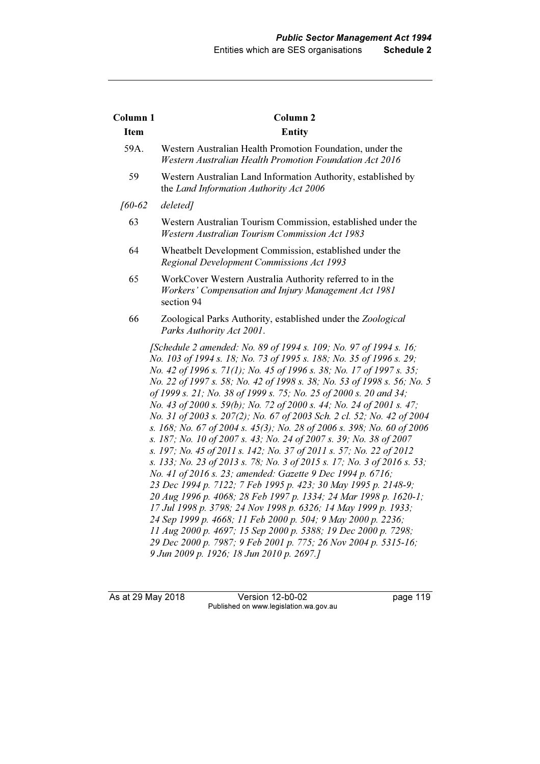| Column 1 Item | Column 2 Entity |
|---|---|
| 59A. | Western Australian Health Promotion Foundation, under the *Western Australian Health Promotion Foundation Act 2016* |
| 59 | Western Australian Land Information Authority, established by the *Land Information Authority Act 2006* |
| *[60-62* | *deleted]* |
| 63 | Western Australian Tourism Commission, established under the *Western Australian Tourism Commission Act 1983* |
| 64 | Wheatbelt Development Commission, established under the *Regional Development Commissions Act 1993* |
| 65 | WorkCover Western Australia Authority referred to in the *Workers' Compensation and Injury Management Act 1981* section 94 |
| 66 | Zoological Parks Authority, established under the *Zoological Parks Authority Act 2001*. |

*[Schedule 2 amended: No. 89 of 1994 s. 109; No. 97 of 1994 s. 16; No. 103 of 1994 s. 18; No. 73 of 1995 s. 188; No. 35 of 1996 s. 29; No. 42 of 1996 s. 71(1); No. 45 of 1996 s. 38; No. 17 of 1997 s. 35; No. 22 of 1997 s. 58; No. 42 of 1998 s. 38; No. 53 of 1998 s. 56; No. 5 of 1999 s. 21; No. 38 of 1999 s. 75; No. 25 of 2000 s. 20 and 34; No. 43 of 2000 s. 59(b); No. 72 of 2000 s. 44; No. 24 of 2001 s. 47; No. 31 of 2003 s. 207(2); No. 67 of 2003 Sch. 2 cl. 52; No. 42 of 2004 s. 168; No. 67 of 2004 s. 45(3); No. 28 of 2006 s. 398; No. 60 of 2006 s. 187; No. 10 of 2007 s. 43; No. 24 of 2007 s. 39; No. 38 of 2007 s. 197; No. 45 of 2011 s. 142; No. 37 of 2011 s. 57; No. 22 of 2012 s. 133; No. 23 of 2013 s. 78; No. 3 of 2015 s. 17; No. 3 of 2016 s. 53; No. 41 of 2016 s. 23; amended: Gazette 9 Dec 1994 p. 6716; 23 Dec 1994 p. 7122; 7 Feb 1995 p. 423; 30 May 1995 p. 2148-9; 20 Aug 1996 p. 4068; 28 Feb 1997 p. 1334; 24 Mar 1998 p. 1620-1; 17 Jul 1998 p. 3798; 24 Nov 1998 p. 6326; 14 May 1999 p. 1933; 24 Sep 1999 p. 4668; 11 Feb 2000 p. 504; 9 May 2000 p. 2236; 11 Aug 2000 p. 4697; 15 Sep 2000 p. 5388; 19 Dec 2000 p. 7298; 29 Dec 2000 p. 7987; 9 Feb 2001 p. 775; 26 Nov 2004 p. 5315-16; 9 Jun 2009 p. 1926; 18 Jun 2010 p. 2697.]*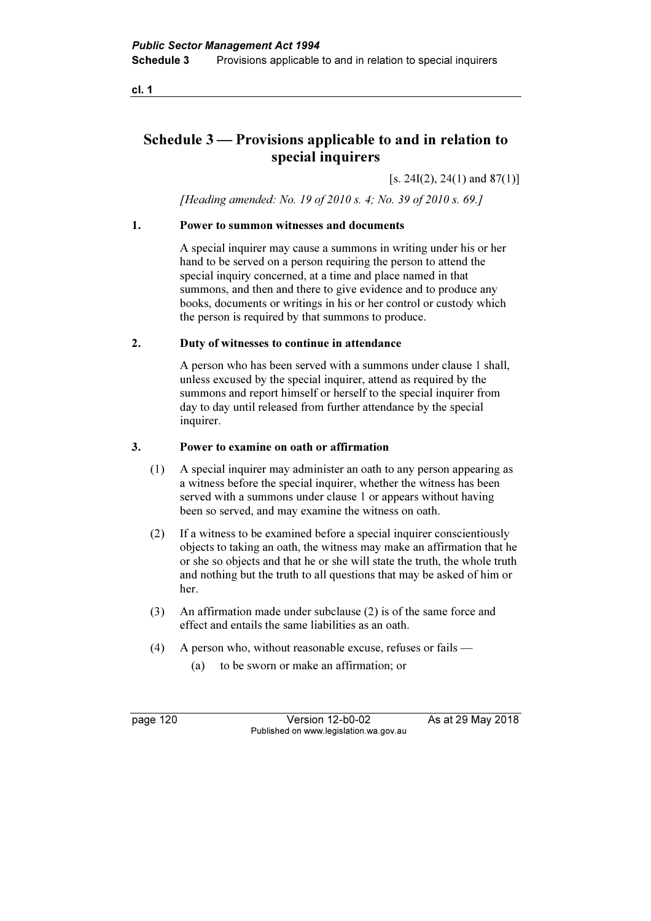# Schedule 3 — Provisions applicable to and in relation to special inquirers

[s. 24I(2), 24(1) and 87(1)]

*[Heading amended: No. 19 of 2010 s. 4; No. 39 of 2010 s. 69.]*

## 1. Power to summon witnesses and documents

A special inquirer may cause a summons in writing under his or her hand to be served on a person requiring the person to attend the special inquiry concerned, at a time and place named in that summons, and then and there to give evidence and to produce any books, documents or writings in his or her control or custody which the person is required by that summons to produce.

## 2. Duty of witnesses to continue in attendance

A person who has been served with a summons under clause 1 shall, unless excused by the special inquirer, attend as required by the summons and report himself or herself to the special inquirer from day to day until released from further attendance by the special inquirer.

## 3. Power to examine on oath or affirmation

(1) A special inquirer may administer an oath to any person appearing as a witness before the special inquirer, whether the witness has been served with a summons under clause 1 or appears without having been so served, and may examine the witness on oath.

(2) If a witness to be examined before a special inquirer conscientiously objects to taking an oath, the witness may make an affirmation that he or she so objects and that he or she will state the truth, the whole truth and nothing but the truth to all questions that may be asked of him or her.

(3) An affirmation made under subclause (2) is of the same force and effect and entails the same liabilities as an oath.

(4) A person who, without reasonable excuse, refuses or fails —

(a) to be sworn or make an affirmation; or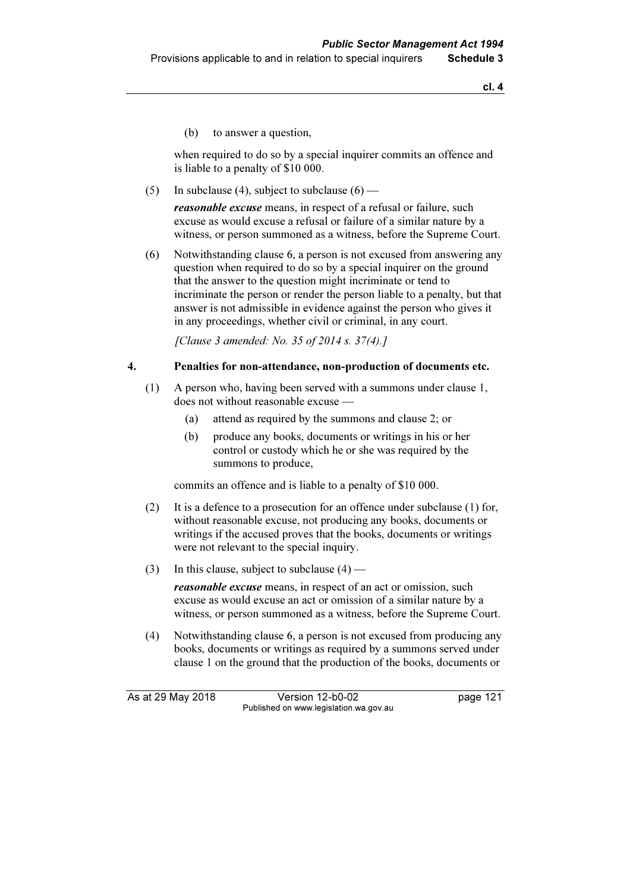(b) to answer a question,

when required to do so by a special inquirer commits an offence and is liable to a penalty of $10 000.

(5) In subclause (4), subject to subclause (6) —

***reasonable excuse*** means, in respect of a refusal or failure, such excuse as would excuse a refusal or failure of a similar nature by a witness, or person summoned as a witness, before the Supreme Court.

(6) Notwithstanding clause 6, a person is not excused from answering any question when required to do so by a special inquirer on the ground that the answer to the question might incriminate or tend to incriminate the person or render the person liable to a penalty, but that answer is not admissible in evidence against the person who gives it in any proceedings, whether civil or criminal, in any court.

*[Clause 3 amended: No. 35 of 2014 s. 37(4).]*

## 4. Penalties for non-attendance, non-production of documents etc.

(1) A person who, having been served with a summons under clause 1, does not without reasonable excuse —

(a) attend as required by the summons and clause 2; or

(b) produce any books, documents or writings in his or her control or custody which he or she was required by the summons to produce,

commits an offence and is liable to a penalty of $10 000.

(2) It is a defence to a prosecution for an offence under subclause (1) for, without reasonable excuse, not producing any books, documents or writings if the accused proves that the books, documents or writings were not relevant to the special inquiry.

(3) In this clause, subject to subclause (4) —

***reasonable excuse*** means, in respect of an act or omission, such excuse as would excuse an act or omission of a similar nature by a witness, or person summoned as a witness, before the Supreme Court.

(4) Notwithstanding clause 6, a person is not excused from producing any books, documents or writings as required by a summons served under clause 1 on the ground that the production of the books, documents or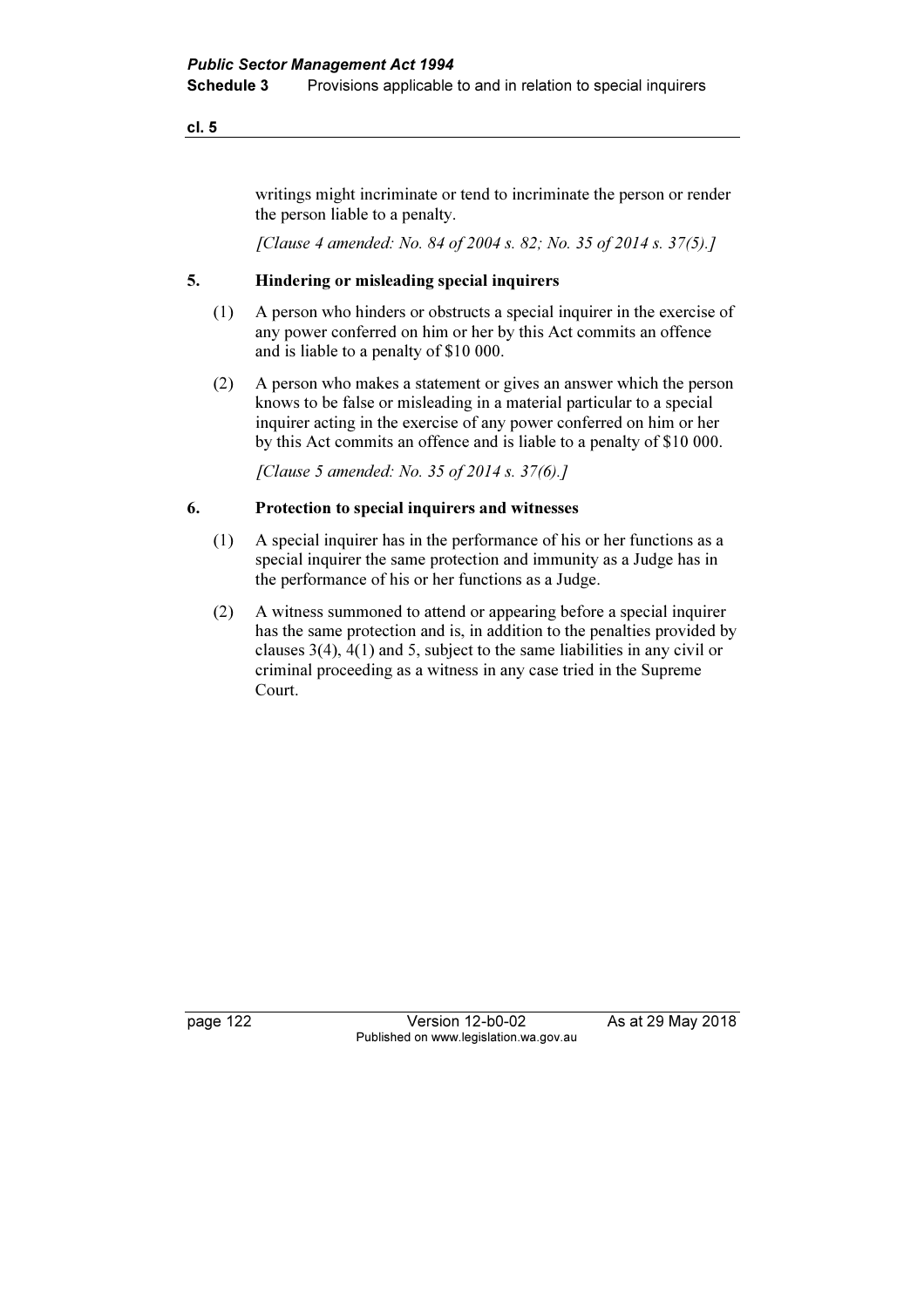writings might incriminate or tend to incriminate the person or render the person liable to a penalty.

*[Clause 4 amended: No. 84 of 2004 s. 82; No. 35 of 2014 s. 37(5).]*

## 5. Hindering or misleading special inquirers

(1) A person who hinders or obstructs a special inquirer in the exercise of any power conferred on him or her by this Act commits an offence and is liable to a penalty of $10 000.

(2) A person who makes a statement or gives an answer which the person knows to be false or misleading in a material particular to a special inquirer acting in the exercise of any power conferred on him or her by this Act commits an offence and is liable to a penalty of $10 000.

*[Clause 5 amended: No. 35 of 2014 s. 37(6).]*

## 6. Protection to special inquirers and witnesses

(1) A special inquirer has in the performance of his or her functions as a special inquirer the same protection and immunity as a Judge has in the performance of his or her functions as a Judge.

(2) A witness summoned to attend or appearing before a special inquirer has the same protection and is, in addition to the penalties provided by clauses 3(4), 4(1) and 5, subject to the same liabilities in any civil or criminal proceeding as a witness in any case tried in the Supreme Court.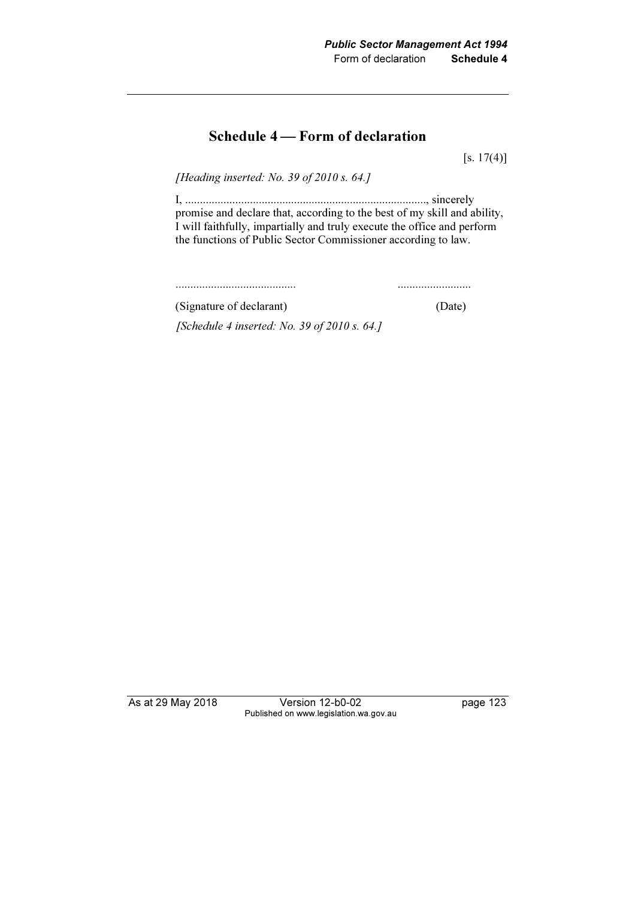# Schedule 4 — Form of declaration

[s. 17(4)]

*[Heading inserted: No. 39 of 2010 s. 64.]*

I, ..................................................................................., sincerely promise and declare that, according to the best of my skill and ability, I will faithfully, impartially and truly execute the office and perform the functions of Public Sector Commissioner according to law.

......................................... .........................

(Signature of declarant) (Date)

*[Schedule 4 inserted: No. 39 of 2010 s. 64.]*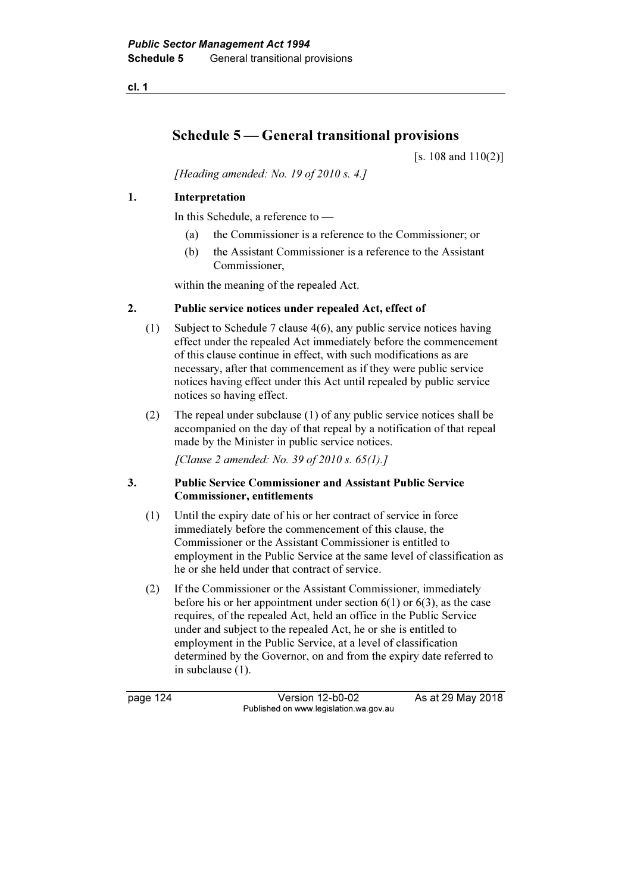# Schedule 5 — General transitional provisions

[s. 108 and 110(2)]

*[Heading amended: No. 19 of 2010 s. 4.]*

## 1. Interpretation

In this Schedule, a reference to —

- (a) the Commissioner is a reference to the Commissioner; or
- (b) the Assistant Commissioner is a reference to the Assistant Commissioner,

within the meaning of the repealed Act.

## 2. Public service notices under repealed Act, effect of

(1) Subject to Schedule 7 clause 4(6), any public service notices having effect under the repealed Act immediately before the commencement of this clause continue in effect, with such modifications as are necessary, after that commencement as if they were public service notices having effect under this Act until repealed by public service notices so having effect.

(2) The repeal under subclause (1) of any public service notices shall be accompanied on the day of that repeal by a notification of that repeal made by the Minister in public service notices.

*[Clause 2 amended: No. 39 of 2010 s. 65(1).]*

## 3. Public Service Commissioner and Assistant Public Service Commissioner, entitlements

(1) Until the expiry date of his or her contract of service in force immediately before the commencement of this clause, the Commissioner or the Assistant Commissioner is entitled to employment in the Public Service at the same level of classification as he or she held under that contract of service.

(2) If the Commissioner or the Assistant Commissioner, immediately before his or her appointment under section 6(1) or 6(3), as the case requires, of the repealed Act, held an office in the Public Service under and subject to the repealed Act, he or she is entitled to employment in the Public Service, at a level of classification determined by the Governor, on and from the expiry date referred to in subclause (1).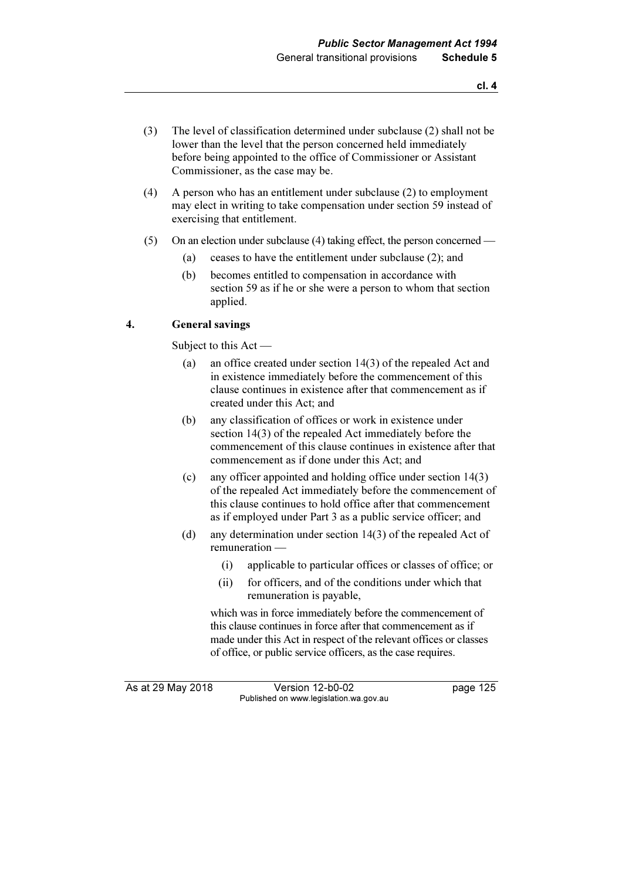(3) The level of classification determined under subclause (2) shall not be lower than the level that the person concerned held immediately before being appointed to the office of Commissioner or Assistant Commissioner, as the case may be.

(4) A person who has an entitlement under subclause (2) to employment may elect in writing to take compensation under section 59 instead of exercising that entitlement.

(5) On an election under subclause (4) taking effect, the person concerned —

- (a) ceases to have the entitlement under subclause (2); and
- (b) becomes entitled to compensation in accordance with section 59 as if he or she were a person to whom that section applied.

**4. General savings**

Subject to this Act —

- (a) an office created under section 14(3) of the repealed Act and in existence immediately before the commencement of this clause continues in existence after that commencement as if created under this Act; and
- (b) any classification of offices or work in existence under section 14(3) of the repealed Act immediately before the commencement of this clause continues in existence after that commencement as if done under this Act; and
- (c) any officer appointed and holding office under section 14(3) of the repealed Act immediately before the commencement of this clause continues to hold office after that commencement as if employed under Part 3 as a public service officer; and
- (d) any determination under section 14(3) of the repealed Act of remuneration —
  - (i) applicable to particular offices or classes of office; or
  - (ii) for officers, and of the conditions under which that remuneration is payable,

  which was in force immediately before the commencement of this clause continues in force after that commencement as if made under this Act in respect of the relevant offices or classes of office, or public service officers, as the case requires.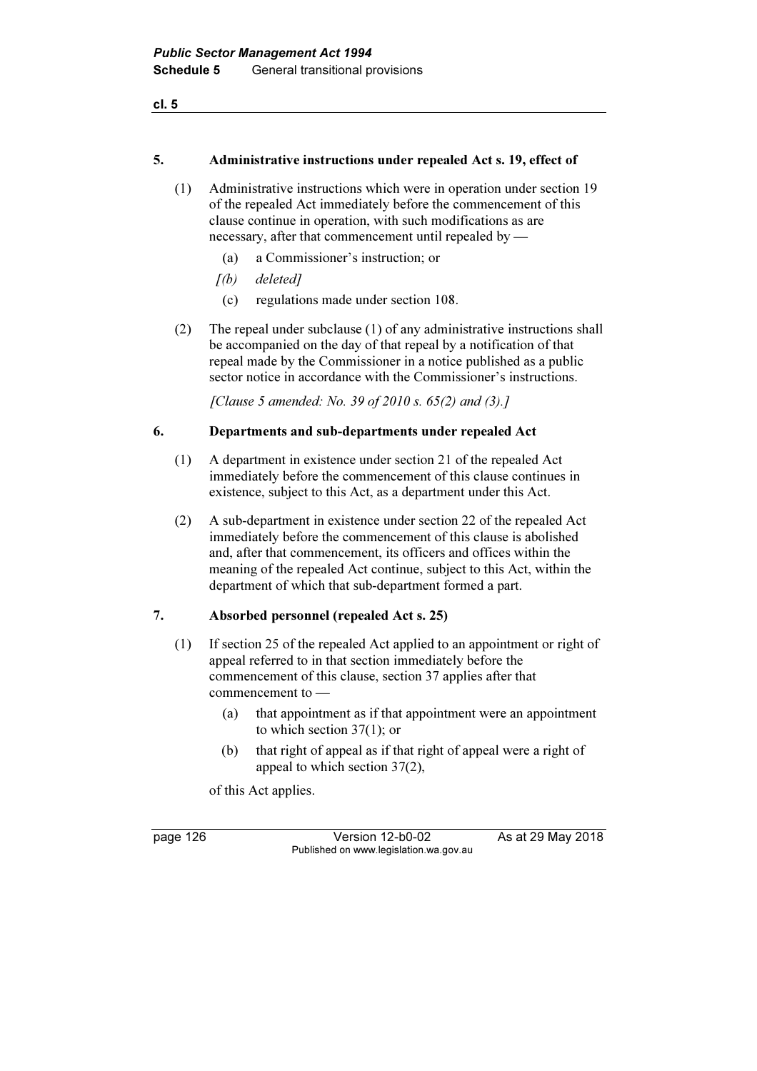#### 5. Administrative instructions under repealed Act s. 19, effect of

(1) Administrative instructions which were in operation under section 19 of the repealed Act immediately before the commencement of this clause continue in operation, with such modifications as are necessary, after that commencement until repealed by —

- (a) a Commissioner's instruction; or
- *[(b) deleted]*
- (c) regulations made under section 108.

(2) The repeal under subclause (1) of any administrative instructions shall be accompanied on the day of that repeal by a notification of that repeal made by the Commissioner in a notice published as a public sector notice in accordance with the Commissioner's instructions.

*[Clause 5 amended: No. 39 of 2010 s. 65(2) and (3).]*

#### 6. Departments and sub-departments under repealed Act

(1) A department in existence under section 21 of the repealed Act immediately before the commencement of this clause continues in existence, subject to this Act, as a department under this Act.

(2) A sub-department in existence under section 22 of the repealed Act immediately before the commencement of this clause is abolished and, after that commencement, its officers and offices within the meaning of the repealed Act continue, subject to this Act, within the department of which that sub-department formed a part.

#### 7. Absorbed personnel (repealed Act s. 25)

(1) If section 25 of the repealed Act applied to an appointment or right of appeal referred to in that section immediately before the commencement of this clause, section 37 applies after that commencement to —

- (a) that appointment as if that appointment were an appointment to which section 37(1); or
- (b) that right of appeal as if that right of appeal were a right of appeal to which section 37(2),

of this Act applies.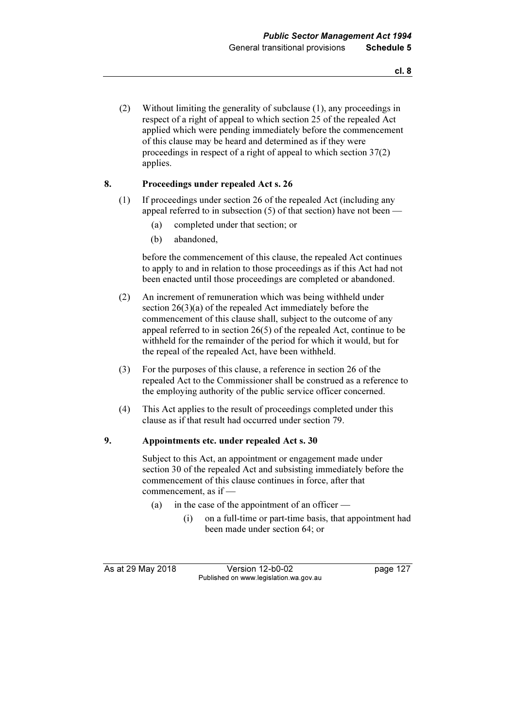(2) Without limiting the generality of subclause (1), any proceedings in respect of a right of appeal to which section 25 of the repealed Act applied which were pending immediately before the commencement of this clause may be heard and determined as if they were proceedings in respect of a right of appeal to which section 37(2) applies.

## 8. Proceedings under repealed Act s. 26

(1) If proceedings under section 26 of the repealed Act (including any appeal referred to in subsection (5) of that section) have not been —

- (a) completed under that section; or
- (b) abandoned,

before the commencement of this clause, the repealed Act continues to apply to and in relation to those proceedings as if this Act had not been enacted until those proceedings are completed or abandoned.

(2) An increment of remuneration which was being withheld under section 26(3)(a) of the repealed Act immediately before the commencement of this clause shall, subject to the outcome of any appeal referred to in section 26(5) of the repealed Act, continue to be withheld for the remainder of the period for which it would, but for the repeal of the repealed Act, have been withheld.

(3) For the purposes of this clause, a reference in section 26 of the repealed Act to the Commissioner shall be construed as a reference to the employing authority of the public service officer concerned.

(4) This Act applies to the result of proceedings completed under this clause as if that result had occurred under section 79.

## 9. Appointments etc. under repealed Act s. 30

Subject to this Act, an appointment or engagement made under section 30 of the repealed Act and subsisting immediately before the commencement of this clause continues in force, after that commencement, as if —

- (a) in the case of the appointment of an officer —
  - (i) on a full-time or part-time basis, that appointment had been made under section 64; or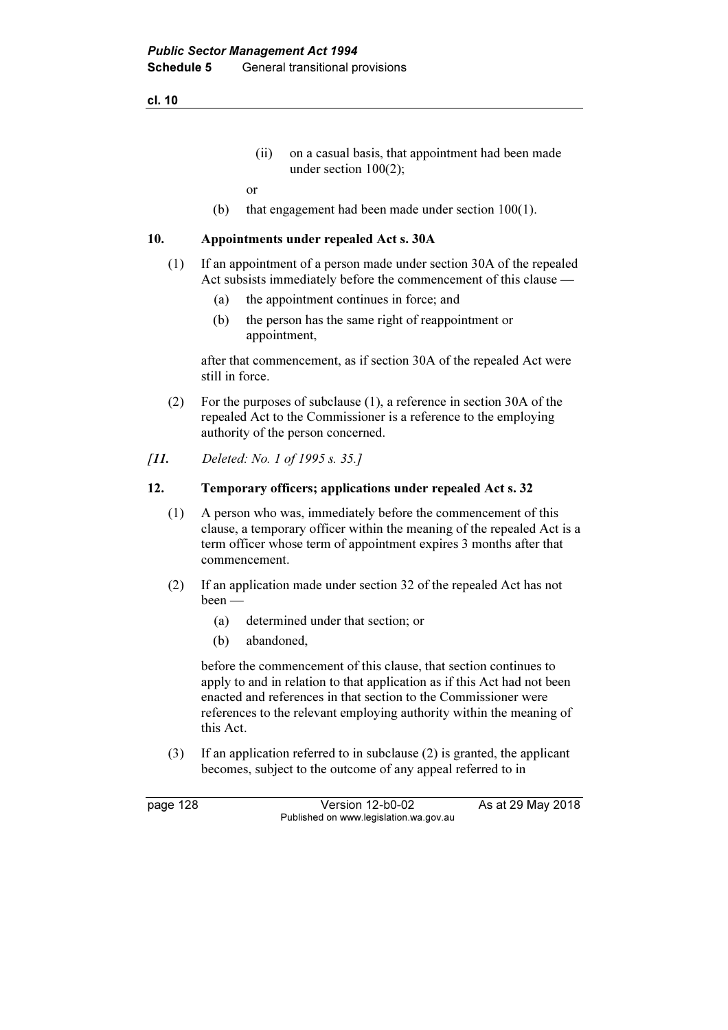(ii) on a casual basis, that appointment had been made under section 100(2);

or

(b) that engagement had been made under section 100(1).

## 10. Appointments under repealed Act s. 30A

(1) If an appointment of a person made under section 30A of the repealed Act subsists immediately before the commencement of this clause —

(a) the appointment continues in force; and

(b) the person has the same right of reappointment or appointment,

after that commencement, as if section 30A of the repealed Act were still in force.

(2) For the purposes of subclause (1), a reference in section 30A of the repealed Act to the Commissioner is a reference to the employing authority of the person concerned.

*[11. Deleted: No. 1 of 1995 s. 35.]*

## 12. Temporary officers; applications under repealed Act s. 32

(1) A person who was, immediately before the commencement of this clause, a temporary officer within the meaning of the repealed Act is a term officer whose term of appointment expires 3 months after that commencement.

(2) If an application made under section 32 of the repealed Act has not been —

(a) determined under that section; or

(b) abandoned,

before the commencement of this clause, that section continues to apply to and in relation to that application as if this Act had not been enacted and references in that section to the Commissioner were references to the relevant employing authority within the meaning of this Act.

(3) If an application referred to in subclause (2) is granted, the applicant becomes, subject to the outcome of any appeal referred to in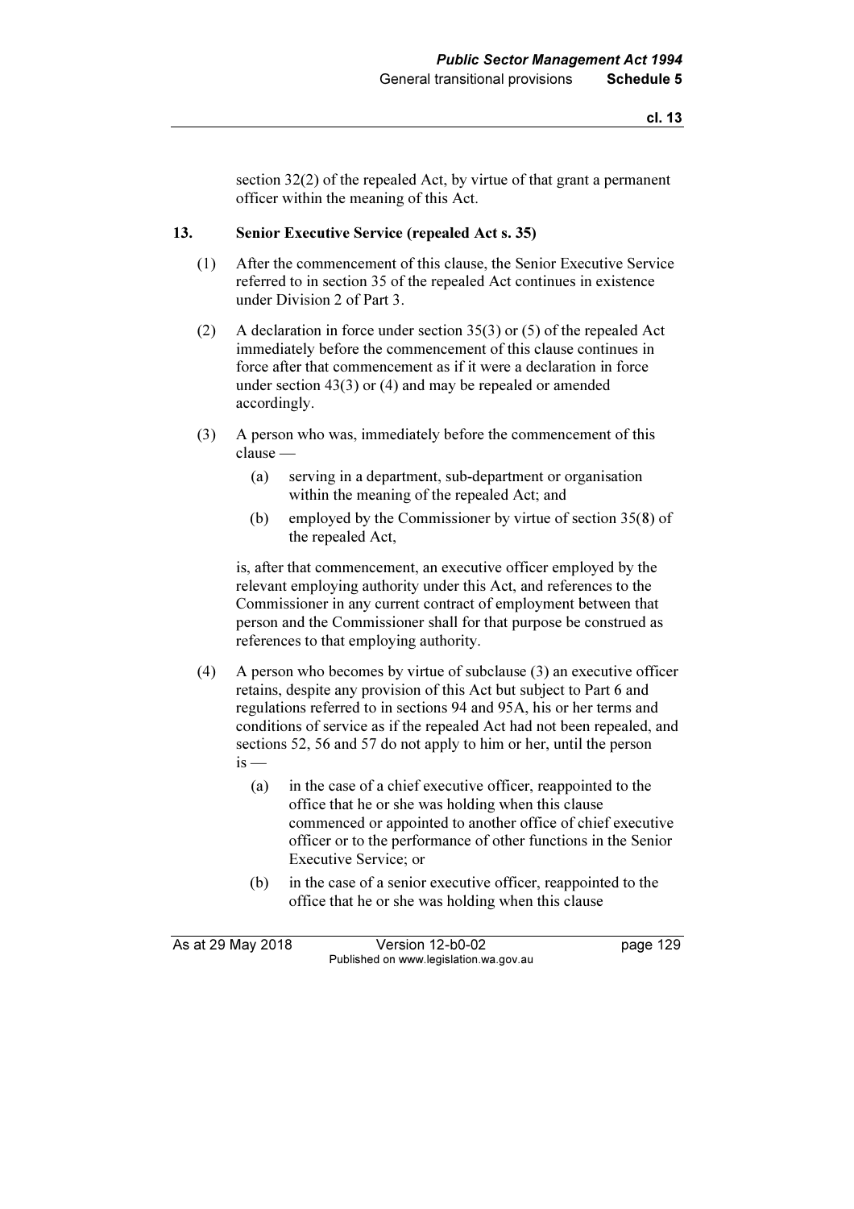section 32(2) of the repealed Act, by virtue of that grant a permanent officer within the meaning of this Act.

**13. Senior Executive Service (repealed Act s. 35)**

(1) After the commencement of this clause, the Senior Executive Service referred to in section 35 of the repealed Act continues in existence under Division 2 of Part 3.

(2) A declaration in force under section 35(3) or (5) of the repealed Act immediately before the commencement of this clause continues in force after that commencement as if it were a declaration in force under section 43(3) or (4) and may be repealed or amended accordingly.

(3) A person who was, immediately before the commencement of this clause —

- (a) serving in a department, sub-department or organisation within the meaning of the repealed Act; and
- (b) employed by the Commissioner by virtue of section 35(8) of the repealed Act,

is, after that commencement, an executive officer employed by the relevant employing authority under this Act, and references to the Commissioner in any current contract of employment between that person and the Commissioner shall for that purpose be construed as references to that employing authority.

(4) A person who becomes by virtue of subclause (3) an executive officer retains, despite any provision of this Act but subject to Part 6 and regulations referred to in sections 94 and 95A, his or her terms and conditions of service as if the repealed Act had not been repealed, and sections 52, 56 and 57 do not apply to him or her, until the person is —

- (a) in the case of a chief executive officer, reappointed to the office that he or she was holding when this clause commenced or appointed to another office of chief executive officer or to the performance of other functions in the Senior Executive Service; or
- (b) in the case of a senior executive officer, reappointed to the office that he or she was holding when this clause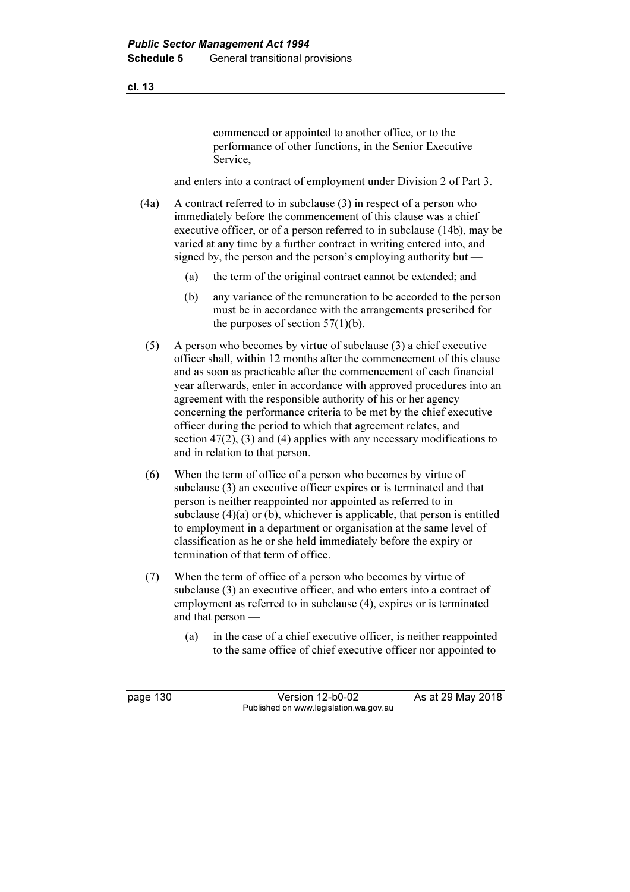commenced or appointed to another office, or to the performance of other functions, in the Senior Executive Service,

and enters into a contract of employment under Division 2 of Part 3.

(4a) A contract referred to in subclause (3) in respect of a person who immediately before the commencement of this clause was a chief executive officer, or of a person referred to in subclause (14b), may be varied at any time by a further contract in writing entered into, and signed by, the person and the person's employing authority but —

(a) the term of the original contract cannot be extended; and

(b) any variance of the remuneration to be accorded to the person must be in accordance with the arrangements prescribed for the purposes of section 57(1)(b).

(5) A person who becomes by virtue of subclause (3) a chief executive officer shall, within 12 months after the commencement of this clause and as soon as practicable after the commencement of each financial year afterwards, enter in accordance with approved procedures into an agreement with the responsible authority of his or her agency concerning the performance criteria to be met by the chief executive officer during the period to which that agreement relates, and section 47(2), (3) and (4) applies with any necessary modifications to and in relation to that person.

(6) When the term of office of a person who becomes by virtue of subclause (3) an executive officer expires or is terminated and that person is neither reappointed nor appointed as referred to in subclause (4)(a) or (b), whichever is applicable, that person is entitled to employment in a department or organisation at the same level of classification as he or she held immediately before the expiry or termination of that term of office.

(7) When the term of office of a person who becomes by virtue of subclause (3) an executive officer, and who enters into a contract of employment as referred to in subclause (4), expires or is terminated and that person —

(a) in the case of a chief executive officer, is neither reappointed to the same office of chief executive officer nor appointed to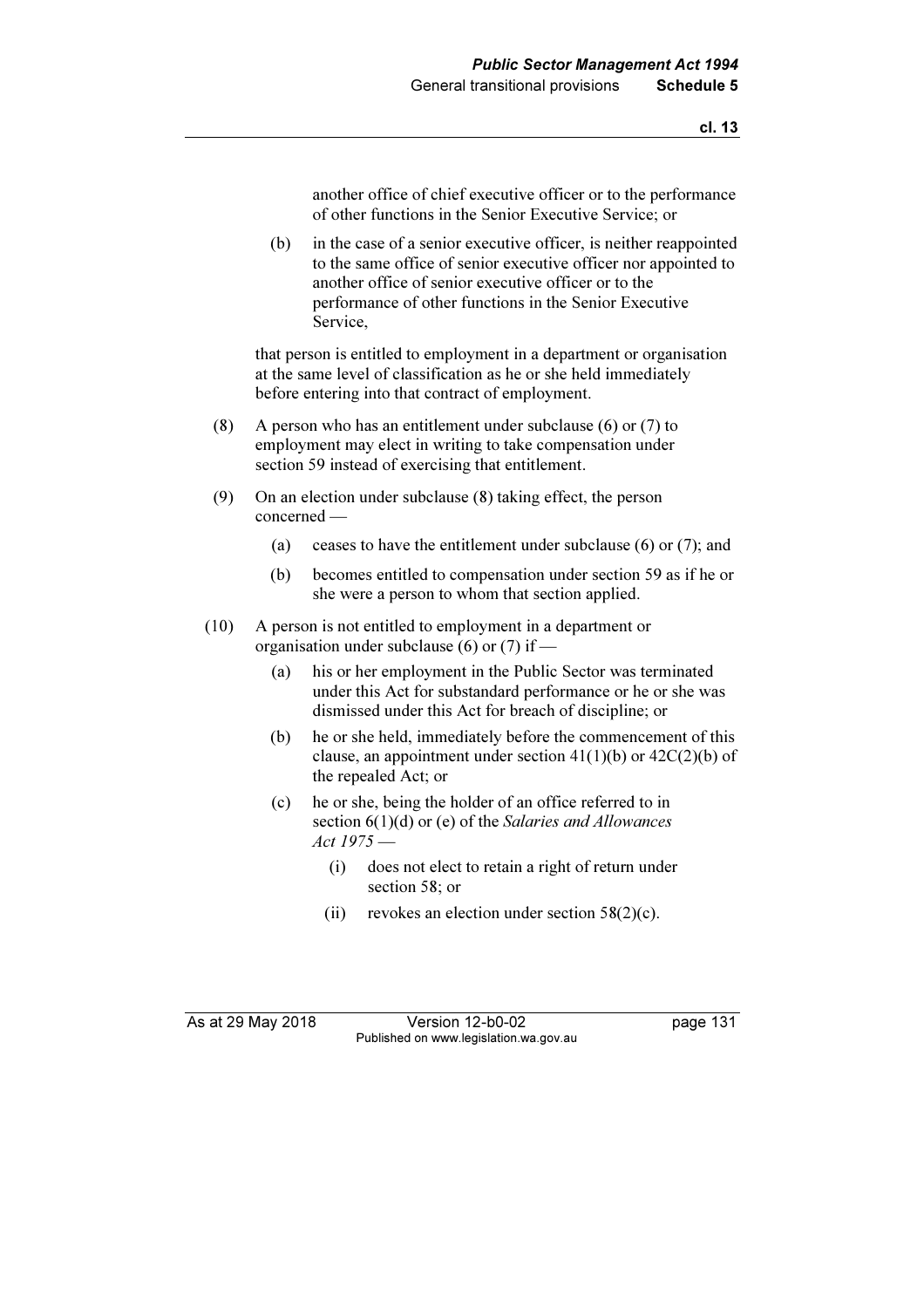another office of chief executive officer or to the performance of other functions in the Senior Executive Service; or

(b) in the case of a senior executive officer, is neither reappointed to the same office of senior executive officer nor appointed to another office of senior executive officer or to the performance of other functions in the Senior Executive Service,

that person is entitled to employment in a department or organisation at the same level of classification as he or she held immediately before entering into that contract of employment.

(8) A person who has an entitlement under subclause (6) or (7) to employment may elect in writing to take compensation under section 59 instead of exercising that entitlement.

(9) On an election under subclause (8) taking effect, the person concerned —

(a) ceases to have the entitlement under subclause (6) or (7); and

(b) becomes entitled to compensation under section 59 as if he or she were a person to whom that section applied.

(10) A person is not entitled to employment in a department or organisation under subclause (6) or (7) if —

(a) his or her employment in the Public Sector was terminated under this Act for substandard performance or he or she was dismissed under this Act for breach of discipline; or

(b) he or she held, immediately before the commencement of this clause, an appointment under section 41(1)(b) or 42C(2)(b) of the repealed Act; or

(c) he or she, being the holder of an office referred to in section 6(1)(d) or (e) of the *Salaries and Allowances Act 1975* —

(i) does not elect to retain a right of return under section 58; or

(ii) revokes an election under section 58(2)(c).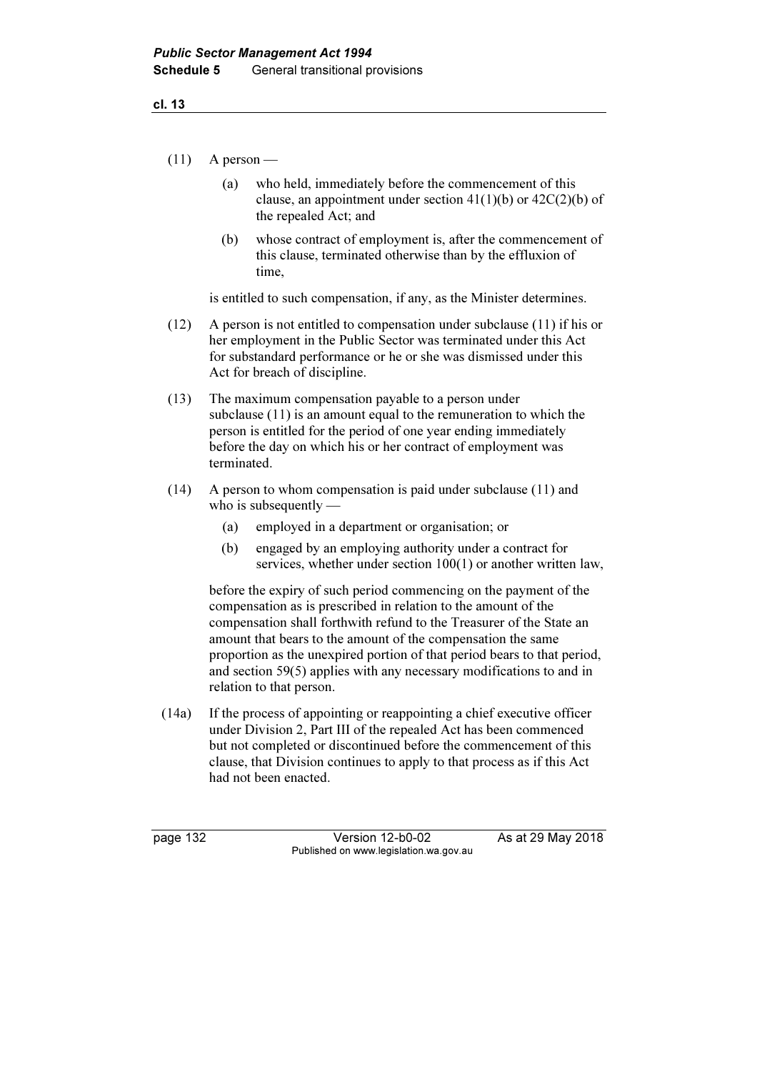(11) A person —

(a) who held, immediately before the commencement of this clause, an appointment under section 41(1)(b) or 42C(2)(b) of the repealed Act; and

(b) whose contract of employment is, after the commencement of this clause, terminated otherwise than by the effluxion of time,

is entitled to such compensation, if any, as the Minister determines.

(12) A person is not entitled to compensation under subclause (11) if his or her employment in the Public Sector was terminated under this Act for substandard performance or he or she was dismissed under this Act for breach of discipline.

(13) The maximum compensation payable to a person under subclause (11) is an amount equal to the remuneration to which the person is entitled for the period of one year ending immediately before the day on which his or her contract of employment was terminated.

(14) A person to whom compensation is paid under subclause (11) and who is subsequently —

(a) employed in a department or organisation; or

(b) engaged by an employing authority under a contract for services, whether under section 100(1) or another written law,

before the expiry of such period commencing on the payment of the compensation as is prescribed in relation to the amount of the compensation shall forthwith refund to the Treasurer of the State an amount that bears to the amount of the compensation the same proportion as the unexpired portion of that period bears to that period, and section 59(5) applies with any necessary modifications to and in relation to that person.

(14a) If the process of appointing or reappointing a chief executive officer under Division 2, Part III of the repealed Act has been commenced but not completed or discontinued before the commencement of this clause, that Division continues to apply to that process as if this Act had not been enacted.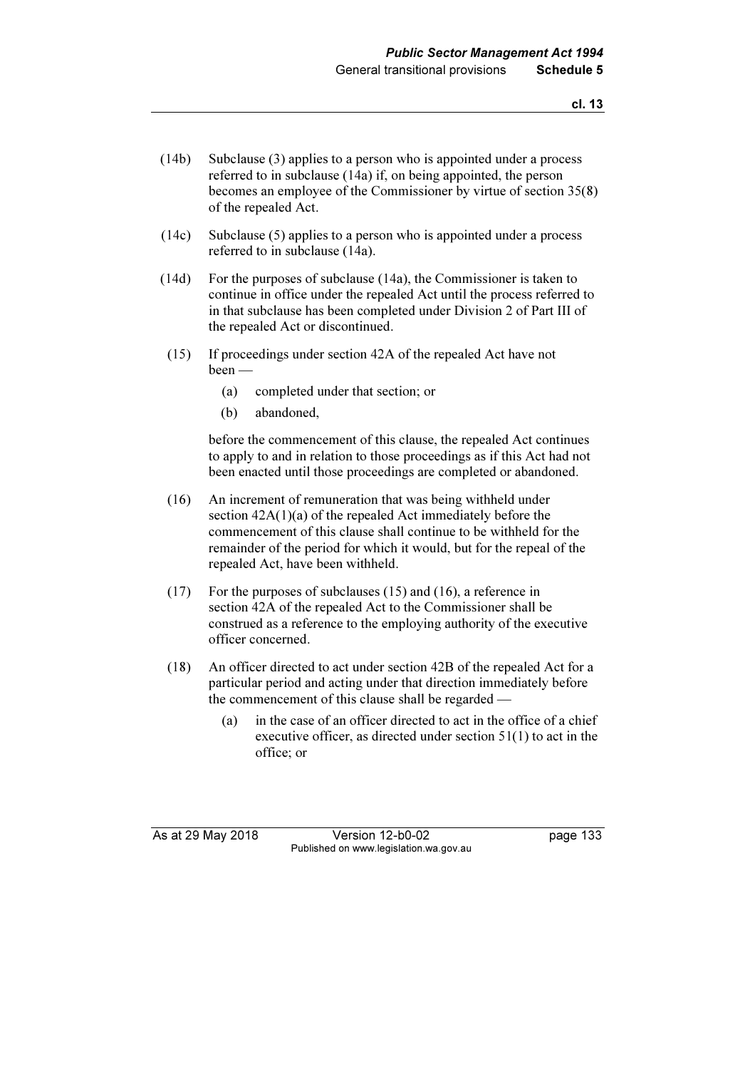(14b) Subclause (3) applies to a person who is appointed under a process referred to in subclause (14a) if, on being appointed, the person becomes an employee of the Commissioner by virtue of section 35(8) of the repealed Act.

(14c) Subclause (5) applies to a person who is appointed under a process referred to in subclause (14a).

(14d) For the purposes of subclause (14a), the Commissioner is taken to continue in office under the repealed Act until the process referred to in that subclause has been completed under Division 2 of Part III of the repealed Act or discontinued.

(15) If proceedings under section 42A of the repealed Act have not been —

  (a) completed under that section; or

  (b) abandoned,

  before the commencement of this clause, the repealed Act continues to apply to and in relation to those proceedings as if this Act had not been enacted until those proceedings are completed or abandoned.

(16) An increment of remuneration that was being withheld under section 42A(1)(a) of the repealed Act immediately before the commencement of this clause shall continue to be withheld for the remainder of the period for which it would, but for the repeal of the repealed Act, have been withheld.

(17) For the purposes of subclauses (15) and (16), a reference in section 42A of the repealed Act to the Commissioner shall be construed as a reference to the employing authority of the executive officer concerned.

(18) An officer directed to act under section 42B of the repealed Act for a particular period and acting under that direction immediately before the commencement of this clause shall be regarded —

  (a) in the case of an officer directed to act in the office of a chief executive officer, as directed under section 51(1) to act in the office; or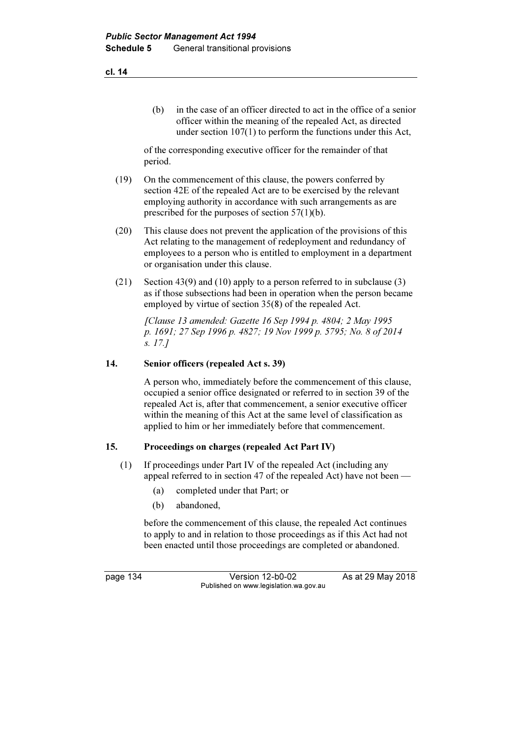(b) in the case of an officer directed to act in the office of a senior officer within the meaning of the repealed Act, as directed under section 107(1) to perform the functions under this Act,

of the corresponding executive officer for the remainder of that period.

(19) On the commencement of this clause, the powers conferred by section 42E of the repealed Act are to be exercised by the relevant employing authority in accordance with such arrangements as are prescribed for the purposes of section 57(1)(b).

(20) This clause does not prevent the application of the provisions of this Act relating to the management of redeployment and redundancy of employees to a person who is entitled to employment in a department or organisation under this clause.

(21) Section 43(9) and (10) apply to a person referred to in subclause (3) as if those subsections had been in operation when the person became employed by virtue of section 35(8) of the repealed Act.

*[Clause 13 amended: Gazette 16 Sep 1994 p. 4804; 2 May 1995 p. 1691; 27 Sep 1996 p. 4827; 19 Nov 1999 p. 5795; No. 8 of 2014 s. 17.]*

### 14. Senior officers (repealed Act s. 39)

A person who, immediately before the commencement of this clause, occupied a senior office designated or referred to in section 39 of the repealed Act is, after that commencement, a senior executive officer within the meaning of this Act at the same level of classification as applied to him or her immediately before that commencement.

### 15. Proceedings on charges (repealed Act Part IV)

(1) If proceedings under Part IV of the repealed Act (including any appeal referred to in section 47 of the repealed Act) have not been —

(a) completed under that Part; or

(b) abandoned,

before the commencement of this clause, the repealed Act continues to apply to and in relation to those proceedings as if this Act had not been enacted until those proceedings are completed or abandoned.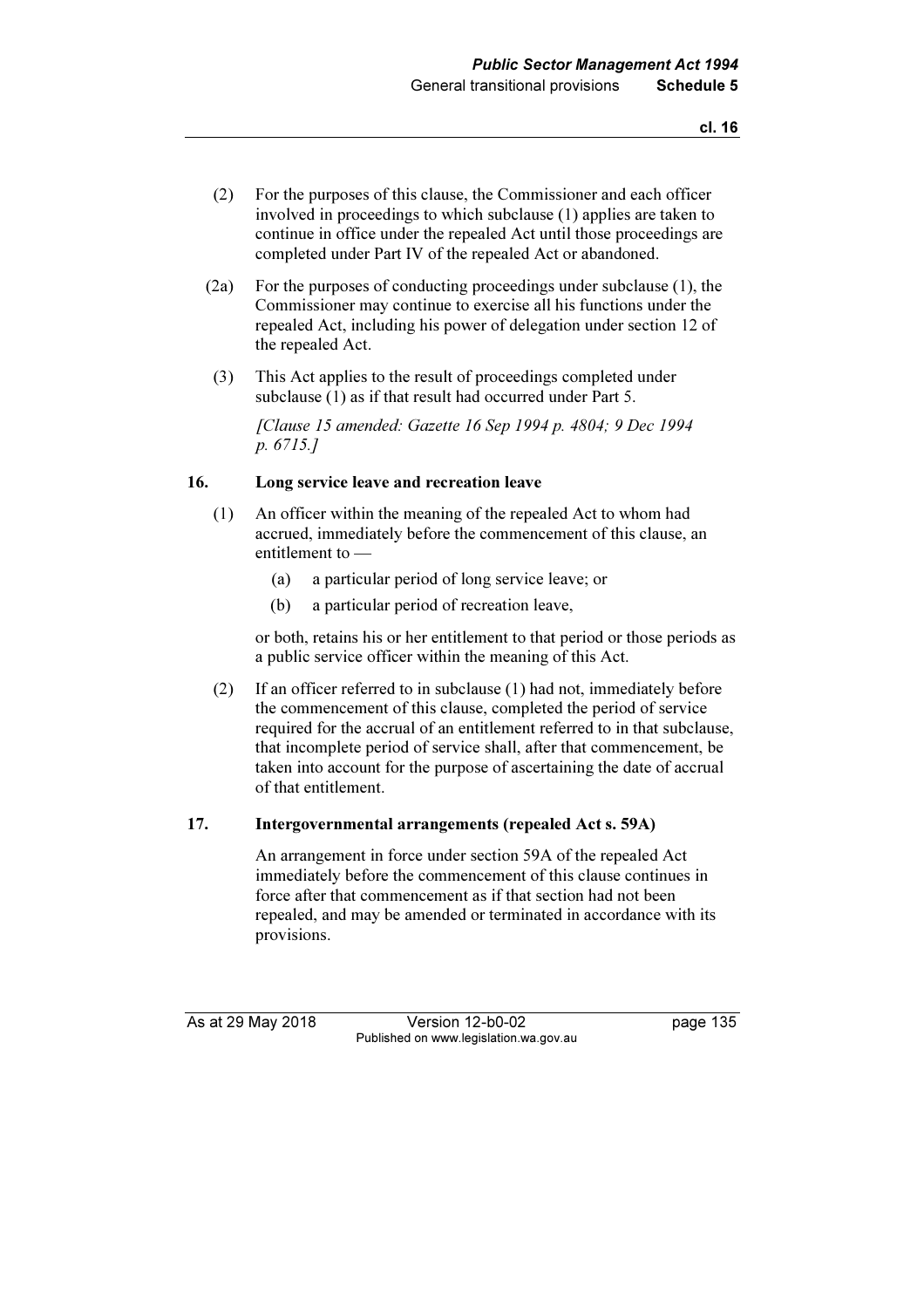(2) For the purposes of this clause, the Commissioner and each officer involved in proceedings to which subclause (1) applies are taken to continue in office under the repealed Act until those proceedings are completed under Part IV of the repealed Act or abandoned.

(2a) For the purposes of conducting proceedings under subclause (1), the Commissioner may continue to exercise all his functions under the repealed Act, including his power of delegation under section 12 of the repealed Act.

(3) This Act applies to the result of proceedings completed under subclause (1) as if that result had occurred under Part 5.

*[Clause 15 amended: Gazette 16 Sep 1994 p. 4804; 9 Dec 1994 p. 6715.]*

### 16. Long service leave and recreation leave

(1) An officer within the meaning of the repealed Act to whom had accrued, immediately before the commencement of this clause, an entitlement to —

- (a) a particular period of long service leave; or
- (b) a particular period of recreation leave,

or both, retains his or her entitlement to that period or those periods as a public service officer within the meaning of this Act.

(2) If an officer referred to in subclause (1) had not, immediately before the commencement of this clause, completed the period of service required for the accrual of an entitlement referred to in that subclause, that incomplete period of service shall, after that commencement, be taken into account for the purpose of ascertaining the date of accrual of that entitlement.

### 17. Intergovernmental arrangements (repealed Act s. 59A)

An arrangement in force under section 59A of the repealed Act immediately before the commencement of this clause continues in force after that commencement as if that section had not been repealed, and may be amended or terminated in accordance with its provisions.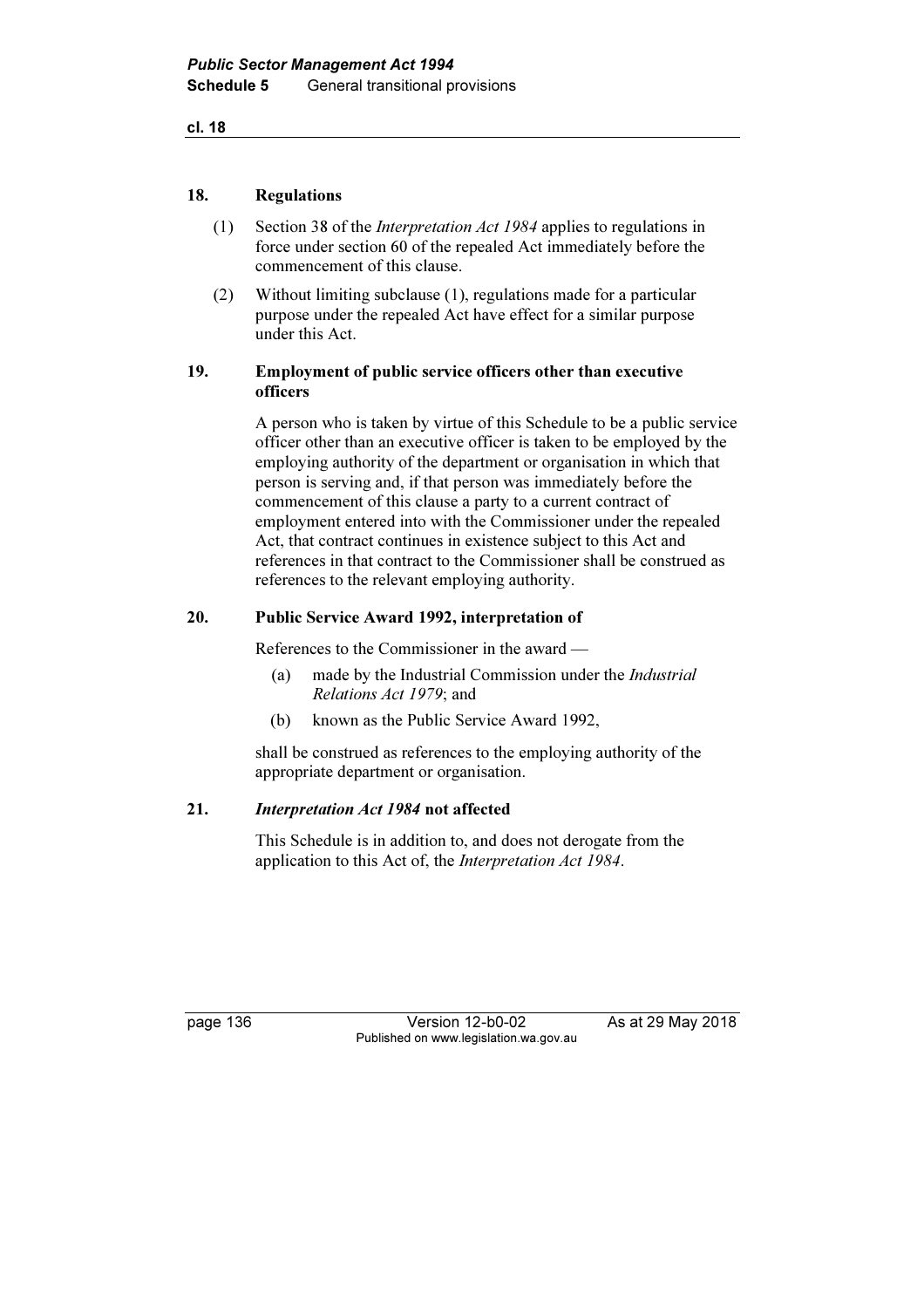### 18. Regulations

(1) Section 38 of the *Interpretation Act 1984* applies to regulations in force under section 60 of the repealed Act immediately before the commencement of this clause.

(2) Without limiting subclause (1), regulations made for a particular purpose under the repealed Act have effect for a similar purpose under this Act.

### 19. Employment of public service officers other than executive officers

A person who is taken by virtue of this Schedule to be a public service officer other than an executive officer is taken to be employed by the employing authority of the department or organisation in which that person is serving and, if that person was immediately before the commencement of this clause a party to a current contract of employment entered into with the Commissioner under the repealed Act, that contract continues in existence subject to this Act and references in that contract to the Commissioner shall be construed as references to the relevant employing authority.

### 20. Public Service Award 1992, interpretation of

References to the Commissioner in the award —

(a) made by the Industrial Commission under the *Industrial Relations Act 1979*; and

(b) known as the Public Service Award 1992,

shall be construed as references to the employing authority of the appropriate department or organisation.

### 21. *Interpretation Act 1984* not affected

This Schedule is in addition to, and does not derogate from the application to this Act of, the *Interpretation Act 1984*.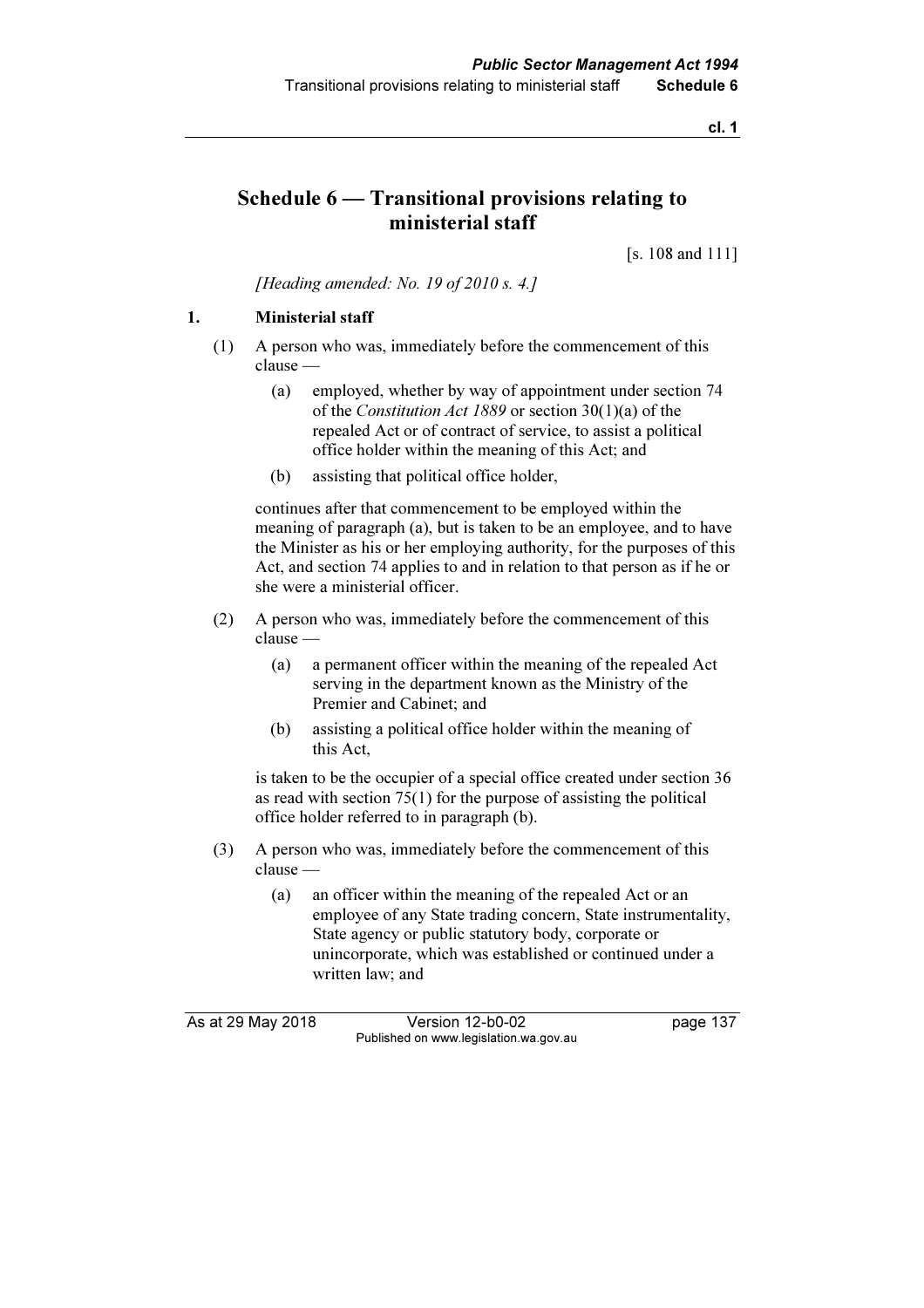# Schedule 6 — Transitional provisions relating to ministerial staff

[s. 108 and 111]

*[Heading amended: No. 19 of 2010 s. 4.]*

## 1. Ministerial staff

(1) A person who was, immediately before the commencement of this clause —

- (a) employed, whether by way of appointment under section 74 of the *Constitution Act 1889* or section 30(1)(a) of the repealed Act or of contract of service, to assist a political office holder within the meaning of this Act; and
- (b) assisting that political office holder,

continues after that commencement to be employed within the meaning of paragraph (a), but is taken to be an employee, and to have the Minister as his or her employing authority, for the purposes of this Act, and section 74 applies to and in relation to that person as if he or she were a ministerial officer.

(2) A person who was, immediately before the commencement of this clause —

- (a) a permanent officer within the meaning of the repealed Act serving in the department known as the Ministry of the Premier and Cabinet; and
- (b) assisting a political office holder within the meaning of this Act,

is taken to be the occupier of a special office created under section 36 as read with section 75(1) for the purpose of assisting the political office holder referred to in paragraph (b).

(3) A person who was, immediately before the commencement of this clause —

- (a) an officer within the meaning of the repealed Act or an employee of any State trading concern, State instrumentality, State agency or public statutory body, corporate or unincorporate, which was established or continued under a written law; and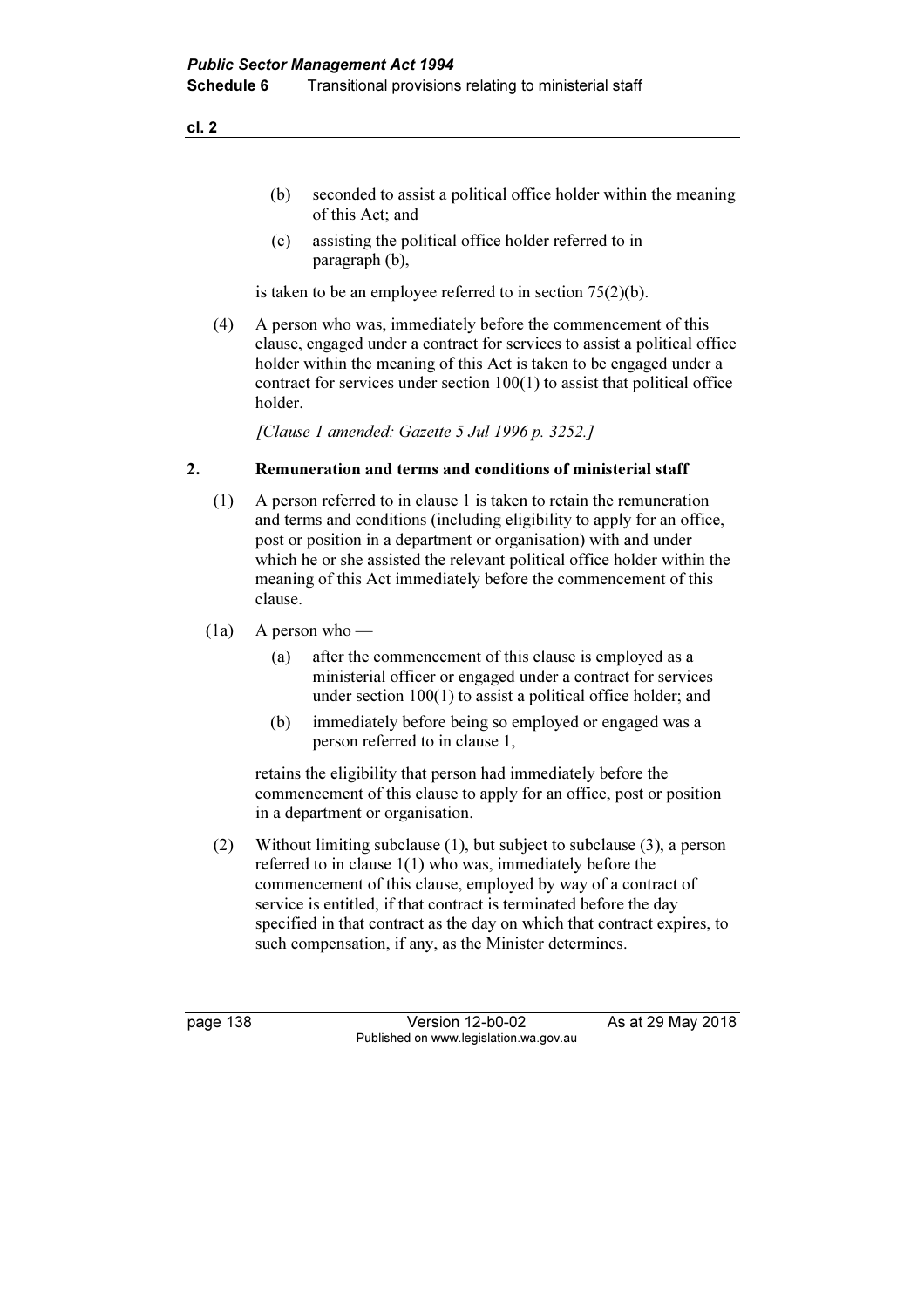(b) seconded to assist a political office holder within the meaning of this Act; and

(c) assisting the political office holder referred to in paragraph (b),

is taken to be an employee referred to in section 75(2)(b).

(4) A person who was, immediately before the commencement of this clause, engaged under a contract for services to assist a political office holder within the meaning of this Act is taken to be engaged under a contract for services under section 100(1) to assist that political office holder.

*[Clause 1 amended: Gazette 5 Jul 1996 p. 3252.]*

## 2. Remuneration and terms and conditions of ministerial staff

(1) A person referred to in clause 1 is taken to retain the remuneration and terms and conditions (including eligibility to apply for an office, post or position in a department or organisation) with and under which he or she assisted the relevant political office holder within the meaning of this Act immediately before the commencement of this clause.

(1a) A person who —

(a) after the commencement of this clause is employed as a ministerial officer or engaged under a contract for services under section 100(1) to assist a political office holder; and

(b) immediately before being so employed or engaged was a person referred to in clause 1,

retains the eligibility that person had immediately before the commencement of this clause to apply for an office, post or position in a department or organisation.

(2) Without limiting subclause (1), but subject to subclause (3), a person referred to in clause 1(1) who was, immediately before the commencement of this clause, employed by way of a contract of service is entitled, if that contract is terminated before the day specified in that contract as the day on which that contract expires, to such compensation, if any, as the Minister determines.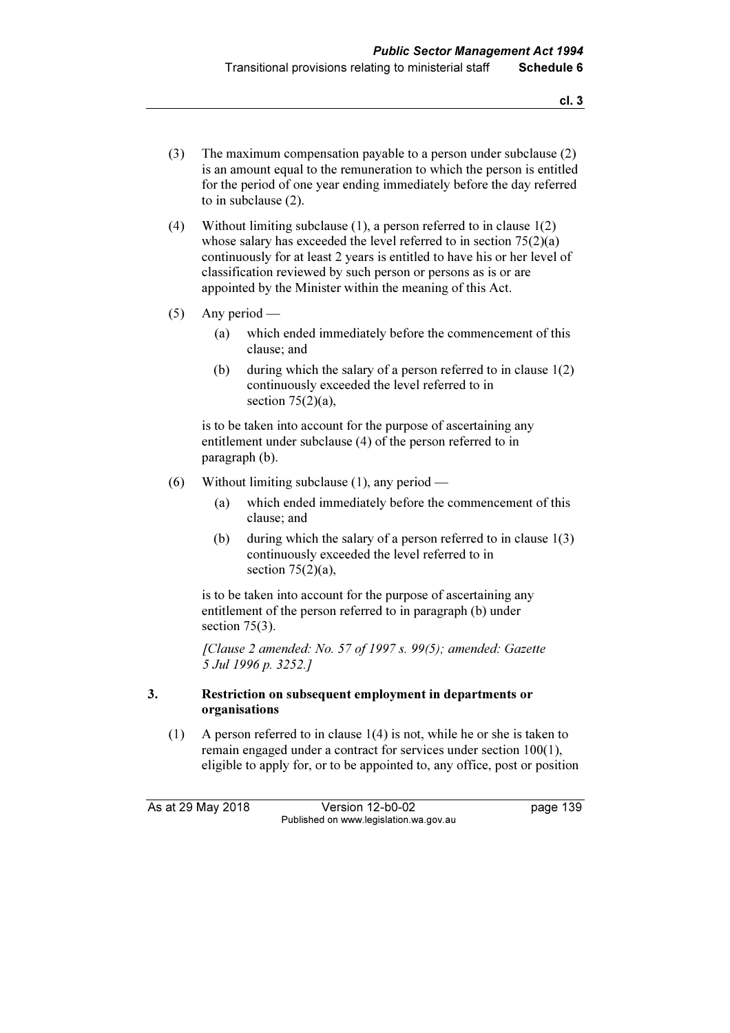(3) The maximum compensation payable to a person under subclause (2) is an amount equal to the remuneration to which the person is entitled for the period of one year ending immediately before the day referred to in subclause (2).

(4) Without limiting subclause (1), a person referred to in clause 1(2) whose salary has exceeded the level referred to in section 75(2)(a) continuously for at least 2 years is entitled to have his or her level of classification reviewed by such person or persons as is or are appointed by the Minister within the meaning of this Act.

(5) Any period —

  (a) which ended immediately before the commencement of this clause; and

  (b) during which the salary of a person referred to in clause 1(2) continuously exceeded the level referred to in section 75(2)(a),

is to be taken into account for the purpose of ascertaining any entitlement under subclause (4) of the person referred to in paragraph (b).

(6) Without limiting subclause (1), any period —

  (a) which ended immediately before the commencement of this clause; and

  (b) during which the salary of a person referred to in clause 1(3) continuously exceeded the level referred to in section 75(2)(a),

is to be taken into account for the purpose of ascertaining any entitlement of the person referred to in paragraph (b) under section 75(3).

*[Clause 2 amended: No. 57 of 1997 s. 99(5); amended: Gazette 5 Jul 1996 p. 3252.]*

**3. Restriction on subsequent employment in departments or organisations**

(1) A person referred to in clause 1(4) is not, while he or she is taken to remain engaged under a contract for services under section 100(1), eligible to apply for, or to be appointed to, any office, post or position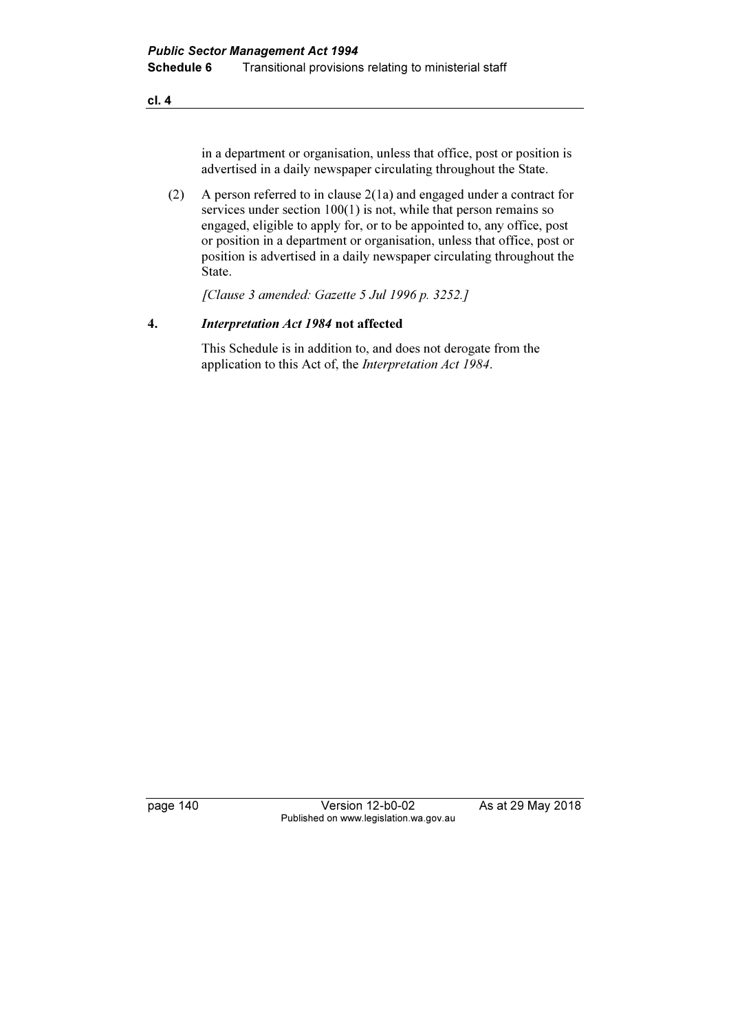in a department or organisation, unless that office, post or position is advertised in a daily newspaper circulating throughout the State.

(2) A person referred to in clause 2(1a) and engaged under a contract for services under section 100(1) is not, while that person remains so engaged, eligible to apply for, or to be appointed to, any office, post or position in a department or organisation, unless that office, post or position is advertised in a daily newspaper circulating throughout the State.

*[Clause 3 amended: Gazette 5 Jul 1996 p. 3252.]*

**4. *Interpretation Act 1984* not affected**

This Schedule is in addition to, and does not derogate from the application to this Act of, the *Interpretation Act 1984*.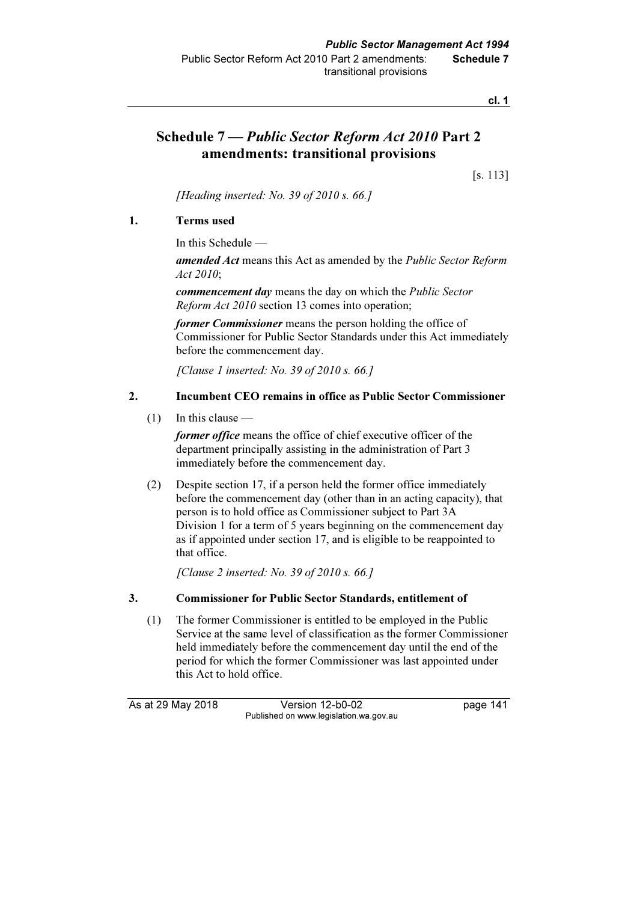# Schedule 7 — *Public Sector Reform Act 2010* Part 2 amendments: transitional provisions

[s. 113]

*[Heading inserted: No. 39 of 2010 s. 66.]*

## 1. Terms used

In this Schedule —

***amended Act*** means this Act as amended by the *Public Sector Reform Act 2010*;

***commencement day*** means the day on which the *Public Sector Reform Act 2010* section 13 comes into operation;

***former Commissioner*** means the person holding the office of Commissioner for Public Sector Standards under this Act immediately before the commencement day.

*[Clause 1 inserted: No. 39 of 2010 s. 66.]*

## 2. Incumbent CEO remains in office as Public Sector Commissioner

(1) In this clause —

***former office*** means the office of chief executive officer of the department principally assisting in the administration of Part 3 immediately before the commencement day.

(2) Despite section 17, if a person held the former office immediately before the commencement day (other than in an acting capacity), that person is to hold office as Commissioner subject to Part 3A Division 1 for a term of 5 years beginning on the commencement day as if appointed under section 17, and is eligible to be reappointed to that office.

*[Clause 2 inserted: No. 39 of 2010 s. 66.]*

## 3. Commissioner for Public Sector Standards, entitlement of

(1) The former Commissioner is entitled to be employed in the Public Service at the same level of classification as the former Commissioner held immediately before the commencement day until the end of the period for which the former Commissioner was last appointed under this Act to hold office.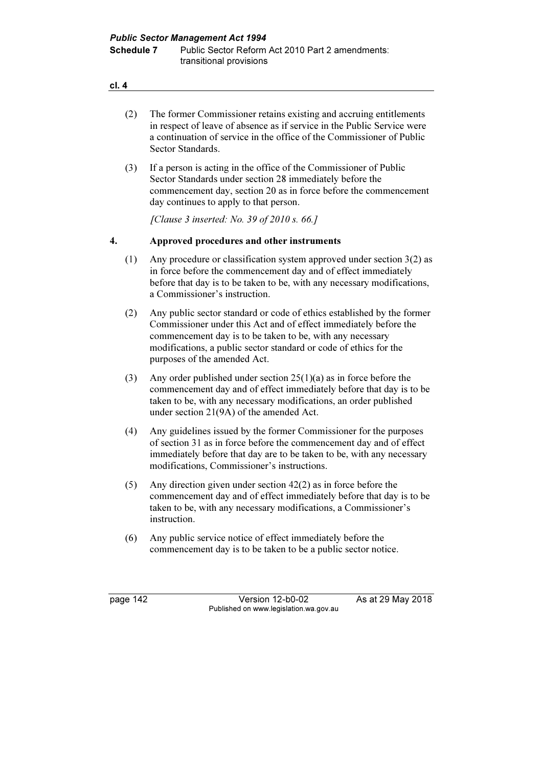(2) The former Commissioner retains existing and accruing entitlements in respect of leave of absence as if service in the Public Service were a continuation of service in the office of the Commissioner of Public Sector Standards.

(3) If a person is acting in the office of the Commissioner of Public Sector Standards under section 28 immediately before the commencement day, section 20 as in force before the commencement day continues to apply to that person.

*[Clause 3 inserted: No. 39 of 2010 s. 66.]*

## 4. Approved procedures and other instruments

(1) Any procedure or classification system approved under section 3(2) as in force before the commencement day and of effect immediately before that day is to be taken to be, with any necessary modifications, a Commissioner's instruction.

(2) Any public sector standard or code of ethics established by the former Commissioner under this Act and of effect immediately before the commencement day is to be taken to be, with any necessary modifications, a public sector standard or code of ethics for the purposes of the amended Act.

(3) Any order published under section 25(1)(a) as in force before the commencement day and of effect immediately before that day is to be taken to be, with any necessary modifications, an order published under section 21(9A) of the amended Act.

(4) Any guidelines issued by the former Commissioner for the purposes of section 31 as in force before the commencement day and of effect immediately before that day are to be taken to be, with any necessary modifications, Commissioner's instructions.

(5) Any direction given under section 42(2) as in force before the commencement day and of effect immediately before that day is to be taken to be, with any necessary modifications, a Commissioner's instruction.

(6) Any public service notice of effect immediately before the commencement day is to be taken to be a public sector notice.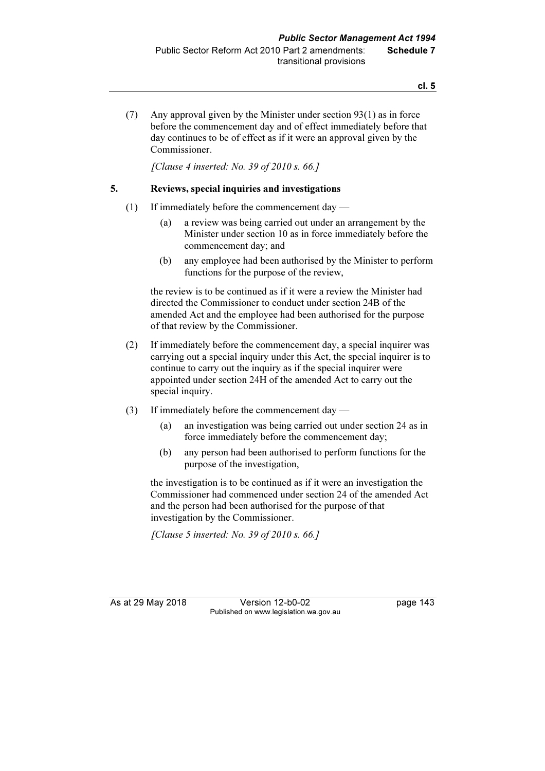(7) Any approval given by the Minister under section 93(1) as in force before the commencement day and of effect immediately before that day continues to be of effect as if it were an approval given by the Commissioner.

*[Clause 4 inserted: No. 39 of 2010 s. 66.]*

### 5. Reviews, special inquiries and investigations

(1) If immediately before the commencement day —

- (a) a review was being carried out under an arrangement by the Minister under section 10 as in force immediately before the commencement day; and
- (b) any employee had been authorised by the Minister to perform functions for the purpose of the review,

the review is to be continued as if it were a review the Minister had directed the Commissioner to conduct under section 24B of the amended Act and the employee had been authorised for the purpose of that review by the Commissioner.

(2) If immediately before the commencement day, a special inquirer was carrying out a special inquiry under this Act, the special inquirer is to continue to carry out the inquiry as if the special inquirer were appointed under section 24H of the amended Act to carry out the special inquiry.

(3) If immediately before the commencement day —

- (a) an investigation was being carried out under section 24 as in force immediately before the commencement day;
- (b) any person had been authorised to perform functions for the purpose of the investigation,

the investigation is to be continued as if it were an investigation the Commissioner had commenced under section 24 of the amended Act and the person had been authorised for the purpose of that investigation by the Commissioner.

*[Clause 5 inserted: No. 39 of 2010 s. 66.]*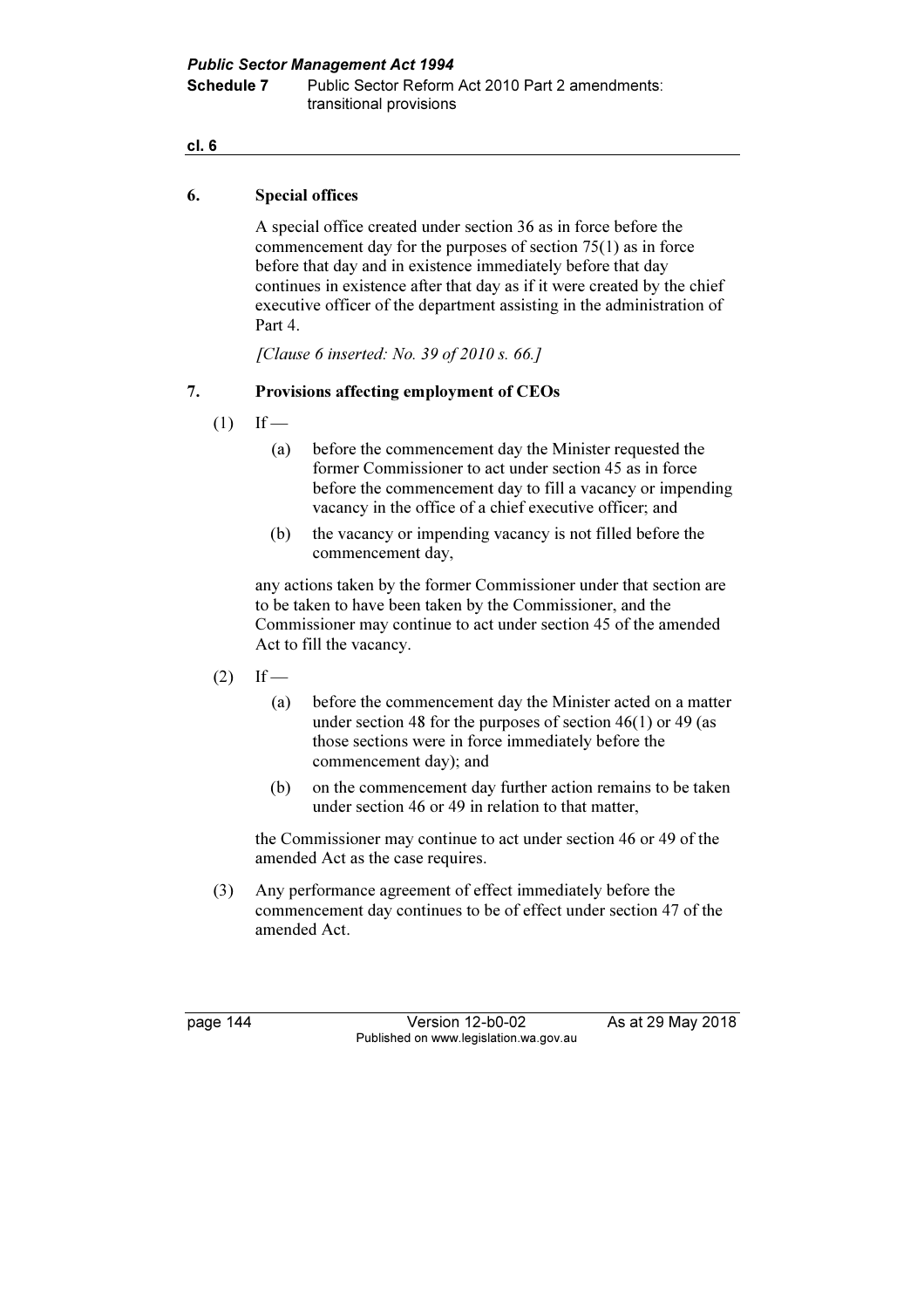### 6. Special offices

A special office created under section 36 as in force before the commencement day for the purposes of section 75(1) as in force before that day and in existence immediately before that day continues in existence after that day as if it were created by the chief executive officer of the department assisting in the administration of Part 4.

*[Clause 6 inserted: No. 39 of 2010 s. 66.]*

### 7. Provisions affecting employment of CEOs

(1) If —

(a) before the commencement day the Minister requested the former Commissioner to act under section 45 as in force before the commencement day to fill a vacancy or impending vacancy in the office of a chief executive officer; and

(b) the vacancy or impending vacancy is not filled before the commencement day,

any actions taken by the former Commissioner under that section are to be taken to have been taken by the Commissioner, and the Commissioner may continue to act under section 45 of the amended Act to fill the vacancy.

(2) If —

(a) before the commencement day the Minister acted on a matter under section 48 for the purposes of section 46(1) or 49 (as those sections were in force immediately before the commencement day); and

(b) on the commencement day further action remains to be taken under section 46 or 49 in relation to that matter,

the Commissioner may continue to act under section 46 or 49 of the amended Act as the case requires.

(3) Any performance agreement of effect immediately before the commencement day continues to be of effect under section 47 of the amended Act.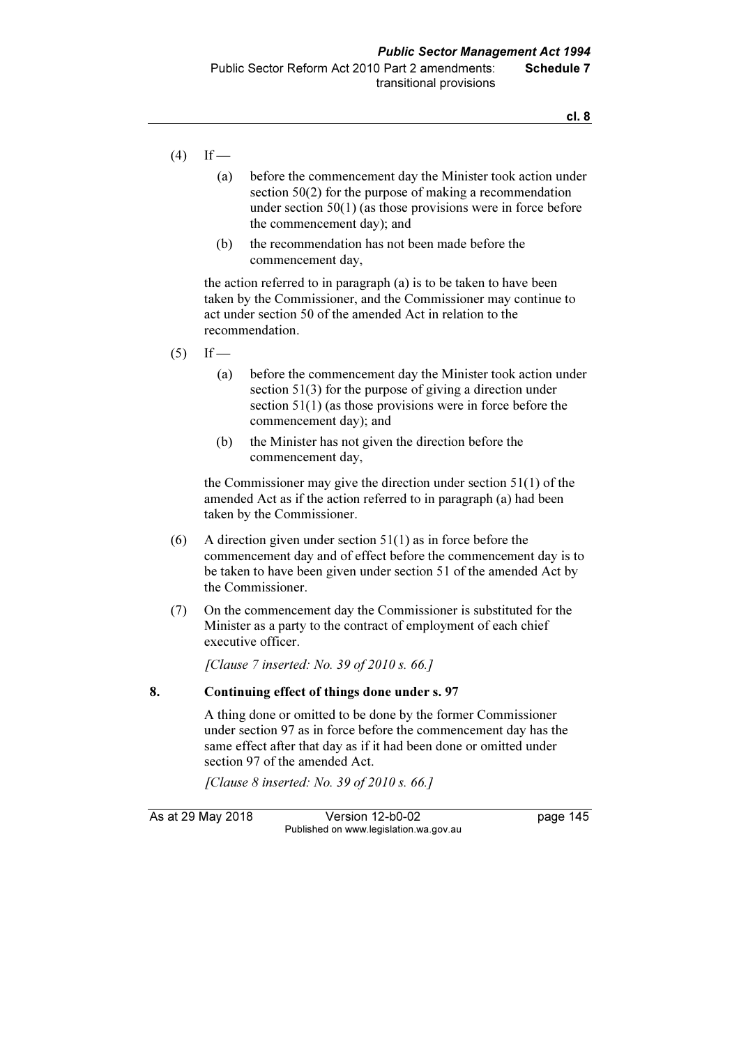(4) If —

   (a) before the commencement day the Minister took action under section 50(2) for the purpose of making a recommendation under section 50(1) (as those provisions were in force before the commencement day); and

   (b) the recommendation has not been made before the commencement day,

   the action referred to in paragraph (a) is to be taken to have been taken by the Commissioner, and the Commissioner may continue to act under section 50 of the amended Act in relation to the recommendation.

(5) If —

   (a) before the commencement day the Minister took action under section 51(3) for the purpose of giving a direction under section 51(1) (as those provisions were in force before the commencement day); and

   (b) the Minister has not given the direction before the commencement day,

   the Commissioner may give the direction under section 51(1) of the amended Act as if the action referred to in paragraph (a) had been taken by the Commissioner.

(6) A direction given under section 51(1) as in force before the commencement day and of effect before the commencement day is to be taken to have been given under section 51 of the amended Act by the Commissioner.

(7) On the commencement day the Commissioner is substituted for the Minister as a party to the contract of employment of each chief executive officer.

*[Clause 7 inserted: No. 39 of 2010 s. 66.]*

**8. Continuing effect of things done under s. 97**

A thing done or omitted to be done by the former Commissioner under section 97 as in force before the commencement day has the same effect after that day as if it had been done or omitted under section 97 of the amended Act.

*[Clause 8 inserted: No. 39 of 2010 s. 66.]*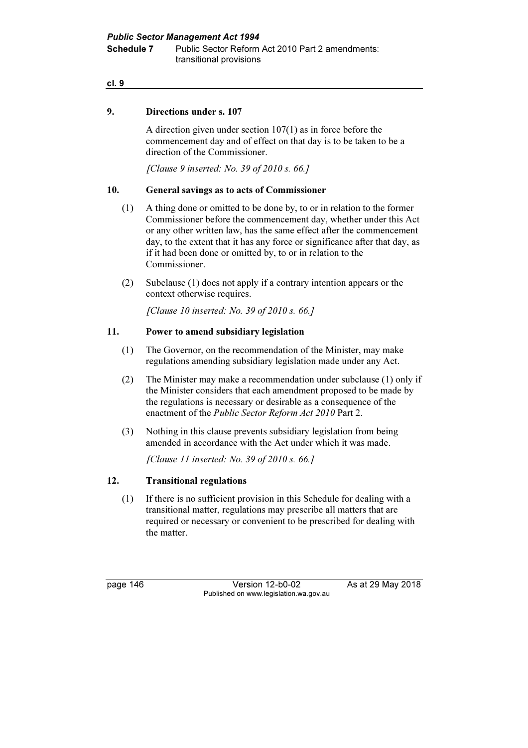**9. Directions under s. 107**

A direction given under section 107(1) as in force before the commencement day and of effect on that day is to be taken to be a direction of the Commissioner.

*[Clause 9 inserted: No. 39 of 2010 s. 66.]*

**10. General savings as to acts of Commissioner**

(1) A thing done or omitted to be done by, to or in relation to the former Commissioner before the commencement day, whether under this Act or any other written law, has the same effect after the commencement day, to the extent that it has any force or significance after that day, as if it had been done or omitted by, to or in relation to the Commissioner.

(2) Subclause (1) does not apply if a contrary intention appears or the context otherwise requires.

*[Clause 10 inserted: No. 39 of 2010 s. 66.]*

**11. Power to amend subsidiary legislation**

(1) The Governor, on the recommendation of the Minister, may make regulations amending subsidiary legislation made under any Act.

(2) The Minister may make a recommendation under subclause (1) only if the Minister considers that each amendment proposed to be made by the regulations is necessary or desirable as a consequence of the enactment of the *Public Sector Reform Act 2010* Part 2.

(3) Nothing in this clause prevents subsidiary legislation from being amended in accordance with the Act under which it was made.

*[Clause 11 inserted: No. 39 of 2010 s. 66.]*

**12. Transitional regulations**

(1) If there is no sufficient provision in this Schedule for dealing with a transitional matter, regulations may prescribe all matters that are required or necessary or convenient to be prescribed for dealing with the matter.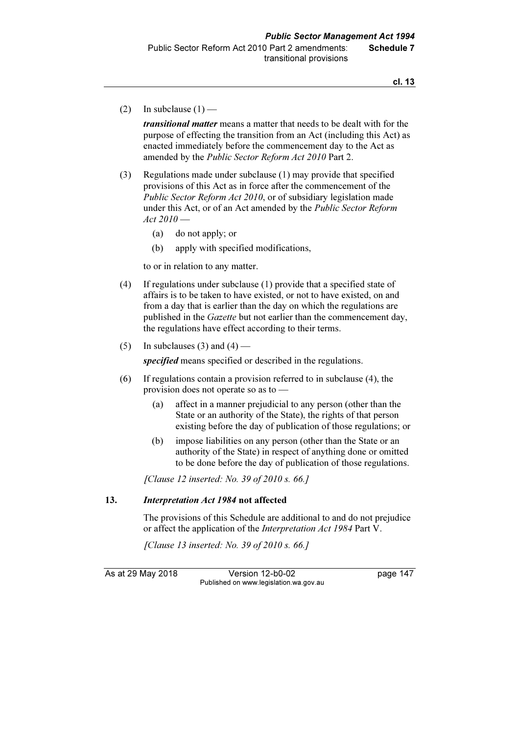(2) In subclause (1) —

***transitional matter*** means a matter that needs to be dealt with for the purpose of effecting the transition from an Act (including this Act) as enacted immediately before the commencement day to the Act as amended by the *Public Sector Reform Act 2010* Part 2.

(3) Regulations made under subclause (1) may provide that specified provisions of this Act as in force after the commencement of the *Public Sector Reform Act 2010*, or of subsidiary legislation made under this Act, or of an Act amended by the *Public Sector Reform Act 2010* —

(a) do not apply; or

(b) apply with specified modifications,

to or in relation to any matter.

(4) If regulations under subclause (1) provide that a specified state of affairs is to be taken to have existed, or not to have existed, on and from a day that is earlier than the day on which the regulations are published in the *Gazette* but not earlier than the commencement day, the regulations have effect according to their terms.

(5) In subclauses (3) and (4) —

***specified*** means specified or described in the regulations.

(6) If regulations contain a provision referred to in subclause (4), the provision does not operate so as to —

(a) affect in a manner prejudicial to any person (other than the State or an authority of the State), the rights of that person existing before the day of publication of those regulations; or

(b) impose liabilities on any person (other than the State or an authority of the State) in respect of anything done or omitted to be done before the day of publication of those regulations.

*[Clause 12 inserted: No. 39 of 2010 s. 66.]*

### 13. *Interpretation Act 1984* not affected

The provisions of this Schedule are additional to and do not prejudice or affect the application of the *Interpretation Act 1984* Part V.

*[Clause 13 inserted: No. 39 of 2010 s. 66.]*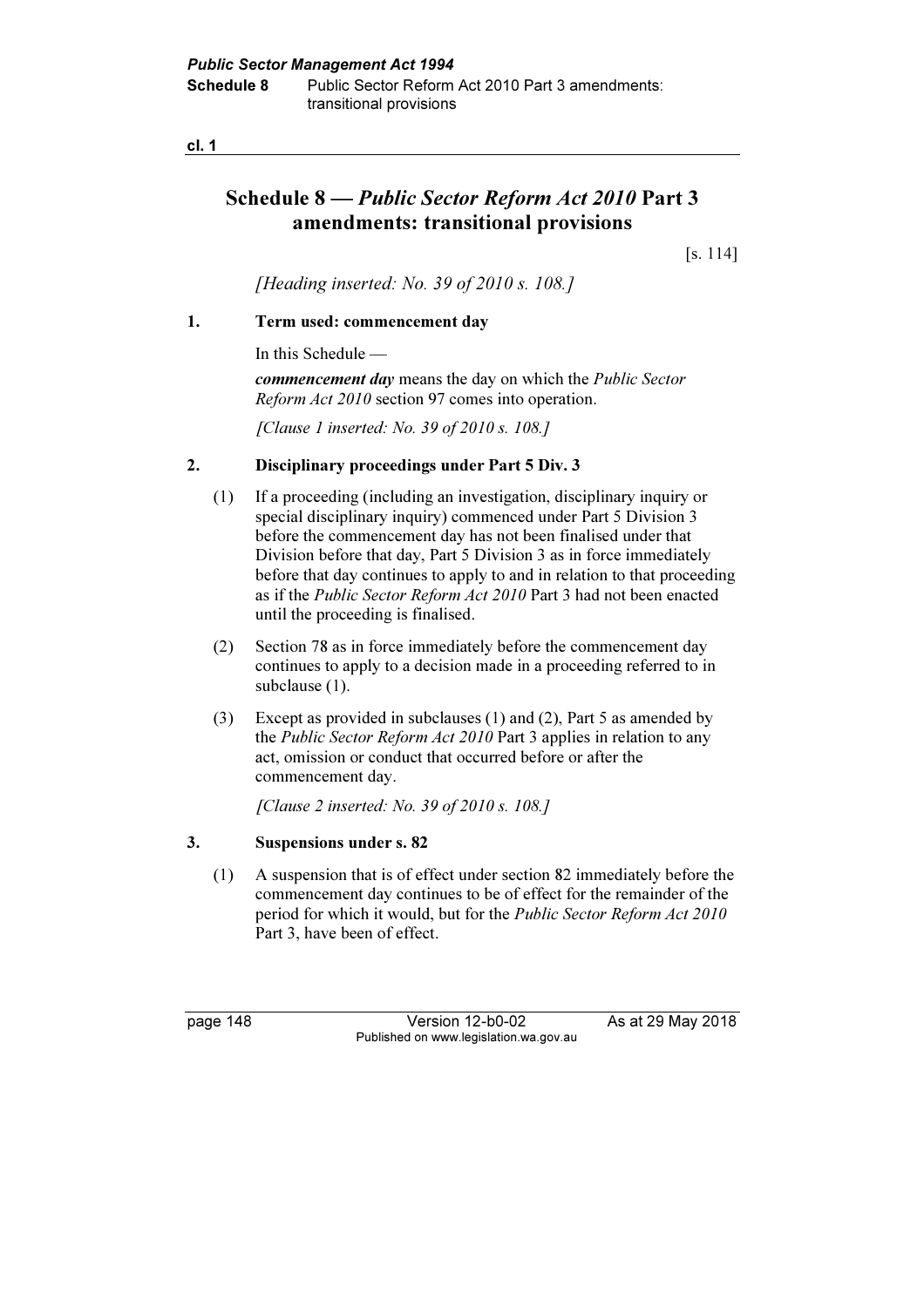# Schedule 8 — *Public Sector Reform Act 2010* Part 3 amendments: transitional provisions

[s. 114]

*[Heading inserted: No. 39 of 2010 s. 108.]*

## 1. Term used: commencement day

In this Schedule —

***commencement day*** means the day on which the *Public Sector Reform Act 2010* section 97 comes into operation.

*[Clause 1 inserted: No. 39 of 2010 s. 108.]*

## 2. Disciplinary proceedings under Part 5 Div. 3

(1) If a proceeding (including an investigation, disciplinary inquiry or special disciplinary inquiry) commenced under Part 5 Division 3 before the commencement day has not been finalised under that Division before that day, Part 5 Division 3 as in force immediately before that day continues to apply to and in relation to that proceeding as if the *Public Sector Reform Act 2010* Part 3 had not been enacted until the proceeding is finalised.

(2) Section 78 as in force immediately before the commencement day continues to apply to a decision made in a proceeding referred to in subclause (1).

(3) Except as provided in subclauses (1) and (2), Part 5 as amended by the *Public Sector Reform Act 2010* Part 3 applies in relation to any act, omission or conduct that occurred before or after the commencement day.

*[Clause 2 inserted: No. 39 of 2010 s. 108.]*

## 3. Suspensions under s. 82

(1) A suspension that is of effect under section 82 immediately before the commencement day continues to be of effect for the remainder of the period for which it would, but for the *Public Sector Reform Act 2010* Part 3, have been of effect.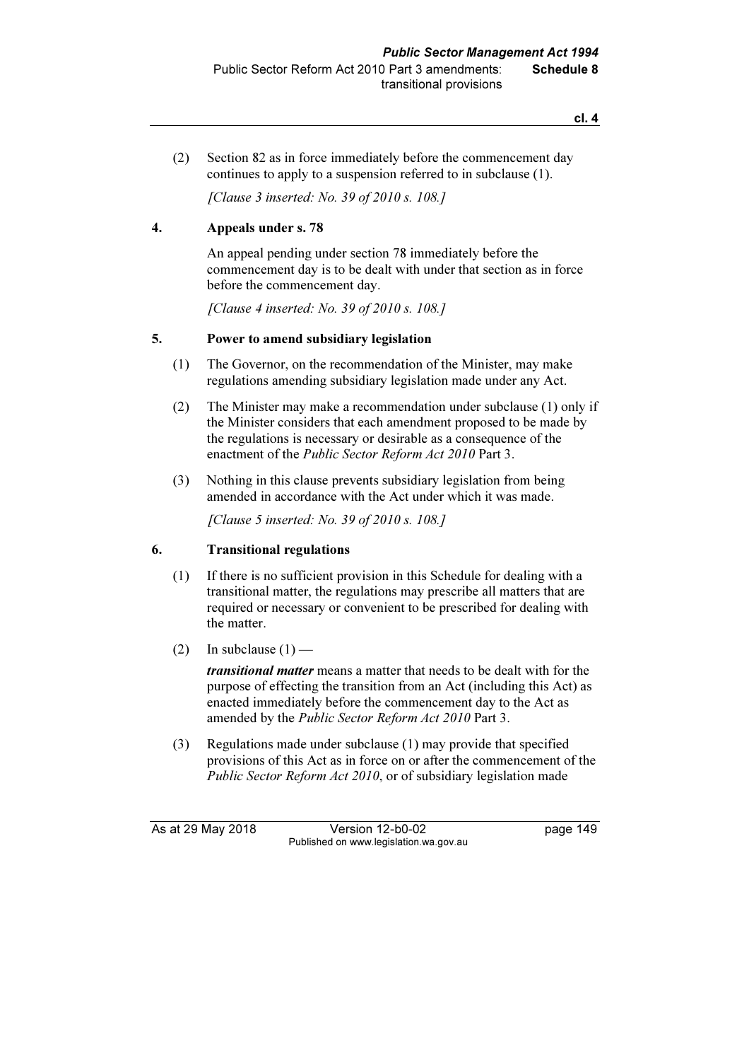(2) Section 82 as in force immediately before the commencement day continues to apply to a suspension referred to in subclause (1).

*[Clause 3 inserted: No. 39 of 2010 s. 108.]*

**4. Appeals under s. 78**

An appeal pending under section 78 immediately before the commencement day is to be dealt with under that section as in force before the commencement day.

*[Clause 4 inserted: No. 39 of 2010 s. 108.]*

**5. Power to amend subsidiary legislation**

(1) The Governor, on the recommendation of the Minister, may make regulations amending subsidiary legislation made under any Act.

(2) The Minister may make a recommendation under subclause (1) only if the Minister considers that each amendment proposed to be made by the regulations is necessary or desirable as a consequence of the enactment of the *Public Sector Reform Act 2010* Part 3.

(3) Nothing in this clause prevents subsidiary legislation from being amended in accordance with the Act under which it was made.

*[Clause 5 inserted: No. 39 of 2010 s. 108.]*

**6. Transitional regulations**

(1) If there is no sufficient provision in this Schedule for dealing with a transitional matter, the regulations may prescribe all matters that are required or necessary or convenient to be prescribed for dealing with the matter.

(2) In subclause (1) —

***transitional matter*** means a matter that needs to be dealt with for the purpose of effecting the transition from an Act (including this Act) as enacted immediately before the commencement day to the Act as amended by the *Public Sector Reform Act 2010* Part 3.

(3) Regulations made under subclause (1) may provide that specified provisions of this Act as in force on or after the commencement of the *Public Sector Reform Act 2010*, or of subsidiary legislation made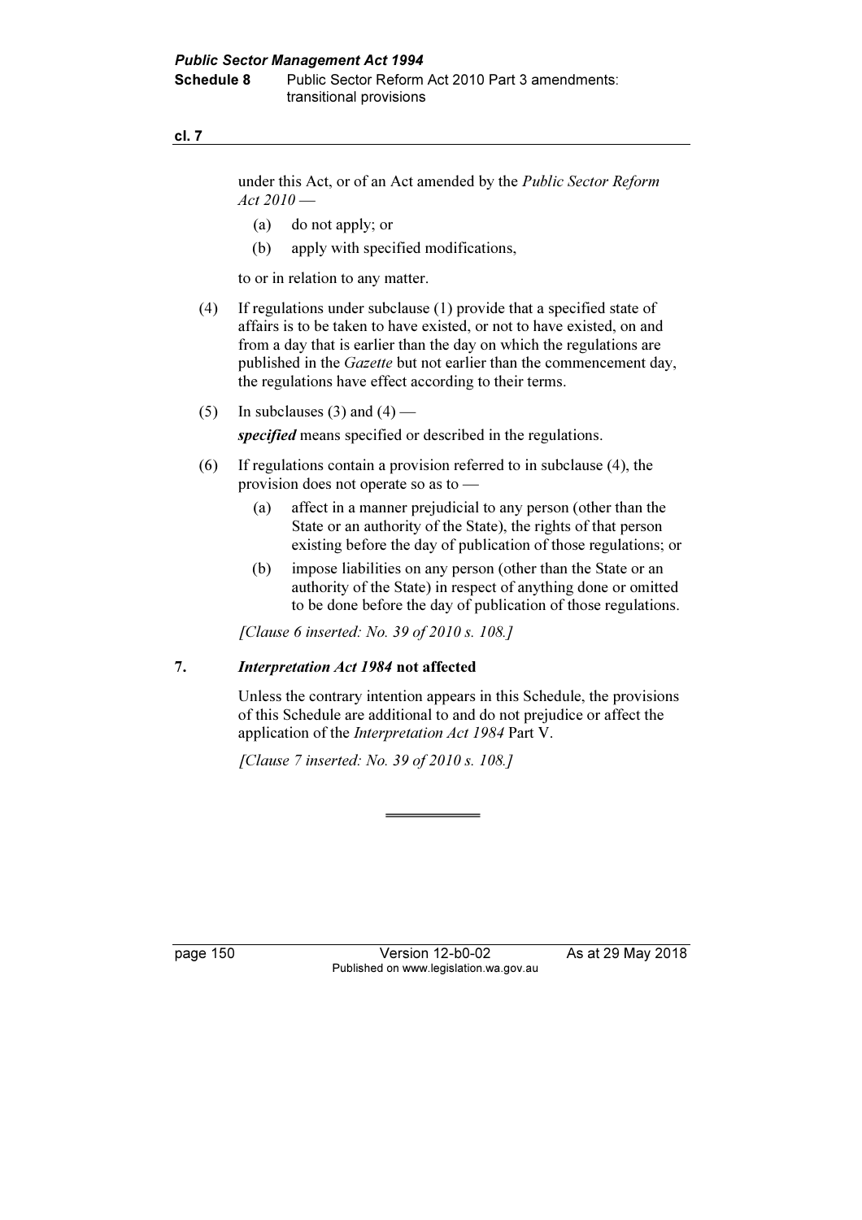under this Act, or of an Act amended by the *Public Sector Reform Act 2010* —

(a) do not apply; or

(b) apply with specified modifications,

to or in relation to any matter.

(4) If regulations under subclause (1) provide that a specified state of affairs is to be taken to have existed, or not to have existed, on and from a day that is earlier than the day on which the regulations are published in the *Gazette* but not earlier than the commencement day, the regulations have effect according to their terms.

(5) In subclauses (3) and (4) —

***specified*** means specified or described in the regulations.

(6) If regulations contain a provision referred to in subclause (4), the provision does not operate so as to —

(a) affect in a manner prejudicial to any person (other than the State or an authority of the State), the rights of that person existing before the day of publication of those regulations; or

(b) impose liabilities on any person (other than the State or an authority of the State) in respect of anything done or omitted to be done before the day of publication of those regulations.

*[Clause 6 inserted: No. 39 of 2010 s. 108.]*

## 7. *Interpretation Act 1984* not affected

Unless the contrary intention appears in this Schedule, the provisions of this Schedule are additional to and do not prejudice or affect the application of the *Interpretation Act 1984* Part V.

*[Clause 7 inserted: No. 39 of 2010 s. 108.]*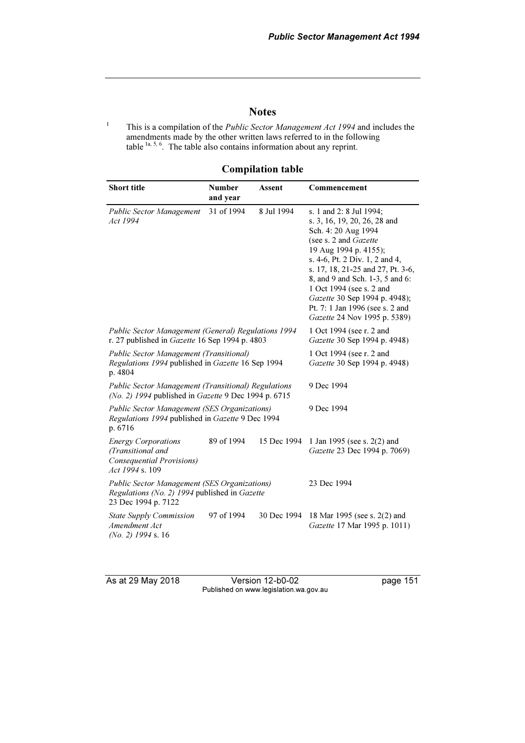## Notes

[1] This is a compilation of the *Public Sector Management Act 1994* and includes the amendments made by the other written laws referred to in the following table [1a, 5, 6]. The table also contains information about any reprint.

### Compilation table

| Short title | Number and year | Assent | Commencement |
|---|---|---|---|
| *Public Sector Management Act 1994* | 31 of 1994 | 8 Jul 1994 | s. 1 and 2: 8 Jul 1994; s. 3, 16, 19, 20, 26, 28 and Sch. 4: 20 Aug 1994 (see s. 2 and *Gazette* 19 Aug 1994 p. 4155); s. 4-6, Pt. 2 Div. 1, 2 and 4, s. 17, 18, 21-25 and 27, Pt. 3-6, 8, and 9 and Sch. 1-3, 5 and 6: 1 Oct 1994 (see s. 2 and *Gazette* 30 Sep 1994 p. 4948); Pt. 7: 1 Jan 1996 (see s. 2 and *Gazette* 24 Nov 1995 p. 5389) |
| *Public Sector Management (General) Regulations 1994* r. 27 published in *Gazette* 16 Sep 1994 p. 4803 | | | 1 Oct 1994 (see r. 2 and *Gazette* 30 Sep 1994 p. 4948) |
| *Public Sector Management (Transitional) Regulations 1994* published in *Gazette* 16 Sep 1994 p. 4804 | | | 1 Oct 1994 (see r. 2 and *Gazette* 30 Sep 1994 p. 4948) |
| *Public Sector Management (Transitional) Regulations (No. 2) 1994* published in *Gazette* 9 Dec 1994 p. 6715 | | | 9 Dec 1994 |
| *Public Sector Management (SES Organizations) Regulations 1994* published in *Gazette* 9 Dec 1994 p. 6716 | | | 9 Dec 1994 |
| *Energy Corporations (Transitional and Consequential Provisions) Act 1994* s. 109 | 89 of 1994 | 15 Dec 1994 | 1 Jan 1995 (see s. 2(2) and *Gazette* 23 Dec 1994 p. 7069) |
| *Public Sector Management (SES Organizations) Regulations (No. 2) 1994* published in *Gazette* 23 Dec 1994 p. 7122 | | | 23 Dec 1994 |
| *State Supply Commission Amendment Act (No. 2) 1994* s. 16 | 97 of 1994 | 30 Dec 1994 | 18 Mar 1995 (see s. 2(2) and *Gazette* 17 Mar 1995 p. 1011) |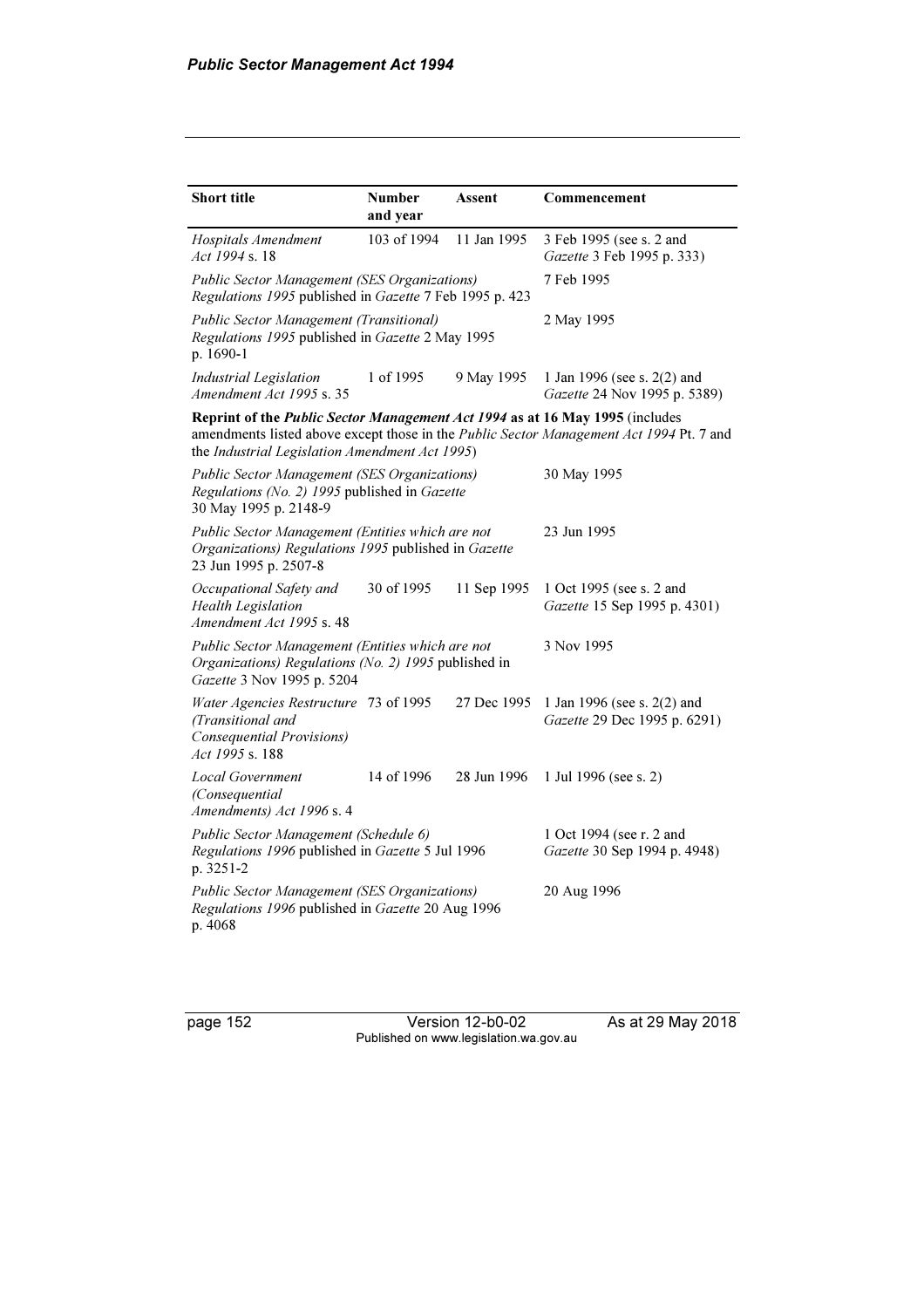| Short title | Number and year | Assent | Commencement |
|---|---|---|---|
| *Hospitals Amendment Act 1994* s. 18 | 103 of 1994 | 11 Jan 1995 | 3 Feb 1995 (see s. 2 and *Gazette* 3 Feb 1995 p. 333) |
| *Public Sector Management (SES Organizations) Regulations 1995* published in *Gazette* 7 Feb 1995 p. 423 | | | 7 Feb 1995 |
| *Public Sector Management (Transitional) Regulations 1995* published in *Gazette* 2 May 1995 p. 1690-1 | | | 2 May 1995 |
| *Industrial Legislation Amendment Act 1995* s. 35 | 1 of 1995 | 9 May 1995 | 1 Jan 1996 (see s. 2(2) and *Gazette* 24 Nov 1995 p. 5389) |
| **Reprint of the *Public Sector Management Act 1994* as at 16 May 1995** (includes amendments listed above except those in the *Public Sector Management Act 1994* Pt. 7 and the *Industrial Legislation Amendment Act 1995*) | | | |
| *Public Sector Management (SES Organizations) Regulations (No. 2) 1995* published in *Gazette* 30 May 1995 p. 2148-9 | | | 30 May 1995 |
| *Public Sector Management (Entities which are not Organizations) Regulations 1995* published in *Gazette* 23 Jun 1995 p. 2507-8 | | | 23 Jun 1995 |
| *Occupational Safety and Health Legislation Amendment Act 1995* s. 48 | 30 of 1995 | 11 Sep 1995 | 1 Oct 1995 (see s. 2 and *Gazette* 15 Sep 1995 p. 4301) |
| *Public Sector Management (Entities which are not Organizations) Regulations (No. 2) 1995* published in *Gazette* 3 Nov 1995 p. 5204 | | | 3 Nov 1995 |
| *Water Agencies Restructure (Transitional and Consequential Provisions) Act 1995* s. 188 | 73 of 1995 | 27 Dec 1995 | 1 Jan 1996 (see s. 2(2) and *Gazette* 29 Dec 1995 p. 6291) |
| *Local Government (Consequential Amendments) Act 1996* s. 4 | 14 of 1996 | 28 Jun 1996 | 1 Jul 1996 (see s. 2) |
| *Public Sector Management (Schedule 6) Regulations 1996* published in *Gazette* 5 Jul 1996 p. 3251-2 | | | 1 Oct 1994 (see r. 2 and *Gazette* 30 Sep 1994 p. 4948) |
| *Public Sector Management (SES Organizations) Regulations 1996* published in *Gazette* 20 Aug 1996 p. 4068 | | | 20 Aug 1996 |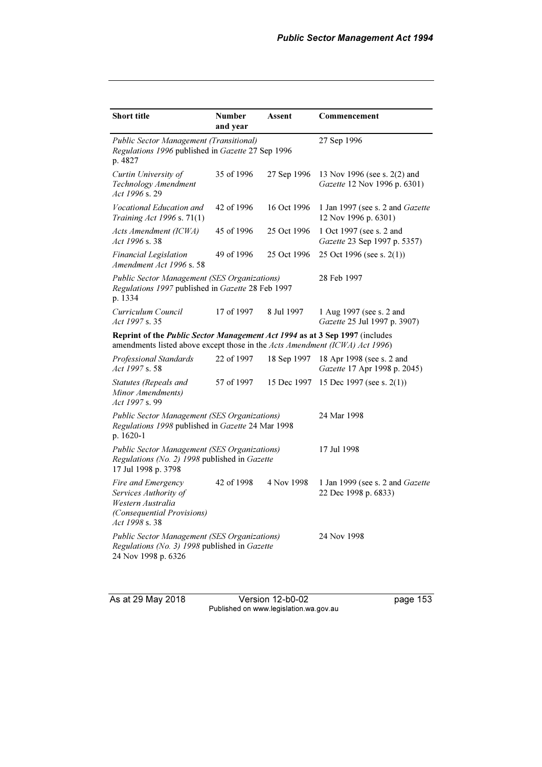| Short title | Number and year | Assent | Commencement |
|---|---|---|---|
| *Public Sector Management (Transitional) Regulations 1996* published in *Gazette* 27 Sep 1996 p. 4827 | | | 27 Sep 1996 |
| *Curtin University of Technology Amendment Act 1996* s. 29 | 35 of 1996 | 27 Sep 1996 | 13 Nov 1996 (see s. 2(2) and *Gazette* 12 Nov 1996 p. 6301) |
| *Vocational Education and Training Act 1996* s. 71(1) | 42 of 1996 | 16 Oct 1996 | 1 Jan 1997 (see s. 2 and *Gazette* 12 Nov 1996 p. 6301) |
| *Acts Amendment (ICWA) Act 1996* s. 38 | 45 of 1996 | 25 Oct 1996 | 1 Oct 1997 (see s. 2 and *Gazette* 23 Sep 1997 p. 5357) |
| *Financial Legislation Amendment Act 1996* s. 58 | 49 of 1996 | 25 Oct 1996 | 25 Oct 1996 (see s. 2(1)) |
| *Public Sector Management (SES Organizations) Regulations 1997* published in *Gazette* 28 Feb 1997 p. 1334 | | | 28 Feb 1997 |
| *Curriculum Council Act 1997* s. 35 | 17 of 1997 | 8 Jul 1997 | 1 Aug 1997 (see s. 2 and *Gazette* 25 Jul 1997 p. 3907) |
| **Reprint of the *Public Sector Management Act 1994* as at 3 Sep 1997** (includes amendments listed above except those in the *Acts Amendment (ICWA) Act 1996*) | | | |
| *Professional Standards Act 1997* s. 58 | 22 of 1997 | 18 Sep 1997 | 18 Apr 1998 (see s. 2 and *Gazette* 17 Apr 1998 p. 2045) |
| *Statutes (Repeals and Minor Amendments) Act 1997* s. 99 | 57 of 1997 | 15 Dec 1997 | 15 Dec 1997 (see s. 2(1)) |
| *Public Sector Management (SES Organizations) Regulations 1998* published in *Gazette* 24 Mar 1998 p. 1620-1 | | | 24 Mar 1998 |
| *Public Sector Management (SES Organizations) Regulations (No. 2) 1998* published in *Gazette* 17 Jul 1998 p. 3798 | | | 17 Jul 1998 |
| *Fire and Emergency Services Authority of Western Australia (Consequential Provisions) Act 1998* s. 38 | 42 of 1998 | 4 Nov 1998 | 1 Jan 1999 (see s. 2 and *Gazette* 22 Dec 1998 p. 6833) |
| *Public Sector Management (SES Organizations) Regulations (No. 3) 1998* published in *Gazette* 24 Nov 1998 p. 6326 | | | 24 Nov 1998 |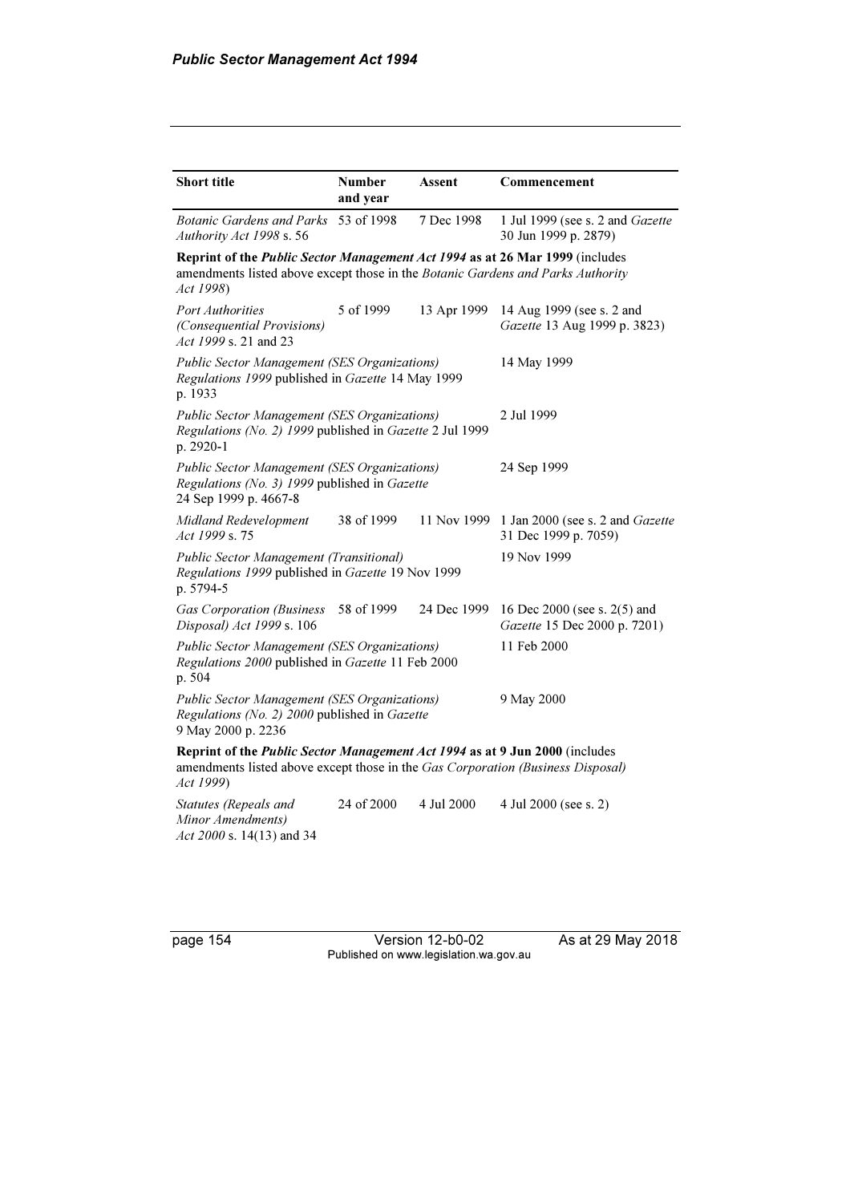| Short title | Number and year | Assent | Commencement |
|---|---|---|---|
| *Botanic Gardens and Parks Authority Act 1998* s. 56 | 53 of 1998 | 7 Dec 1998 | 1 Jul 1999 (see s. 2 and *Gazette* 30 Jun 1999 p. 2879) |
| **Reprint of the *Public Sector Management Act 1994* as at 26 Mar 1999** (includes amendments listed above except those in the *Botanic Gardens and Parks Authority Act 1998*) | | | |
| *Port Authorities (Consequential Provisions) Act 1999* s. 21 and 23 | 5 of 1999 | 13 Apr 1999 | 14 Aug 1999 (see s. 2 and *Gazette* 13 Aug 1999 p. 3823) |
| *Public Sector Management (SES Organizations) Regulations 1999* published in *Gazette* 14 May 1999 p. 1933 | | | 14 May 1999 |
| *Public Sector Management (SES Organizations) Regulations (No. 2) 1999* published in *Gazette* 2 Jul 1999 p. 2920-1 | | | 2 Jul 1999 |
| *Public Sector Management (SES Organizations) Regulations (No. 3) 1999* published in *Gazette* 24 Sep 1999 p. 4667-8 | | | 24 Sep 1999 |
| *Midland Redevelopment Act 1999* s. 75 | 38 of 1999 | 11 Nov 1999 | 1 Jan 2000 (see s. 2 and *Gazette* 31 Dec 1999 p. 7059) |
| *Public Sector Management (Transitional) Regulations 1999* published in *Gazette* 19 Nov 1999 p. 5794-5 | | | 19 Nov 1999 |
| *Gas Corporation (Business Disposal) Act 1999* s. 106 | 58 of 1999 | 24 Dec 1999 | 16 Dec 2000 (see s. 2(5) and *Gazette* 15 Dec 2000 p. 7201) |
| *Public Sector Management (SES Organizations) Regulations 2000* published in *Gazette* 11 Feb 2000 p. 504 | | | 11 Feb 2000 |
| *Public Sector Management (SES Organizations) Regulations (No. 2) 2000* published in *Gazette* 9 May 2000 p. 2236 | | | 9 May 2000 |
| **Reprint of the *Public Sector Management Act 1994* as at 9 Jun 2000** (includes amendments listed above except those in the *Gas Corporation (Business Disposal) Act 1999*) | | | |
| *Statutes (Repeals and Minor Amendments) Act 2000* s. 14(13) and 34 | 24 of 2000 | 4 Jul 2000 | 4 Jul 2000 (see s. 2) |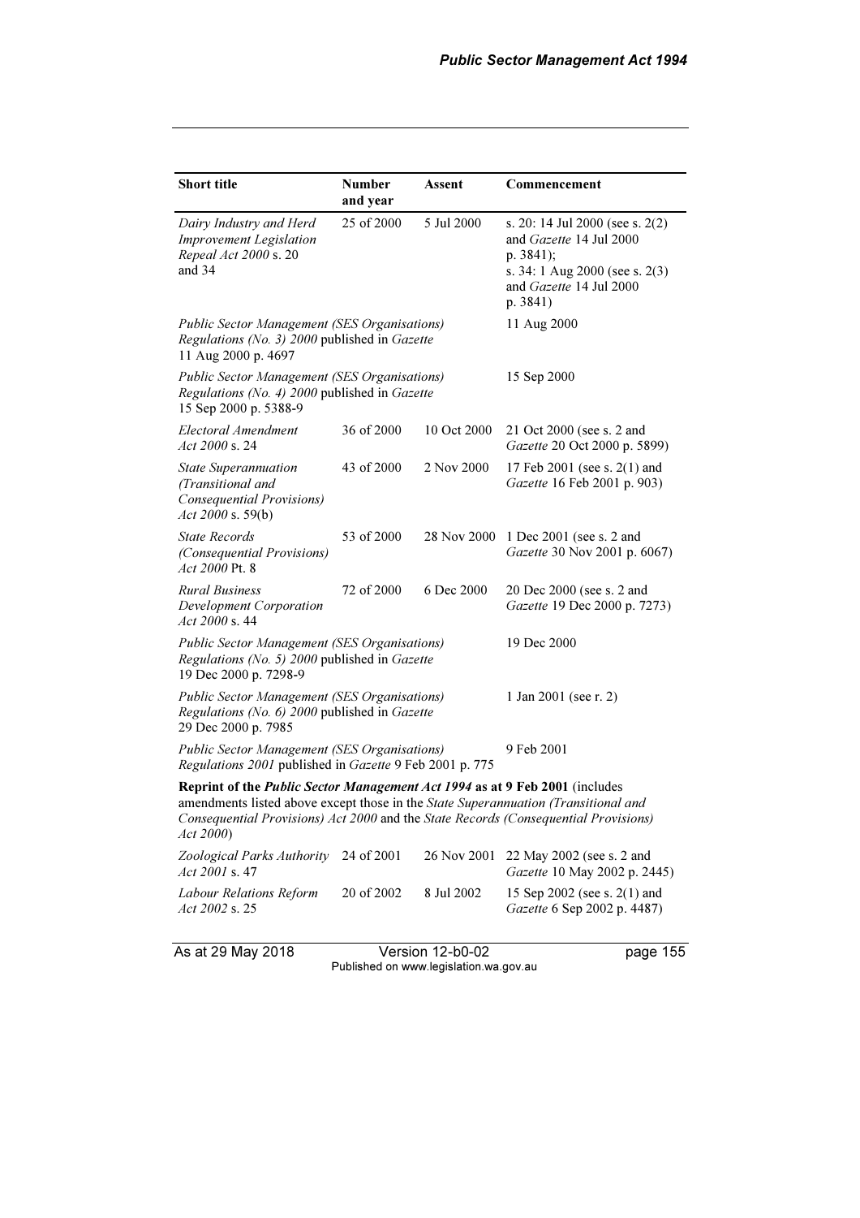| Short title | Number and year | Assent | Commencement |
|---|---|---|---|
| *Dairy Industry and Herd Improvement Legislation Repeal Act 2000* s. 20 and 34 | 25 of 2000 | 5 Jul 2000 | s. 20: 14 Jul 2000 (see s. 2(2) and *Gazette* 14 Jul 2000 p. 3841); s. 34: 1 Aug 2000 (see s. 2(3) and *Gazette* 14 Jul 2000 p. 3841) |
| *Public Sector Management (SES Organisations) Regulations (No. 3) 2000* published in *Gazette* 11 Aug 2000 p. 4697 | | | 11 Aug 2000 |
| *Public Sector Management (SES Organisations) Regulations (No. 4) 2000* published in *Gazette* 15 Sep 2000 p. 5388-9 | | | 15 Sep 2000 |
| *Electoral Amendment Act 2000* s. 24 | 36 of 2000 | 10 Oct 2000 | 21 Oct 2000 (see s. 2 and *Gazette* 20 Oct 2000 p. 5899) |
| *State Superannuation (Transitional and Consequential Provisions) Act 2000* s. 59(b) | 43 of 2000 | 2 Nov 2000 | 17 Feb 2001 (see s. 2(1) and *Gazette* 16 Feb 2001 p. 903) |
| *State Records (Consequential Provisions) Act 2000* Pt. 8 | 53 of 2000 | 28 Nov 2000 | 1 Dec 2001 (see s. 2 and *Gazette* 30 Nov 2001 p. 6067) |
| *Rural Business Development Corporation Act 2000* s. 44 | 72 of 2000 | 6 Dec 2000 | 20 Dec 2000 (see s. 2 and *Gazette* 19 Dec 2000 p. 7273) |
| *Public Sector Management (SES Organisations) Regulations (No. 5) 2000* published in *Gazette* 19 Dec 2000 p. 7298-9 | | | 19 Dec 2000 |
| *Public Sector Management (SES Organisations) Regulations (No. 6) 2000* published in *Gazette* 29 Dec 2000 p. 7985 | | | 1 Jan 2001 (see r. 2) |
| *Public Sector Management (SES Organisations) Regulations 2001* published in *Gazette* 9 Feb 2001 p. 775 | | | 9 Feb 2001 |
| **Reprint of the *Public Sector Management Act 1994* as at 9 Feb 2001** (includes amendments listed above except those in the *State Superannuation (Transitional and Consequential Provisions) Act 2000* and the *State Records (Consequential Provisions) Act 2000*) | | | |
| *Zoological Parks Authority Act 2001* s. 47 | 24 of 2001 | 26 Nov 2001 | 22 May 2002 (see s. 2 and *Gazette* 10 May 2002 p. 2445) |
| *Labour Relations Reform Act 2002* s. 25 | 20 of 2002 | 8 Jul 2002 | 15 Sep 2002 (see s. 2(1) and *Gazette* 6 Sep 2002 p. 4487) |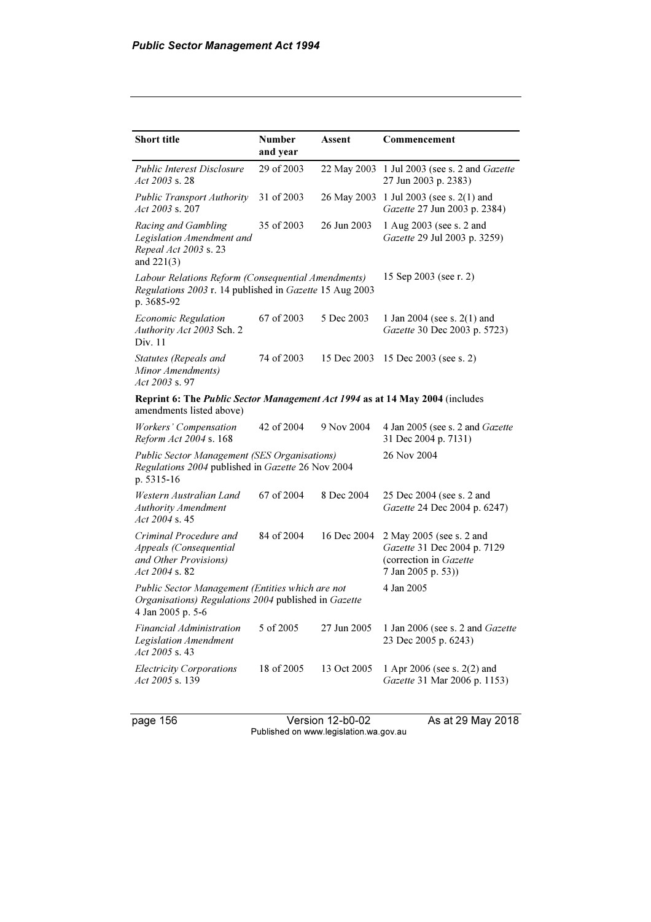| Short title | Number and year | Assent | Commencement |
|---|---|---|---|
| *Public Interest Disclosure Act 2003* s. 28 | 29 of 2003 | 22 May 2003 | 1 Jul 2003 (see s. 2 and *Gazette* 27 Jun 2003 p. 2383) |
| *Public Transport Authority Act 2003* s. 207 | 31 of 2003 | 26 May 2003 | 1 Jul 2003 (see s. 2(1) and *Gazette* 27 Jun 2003 p. 2384) |
| *Racing and Gambling Legislation Amendment and Repeal Act 2003* s. 23 and 221(3) | 35 of 2003 | 26 Jun 2003 | 1 Aug 2003 (see s. 2 and *Gazette* 29 Jul 2003 p. 3259) |
| *Labour Relations Reform (Consequential Amendments) Regulations 2003* r. 14 published in *Gazette* 15 Aug 2003 p. 3685-92 | | | 15 Sep 2003 (see r. 2) |
| *Economic Regulation Authority Act 2003* Sch. 2 Div. 11 | 67 of 2003 | 5 Dec 2003 | 1 Jan 2004 (see s. 2(1) and *Gazette* 30 Dec 2003 p. 5723) |
| *Statutes (Repeals and Minor Amendments) Act 2003* s. 97 | 74 of 2003 | 15 Dec 2003 | 15 Dec 2003 (see s. 2) |
| **Reprint 6: The *Public Sector Management Act 1994* as at 14 May 2004** (includes amendments listed above) | | | |
| *Workers' Compensation Reform Act 2004* s. 168 | 42 of 2004 | 9 Nov 2004 | 4 Jan 2005 (see s. 2 and *Gazette* 31 Dec 2004 p. 7131) |
| *Public Sector Management (SES Organisations) Regulations 2004* published in *Gazette* 26 Nov 2004 p. 5315-16 | | | 26 Nov 2004 |
| *Western Australian Land Authority Amendment Act 2004* s. 45 | 67 of 2004 | 8 Dec 2004 | 25 Dec 2004 (see s. 2 and *Gazette* 24 Dec 2004 p. 6247) |
| *Criminal Procedure and Appeals (Consequential and Other Provisions) Act 2004* s. 82 | 84 of 2004 | 16 Dec 2004 | 2 May 2005 (see s. 2 and *Gazette* 31 Dec 2004 p. 7129 (correction in *Gazette* 7 Jan 2005 p. 53)) |
| *Public Sector Management (Entities which are not Organisations) Regulations 2004* published in *Gazette* 4 Jan 2005 p. 5-6 | | | 4 Jan 2005 |
| *Financial Administration Legislation Amendment Act 2005* s. 43 | 5 of 2005 | 27 Jun 2005 | 1 Jan 2006 (see s. 2 and *Gazette* 23 Dec 2005 p. 6243) |
| *Electricity Corporations Act 2005* s. 139 | 18 of 2005 | 13 Oct 2005 | 1 Apr 2006 (see s. 2(2) and *Gazette* 31 Mar 2006 p. 1153) |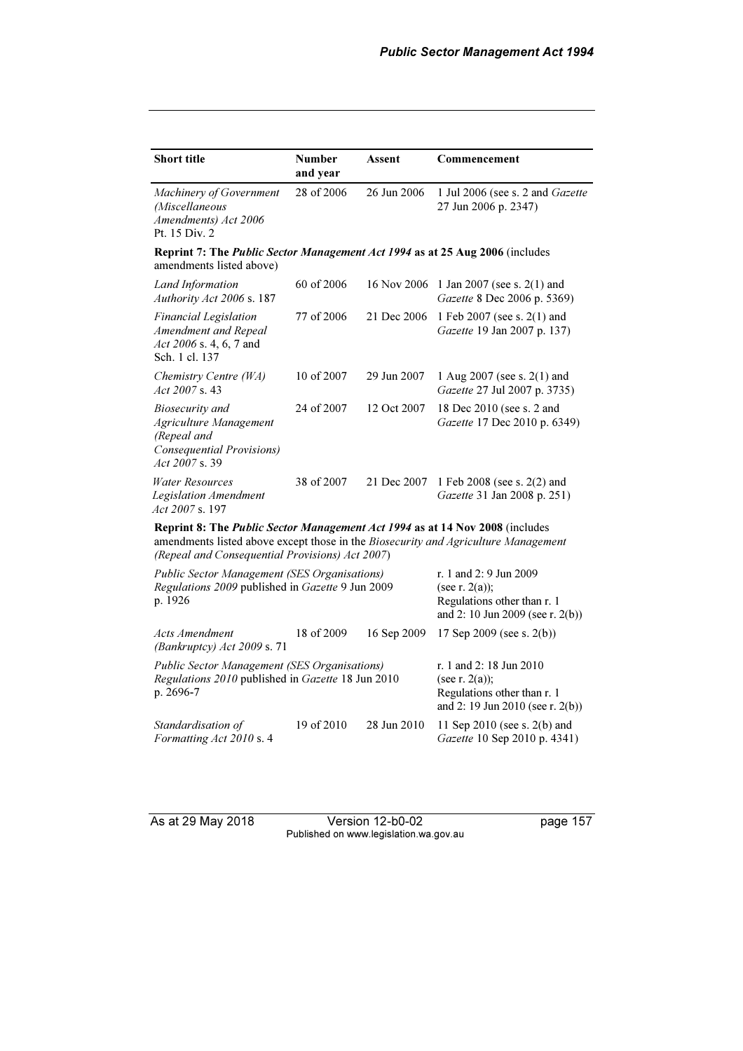| Short title | Number and year | Assent | Commencement |
|---|---|---|---|
| *Machinery of Government (Miscellaneous Amendments) Act 2006* Pt. 15 Div. 2 | 28 of 2006 | 26 Jun 2006 | 1 Jul 2006 (see s. 2 and *Gazette* 27 Jun 2006 p. 2347) |
| **Reprint 7: The *Public Sector Management Act 1994* as at 25 Aug 2006** (includes amendments listed above) | | | |
| *Land Information Authority Act 2006* s. 187 | 60 of 2006 | 16 Nov 2006 | 1 Jan 2007 (see s. 2(1) and *Gazette* 8 Dec 2006 p. 5369) |
| *Financial Legislation Amendment and Repeal Act 2006* s. 4, 6, 7 and Sch. 1 cl. 137 | 77 of 2006 | 21 Dec 2006 | 1 Feb 2007 (see s. 2(1) and *Gazette* 19 Jan 2007 p. 137) |
| *Chemistry Centre (WA) Act 2007* s. 43 | 10 of 2007 | 29 Jun 2007 | 1 Aug 2007 (see s. 2(1) and *Gazette* 27 Jul 2007 p. 3735) |
| *Biosecurity and Agriculture Management (Repeal and Consequential Provisions) Act 2007* s. 39 | 24 of 2007 | 12 Oct 2007 | 18 Dec 2010 (see s. 2 and *Gazette* 17 Dec 2010 p. 6349) |
| *Water Resources Legislation Amendment Act 2007* s. 197 | 38 of 2007 | 21 Dec 2007 | 1 Feb 2008 (see s. 2(2) and *Gazette* 31 Jan 2008 p. 251) |
| **Reprint 8: The *Public Sector Management Act 1994* as at 14 Nov 2008** (includes amendments listed above except those in the *Biosecurity and Agriculture Management (Repeal and Consequential Provisions) Act 2007*) | | | |
| *Public Sector Management (SES Organisations) Regulations 2009* published in *Gazette* 9 Jun 2009 p. 1926 | | | r. 1 and 2: 9 Jun 2009 (see r. 2(a)); Regulations other than r. 1 and 2: 10 Jun 2009 (see r. 2(b)) |
| *Acts Amendment (Bankruptcy) Act 2009* s. 71 | 18 of 2009 | 16 Sep 2009 | 17 Sep 2009 (see s. 2(b)) |
| *Public Sector Management (SES Organisations) Regulations 2010* published in *Gazette* 18 Jun 2010 p. 2696-7 | | | r. 1 and 2: 18 Jun 2010 (see r. 2(a)); Regulations other than r. 1 and 2: 19 Jun 2010 (see r. 2(b)) |
| *Standardisation of Formatting Act 2010* s. 4 | 19 of 2010 | 28 Jun 2010 | 11 Sep 2010 (see s. 2(b) and *Gazette* 10 Sep 2010 p. 4341) |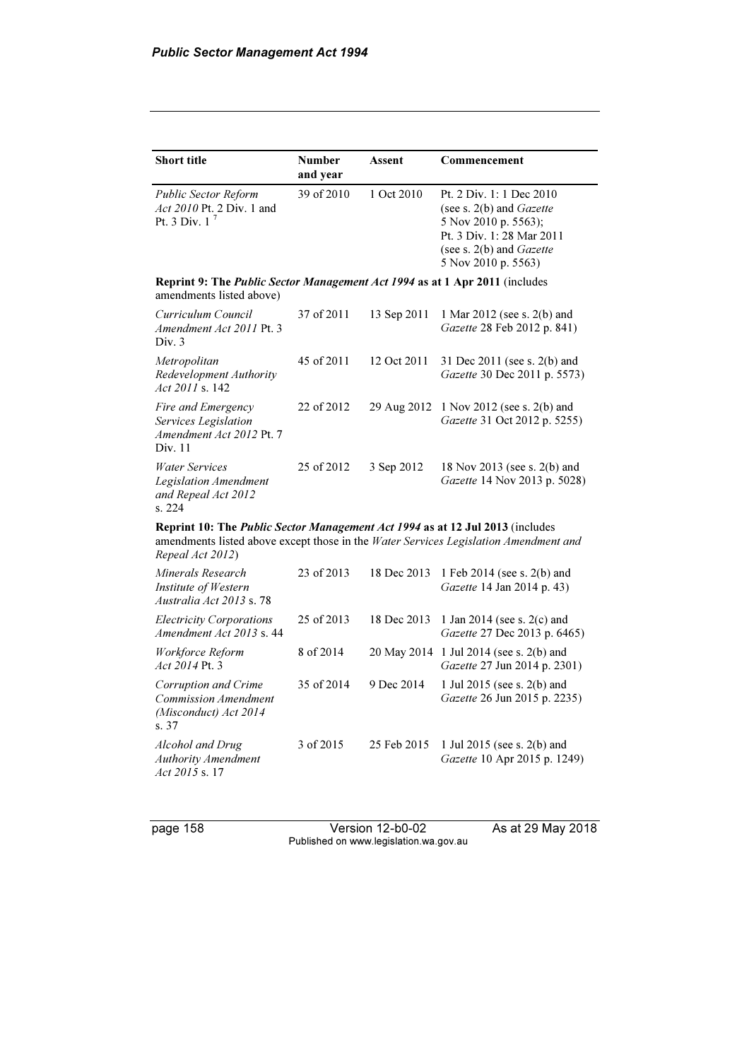| Short title | Number and year | Assent | Commencement |
|---|---|---|---|
| *Public Sector Reform Act 2010* Pt. 2 Div. 1 and Pt. 3 Div. 1 [7] | 39 of 2010 | 1 Oct 2010 | Pt. 2 Div. 1: 1 Dec 2010 (see s. 2(b) and *Gazette* 5 Nov 2010 p. 5563); Pt. 3 Div. 1: 28 Mar 2011 (see s. 2(b) and *Gazette* 5 Nov 2010 p. 5563) |
| **Reprint 9: The *Public Sector Management Act 1994* as at 1 Apr 2011** (includes amendments listed above) | | | |
| *Curriculum Council Amendment Act 2011* Pt. 3 Div. 3 | 37 of 2011 | 13 Sep 2011 | 1 Mar 2012 (see s. 2(b) and *Gazette* 28 Feb 2012 p. 841) |
| *Metropolitan Redevelopment Authority Act 2011* s. 142 | 45 of 2011 | 12 Oct 2011 | 31 Dec 2011 (see s. 2(b) and *Gazette* 30 Dec 2011 p. 5573) |
| *Fire and Emergency Services Legislation Amendment Act 2012* Pt. 7 Div. 11 | 22 of 2012 | 29 Aug 2012 | 1 Nov 2012 (see s. 2(b) and *Gazette* 31 Oct 2012 p. 5255) |
| *Water Services Legislation Amendment and Repeal Act 2012* s. 224 | 25 of 2012 | 3 Sep 2012 | 18 Nov 2013 (see s. 2(b) and *Gazette* 14 Nov 2013 p. 5028) |
| **Reprint 10: The *Public Sector Management Act 1994* as at 12 Jul 2013** (includes amendments listed above except those in the *Water Services Legislation Amendment and Repeal Act 2012*) | | | |
| *Minerals Research Institute of Western Australia Act 2013* s. 78 | 23 of 2013 | 18 Dec 2013 | 1 Feb 2014 (see s. 2(b) and *Gazette* 14 Jan 2014 p. 43) |
| *Electricity Corporations Amendment Act 2013* s. 44 | 25 of 2013 | 18 Dec 2013 | 1 Jan 2014 (see s. 2(c) and *Gazette* 27 Dec 2013 p. 6465) |
| *Workforce Reform Act 2014* Pt. 3 | 8 of 2014 | 20 May 2014 | 1 Jul 2014 (see s. 2(b) and *Gazette* 27 Jun 2014 p. 2301) |
| *Corruption and Crime Commission Amendment (Misconduct) Act 2014* s. 37 | 35 of 2014 | 9 Dec 2014 | 1 Jul 2015 (see s. 2(b) and *Gazette* 26 Jun 2015 p. 2235) |
| *Alcohol and Drug Authority Amendment Act 2015* s. 17 | 3 of 2015 | 25 Feb 2015 | 1 Jul 2015 (see s. 2(b) and *Gazette* 10 Apr 2015 p. 1249) |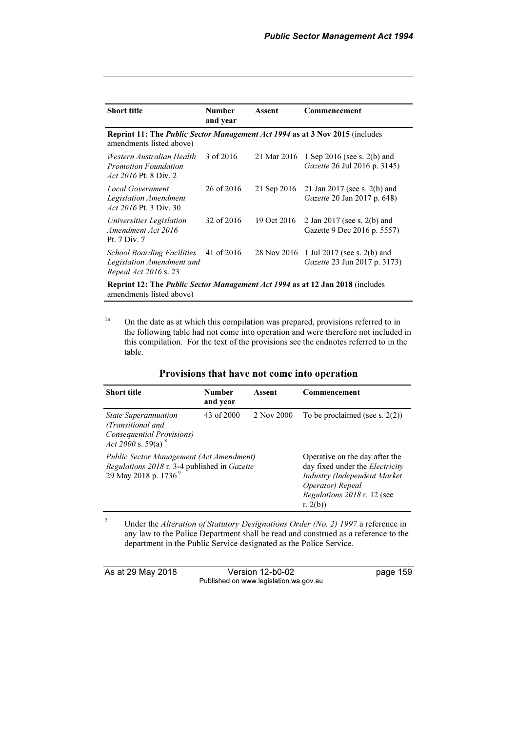| **Short title** | **Number and year** | **Assent** | **Commencement** |
|---|---|---|---|
| **Reprint 11: The *Public Sector Management Act 1994* as at 3 Nov 2015** (includes amendments listed above) | | | |
| *Western Australian Health Promotion Foundation Act 2016* Pt. 8 Div. 2 | 3 of 2016 | 21 Mar 2016 | 1 Sep 2016 (see s. 2(b) and *Gazette* 26 Jul 2016 p. 3145) |
| *Local Government Legislation Amendment Act 2016* Pt. 3 Div. 30 | 26 of 2016 | 21 Sep 2016 | 21 Jan 2017 (see s. 2(b) and *Gazette* 20 Jan 2017 p. 648) |
| *Universities Legislation Amendment Act 2016* Pt. 7 Div. 7 | 32 of 2016 | 19 Oct 2016 | 2 Jan 2017 (see s. 2(b) and Gazette 9 Dec 2016 p. 5557) |
| *School Boarding Facilities Legislation Amendment and Repeal Act 2016* s. 23 | 41 of 2016 | 28 Nov 2016 | 1 Jul 2017 (see s. 2(b) and *Gazette* 23 Jun 2017 p. 3173) |
| **Reprint 12: The *Public Sector Management Act 1994* as at 12 Jan 2018** (includes amendments listed above) | | | |

[1a] On the date as at which this compilation was prepared, provisions referred to in the following table had not come into operation and were therefore not included in this compilation. For the text of the provisions see the endnotes referred to in the table.

## Provisions that have not come into operation

| **Short title** | **Number and year** | **Assent** | **Commencement** |
|---|---|---|---|
| *State Superannuation (Transitional and Consequential Provisions) Act 2000* s. 59(a) [8] | 43 of 2000 | 2 Nov 2000 | To be proclaimed (see s. 2(2)) |
| *Public Sector Management (Act Amendment) Regulations 2018* r. 3-4 published in *Gazette* 29 May 2018 p. 1736 [9] | | | Operative on the day after the day fixed under the *Electricity Industry (Independent Market Operator) Repeal Regulations 2018* r. 12 (see r. 2(b)) |

[2] Under the *Alteration of Statutory Designations Order (No. 2) 1997* a reference in any law to the Police Department shall be read and construed as a reference to the department in the Public Service designated as the Police Service.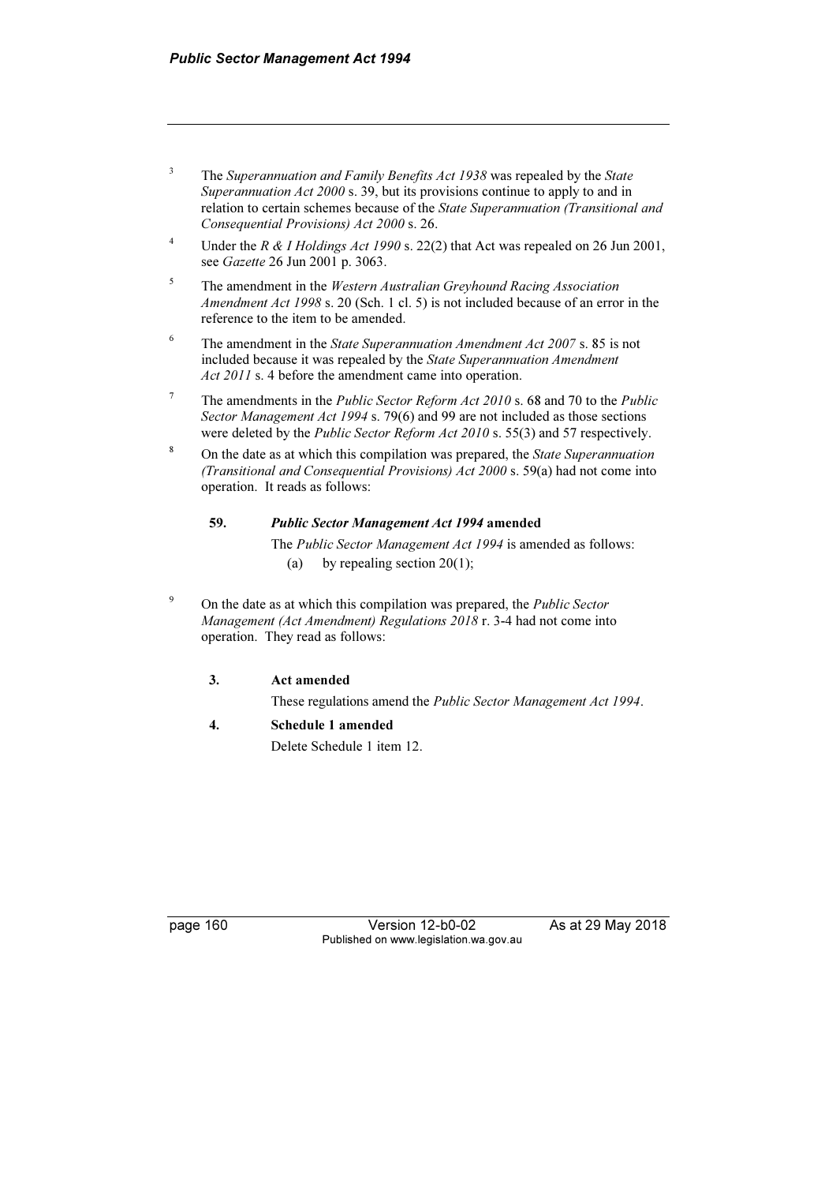[3] The *Superannuation and Family Benefits Act 1938* was repealed by the *State Superannuation Act 2000* s. 39, but its provisions continue to apply to and in relation to certain schemes because of the *State Superannuation (Transitional and Consequential Provisions) Act 2000* s. 26.

[4] Under the *R & I Holdings Act 1990* s. 22(2) that Act was repealed on 26 Jun 2001, see *Gazette* 26 Jun 2001 p. 3063.

[5] The amendment in the *Western Australian Greyhound Racing Association Amendment Act 1998* s. 20 (Sch. 1 cl. 5) is not included because of an error in the reference to the item to be amended.

[6] The amendment in the *State Superannuation Amendment Act 2007* s. 85 is not included because it was repealed by the *State Superannuation Amendment Act 2011* s. 4 before the amendment came into operation.

[7] The amendments in the *Public Sector Reform Act 2010* s. 68 and 70 to the *Public Sector Management Act 1994* s. 79(6) and 99 are not included as those sections were deleted by the *Public Sector Reform Act 2010* s. 55(3) and 57 respectively.

[8] On the date as at which this compilation was prepared, the *State Superannuation (Transitional and Consequential Provisions) Act 2000* s. 59(a) had not come into operation. It reads as follows:

> **59. *Public Sector Management Act 1994* amended**
>
> The *Public Sector Management Act 1994* is amended as follows:
>
> (a) by repealing section 20(1);

[9] On the date as at which this compilation was prepared, the *Public Sector Management (Act Amendment) Regulations 2018* r. 3-4 had not come into operation. They read as follows:

> **3. Act amended**
>
> These regulations amend the *Public Sector Management Act 1994*.
>
> **4. Schedule 1 amended**
>
> Delete Schedule 1 item 12.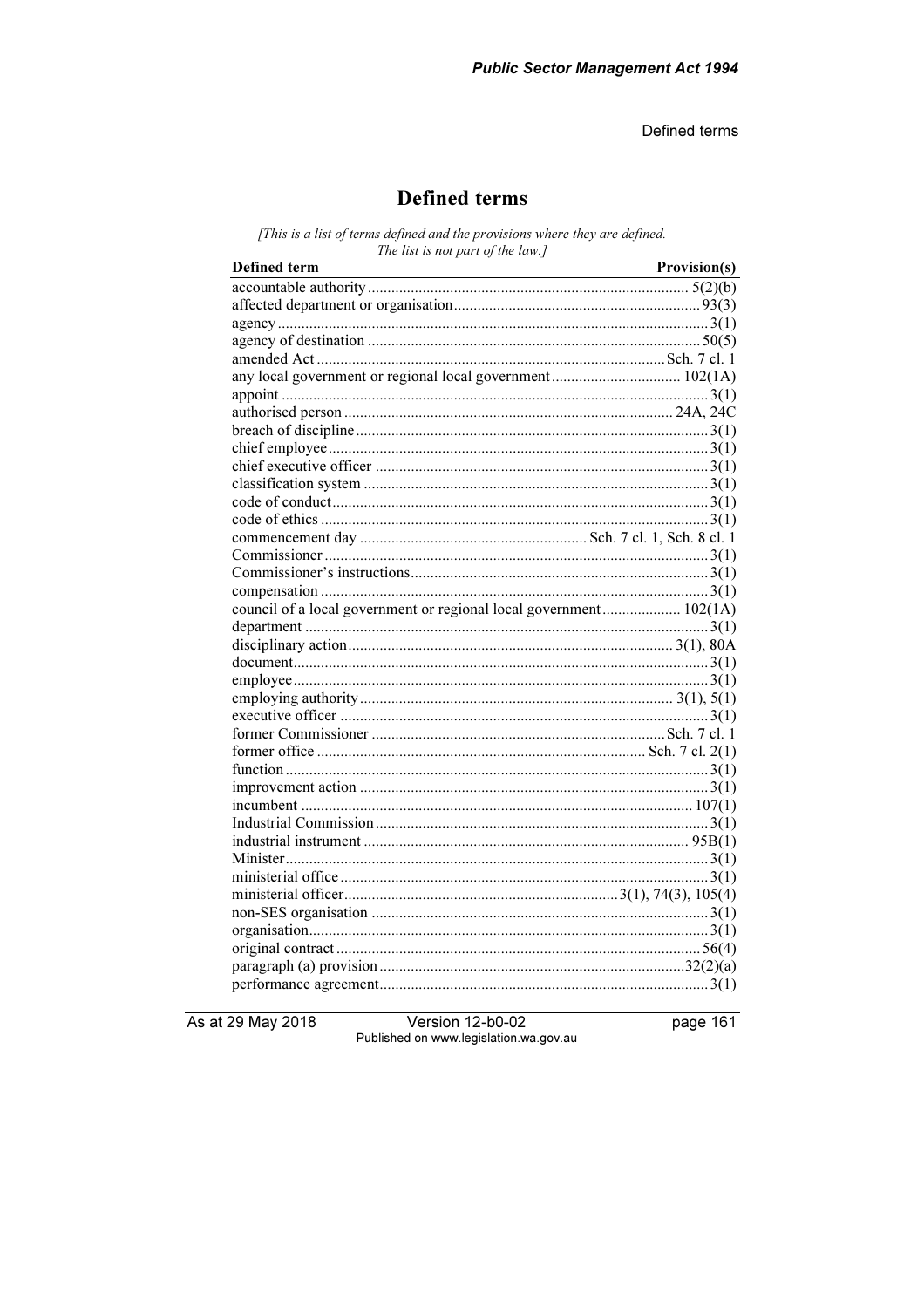# Defined terms

*[This is a list of terms defined and the provisions where they are defined. The list is not part of the law.]*

| Defined term | Provision(s) |
|---|---|
| accountable authority | 5(2)(b) |
| affected department or organisation | 93(3) |
| agency | 3(1) |
| agency of destination | 50(5) |
| amended Act | Sch. 7 cl. 1 |
| any local government or regional local government | 102(1A) |
| appoint | 3(1) |
| authorised person | 24A, 24C |
| breach of discipline | 3(1) |
| chief employee | 3(1) |
| chief executive officer | 3(1) |
| classification system | 3(1) |
| code of conduct | 3(1) |
| code of ethics | 3(1) |
| commencement day | Sch. 7 cl. 1, Sch. 8 cl. 1 |
| Commissioner | 3(1) |
| Commissioner's instructions | 3(1) |
| compensation | 3(1) |
| council of a local government or regional local government | 102(1A) |
| department | 3(1) |
| disciplinary action | 3(1), 80A |
| document | 3(1) |
| employee | 3(1) |
| employing authority | 3(1), 5(1) |
| executive officer | 3(1) |
| former Commissioner | Sch. 7 cl. 1 |
| former office | Sch. 7 cl. 2(1) |
| function | 3(1) |
| improvement action | 3(1) |
| incumbent | 107(1) |
| Industrial Commission | 3(1) |
| industrial instrument | 95B(1) |
| Minister | 3(1) |
| ministerial office | 3(1) |
| ministerial officer | 3(1), 74(3), 105(4) |
| non-SES organisation | 3(1) |
| organisation | 3(1) |
| original contract | 56(4) |
| paragraph (a) provision | 32(2)(a) |
| performance agreement | 3(1) |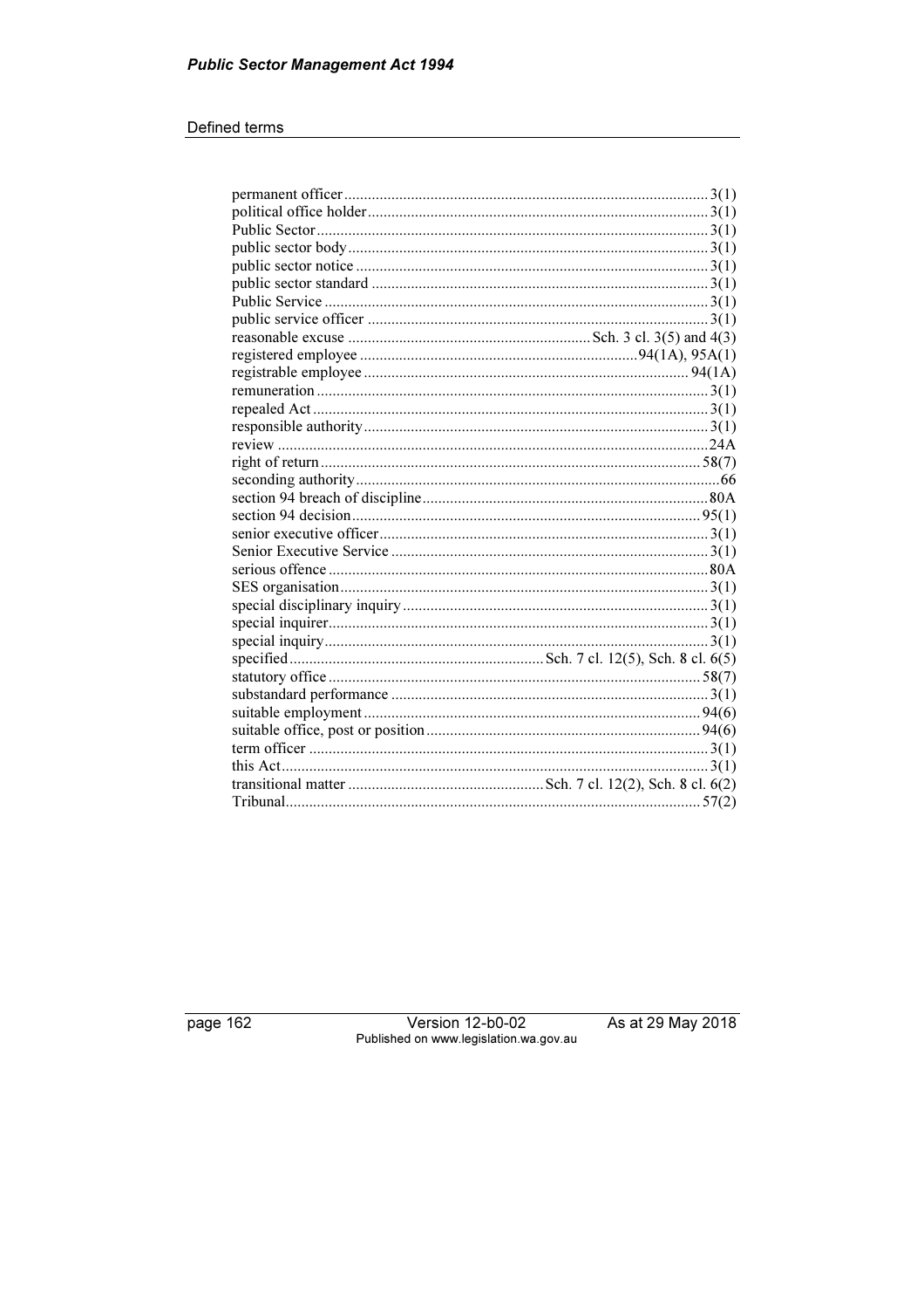Defined terms

| | |
|---|---|
| permanent officer | 3(1) |
| political office holder | 3(1) |
| Public Sector | 3(1) |
| public sector body | 3(1) |
| public sector notice | 3(1) |
| public sector standard | 3(1) |
| Public Service | 3(1) |
| public service officer | 3(1) |
| reasonable excuse | Sch. 3 cl. 3(5) and 4(3) |
| registered employee | 94(1A), 95A(1) |
| registrable employee | 94(1A) |
| remuneration | 3(1) |
| repealed Act | 3(1) |
| responsible authority | 3(1) |
| review | 24A |
| right of return | 58(7) |
| seconding authority | 66 |
| section 94 breach of discipline | 80A |
| section 94 decision | 95(1) |
| senior executive officer | 3(1) |
| Senior Executive Service | 3(1) |
| serious offence | 80A |
| SES organisation | 3(1) |
| special disciplinary inquiry | 3(1) |
| special inquirer | 3(1) |
| special inquiry | 3(1) |
| specified | Sch. 7 cl. 12(5), Sch. 8 cl. 6(5) |
| statutory office | 58(7) |
| substandard performance | 3(1) |
| suitable employment | 94(6) |
| suitable office, post or position | 94(6) |
| term officer | 3(1) |
| this Act | 3(1) |
| transitional matter | Sch. 7 cl. 12(2), Sch. 8 cl. 6(2) |
| Tribunal | 57(2) |